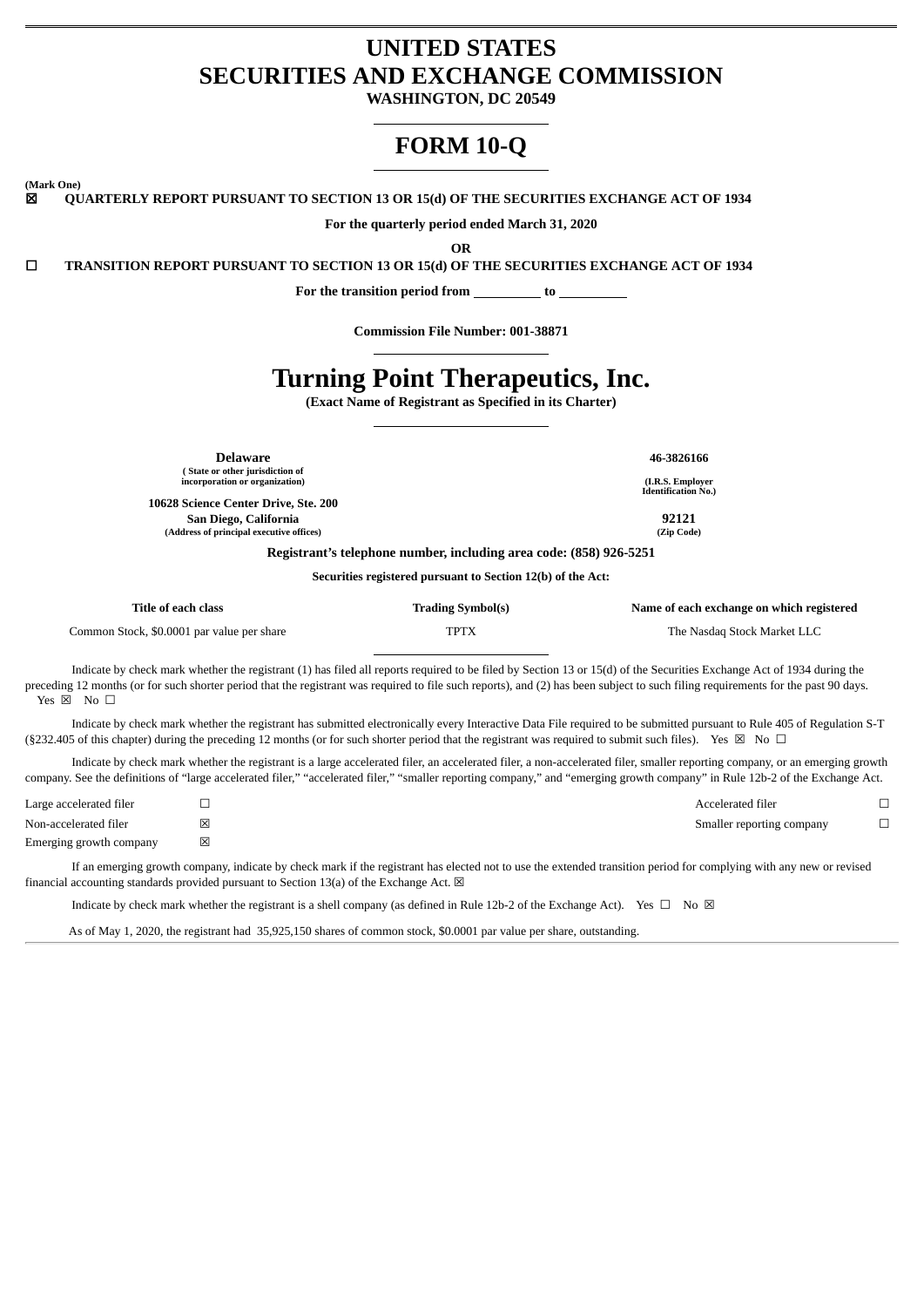# UNITED STATES
# SECURITIES AND EXCHANGE COMMISSION

**WASHINGTON, DC 20549**

# FORM 10-Q

**(Mark One)**

☒ **QUARTERLY REPORT PURSUANT TO SECTION 13 OR 15(d) OF THE SECURITIES EXCHANGE ACT OF 1934**

**For the quarterly period ended March 31, 2020**

**OR**

☐ **TRANSITION REPORT PURSUANT TO SECTION 13 OR 15(d) OF THE SECURITIES EXCHANGE ACT OF 1934**

**For the transition period from \_\_\_\_\_\_\_\_\_\_ to \_\_\_\_\_\_\_\_\_\_**

**Commission File Number: 001-38871**

# Turning Point Therapeutics, Inc.

**(Exact Name of Registrant as Specified in its Charter)**

| | |
|---|---|
| **Delaware**<br>**( State or other jurisdiction of incorporation or organization)** | **46-3826166**<br>**(I.R.S. Employer Identification No.)** |
| **10628 Science Center Drive, Ste. 200**<br>**San Diego, California**<br>**(Address of principal executive offices)** | **92121**<br>**(Zip Code)** |

**Registrant's telephone number, including area code: (858) 926-5251**

**Securities registered pursuant to Section 12(b) of the Act:**

| Title of each class | Trading Symbol(s) | Name of each exchange on which registered |
|---|---|---|
| Common Stock, $0.0001 par value per share | TPTX | The Nasdaq Stock Market LLC |

Indicate by check mark whether the registrant (1) has filed all reports required to be filed by Section 13 or 15(d) of the Securities Exchange Act of 1934 during the preceding 12 months (or for such shorter period that the registrant was required to file such reports), and (2) has been subject to such filing requirements for the past 90 days. Yes ☒ No ☐

Indicate by check mark whether the registrant has submitted electronically every Interactive Data File required to be submitted pursuant to Rule 405 of Regulation S-T (§232.405 of this chapter) during the preceding 12 months (or for such shorter period that the registrant was required to submit such files). Yes ☒ No ☐

Indicate by check mark whether the registrant is a large accelerated filer, an accelerated filer, a non-accelerated filer, smaller reporting company, or an emerging growth company. See the definitions of "large accelerated filer," "accelerated filer," "smaller reporting company," and "emerging growth company" in Rule 12b-2 of the Exchange Act.

| | | | |
|---|---|---|---|
| Large accelerated filer | ☐ | Accelerated filer | ☐ |
| Non-accelerated filer | ☒ | Smaller reporting company | ☐ |
| Emerging growth company | ☒ | | |

If an emerging growth company, indicate by check mark if the registrant has elected not to use the extended transition period for complying with any new or revised financial accounting standards provided pursuant to Section 13(a) of the Exchange Act. ☒

Indicate by check mark whether the registrant is a shell company (as defined in Rule 12b-2 of the Exchange Act). Yes ☐ No ☒

As of May 1, 2020, the registrant had 35,925,150 shares of common stock, $0.0001 par value per share, outstanding.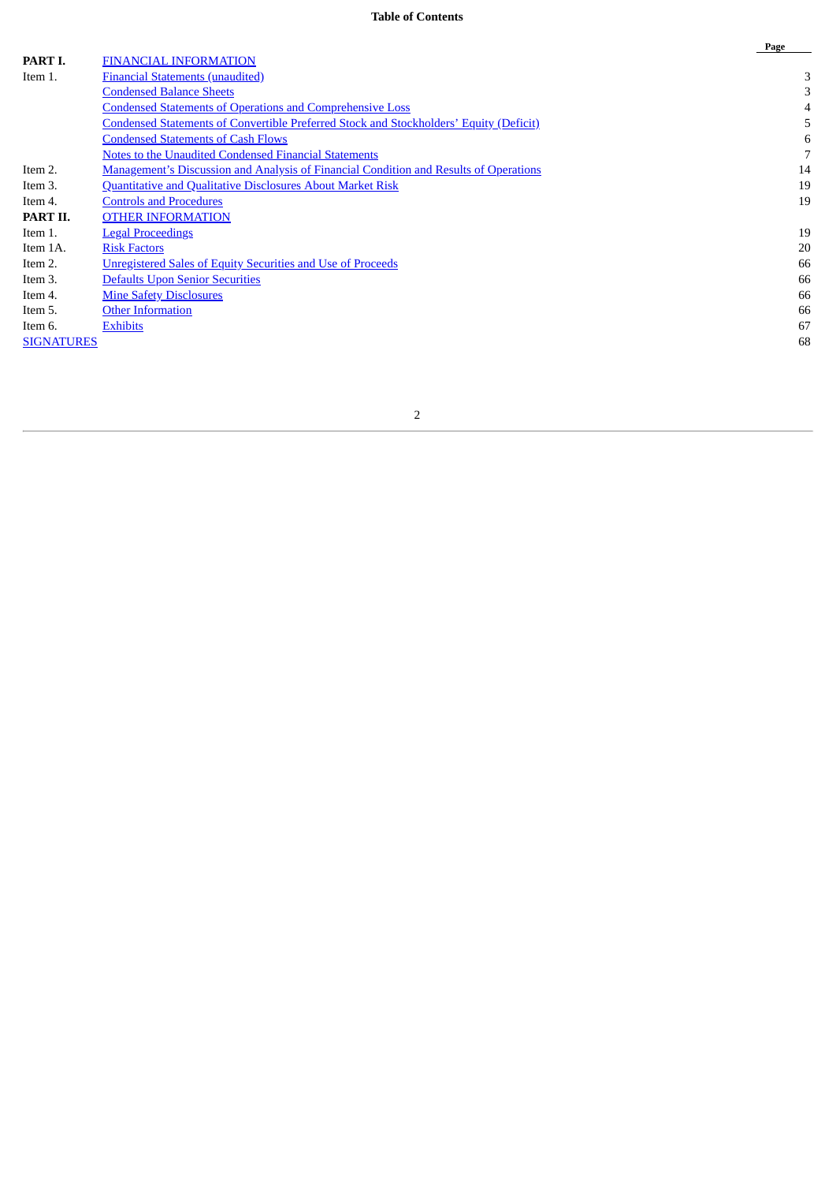# Table of Contents

| | | Page |
|---|---|---|
| **PART I.** | FINANCIAL INFORMATION | |
| Item 1. | Financial Statements (unaudited) | 3 |
| | Condensed Balance Sheets | 3 |
| | Condensed Statements of Operations and Comprehensive Loss | 4 |
| | Condensed Statements of Convertible Preferred Stock and Stockholders' Equity (Deficit) | 5 |
| | Condensed Statements of Cash Flows | 6 |
| | Notes to the Unaudited Condensed Financial Statements | 7 |
| Item 2. | Management's Discussion and Analysis of Financial Condition and Results of Operations | 14 |
| Item 3. | Quantitative and Qualitative Disclosures About Market Risk | 19 |
| Item 4. | Controls and Procedures | 19 |
| **PART II.** | OTHER INFORMATION | |
| Item 1. | Legal Proceedings | 19 |
| Item 1A. | Risk Factors | 20 |
| Item 2. | Unregistered Sales of Equity Securities and Use of Proceeds | 66 |
| Item 3. | Defaults Upon Senior Securities | 66 |
| Item 4. | Mine Safety Disclosures | 66 |
| Item 5. | Other Information | 66 |
| Item 6. | Exhibits | 67 |
| SIGNATURES | | 68 |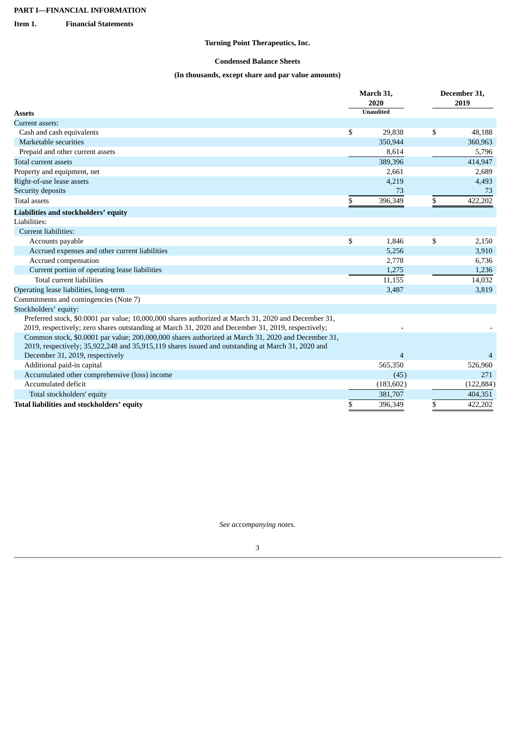**PART I—FINANCIAL INFORMATION**

**Item 1. Financial Statements**

**Turning Point Therapeutics, Inc.**

**Condensed Balance Sheets**

**(In thousands, except share and par value amounts)**

| | March 31, 2020 | December 31, 2019 |
|---|---|---|
| | Unaudited | |
| **Assets** | | |
| Current assets: | | |
| Cash and cash equivalents | $ 29,838 | $ 48,188 |
| Marketable securities | 350,944 | 360,963 |
| Prepaid and other current assets | 8,614 | 5,796 |
| Total current assets | 389,396 | 414,947 |
| Property and equipment, net | 2,661 | 2,689 |
| Right-of-use lease assets | 4,219 | 4,493 |
| Security deposits | 73 | 73 |
| Total assets | $ 396,349 | $ 422,202 |
| **Liabilities and stockholders' equity** | | |
| Liabilities: | | |
| Current liabilities: | | |
| Accounts payable | $ 1,846 | $ 2,150 |
| Accrued expenses and other current liabilities | 5,256 | 3,910 |
| Accrued compensation | 2,778 | 6,736 |
| Current portion of operating lease liabilities | 1,275 | 1,236 |
| Total current liabilities | 11,155 | 14,032 |
| Operating lease liabilities, long-term | 3,487 | 3,819 |
| Commitments and contingencies (Note 7) | | |
| Stockholders' equity: | | |
| Preferred stock, $0.0001 par value; 10,000,000 shares authorized at March 31, 2020 and December 31, 2019, respectively; zero shares outstanding at March 31, 2020 and December 31, 2019, respectively; | - | - |
| Common stock, $0.0001 par value; 200,000,000 shares authorized at March 31, 2020 and December 31, 2019, respectively; 35,922,248 and 35,915,119 shares issued and outstanding at March 31, 2020 and December 31, 2019, respectively | 4 | 4 |
| Additional paid-in capital | 565,350 | 526,960 |
| Accumulated other comprehensive (loss) income | (45) | 271 |
| Accumulated deficit | (183,602) | (122,884) |
| Total stockholders' equity | 381,707 | 404,351 |
| **Total liabilities and stockholders' equity** | $ 396,349 | $ 422,202 |

*See accompanying notes.*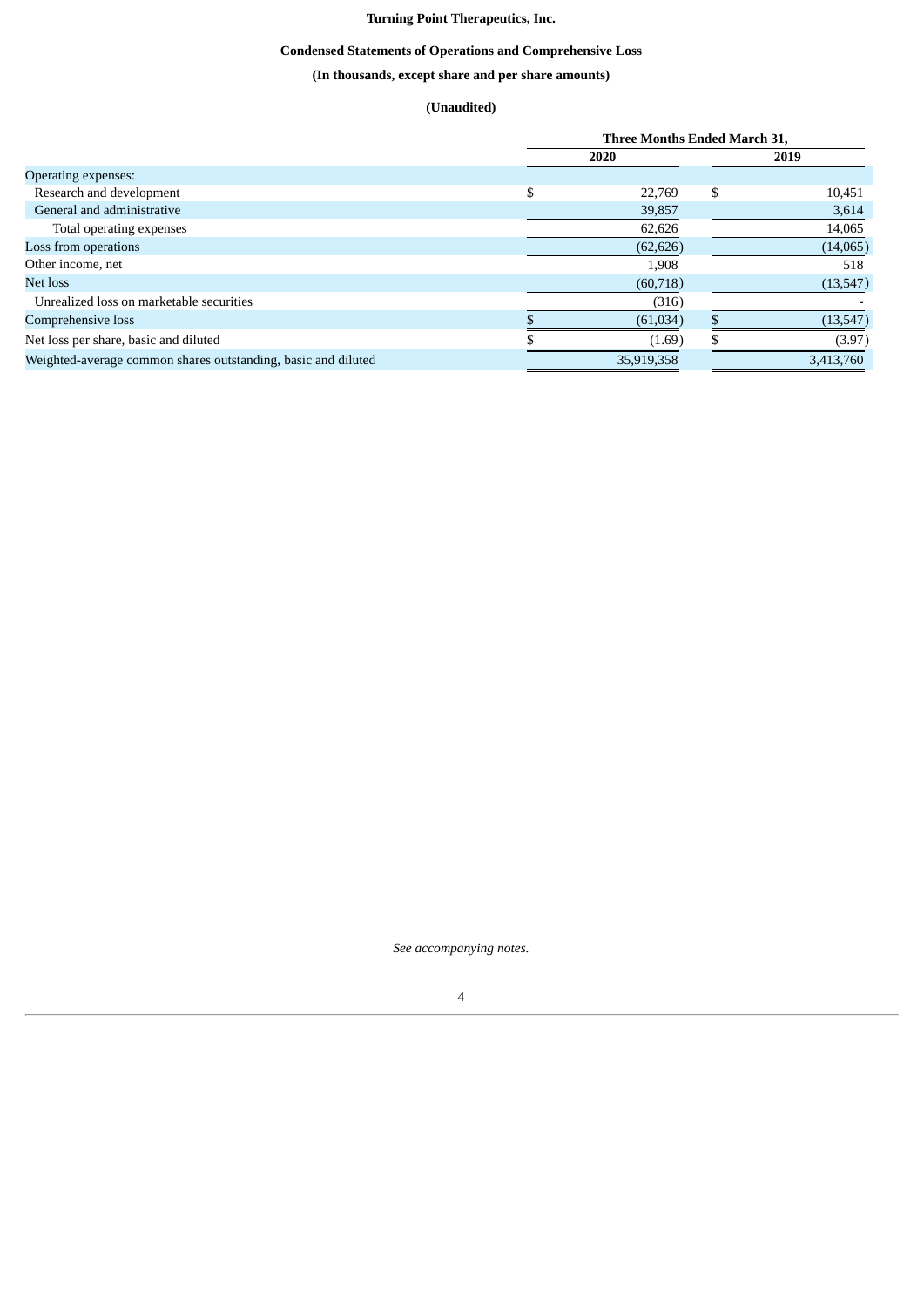# Turning Point Therapeutics, Inc.

## Condensed Statements of Operations and Comprehensive Loss

**(In thousands, except share and per share amounts)**

**(Unaudited)**

| | Three Months Ended March 31, | |
|---|---|---|
| | 2020 | 2019 |
| Operating expenses: | | |
| Research and development | $ 22,769 | $ 10,451 |
| General and administrative | 39,857 | 3,614 |
| Total operating expenses | 62,626 | 14,065 |
| Loss from operations | (62,626) | (14,065) |
| Other income, net | 1,908 | 518 |
| Net loss | (60,718) | (13,547) |
| Unrealized loss on marketable securities | (316) | - |
| Comprehensive loss | $ (61,034) | $ (13,547) |
| Net loss per share, basic and diluted | $ (1.69) | $ (3.97) |
| Weighted-average common shares outstanding, basic and diluted | 35,919,358 | 3,413,760 |

*See accompanying notes.*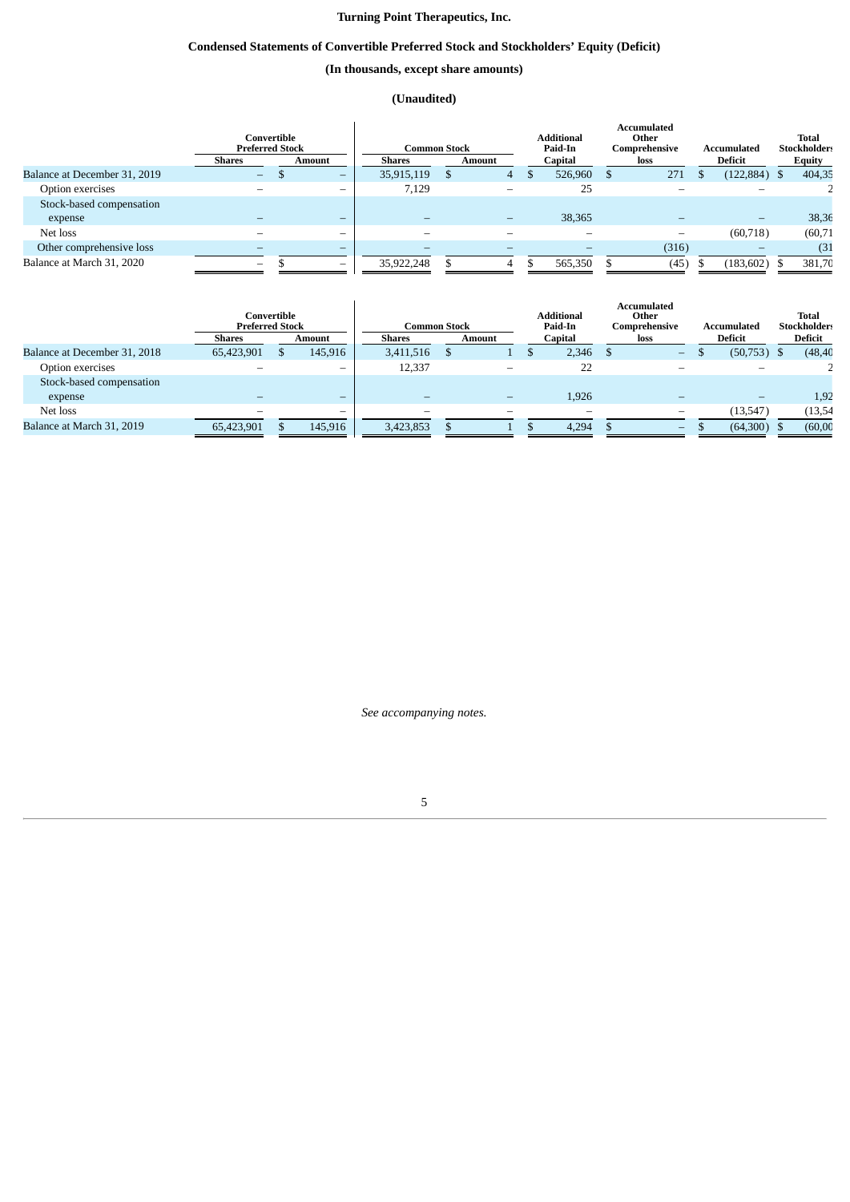# Turning Point Therapeutics, Inc.

## Condensed Statements of Convertible Preferred Stock and Stockholders' Equity (Deficit)

### (In thousands, except share amounts)

### (Unaudited)

| | Convertible Preferred Stock | | Common Stock | | Additional Paid-In | Accumulated Other Comprehensive | Accumulated | Total Stockholders' |
|---|---|---|---|---|---|---|---|---|
| | Shares | Amount | Shares | Amount | Capital | loss | Deficit | Equity |
| Balance at December 31, 2019 | – | $ – | 35,915,119 | $ 4 | $ 526,960 | $ 271 | $ (122,884) | $ 404,35 |
| Option exercises | – | – | 7,129 | – | 25 | – | – | 2 |
| Stock-based compensation expense | – | – | – | – | 38,365 | – | – | 38,36 |
| Net loss | – | – | – | – | – | – | (60,718) | (60,71 |
| Other comprehensive loss | – | – | – | – | – | (316) | – | (31 |
| Balance at March 31, 2020 | – | $ – | 35,922,248 | $ 4 | $ 565,350 | $ (45) | $ (183,602) | $ 381,70 |

| | Convertible Preferred Stock | | Common Stock | | Additional Paid-In | Accumulated Other Comprehensive | Accumulated | Total Stockholders' |
|---|---|---|---|---|---|---|---|---|
| | Shares | Amount | Shares | Amount | Capital | loss | Deficit | Deficit |
| Balance at December 31, 2018 | 65,423,901 | $ 145,916 | 3,411,516 | $ 1 | $ 2,346 | $ – | $ (50,753) | $ (48,40 |
| Option exercises | – | – | 12,337 | – | 22 | – | – | 2 |
| Stock-based compensation expense | – | – | – | – | 1,926 | – | – | 1,92 |
| Net loss | – | – | – | – | – | – | (13,547) | (13,54 |
| Balance at March 31, 2019 | 65,423,901 | $ 145,916 | 3,423,853 | $ 1 | $ 4,294 | $ – | $ (64,300) | $ (60,00 |

*See accompanying notes.*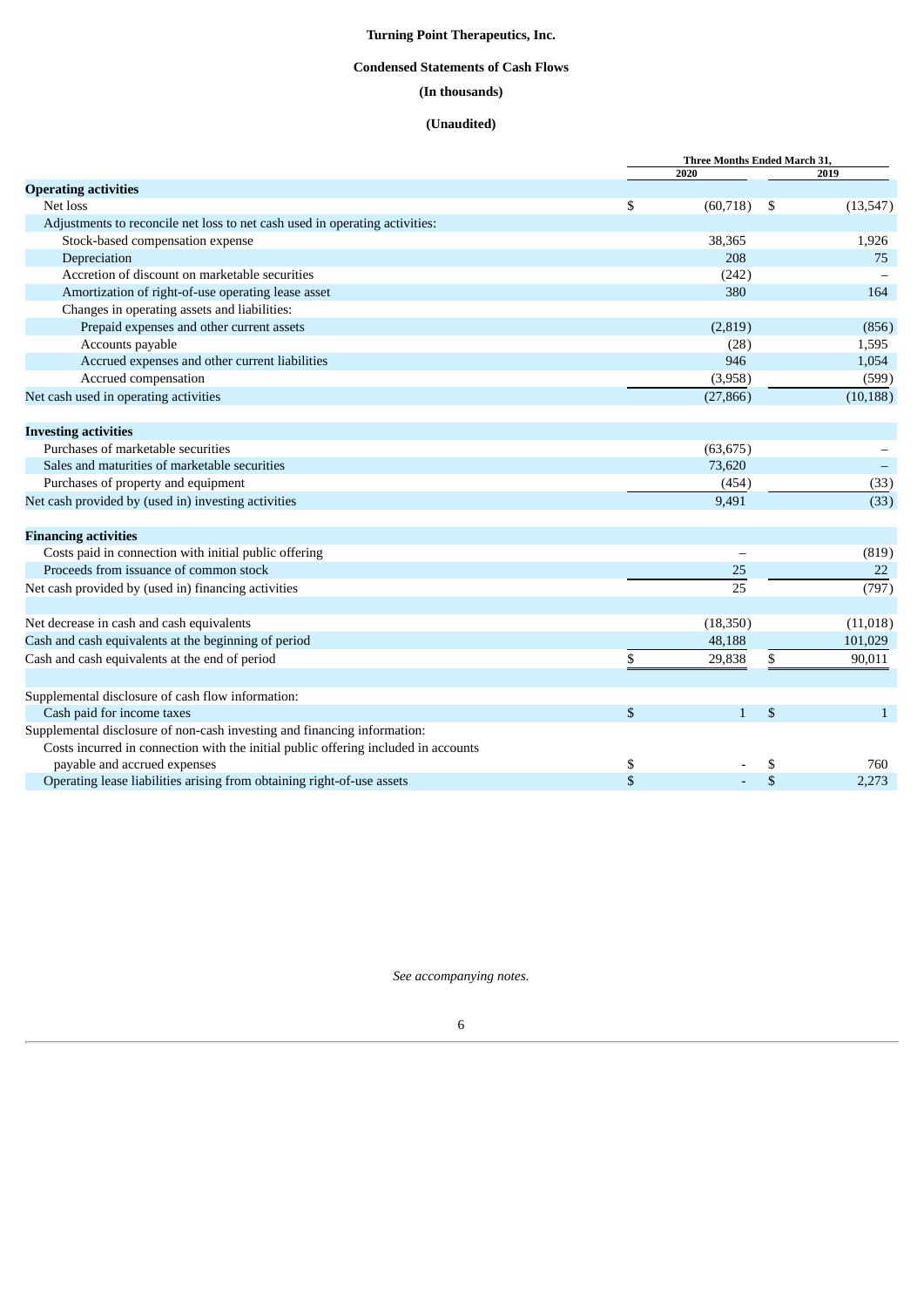**Turning Point Therapeutics, Inc.**

**Condensed Statements of Cash Flows**

**(In thousands)**

**(Unaudited)**

| | Three Months Ended March 31, | |
|---|---|---|
| | 2020 | 2019 |
| **Operating activities** | | |
| Net loss | $ (60,718) | $ (13,547) |
| Adjustments to reconcile net loss to net cash used in operating activities: | | |
| Stock-based compensation expense | 38,365 | 1,926 |
| Depreciation | 208 | 75 |
| Accretion of discount on marketable securities | (242) | – |
| Amortization of right-of-use operating lease asset | 380 | 164 |
| Changes in operating assets and liabilities: | | |
| Prepaid expenses and other current assets | (2,819) | (856) |
| Accounts payable | (28) | 1,595 |
| Accrued expenses and other current liabilities | 946 | 1,054 |
| Accrued compensation | (3,958) | (599) |
| Net cash used in operating activities | (27,866) | (10,188) |
| **Investing activities** | | |
| Purchases of marketable securities | (63,675) | – |
| Sales and maturities of marketable securities | 73,620 | – |
| Purchases of property and equipment | (454) | (33) |
| Net cash provided by (used in) investing activities | 9,491 | (33) |
| **Financing activities** | | |
| Costs paid in connection with initial public offering | – | (819) |
| Proceeds from issuance of common stock | 25 | 22 |
| Net cash provided by (used in) financing activities | 25 | (797) |
| Net decrease in cash and cash equivalents | (18,350) | (11,018) |
| Cash and cash equivalents at the beginning of period | 48,188 | 101,029 |
| Cash and cash equivalents at the end of period | $ 29,838 | $ 90,011 |
| Supplemental disclosure of cash flow information: | | |
| Cash paid for income taxes | $ 1 | $ 1 |
| Supplemental disclosure of non-cash investing and financing information: | | |
| Costs incurred in connection with the initial public offering included in accounts payable and accrued expenses | $ - | $ 760 |
| Operating lease liabilities arising from obtaining right-of-use assets | $ - | $ 2,273 |

*See accompanying notes.*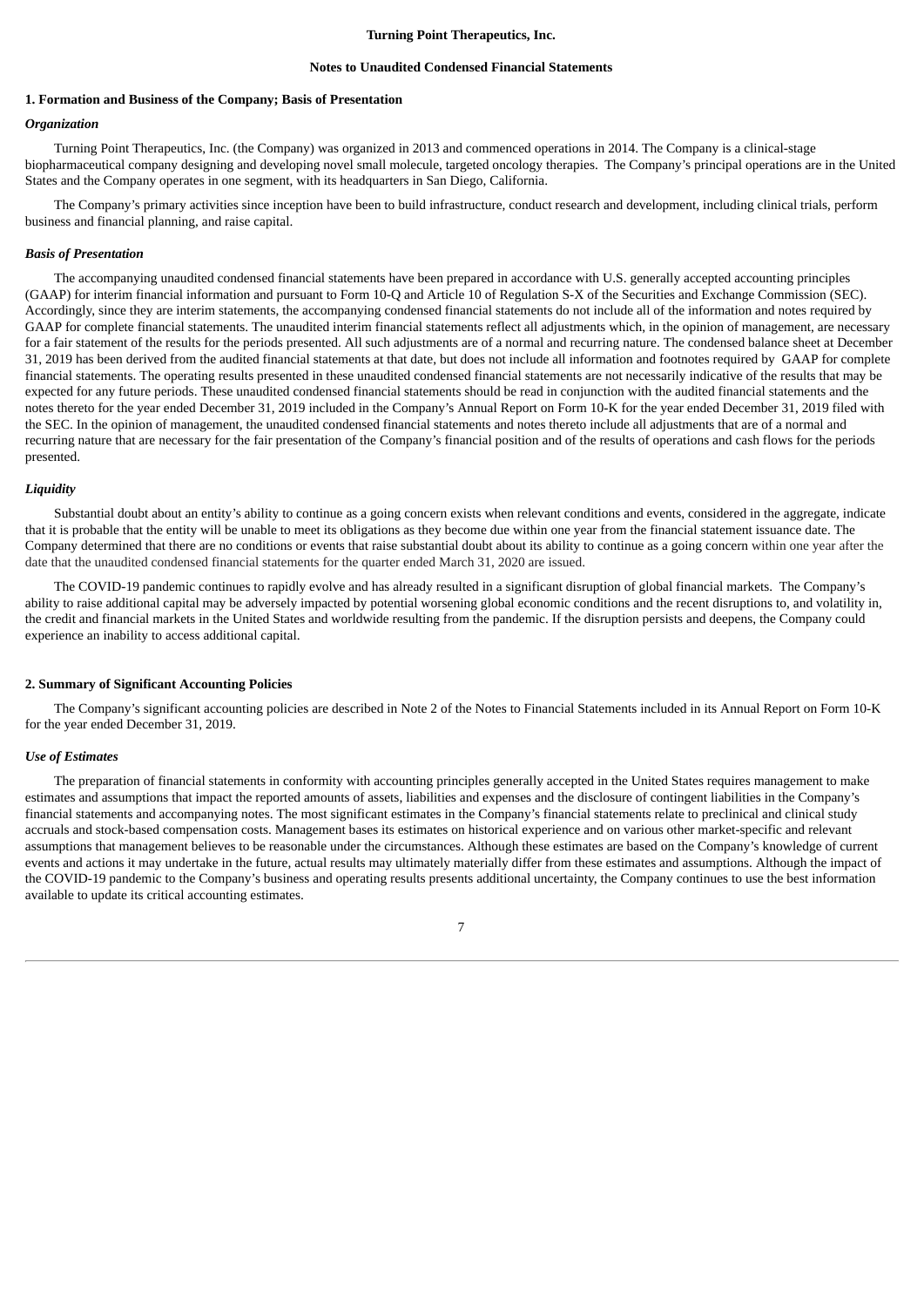**Turning Point Therapeutics, Inc.**

**Notes to Unaudited Condensed Financial Statements**

**1. Formation and Business of the Company; Basis of Presentation**

***Organization***

Turning Point Therapeutics, Inc. (the Company) was organized in 2013 and commenced operations in 2014. The Company is a clinical-stage biopharmaceutical company designing and developing novel small molecule, targeted oncology therapies. The Company's principal operations are in the United States and the Company operates in one segment, with its headquarters in San Diego, California.

The Company's primary activities since inception have been to build infrastructure, conduct research and development, including clinical trials, perform business and financial planning, and raise capital.

***Basis of Presentation***

The accompanying unaudited condensed financial statements have been prepared in accordance with U.S. generally accepted accounting principles (GAAP) for interim financial information and pursuant to Form 10-Q and Article 10 of Regulation S-X of the Securities and Exchange Commission (SEC). Accordingly, since they are interim statements, the accompanying condensed financial statements do not include all of the information and notes required by GAAP for complete financial statements. The unaudited interim financial statements reflect all adjustments which, in the opinion of management, are necessary for a fair statement of the results for the periods presented. All such adjustments are of a normal and recurring nature. The condensed balance sheet at December 31, 2019 has been derived from the audited financial statements at that date, but does not include all information and footnotes required by GAAP for complete financial statements. The operating results presented in these unaudited condensed financial statements are not necessarily indicative of the results that may be expected for any future periods. These unaudited condensed financial statements should be read in conjunction with the audited financial statements and the notes thereto for the year ended December 31, 2019 included in the Company's Annual Report on Form 10-K for the year ended December 31, 2019 filed with the SEC. In the opinion of management, the unaudited condensed financial statements and notes thereto include all adjustments that are of a normal and recurring nature that are necessary for the fair presentation of the Company's financial position and of the results of operations and cash flows for the periods presented.

***Liquidity***

Substantial doubt about an entity's ability to continue as a going concern exists when relevant conditions and events, considered in the aggregate, indicate that it is probable that the entity will be unable to meet its obligations as they become due within one year from the financial statement issuance date. The Company determined that there are no conditions or events that raise substantial doubt about its ability to continue as a going concern within one year after the date that the unaudited condensed financial statements for the quarter ended March 31, 2020 are issued.

The COVID-19 pandemic continues to rapidly evolve and has already resulted in a significant disruption of global financial markets. The Company's ability to raise additional capital may be adversely impacted by potential worsening global economic conditions and the recent disruptions to, and volatility in, the credit and financial markets in the United States and worldwide resulting from the pandemic. If the disruption persists and deepens, the Company could experience an inability to access additional capital.

**2. Summary of Significant Accounting Policies**

The Company's significant accounting policies are described in Note 2 of the Notes to Financial Statements included in its Annual Report on Form 10-K for the year ended December 31, 2019.

***Use of Estimates***

The preparation of financial statements in conformity with accounting principles generally accepted in the United States requires management to make estimates and assumptions that impact the reported amounts of assets, liabilities and expenses and the disclosure of contingent liabilities in the Company's financial statements and accompanying notes. The most significant estimates in the Company's financial statements relate to preclinical and clinical study accruals and stock-based compensation costs. Management bases its estimates on historical experience and on various other market-specific and relevant assumptions that management believes to be reasonable under the circumstances. Although these estimates are based on the Company's knowledge of current events and actions it may undertake in the future, actual results may ultimately materially differ from these estimates and assumptions. Although the impact of the COVID-19 pandemic to the Company's business and operating results presents additional uncertainty, the Company continues to use the best information available to update its critical accounting estimates.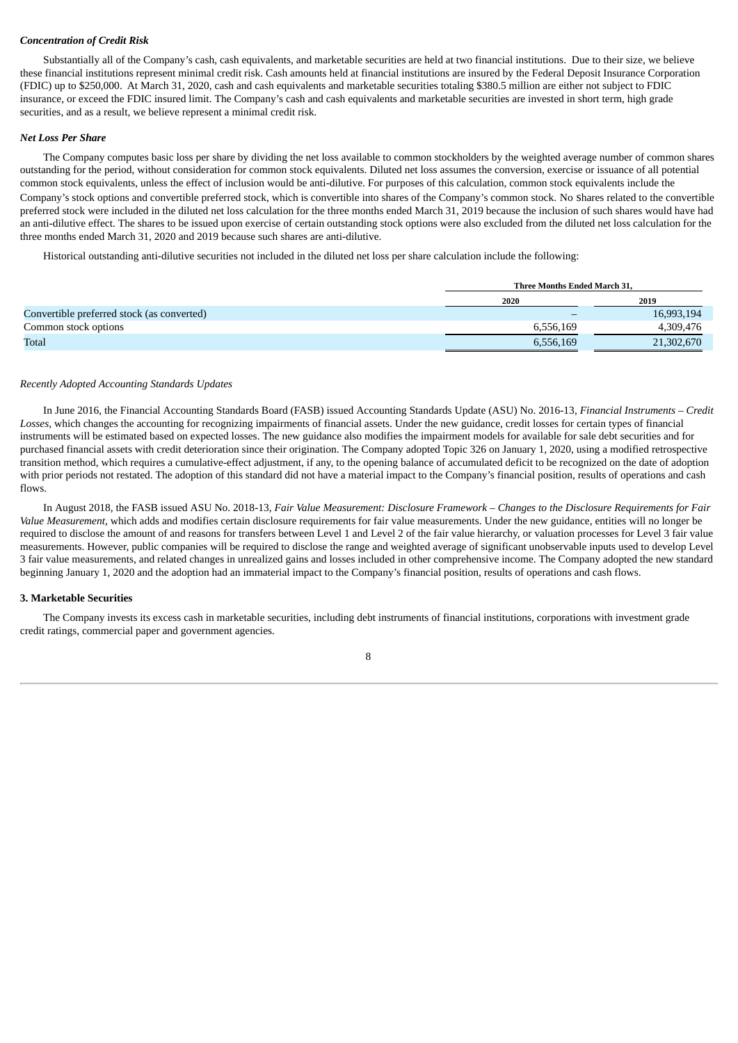***Concentration of Credit Risk***

Substantially all of the Company's cash, cash equivalents, and marketable securities are held at two financial institutions. Due to their size, we believe these financial institutions represent minimal credit risk. Cash amounts held at financial institutions are insured by the Federal Deposit Insurance Corporation (FDIC) up to $250,000. At March 31, 2020, cash and cash equivalents and marketable securities totaling $380.5 million are either not subject to FDIC insurance, or exceed the FDIC insured limit. The Company's cash and cash equivalents and marketable securities are invested in short term, high grade securities, and as a result, we believe represent a minimal credit risk.

***Net Loss Per Share***

The Company computes basic loss per share by dividing the net loss available to common stockholders by the weighted average number of common shares outstanding for the period, without consideration for common stock equivalents. Diluted net loss assumes the conversion, exercise or issuance of all potential common stock equivalents, unless the effect of inclusion would be anti-dilutive. For purposes of this calculation, common stock equivalents include the Company's stock options and convertible preferred stock, which is convertible into shares of the Company's common stock. No Shares related to the convertible preferred stock were included in the diluted net loss calculation for the three months ended March 31, 2019 because the inclusion of such shares would have had an anti-dilutive effect. The shares to be issued upon exercise of certain outstanding stock options were also excluded from the diluted net loss calculation for the three months ended March 31, 2020 and 2019 because such shares are anti-dilutive.

Historical outstanding anti-dilutive securities not included in the diluted net loss per share calculation include the following:

| | Three Months Ended March 31, | |
|---|---|---|
| | 2020 | 2019 |
| Convertible preferred stock (as converted) | – | 16,993,194 |
| Common stock options | 6,556,169 | 4,309,476 |
| Total | 6,556,169 | 21,302,670 |

*Recently Adopted Accounting Standards Updates*

In June 2016, the Financial Accounting Standards Board (FASB) issued Accounting Standards Update (ASU) No. 2016-13, *Financial Instruments – Credit Losses*, which changes the accounting for recognizing impairments of financial assets. Under the new guidance, credit losses for certain types of financial instruments will be estimated based on expected losses. The new guidance also modifies the impairment models for available for sale debt securities and for purchased financial assets with credit deterioration since their origination. The Company adopted Topic 326 on January 1, 2020, using a modified retrospective transition method, which requires a cumulative-effect adjustment, if any, to the opening balance of accumulated deficit to be recognized on the date of adoption with prior periods not restated. The adoption of this standard did not have a material impact to the Company's financial position, results of operations and cash flows.

In August 2018, the FASB issued ASU No. 2018-13, *Fair Value Measurement: Disclosure Framework – Changes to the Disclosure Requirements for Fair Value Measurement*, which adds and modifies certain disclosure requirements for fair value measurements. Under the new guidance, entities will no longer be required to disclose the amount of and reasons for transfers between Level 1 and Level 2 of the fair value hierarchy, or valuation processes for Level 3 fair value measurements. However, public companies will be required to disclose the range and weighted average of significant unobservable inputs used to develop Level 3 fair value measurements, and related changes in unrealized gains and losses included in other comprehensive income. The Company adopted the new standard beginning January 1, 2020 and the adoption had an immaterial impact to the Company's financial position, results of operations and cash flows.

**3. Marketable Securities**

The Company invests its excess cash in marketable securities, including debt instruments of financial institutions, corporations with investment grade credit ratings, commercial paper and government agencies.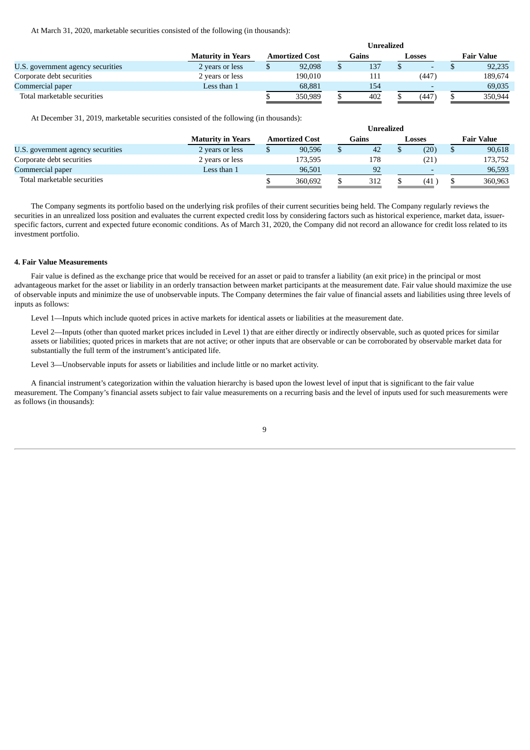At March 31, 2020, marketable securities consisted of the following (in thousands):

| | Maturity in Years | Amortized Cost | Unrealized Gains | Unrealized Losses | Fair Value |
|---|---|---|---|---|---|
| U.S. government agency securities | 2 years or less | $ 92,098 | $ 137 | $ - | $ 92,235 |
| Corporate debt securities | 2 years or less | 190,010 | 111 | (447) | 189,674 |
| Commercial paper | Less than 1 | 68,881 | 154 | - | 69,035 |
| Total marketable securities | | $ 350,989 | $ 402 | $ (447) | $ 350,944 |

At December 31, 2019, marketable securities consisted of the following (in thousands):

| | Maturity in Years | Amortized Cost | Unrealized Gains | Unrealized Losses | Fair Value |
|---|---|---|---|---|---|
| U.S. government agency securities | 2 years or less | $ 90,596 | $ 42 | $ (20) | $ 90,618 |
| Corporate debt securities | 2 years or less | 173,595 | 178 | (21) | 173,752 |
| Commercial paper | Less than 1 | 96,501 | 92 | - | 96,593 |
| Total marketable securities | | $ 360,692 | $ 312 | $ (41) | $ 360,963 |

The Company segments its portfolio based on the underlying risk profiles of their current securities being held. The Company regularly reviews the securities in an unrealized loss position and evaluates the current expected credit loss by considering factors such as historical experience, market data, issuer-specific factors, current and expected future economic conditions. As of March 31, 2020, the Company did not record an allowance for credit loss related to its investment portfolio.

**4. Fair Value Measurements**

Fair value is defined as the exchange price that would be received for an asset or paid to transfer a liability (an exit price) in the principal or most advantageous market for the asset or liability in an orderly transaction between market participants at the measurement date. Fair value should maximize the use of observable inputs and minimize the use of unobservable inputs. The Company determines the fair value of financial assets and liabilities using three levels of inputs as follows:

Level 1—Inputs which include quoted prices in active markets for identical assets or liabilities at the measurement date.

Level 2—Inputs (other than quoted market prices included in Level 1) that are either directly or indirectly observable, such as quoted prices for similar assets or liabilities; quoted prices in markets that are not active; or other inputs that are observable or can be corroborated by observable market data for substantially the full term of the instrument's anticipated life.

Level 3—Unobservable inputs for assets or liabilities and include little or no market activity.

A financial instrument's categorization within the valuation hierarchy is based upon the lowest level of input that is significant to the fair value measurement. The Company's financial assets subject to fair value measurements on a recurring basis and the level of inputs used for such measurements were as follows (in thousands):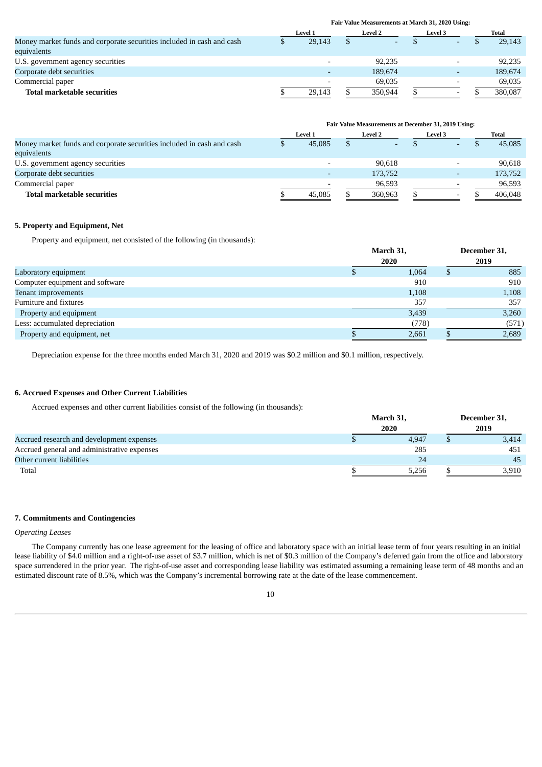| | Fair Value Measurements at March 31, 2020 Using: | | | |
|---|---|---|---|---|
| | Level 1 | Level 2 | Level 3 | Total |
| Money market funds and corporate securities included in cash and cash equivalents | $ 29,143 | $ - | $ - | $ 29,143 |
| U.S. government agency securities | - | 92,235 | - | 92,235 |
| Corporate debt securities | - | 189,674 | - | 189,674 |
| Commercial paper | - | 69,035 | - | 69,035 |
| **Total marketable securities** | $ 29,143 | $ 350,944 | $ - | $ 380,087 |

| | Fair Value Measurements at December 31, 2019 Using: | | | |
|---|---|---|---|---|
| | Level 1 | Level 2 | Level 3 | Total |
| Money market funds and corporate securities included in cash and cash equivalents | $ 45,085 | $ - | $ - | $ 45,085 |
| U.S. government agency securities | - | 90,618 | - | 90,618 |
| Corporate debt securities | - | 173,752 | - | 173,752 |
| Commercial paper | - | 96,593 | - | 96,593 |
| **Total marketable securities** | $ 45,085 | $ 360,963 | $ - | $ 406,048 |

### 5. Property and Equipment, Net

Property and equipment, net consisted of the following (in thousands):

| | March 31, 2020 | December 31, 2019 |
|---|---|---|
| Laboratory equipment | $ 1,064 | $ 885 |
| Computer equipment and software | 910 | 910 |
| Tenant improvements | 1,108 | 1,108 |
| Furniture and fixtures | 357 | 357 |
| Property and equipment | 3,439 | 3,260 |
| Less: accumulated depreciation | (778) | (571) |
| Property and equipment, net | $ 2,661 | $ 2,689 |

Depreciation expense for the three months ended March 31, 2020 and 2019 was $0.2 million and $0.1 million, respectively.

### 6. Accrued Expenses and Other Current Liabilities

Accrued expenses and other current liabilities consist of the following (in thousands):

| | March 31, 2020 | December 31, 2019 |
|---|---|---|
| Accrued research and development expenses | $ 4,947 | $ 3,414 |
| Accrued general and administrative expenses | 285 | 451 |
| Other current liabilities | 24 | 45 |
| Total | $ 5,256 | $ 3,910 |

### 7. Commitments and Contingencies

*Operating Leases*

The Company currently has one lease agreement for the leasing of office and laboratory space with an initial lease term of four years resulting in an initial lease liability of $4.0 million and a right-of-use asset of $3.7 million, which is net of $0.3 million of the Company's deferred gain from the office and laboratory space surrendered in the prior year. The right-of-use asset and corresponding lease liability was estimated assuming a remaining lease term of 48 months and an estimated discount rate of 8.5%, which was the Company's incremental borrowing rate at the date of the lease commencement.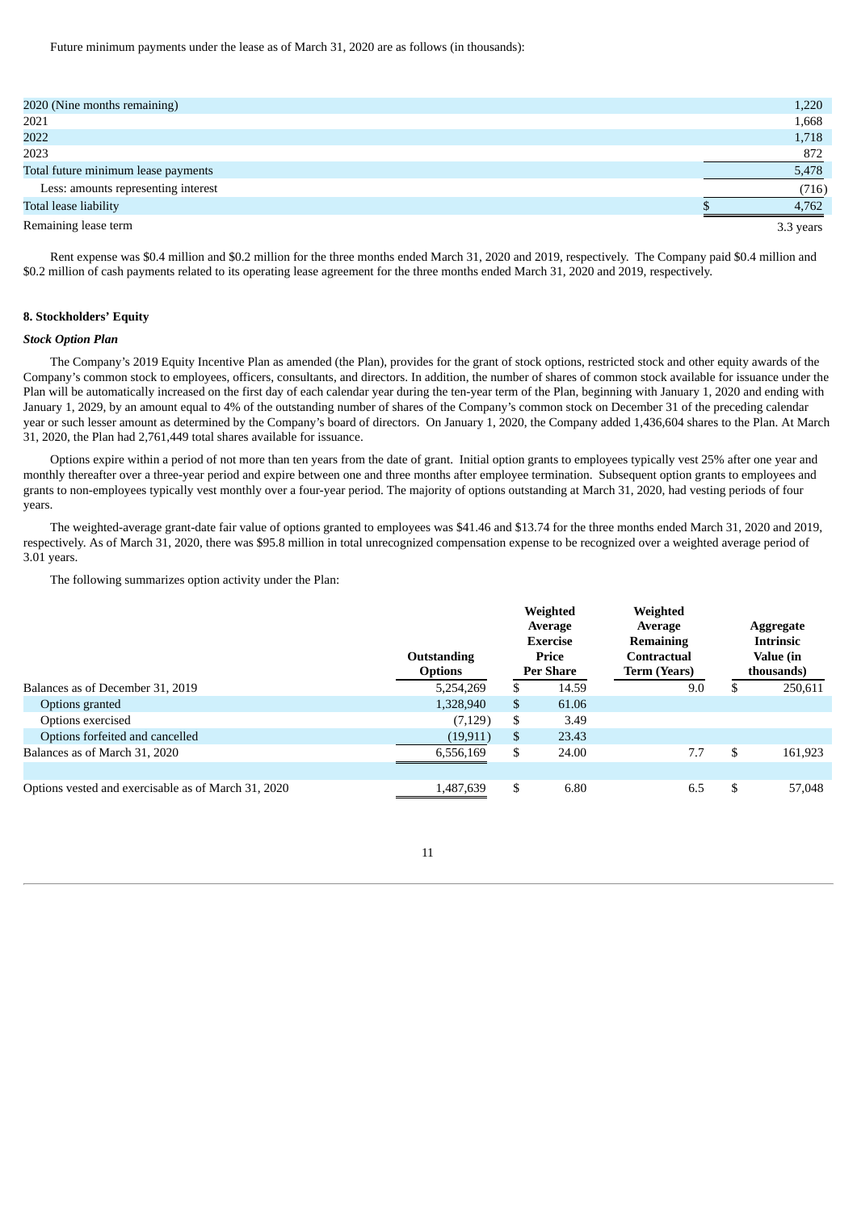Future minimum payments under the lease as of March 31, 2020 are as follows (in thousands):

| | |
|---|---|
| 2020 (Nine months remaining) | 1,220 |
| 2021 | 1,668 |
| 2022 | 1,718 |
| 2023 | 872 |
| Total future minimum lease payments | 5,478 |
| Less: amounts representing interest | (716) |
| Total lease liability | $ 4,762 |
| Remaining lease term | 3.3 years |

Rent expense was $0.4 million and $0.2 million for the three months ended March 31, 2020 and 2019, respectively. The Company paid $0.4 million and $0.2 million of cash payments related to its operating lease agreement for the three months ended March 31, 2020 and 2019, respectively.

## 8. Stockholders' Equity

### *Stock Option Plan*

The Company's 2019 Equity Incentive Plan as amended (the Plan), provides for the grant of stock options, restricted stock and other equity awards of the Company's common stock to employees, officers, consultants, and directors. In addition, the number of shares of common stock available for issuance under the Plan will be automatically increased on the first day of each calendar year during the ten-year term of the Plan, beginning with January 1, 2020 and ending with January 1, 2029, by an amount equal to 4% of the outstanding number of shares of the Company's common stock on December 31 of the preceding calendar year or such lesser amount as determined by the Company's board of directors. On January 1, 2020, the Company added 1,436,604 shares to the Plan. At March 31, 2020, the Plan had 2,761,449 total shares available for issuance.

Options expire within a period of not more than ten years from the date of grant. Initial option grants to employees typically vest 25% after one year and monthly thereafter over a three-year period and expire between one and three months after employee termination. Subsequent option grants to employees and grants to non-employees typically vest monthly over a four-year period. The majority of options outstanding at March 31, 2020, had vesting periods of four years.

The weighted-average grant-date fair value of options granted to employees was $41.46 and $13.74 for the three months ended March 31, 2020 and 2019, respectively. As of March 31, 2020, there was $95.8 million in total unrecognized compensation expense to be recognized over a weighted average period of 3.01 years.

The following summarizes option activity under the Plan:

| | Outstanding Options | Weighted Average Exercise Price Per Share | Weighted Average Remaining Contractual Term (Years) | Aggregate Intrinsic Value (in thousands) |
|---|---|---|---|---|
| Balances as of December 31, 2019 | 5,254,269 | $ 14.59 | 9.0 | $ 250,611 |
| Options granted | 1,328,940 | $ 61.06 | | |
| Options exercised | (7,129) | $ 3.49 | | |
| Options forfeited and cancelled | (19,911) | $ 23.43 | | |
| Balances as of March 31, 2020 | 6,556,169 | $ 24.00 | 7.7 | $ 161,923 |
| | | | | |
| Options vested and exercisable as of March 31, 2020 | 1,487,639 | $ 6.80 | 6.5 | $ 57,048 |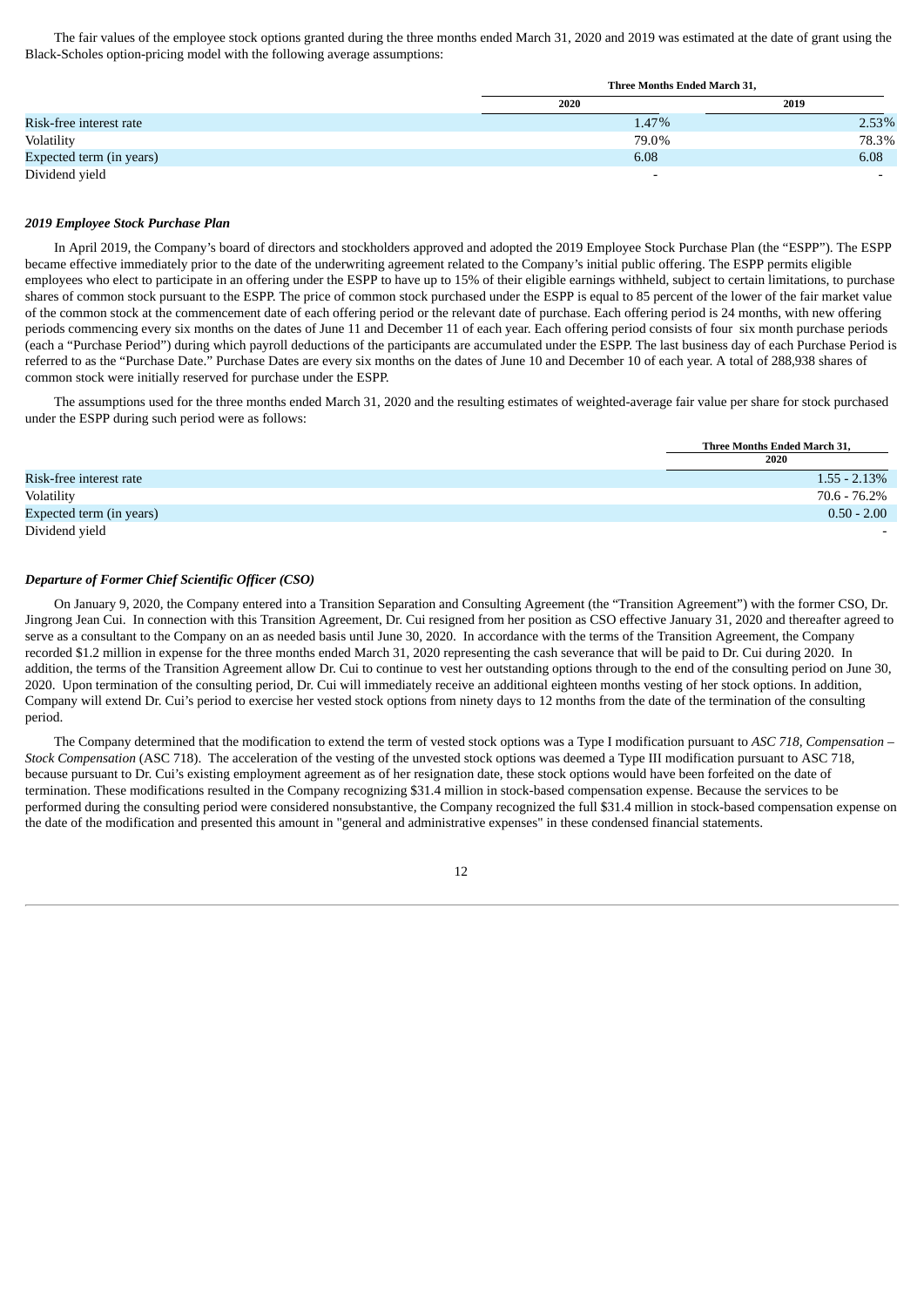The fair values of the employee stock options granted during the three months ended March 31, 2020 and 2019 was estimated at the date of grant using the Black-Scholes option-pricing model with the following average assumptions:

| | Three Months Ended March 31, | |
|---|---|---|
| | 2020 | 2019 |
| Risk-free interest rate | 1.47% | 2.53% |
| Volatility | 79.0% | 78.3% |
| Expected term (in years) | 6.08 | 6.08 |
| Dividend yield | - | - |

***2019 Employee Stock Purchase Plan***

In April 2019, the Company's board of directors and stockholders approved and adopted the 2019 Employee Stock Purchase Plan (the "ESPP"). The ESPP became effective immediately prior to the date of the underwriting agreement related to the Company's initial public offering. The ESPP permits eligible employees who elect to participate in an offering under the ESPP to have up to 15% of their eligible earnings withheld, subject to certain limitations, to purchase shares of common stock pursuant to the ESPP. The price of common stock purchased under the ESPP is equal to 85 percent of the lower of the fair market value of the common stock at the commencement date of each offering period or the relevant date of purchase. Each offering period is 24 months, with new offering periods commencing every six months on the dates of June 11 and December 11 of each year. Each offering period consists of four six month purchase periods (each a "Purchase Period") during which payroll deductions of the participants are accumulated under the ESPP. The last business day of each Purchase Period is referred to as the "Purchase Date." Purchase Dates are every six months on the dates of June 10 and December 10 of each year. A total of 288,938 shares of common stock were initially reserved for purchase under the ESPP.

The assumptions used for the three months ended March 31, 2020 and the resulting estimates of weighted-average fair value per share for stock purchased under the ESPP during such period were as follows:

| | Three Months Ended March 31, |
|---|---|
| | 2020 |
| Risk-free interest rate | 1.55 - 2.13% |
| Volatility | 70.6 - 76.2% |
| Expected term (in years) | 0.50 - 2.00 |
| Dividend yield | - |

***Departure of Former Chief Scientific Officer (CSO)***

On January 9, 2020, the Company entered into a Transition Separation and Consulting Agreement (the "Transition Agreement") with the former CSO, Dr. Jingrong Jean Cui. In connection with this Transition Agreement, Dr. Cui resigned from her position as CSO effective January 31, 2020 and thereafter agreed to serve as a consultant to the Company on an as needed basis until June 30, 2020. In accordance with the terms of the Transition Agreement, the Company recorded $1.2 million in expense for the three months ended March 31, 2020 representing the cash severance that will be paid to Dr. Cui during 2020. In addition, the terms of the Transition Agreement allow Dr. Cui to continue to vest her outstanding options through to the end of the consulting period on June 30, 2020. Upon termination of the consulting period, Dr. Cui will immediately receive an additional eighteen months vesting of her stock options. In addition, Company will extend Dr. Cui's period to exercise her vested stock options from ninety days to 12 months from the date of the termination of the consulting period.

The Company determined that the modification to extend the term of vested stock options was a Type I modification pursuant to *ASC 718, Compensation – Stock Compensation* (ASC 718). The acceleration of the vesting of the unvested stock options was deemed a Type III modification pursuant to ASC 718, because pursuant to Dr. Cui's existing employment agreement as of her resignation date, these stock options would have been forfeited on the date of termination. These modifications resulted in the Company recognizing $31.4 million in stock-based compensation expense. Because the services to be performed during the consulting period were considered nonsubstantive, the Company recognized the full $31.4 million in stock-based compensation expense on the date of the modification and presented this amount in "general and administrative expenses" in these condensed financial statements.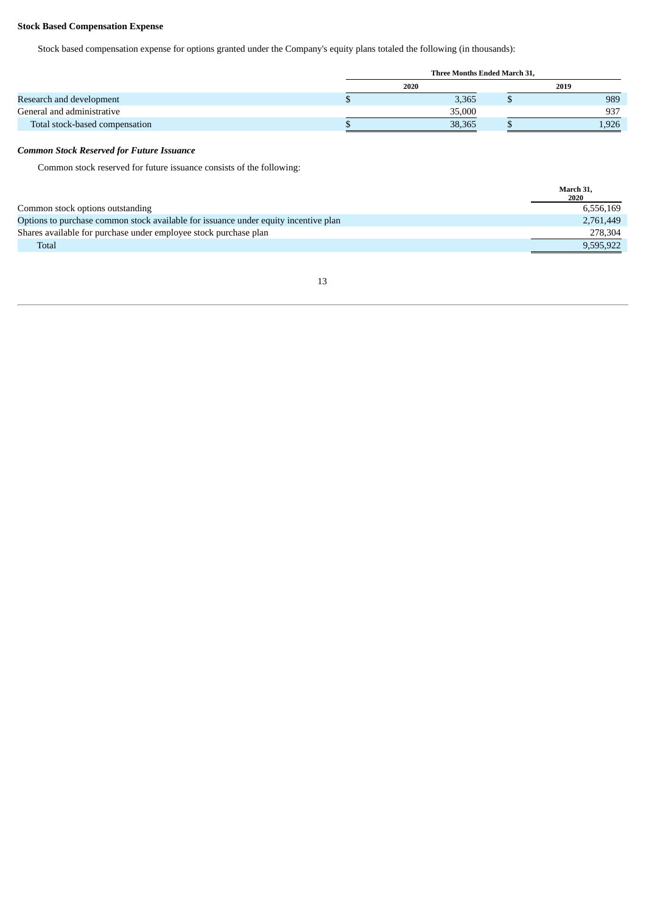**Stock Based Compensation Expense**

Stock based compensation expense for options granted under the Company's equity plans totaled the following (in thousands):

| | Three Months Ended March 31, | |
|---|---|---|
| | 2020 | 2019 |
| Research and development | $ 3,365 | $ 989 |
| General and administrative | 35,000 | 937 |
| Total stock-based compensation | $ 38,365 | $ 1,926 |

***Common Stock Reserved for Future Issuance***

Common stock reserved for future issuance consists of the following:

| | March 31, 2020 |
|---|---|
| Common stock options outstanding | 6,556,169 |
| Options to purchase common stock available for issuance under equity incentive plan | 2,761,449 |
| Shares available for purchase under employee stock purchase plan | 278,304 |
| Total | 9,595,922 |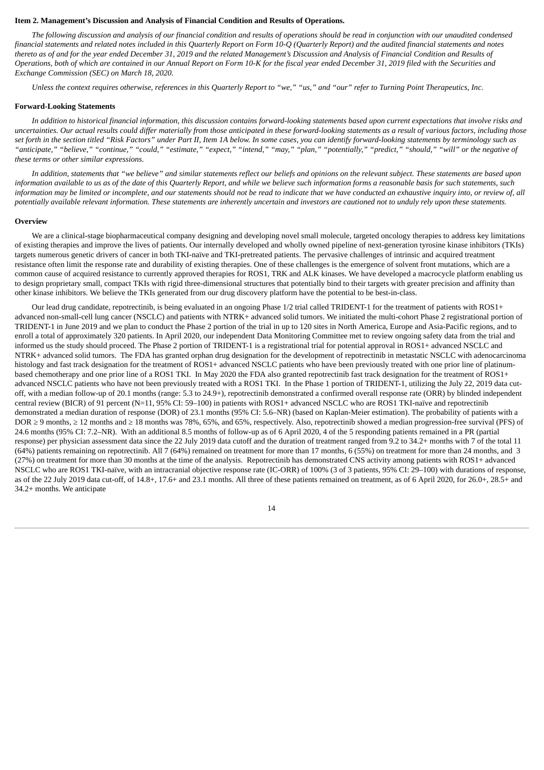### Item 2. Management's Discussion and Analysis of Financial Condition and Results of Operations.

*The following discussion and analysis of our financial condition and results of operations should be read in conjunction with our unaudited condensed financial statements and related notes included in this Quarterly Report on Form 10-Q (Quarterly Report) and the audited financial statements and notes thereto as of and for the year ended December 31, 2019 and the related Management's Discussion and Analysis of Financial Condition and Results of Operations, both of which are contained in our Annual Report on Form 10-K for the fiscal year ended December 31, 2019 filed with the Securities and Exchange Commission (SEC) on March 18, 2020.*

*Unless the context requires otherwise, references in this Quarterly Report to "we," "us," and "our" refer to Turning Point Therapeutics, Inc.*

#### Forward-Looking Statements

*In addition to historical financial information, this discussion contains forward-looking statements based upon current expectations that involve risks and uncertainties. Our actual results could differ materially from those anticipated in these forward-looking statements as a result of various factors, including those set forth in the section titled "Risk Factors" under Part II, Item 1A below. In some cases, you can identify forward-looking statements by terminology such as "anticipate," "believe," "continue," "could," "estimate," "expect," "intend," "may," "plan," "potentially," "predict," "should," "will" or the negative of these terms or other similar expressions.*

*In addition, statements that "we believe" and similar statements reflect our beliefs and opinions on the relevant subject. These statements are based upon information available to us as of the date of this Quarterly Report, and while we believe such information forms a reasonable basis for such statements, such information may be limited or incomplete, and our statements should not be read to indicate that we have conducted an exhaustive inquiry into, or review of, all potentially available relevant information. These statements are inherently uncertain and investors are cautioned not to unduly rely upon these statements.*

#### Overview

We are a clinical-stage biopharmaceutical company designing and developing novel small molecule, targeted oncology therapies to address key limitations of existing therapies and improve the lives of patients. Our internally developed and wholly owned pipeline of next-generation tyrosine kinase inhibitors (TKIs) targets numerous genetic drivers of cancer in both TKI-naïve and TKI-pretreated patients. The pervasive challenges of intrinsic and acquired treatment resistance often limit the response rate and durability of existing therapies. One of these challenges is the emergence of solvent front mutations, which are a common cause of acquired resistance to currently approved therapies for ROS1, TRK and ALK kinases. We have developed a macrocycle platform enabling us to design proprietary small, compact TKIs with rigid three-dimensional structures that potentially bind to their targets with greater precision and affinity than other kinase inhibitors. We believe the TKIs generated from our drug discovery platform have the potential to be best-in-class.

Our lead drug candidate, repotrectinib, is being evaluated in an ongoing Phase 1/2 trial called TRIDENT-1 for the treatment of patients with ROS1+ advanced non-small-cell lung cancer (NSCLC) and patients with NTRK+ advanced solid tumors. We initiated the multi-cohort Phase 2 registrational portion of TRIDENT-1 in June 2019 and we plan to conduct the Phase 2 portion of the trial in up to 120 sites in North America, Europe and Asia-Pacific regions, and to enroll a total of approximately 320 patients. In April 2020, our independent Data Monitoring Committee met to review ongoing safety data from the trial and informed us the study should proceed. The Phase 2 portion of TRIDENT-1 is a registrational trial for potential approval in ROS1+ advanced NSCLC and NTRK+ advanced solid tumors. The FDA has granted orphan drug designation for the development of repotrectinib in metastatic NSCLC with adenocarcinoma histology and fast track designation for the treatment of ROS1+ advanced NSCLC patients who have been previously treated with one prior line of platinum-based chemotherapy and one prior line of a ROS1 TKI. In May 2020 the FDA also granted repotrectinib fast track designation for the treatment of ROS1+ advanced NSCLC patients who have not been previously treated with a ROS1 TKI. In the Phase 1 portion of TRIDENT-1, utilizing the July 22, 2019 data cut-off, with a median follow-up of 20.1 months (range: 5.3 to 24.9+), repotrectinib demonstrated a confirmed overall response rate (ORR) by blinded independent central review (BICR) of 91 percent (N=11, 95% CI: 59–100) in patients with ROS1+ advanced NSCLC who are ROS1 TKI-naïve and repotrectinib demonstrated a median duration of response (DOR) of 23.1 months (95% CI: 5.6–NR) (based on Kaplan-Meier estimation). The probability of patients with a DOR ≥ 9 months, ≥ 12 months and ≥ 18 months was 78%, 65%, and 65%, respectively. Also, repotrectinib showed a median progression-free survival (PFS) of 24.6 months (95% CI: 7.2–NR). With an additional 8.5 months of follow-up as of 6 April 2020, 4 of the 5 responding patients remained in a PR (partial response) per physician assessment data since the 22 July 2019 data cutoff and the duration of treatment ranged from 9.2 to 34.2+ months with 7 of the total 11 (64%) patients remaining on repotrectinib. All 7 (64%) remained on treatment for more than 17 months, 6 (55%) on treatment for more than 24 months, and 3 (27%) on treatment for more than 30 months at the time of the analysis. Repotrectinib has demonstrated CNS activity among patients with ROS1+ advanced NSCLC who are ROS1 TKI-naïve, with an intracranial objective response rate (IC-ORR) of 100% (3 of 3 patients, 95% CI: 29–100) with durations of response, as of the 22 July 2019 data cut-off, of 14.8+, 17.6+ and 23.1 months. All three of these patients remained on treatment, as of 6 April 2020, for 26.0+, 28.5+ and 34.2+ months. We anticipate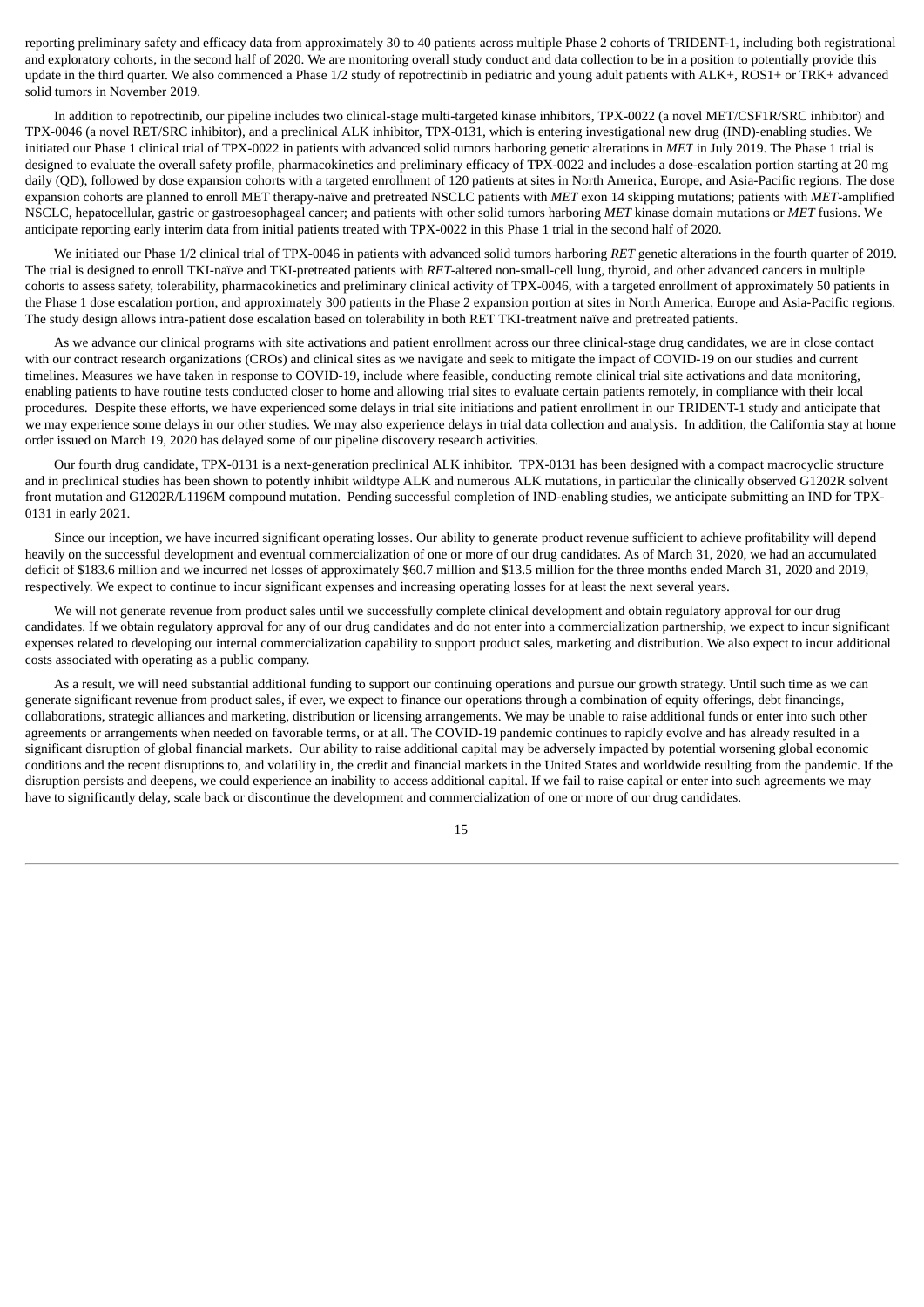reporting preliminary safety and efficacy data from approximately 30 to 40 patients across multiple Phase 2 cohorts of TRIDENT-1, including both registrational and exploratory cohorts, in the second half of 2020. We are monitoring overall study conduct and data collection to be in a position to potentially provide this update in the third quarter. We also commenced a Phase 1/2 study of repotrectinib in pediatric and young adult patients with ALK+, ROS1+ or TRK+ advanced solid tumors in November 2019.

In addition to repotrectinib, our pipeline includes two clinical-stage multi-targeted kinase inhibitors, TPX-0022 (a novel MET/CSF1R/SRC inhibitor) and TPX-0046 (a novel RET/SRC inhibitor), and a preclinical ALK inhibitor, TPX-0131, which is entering investigational new drug (IND)-enabling studies. We initiated our Phase 1 clinical trial of TPX-0022 in patients with advanced solid tumors harboring genetic alterations in *MET* in July 2019. The Phase 1 trial is designed to evaluate the overall safety profile, pharmacokinetics and preliminary efficacy of TPX-0022 and includes a dose-escalation portion starting at 20 mg daily (QD), followed by dose expansion cohorts with a targeted enrollment of 120 patients at sites in North America, Europe, and Asia-Pacific regions. The dose expansion cohorts are planned to enroll MET therapy-naïve and pretreated NSCLC patients with *MET* exon 14 skipping mutations; patients with *MET*-amplified NSCLC, hepatocellular, gastric or gastroesophageal cancer; and patients with other solid tumors harboring *MET* kinase domain mutations or *MET* fusions. We anticipate reporting early interim data from initial patients treated with TPX-0022 in this Phase 1 trial in the second half of 2020.

We initiated our Phase 1/2 clinical trial of TPX-0046 in patients with advanced solid tumors harboring *RET* genetic alterations in the fourth quarter of 2019. The trial is designed to enroll TKI-naïve and TKI-pretreated patients with *RET*-altered non-small-cell lung, thyroid, and other advanced cancers in multiple cohorts to assess safety, tolerability, pharmacokinetics and preliminary clinical activity of TPX-0046, with a targeted enrollment of approximately 50 patients in the Phase 1 dose escalation portion, and approximately 300 patients in the Phase 2 expansion portion at sites in North America, Europe and Asia-Pacific regions. The study design allows intra-patient dose escalation based on tolerability in both RET TKI-treatment naïve and pretreated patients.

As we advance our clinical programs with site activations and patient enrollment across our three clinical-stage drug candidates, we are in close contact with our contract research organizations (CROs) and clinical sites as we navigate and seek to mitigate the impact of COVID-19 on our studies and current timelines. Measures we have taken in response to COVID-19, include where feasible, conducting remote clinical trial site activations and data monitoring, enabling patients to have routine tests conducted closer to home and allowing trial sites to evaluate certain patients remotely, in compliance with their local procedures. Despite these efforts, we have experienced some delays in trial site initiations and patient enrollment in our TRIDENT-1 study and anticipate that we may experience some delays in our other studies. We may also experience delays in trial data collection and analysis. In addition, the California stay at home order issued on March 19, 2020 has delayed some of our pipeline discovery research activities.

Our fourth drug candidate, TPX-0131 is a next-generation preclinical ALK inhibitor. TPX-0131 has been designed with a compact macrocyclic structure and in preclinical studies has been shown to potently inhibit wildtype ALK and numerous ALK mutations, in particular the clinically observed G1202R solvent front mutation and G1202R/L1196M compound mutation. Pending successful completion of IND-enabling studies, we anticipate submitting an IND for TPX-0131 in early 2021.

Since our inception, we have incurred significant operating losses. Our ability to generate product revenue sufficient to achieve profitability will depend heavily on the successful development and eventual commercialization of one or more of our drug candidates. As of March 31, 2020, we had an accumulated deficit of $183.6 million and we incurred net losses of approximately $60.7 million and $13.5 million for the three months ended March 31, 2020 and 2019, respectively. We expect to continue to incur significant expenses and increasing operating losses for at least the next several years.

We will not generate revenue from product sales until we successfully complete clinical development and obtain regulatory approval for our drug candidates. If we obtain regulatory approval for any of our drug candidates and do not enter into a commercialization partnership, we expect to incur significant expenses related to developing our internal commercialization capability to support product sales, marketing and distribution. We also expect to incur additional costs associated with operating as a public company.

As a result, we will need substantial additional funding to support our continuing operations and pursue our growth strategy. Until such time as we can generate significant revenue from product sales, if ever, we expect to finance our operations through a combination of equity offerings, debt financings, collaborations, strategic alliances and marketing, distribution or licensing arrangements. We may be unable to raise additional funds or enter into such other agreements or arrangements when needed on favorable terms, or at all. The COVID-19 pandemic continues to rapidly evolve and has already resulted in a significant disruption of global financial markets. Our ability to raise additional capital may be adversely impacted by potential worsening global economic conditions and the recent disruptions to, and volatility in, the credit and financial markets in the United States and worldwide resulting from the pandemic. If the disruption persists and deepens, we could experience an inability to access additional capital. If we fail to raise capital or enter into such agreements we may have to significantly delay, scale back or discontinue the development and commercialization of one or more of our drug candidates.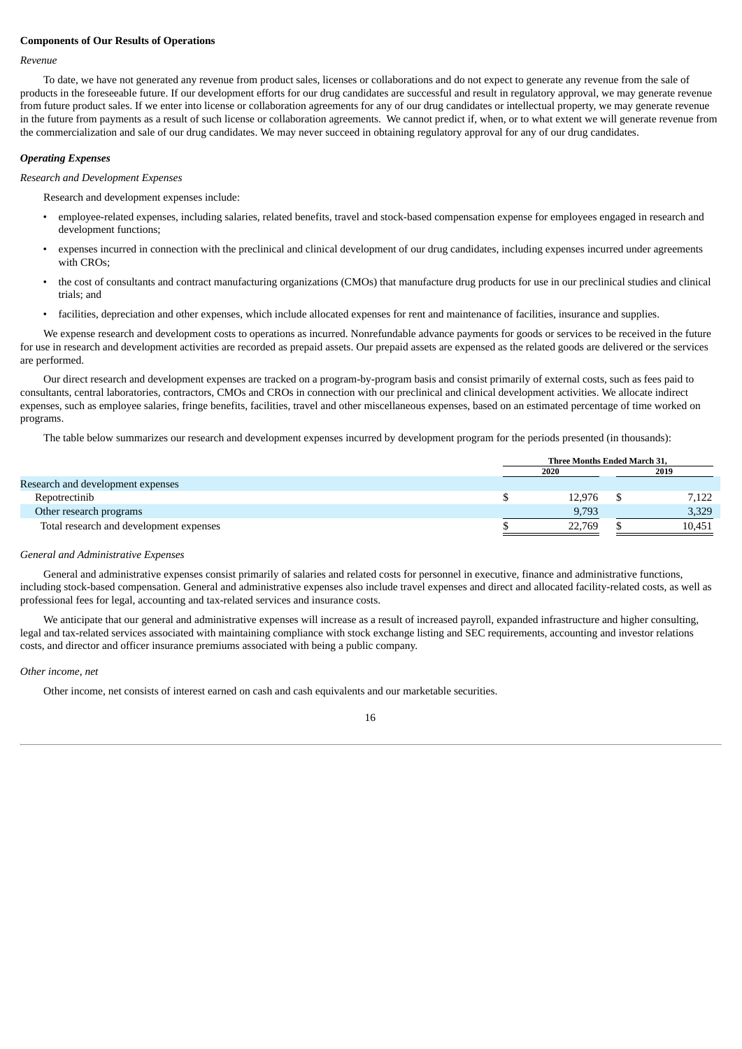**Components of Our Results of Operations**

*Revenue*

To date, we have not generated any revenue from product sales, licenses or collaborations and do not expect to generate any revenue from the sale of products in the foreseeable future. If our development efforts for our drug candidates are successful and result in regulatory approval, we may generate revenue from future product sales. If we enter into license or collaboration agreements for any of our drug candidates or intellectual property, we may generate revenue in the future from payments as a result of such license or collaboration agreements. We cannot predict if, when, or to what extent we will generate revenue from the commercialization and sale of our drug candidates. We may never succeed in obtaining regulatory approval for any of our drug candidates.

***Operating Expenses***

*Research and Development Expenses*

Research and development expenses include:

- employee-related expenses, including salaries, related benefits, travel and stock-based compensation expense for employees engaged in research and development functions;
- expenses incurred in connection with the preclinical and clinical development of our drug candidates, including expenses incurred under agreements with CROs;
- the cost of consultants and contract manufacturing organizations (CMOs) that manufacture drug products for use in our preclinical studies and clinical trials; and
- facilities, depreciation and other expenses, which include allocated expenses for rent and maintenance of facilities, insurance and supplies.

We expense research and development costs to operations as incurred. Nonrefundable advance payments for goods or services to be received in the future for use in research and development activities are recorded as prepaid assets. Our prepaid assets are expensed as the related goods are delivered or the services are performed.

Our direct research and development expenses are tracked on a program-by-program basis and consist primarily of external costs, such as fees paid to consultants, central laboratories, contractors, CMOs and CROs in connection with our preclinical and clinical development activities. We allocate indirect expenses, such as employee salaries, fringe benefits, facilities, travel and other miscellaneous expenses, based on an estimated percentage of time worked on programs.

The table below summarizes our research and development expenses incurred by development program for the periods presented (in thousands):

| | Three Months Ended March 31, | |
|---|---|---|
| | 2020 | 2019 |
| Research and development expenses | | |
| Repotrectinib | $ 12,976 | $ 7,122 |
| Other research programs | 9,793 | 3,329 |
| Total research and development expenses | $ 22,769 | $ 10,451 |

*General and Administrative Expenses*

General and administrative expenses consist primarily of salaries and related costs for personnel in executive, finance and administrative functions, including stock-based compensation. General and administrative expenses also include travel expenses and direct and allocated facility-related costs, as well as professional fees for legal, accounting and tax-related services and insurance costs.

We anticipate that our general and administrative expenses will increase as a result of increased payroll, expanded infrastructure and higher consulting, legal and tax-related services associated with maintaining compliance with stock exchange listing and SEC requirements, accounting and investor relations costs, and director and officer insurance premiums associated with being a public company.

*Other income, net*

Other income, net consists of interest earned on cash and cash equivalents and our marketable securities.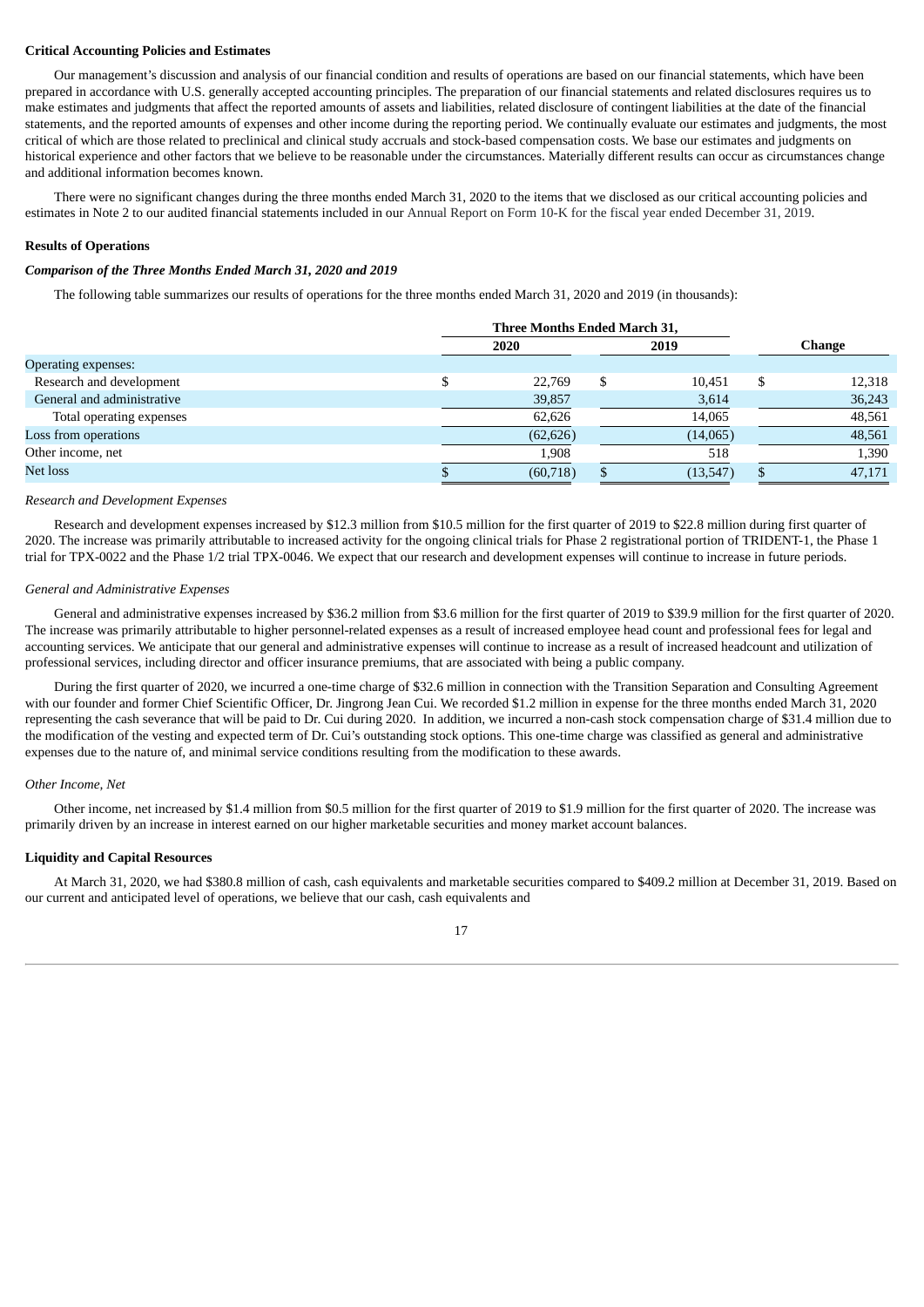**Critical Accounting Policies and Estimates**

Our management's discussion and analysis of our financial condition and results of operations are based on our financial statements, which have been prepared in accordance with U.S. generally accepted accounting principles. The preparation of our financial statements and related disclosures requires us to make estimates and judgments that affect the reported amounts of assets and liabilities, related disclosure of contingent liabilities at the date of the financial statements, and the reported amounts of expenses and other income during the reporting period. We continually evaluate our estimates and judgments, the most critical of which are those related to preclinical and clinical study accruals and stock-based compensation costs. We base our estimates and judgments on historical experience and other factors that we believe to be reasonable under the circumstances. Materially different results can occur as circumstances change and additional information becomes known.

There were no significant changes during the three months ended March 31, 2020 to the items that we disclosed as our critical accounting policies and estimates in Note 2 to our audited financial statements included in our Annual Report on Form 10-K for the fiscal year ended December 31, 2019.

**Results of Operations**

***Comparison of the Three Months Ended March 31, 2020 and 2019***

The following table summarizes our results of operations for the three months ended March 31, 2020 and 2019 (in thousands):

| | Three Months Ended March 31, | | |
|---|---|---|---|
| | 2020 | 2019 | Change |
| Operating expenses: | | | |
| Research and development | $ 22,769 | $ 10,451 | $ 12,318 |
| General and administrative | 39,857 | 3,614 | 36,243 |
| Total operating expenses | 62,626 | 14,065 | 48,561 |
| Loss from operations | (62,626) | (14,065) | 48,561 |
| Other income, net | 1,908 | 518 | 1,390 |
| Net loss | $ (60,718) | $ (13,547) | $ 47,171 |

*Research and Development Expenses*

Research and development expenses increased by $12.3 million from $10.5 million for the first quarter of 2019 to $22.8 million during first quarter of 2020. The increase was primarily attributable to increased activity for the ongoing clinical trials for Phase 2 registrational portion of TRIDENT-1, the Phase 1 trial for TPX-0022 and the Phase 1/2 trial TPX-0046. We expect that our research and development expenses will continue to increase in future periods.

*General and Administrative Expenses*

General and administrative expenses increased by $36.2 million from $3.6 million for the first quarter of 2019 to $39.9 million for the first quarter of 2020. The increase was primarily attributable to higher personnel-related expenses as a result of increased employee head count and professional fees for legal and accounting services. We anticipate that our general and administrative expenses will continue to increase as a result of increased headcount and utilization of professional services, including director and officer insurance premiums, that are associated with being a public company.

During the first quarter of 2020, we incurred a one-time charge of $32.6 million in connection with the Transition Separation and Consulting Agreement with our founder and former Chief Scientific Officer, Dr. Jingrong Jean Cui. We recorded $1.2 million in expense for the three months ended March 31, 2020 representing the cash severance that will be paid to Dr. Cui during 2020. In addition, we incurred a non-cash stock compensation charge of $31.4 million due to the modification of the vesting and expected term of Dr. Cui's outstanding stock options. This one-time charge was classified as general and administrative expenses due to the nature of, and minimal service conditions resulting from the modification to these awards.

*Other Income, Net*

Other income, net increased by $1.4 million from $0.5 million for the first quarter of 2019 to $1.9 million for the first quarter of 2020. The increase was primarily driven by an increase in interest earned on our higher marketable securities and money market account balances.

**Liquidity and Capital Resources**

At March 31, 2020, we had $380.8 million of cash, cash equivalents and marketable securities compared to $409.2 million at December 31, 2019. Based on our current and anticipated level of operations, we believe that our cash, cash equivalents and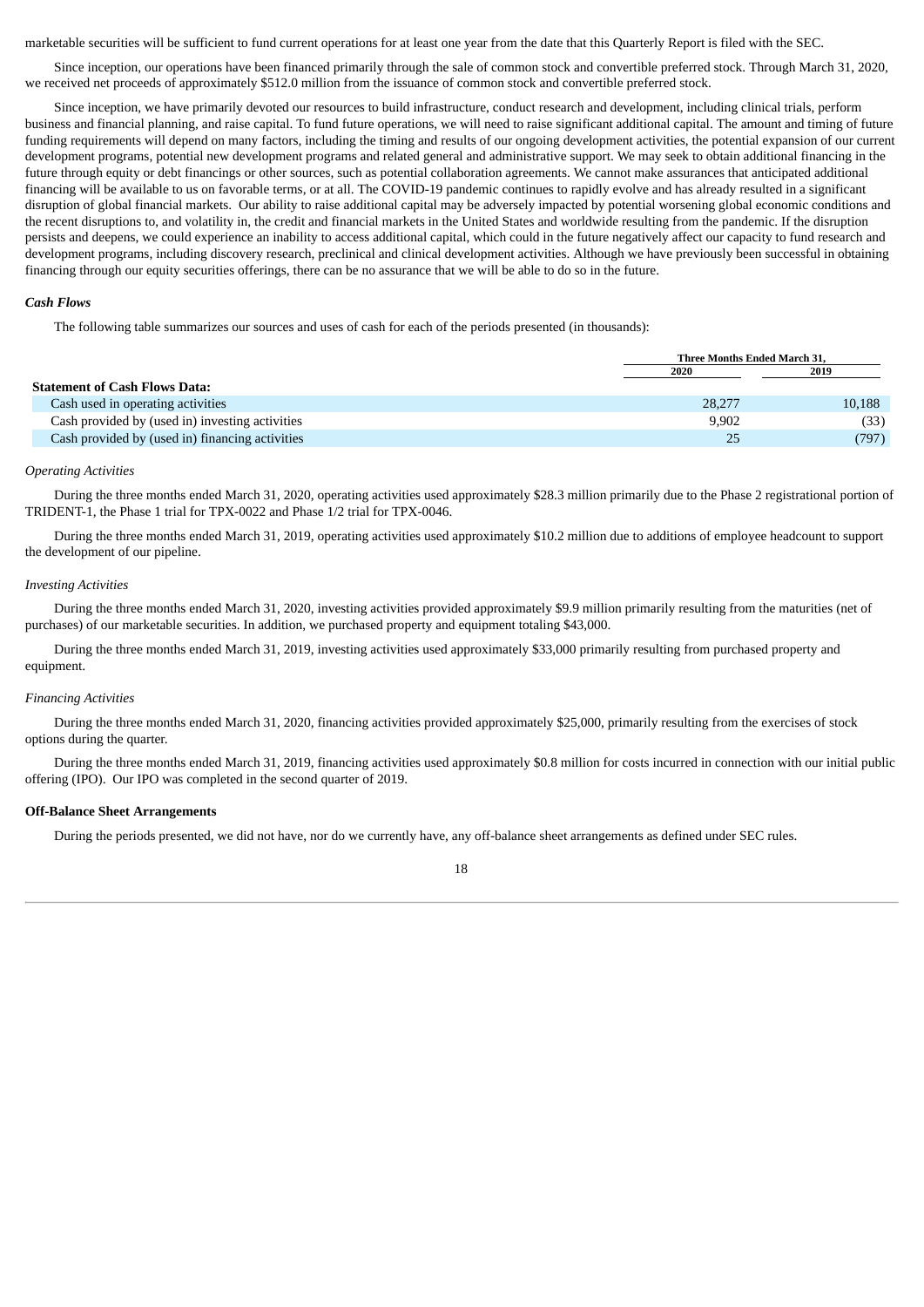marketable securities will be sufficient to fund current operations for at least one year from the date that this Quarterly Report is filed with the SEC.

Since inception, our operations have been financed primarily through the sale of common stock and convertible preferred stock. Through March 31, 2020, we received net proceeds of approximately $512.0 million from the issuance of common stock and convertible preferred stock.

Since inception, we have primarily devoted our resources to build infrastructure, conduct research and development, including clinical trials, perform business and financial planning, and raise capital. To fund future operations, we will need to raise significant additional capital. The amount and timing of future funding requirements will depend on many factors, including the timing and results of our ongoing development activities, the potential expansion of our current development programs, potential new development programs and related general and administrative support. We may seek to obtain additional financing in the future through equity or debt financings or other sources, such as potential collaboration agreements. We cannot make assurances that anticipated additional financing will be available to us on favorable terms, or at all. The COVID-19 pandemic continues to rapidly evolve and has already resulted in a significant disruption of global financial markets. Our ability to raise additional capital may be adversely impacted by potential worsening global economic conditions and the recent disruptions to, and volatility in, the credit and financial markets in the United States and worldwide resulting from the pandemic. If the disruption persists and deepens, we could experience an inability to access additional capital, which could in the future negatively affect our capacity to fund research and development programs, including discovery research, preclinical and clinical development activities. Although we have previously been successful in obtaining financing through our equity securities offerings, there can be no assurance that we will be able to do so in the future.

***Cash Flows***

The following table summarizes our sources and uses of cash for each of the periods presented (in thousands):

| | Three Months Ended March 31, | |
|---|---|---|
| | 2020 | 2019 |
| **Statement of Cash Flows Data:** | | |
| Cash used in operating activities | 28,277 | 10,188 |
| Cash provided by (used in) investing activities | 9,902 | (33) |
| Cash provided by (used in) financing activities | 25 | (797) |

*Operating Activities*

During the three months ended March 31, 2020, operating activities used approximately $28.3 million primarily due to the Phase 2 registrational portion of TRIDENT-1, the Phase 1 trial for TPX-0022 and Phase 1/2 trial for TPX-0046.

During the three months ended March 31, 2019, operating activities used approximately $10.2 million due to additions of employee headcount to support the development of our pipeline.

*Investing Activities*

During the three months ended March 31, 2020, investing activities provided approximately $9.9 million primarily resulting from the maturities (net of purchases) of our marketable securities. In addition, we purchased property and equipment totaling $43,000.

During the three months ended March 31, 2019, investing activities used approximately $33,000 primarily resulting from purchased property and equipment.

*Financing Activities*

During the three months ended March 31, 2020, financing activities provided approximately $25,000, primarily resulting from the exercises of stock options during the quarter.

During the three months ended March 31, 2019, financing activities used approximately $0.8 million for costs incurred in connection with our initial public offering (IPO). Our IPO was completed in the second quarter of 2019.

**Off-Balance Sheet Arrangements**

During the periods presented, we did not have, nor do we currently have, any off-balance sheet arrangements as defined under SEC rules.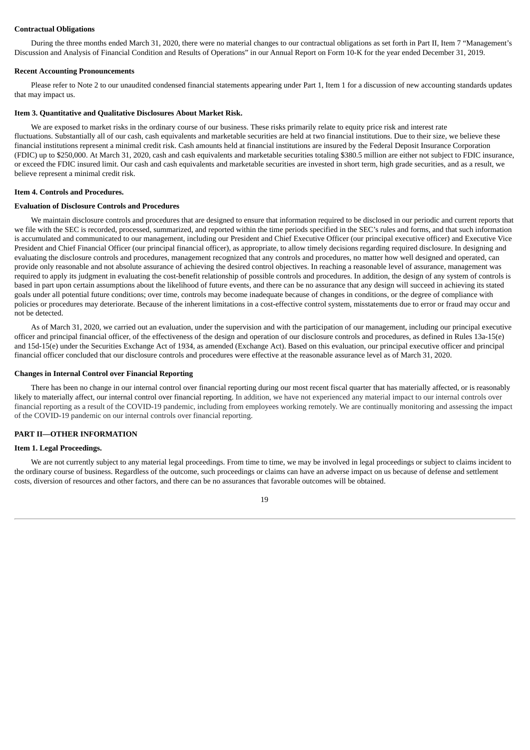**Contractual Obligations**

During the three months ended March 31, 2020, there were no material changes to our contractual obligations as set forth in Part II, Item 7 "Management's Discussion and Analysis of Financial Condition and Results of Operations" in our Annual Report on Form 10-K for the year ended December 31, 2019.

**Recent Accounting Pronouncements**

Please refer to Note 2 to our unaudited condensed financial statements appearing under Part 1, Item 1 for a discussion of new accounting standards updates that may impact us.

**Item 3. Quantitative and Qualitative Disclosures About Market Risk.**

We are exposed to market risks in the ordinary course of our business. These risks primarily relate to equity price risk and interest rate fluctuations. Substantially all of our cash, cash equivalents and marketable securities are held at two financial institutions. Due to their size, we believe these financial institutions represent a minimal credit risk. Cash amounts held at financial institutions are insured by the Federal Deposit Insurance Corporation (FDIC) up to $250,000. At March 31, 2020, cash and cash equivalents and marketable securities totaling $380.5 million are either not subject to FDIC insurance, or exceed the FDIC insured limit. Our cash and cash equivalents and marketable securities are invested in short term, high grade securities, and as a result, we believe represent a minimal credit risk.

**Item 4. Controls and Procedures.**

**Evaluation of Disclosure Controls and Procedures**

We maintain disclosure controls and procedures that are designed to ensure that information required to be disclosed in our periodic and current reports that we file with the SEC is recorded, processed, summarized, and reported within the time periods specified in the SEC's rules and forms, and that such information is accumulated and communicated to our management, including our President and Chief Executive Officer (our principal executive officer) and Executive Vice President and Chief Financial Officer (our principal financial officer), as appropriate, to allow timely decisions regarding required disclosure. In designing and evaluating the disclosure controls and procedures, management recognized that any controls and procedures, no matter how well designed and operated, can provide only reasonable and not absolute assurance of achieving the desired control objectives. In reaching a reasonable level of assurance, management was required to apply its judgment in evaluating the cost-benefit relationship of possible controls and procedures. In addition, the design of any system of controls is based in part upon certain assumptions about the likelihood of future events, and there can be no assurance that any design will succeed in achieving its stated goals under all potential future conditions; over time, controls may become inadequate because of changes in conditions, or the degree of compliance with policies or procedures may deteriorate. Because of the inherent limitations in a cost-effective control system, misstatements due to error or fraud may occur and not be detected.

As of March 31, 2020, we carried out an evaluation, under the supervision and with the participation of our management, including our principal executive officer and principal financial officer, of the effectiveness of the design and operation of our disclosure controls and procedures, as defined in Rules 13a-15(e) and 15d-15(e) under the Securities Exchange Act of 1934, as amended (Exchange Act). Based on this evaluation, our principal executive officer and principal financial officer concluded that our disclosure controls and procedures were effective at the reasonable assurance level as of March 31, 2020.

**Changes in Internal Control over Financial Reporting**

There has been no change in our internal control over financial reporting during our most recent fiscal quarter that has materially affected, or is reasonably likely to materially affect, our internal control over financial reporting. In addition, we have not experienced any material impact to our internal controls over financial reporting as a result of the COVID-19 pandemic, including from employees working remotely. We are continually monitoring and assessing the impact of the COVID-19 pandemic on our internal controls over financial reporting.

**PART II—OTHER INFORMATION**

**Item 1. Legal Proceedings.**

We are not currently subject to any material legal proceedings. From time to time, we may be involved in legal proceedings or subject to claims incident to the ordinary course of business. Regardless of the outcome, such proceedings or claims can have an adverse impact on us because of defense and settlement costs, diversion of resources and other factors, and there can be no assurances that favorable outcomes will be obtained.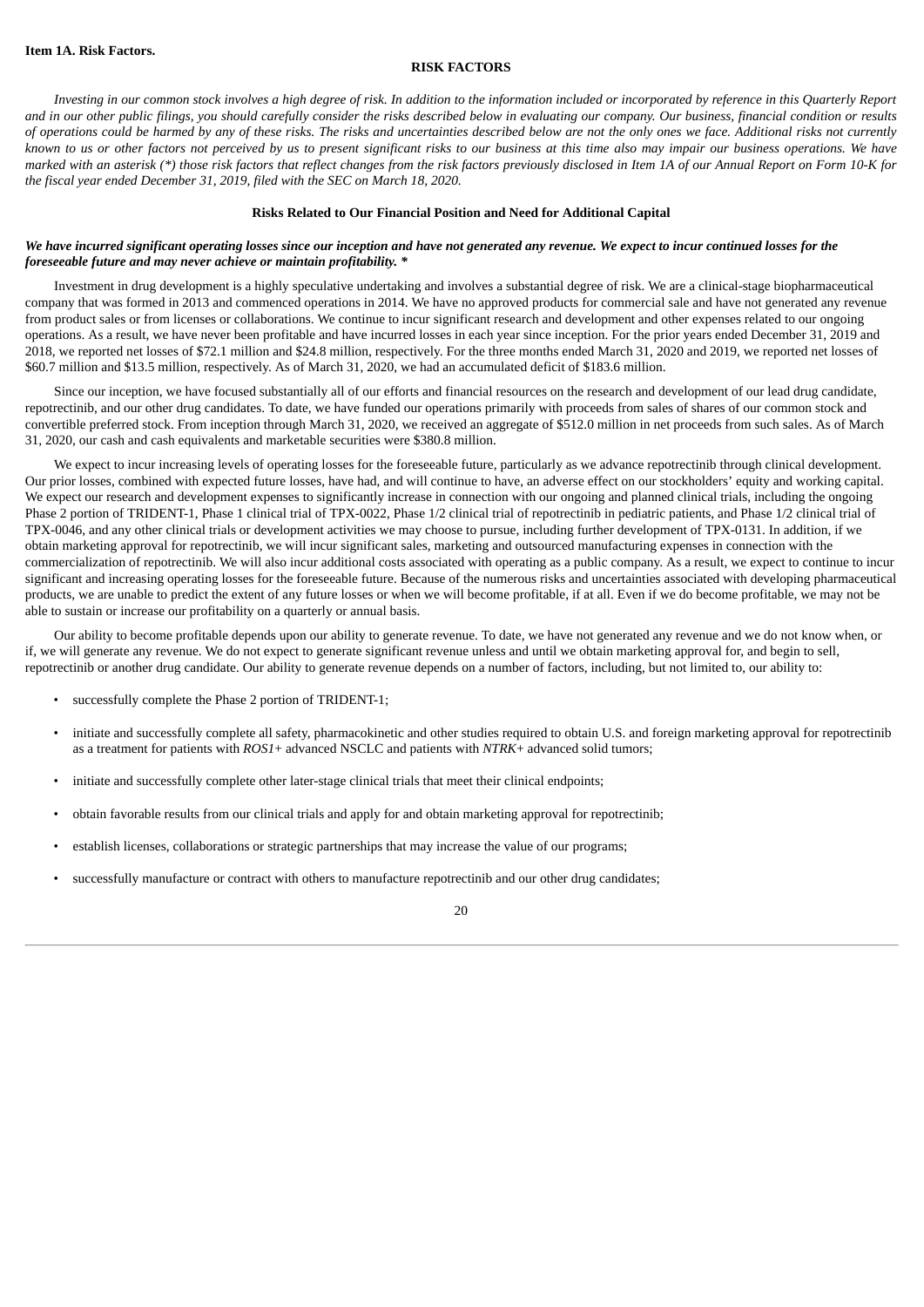**Item 1A. Risk Factors.**

## RISK FACTORS

*Investing in our common stock involves a high degree of risk. In addition to the information included or incorporated by reference in this Quarterly Report and in our other public filings, you should carefully consider the risks described below in evaluating our company. Our business, financial condition or results of operations could be harmed by any of these risks. The risks and uncertainties described below are not the only ones we face. Additional risks not currently known to us or other factors not perceived by us to present significant risks to our business at this time also may impair our business operations. We have marked with an asterisk (*) those risk factors that reflect changes from the risk factors previously disclosed in Item 1A of our Annual Report on Form 10-K for the fiscal year ended December 31, 2019, filed with the SEC on March 18, 2020.*

### Risks Related to Our Financial Position and Need for Additional Capital

***We have incurred significant operating losses since our inception and have not generated any revenue. We expect to incur continued losses for the foreseeable future and may never achieve or maintain profitability. ****

Investment in drug development is a highly speculative undertaking and involves a substantial degree of risk. We are a clinical-stage biopharmaceutical company that was formed in 2013 and commenced operations in 2014. We have no approved products for commercial sale and have not generated any revenue from product sales or from licenses or collaborations. We continue to incur significant research and development and other expenses related to our ongoing operations. As a result, we have never been profitable and have incurred losses in each year since inception. For the prior years ended December 31, 2019 and 2018, we reported net losses of $72.1 million and $24.8 million, respectively. For the three months ended March 31, 2020 and 2019, we reported net losses of $60.7 million and $13.5 million, respectively. As of March 31, 2020, we had an accumulated deficit of $183.6 million.

Since our inception, we have focused substantially all of our efforts and financial resources on the research and development of our lead drug candidate, repotrectinib, and our other drug candidates. To date, we have funded our operations primarily with proceeds from sales of shares of our common stock and convertible preferred stock. From inception through March 31, 2020, we received an aggregate of $512.0 million in net proceeds from such sales. As of March 31, 2020, our cash and cash equivalents and marketable securities were $380.8 million.

We expect to incur increasing levels of operating losses for the foreseeable future, particularly as we advance repotrectinib through clinical development. Our prior losses, combined with expected future losses, have had, and will continue to have, an adverse effect on our stockholders' equity and working capital. We expect our research and development expenses to significantly increase in connection with our ongoing and planned clinical trials, including the ongoing Phase 2 portion of TRIDENT-1, Phase 1 clinical trial of TPX-0022, Phase 1/2 clinical trial of repotrectinib in pediatric patients, and Phase 1/2 clinical trial of TPX-0046, and any other clinical trials or development activities we may choose to pursue, including further development of TPX-0131. In addition, if we obtain marketing approval for repotrectinib, we will incur significant sales, marketing and outsourced manufacturing expenses in connection with the commercialization of repotrectinib. We will also incur additional costs associated with operating as a public company. As a result, we expect to continue to incur significant and increasing operating losses for the foreseeable future. Because of the numerous risks and uncertainties associated with developing pharmaceutical products, we are unable to predict the extent of any future losses or when we will become profitable, if at all. Even if we do become profitable, we may not be able to sustain or increase our profitability on a quarterly or annual basis.

Our ability to become profitable depends upon our ability to generate revenue. To date, we have not generated any revenue and we do not know when, or if, we will generate any revenue. We do not expect to generate significant revenue unless and until we obtain marketing approval for, and begin to sell, repotrectinib or another drug candidate. Our ability to generate revenue depends on a number of factors, including, but not limited to, our ability to:

- successfully complete the Phase 2 portion of TRIDENT-1;
- initiate and successfully complete all safety, pharmacokinetic and other studies required to obtain U.S. and foreign marketing approval for repotrectinib as a treatment for patients with *ROS1*+ advanced NSCLC and patients with *NTRK*+ advanced solid tumors;
- initiate and successfully complete other later-stage clinical trials that meet their clinical endpoints;
- obtain favorable results from our clinical trials and apply for and obtain marketing approval for repotrectinib;
- establish licenses, collaborations or strategic partnerships that may increase the value of our programs;
- successfully manufacture or contract with others to manufacture repotrectinib and our other drug candidates;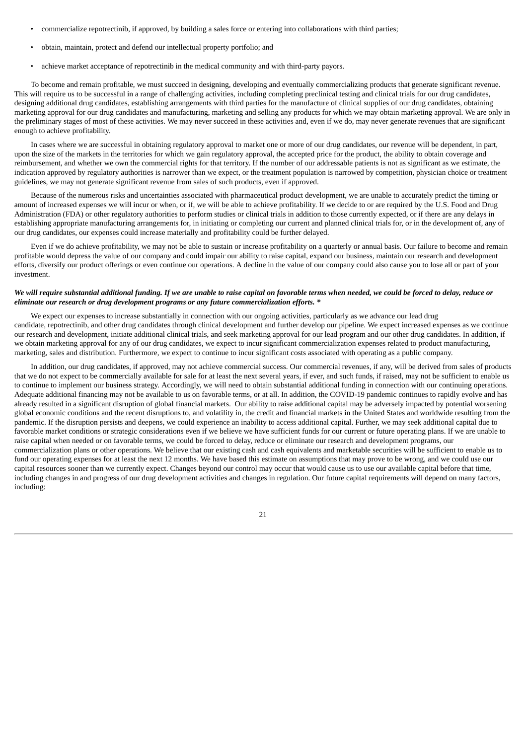- commercialize repotrectinib, if approved, by building a sales force or entering into collaborations with third parties;
- obtain, maintain, protect and defend our intellectual property portfolio; and
- achieve market acceptance of repotrectinib in the medical community and with third-party payors.

To become and remain profitable, we must succeed in designing, developing and eventually commercializing products that generate significant revenue. This will require us to be successful in a range of challenging activities, including completing preclinical testing and clinical trials for our drug candidates, designing additional drug candidates, establishing arrangements with third parties for the manufacture of clinical supplies of our drug candidates, obtaining marketing approval for our drug candidates and manufacturing, marketing and selling any products for which we may obtain marketing approval. We are only in the preliminary stages of most of these activities. We may never succeed in these activities and, even if we do, may never generate revenues that are significant enough to achieve profitability.

In cases where we are successful in obtaining regulatory approval to market one or more of our drug candidates, our revenue will be dependent, in part, upon the size of the markets in the territories for which we gain regulatory approval, the accepted price for the product, the ability to obtain coverage and reimbursement, and whether we own the commercial rights for that territory. If the number of our addressable patients is not as significant as we estimate, the indication approved by regulatory authorities is narrower than we expect, or the treatment population is narrowed by competition, physician choice or treatment guidelines, we may not generate significant revenue from sales of such products, even if approved.

Because of the numerous risks and uncertainties associated with pharmaceutical product development, we are unable to accurately predict the timing or amount of increased expenses we will incur or when, or if, we will be able to achieve profitability. If we decide to or are required by the U.S. Food and Drug Administration (FDA) or other regulatory authorities to perform studies or clinical trials in addition to those currently expected, or if there are any delays in establishing appropriate manufacturing arrangements for, in initiating or completing our current and planned clinical trials for, or in the development of, any of our drug candidates, our expenses could increase materially and profitability could be further delayed.

Even if we do achieve profitability, we may not be able to sustain or increase profitability on a quarterly or annual basis. Our failure to become and remain profitable would depress the value of our company and could impair our ability to raise capital, expand our business, maintain our research and development efforts, diversify our product offerings or even continue our operations. A decline in the value of our company could also cause you to lose all or part of your investment.

***We will require substantial additional funding. If we are unable to raise capital on favorable terms when needed, we could be forced to delay, reduce or eliminate our research or drug development programs or any future commercialization efforts. \****

We expect our expenses to increase substantially in connection with our ongoing activities, particularly as we advance our lead drug candidate, repotrectinib, and other drug candidates through clinical development and further develop our pipeline. We expect increased expenses as we continue our research and development, initiate additional clinical trials, and seek marketing approval for our lead program and our other drug candidates. In addition, if we obtain marketing approval for any of our drug candidates, we expect to incur significant commercialization expenses related to product manufacturing, marketing, sales and distribution. Furthermore, we expect to continue to incur significant costs associated with operating as a public company.

In addition, our drug candidates, if approved, may not achieve commercial success. Our commercial revenues, if any, will be derived from sales of products that we do not expect to be commercially available for sale for at least the next several years, if ever, and such funds, if raised, may not be sufficient to enable us to continue to implement our business strategy. Accordingly, we will need to obtain substantial additional funding in connection with our continuing operations. Adequate additional financing may not be available to us on favorable terms, or at all. In addition, the COVID-19 pandemic continues to rapidly evolve and has already resulted in a significant disruption of global financial markets. Our ability to raise additional capital may be adversely impacted by potential worsening global economic conditions and the recent disruptions to, and volatility in, the credit and financial markets in the United States and worldwide resulting from the pandemic. If the disruption persists and deepens, we could experience an inability to access additional capital. Further, we may seek additional capital due to favorable market conditions or strategic considerations even if we believe we have sufficient funds for our current or future operating plans. If we are unable to raise capital when needed or on favorable terms, we could be forced to delay, reduce or eliminate our research and development programs, our commercialization plans or other operations. We believe that our existing cash and cash equivalents and marketable securities will be sufficient to enable us to fund our operating expenses for at least the next 12 months. We have based this estimate on assumptions that may prove to be wrong, and we could use our capital resources sooner than we currently expect. Changes beyond our control may occur that would cause us to use our available capital before that time, including changes in and progress of our drug development activities and changes in regulation. Our future capital requirements will depend on many factors, including: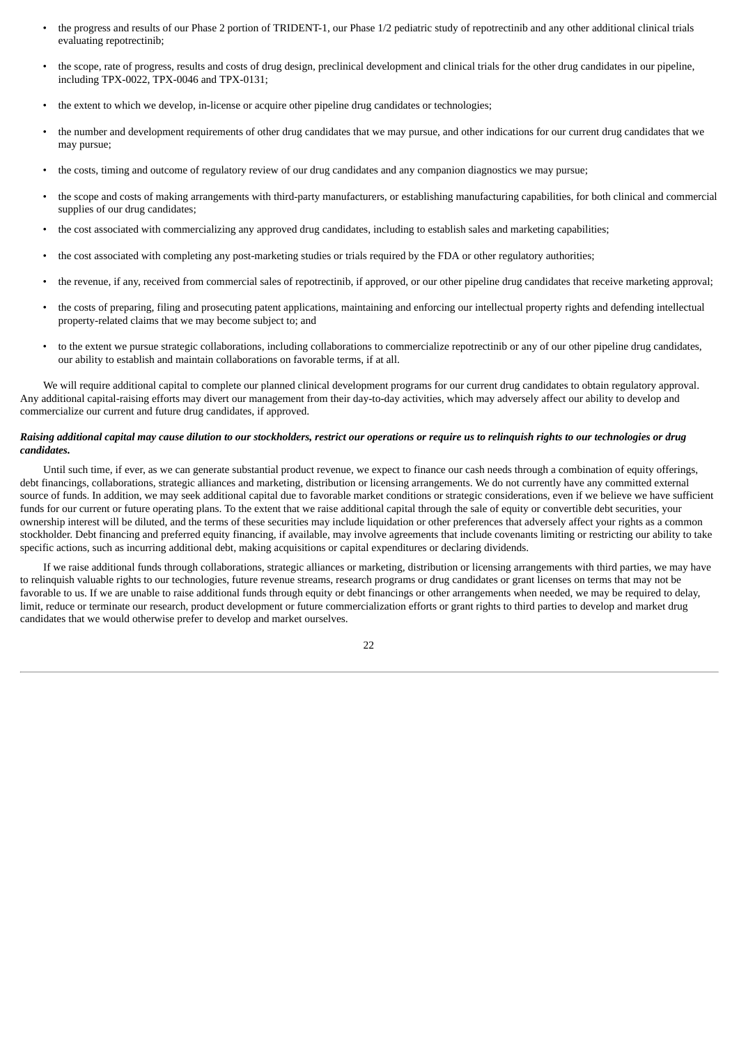- the progress and results of our Phase 2 portion of TRIDENT-1, our Phase 1/2 pediatric study of repotrectinib and any other additional clinical trials evaluating repotrectinib;
- the scope, rate of progress, results and costs of drug design, preclinical development and clinical trials for the other drug candidates in our pipeline, including TPX-0022, TPX-0046 and TPX-0131;
- the extent to which we develop, in-license or acquire other pipeline drug candidates or technologies;
- the number and development requirements of other drug candidates that we may pursue, and other indications for our current drug candidates that we may pursue;
- the costs, timing and outcome of regulatory review of our drug candidates and any companion diagnostics we may pursue;
- the scope and costs of making arrangements with third-party manufacturers, or establishing manufacturing capabilities, for both clinical and commercial supplies of our drug candidates;
- the cost associated with commercializing any approved drug candidates, including to establish sales and marketing capabilities;
- the cost associated with completing any post-marketing studies or trials required by the FDA or other regulatory authorities;
- the revenue, if any, received from commercial sales of repotrectinib, if approved, or our other pipeline drug candidates that receive marketing approval;
- the costs of preparing, filing and prosecuting patent applications, maintaining and enforcing our intellectual property rights and defending intellectual property-related claims that we may become subject to; and
- to the extent we pursue strategic collaborations, including collaborations to commercialize repotrectinib or any of our other pipeline drug candidates, our ability to establish and maintain collaborations on favorable terms, if at all.

We will require additional capital to complete our planned clinical development programs for our current drug candidates to obtain regulatory approval. Any additional capital-raising efforts may divert our management from their day-to-day activities, which may adversely affect our ability to develop and commercialize our current and future drug candidates, if approved.

***Raising additional capital may cause dilution to our stockholders, restrict our operations or require us to relinquish rights to our technologies or drug candidates.***

Until such time, if ever, as we can generate substantial product revenue, we expect to finance our cash needs through a combination of equity offerings, debt financings, collaborations, strategic alliances and marketing, distribution or licensing arrangements. We do not currently have any committed external source of funds. In addition, we may seek additional capital due to favorable market conditions or strategic considerations, even if we believe we have sufficient funds for our current or future operating plans. To the extent that we raise additional capital through the sale of equity or convertible debt securities, your ownership interest will be diluted, and the terms of these securities may include liquidation or other preferences that adversely affect your rights as a common stockholder. Debt financing and preferred equity financing, if available, may involve agreements that include covenants limiting or restricting our ability to take specific actions, such as incurring additional debt, making acquisitions or capital expenditures or declaring dividends.

If we raise additional funds through collaborations, strategic alliances or marketing, distribution or licensing arrangements with third parties, we may have to relinquish valuable rights to our technologies, future revenue streams, research programs or drug candidates or grant licenses on terms that may not be favorable to us. If we are unable to raise additional funds through equity or debt financings or other arrangements when needed, we may be required to delay, limit, reduce or terminate our research, product development or future commercialization efforts or grant rights to third parties to develop and market drug candidates that we would otherwise prefer to develop and market ourselves.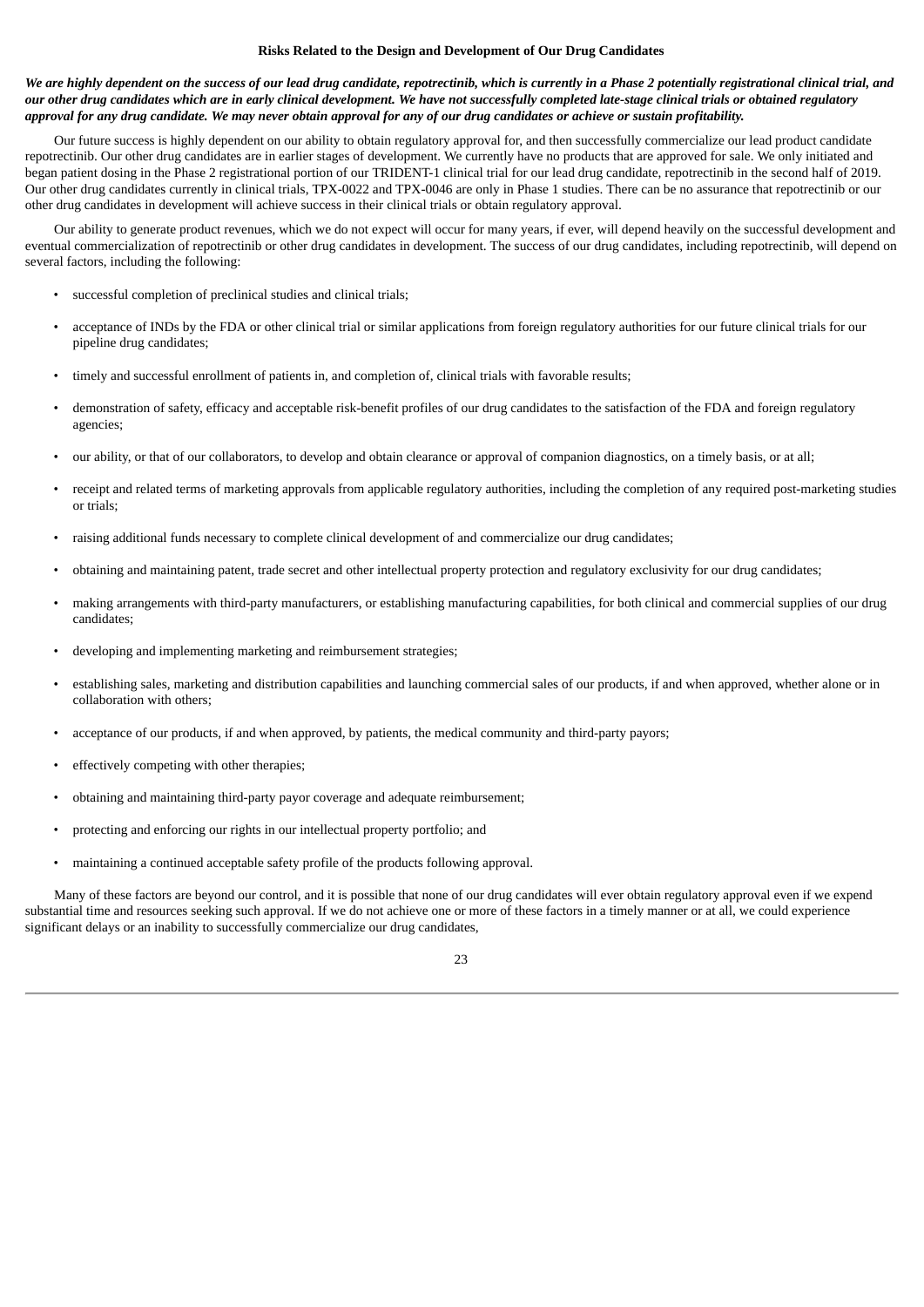### Risks Related to the Design and Development of Our Drug Candidates

***We are highly dependent on the success of our lead drug candidate, repotrectinib, which is currently in a Phase 2 potentially registrational clinical trial, and our other drug candidates which are in early clinical development. We have not successfully completed late-stage clinical trials or obtained regulatory approval for any drug candidate. We may never obtain approval for any of our drug candidates or achieve or sustain profitability.***

Our future success is highly dependent on our ability to obtain regulatory approval for, and then successfully commercialize our lead product candidate repotrectinib. Our other drug candidates are in earlier stages of development. We currently have no products that are approved for sale. We only initiated and began patient dosing in the Phase 2 registrational portion of our TRIDENT-1 clinical trial for our lead drug candidate, repotrectinib in the second half of 2019. Our other drug candidates currently in clinical trials, TPX-0022 and TPX-0046 are only in Phase 1 studies. There can be no assurance that repotrectinib or our other drug candidates in development will achieve success in their clinical trials or obtain regulatory approval.

Our ability to generate product revenues, which we do not expect will occur for many years, if ever, will depend heavily on the successful development and eventual commercialization of repotrectinib or other drug candidates in development. The success of our drug candidates, including repotrectinib, will depend on several factors, including the following:

- successful completion of preclinical studies and clinical trials;
- acceptance of INDs by the FDA or other clinical trial or similar applications from foreign regulatory authorities for our future clinical trials for our pipeline drug candidates;
- timely and successful enrollment of patients in, and completion of, clinical trials with favorable results;
- demonstration of safety, efficacy and acceptable risk-benefit profiles of our drug candidates to the satisfaction of the FDA and foreign regulatory agencies;
- our ability, or that of our collaborators, to develop and obtain clearance or approval of companion diagnostics, on a timely basis, or at all;
- receipt and related terms of marketing approvals from applicable regulatory authorities, including the completion of any required post-marketing studies or trials;
- raising additional funds necessary to complete clinical development of and commercialize our drug candidates;
- obtaining and maintaining patent, trade secret and other intellectual property protection and regulatory exclusivity for our drug candidates;
- making arrangements with third-party manufacturers, or establishing manufacturing capabilities, for both clinical and commercial supplies of our drug candidates;
- developing and implementing marketing and reimbursement strategies;
- establishing sales, marketing and distribution capabilities and launching commercial sales of our products, if and when approved, whether alone or in collaboration with others;
- acceptance of our products, if and when approved, by patients, the medical community and third-party payors;
- effectively competing with other therapies;
- obtaining and maintaining third-party payor coverage and adequate reimbursement;
- protecting and enforcing our rights in our intellectual property portfolio; and
- maintaining a continued acceptable safety profile of the products following approval.

Many of these factors are beyond our control, and it is possible that none of our drug candidates will ever obtain regulatory approval even if we expend substantial time and resources seeking such approval. If we do not achieve one or more of these factors in a timely manner or at all, we could experience significant delays or an inability to successfully commercialize our drug candidates,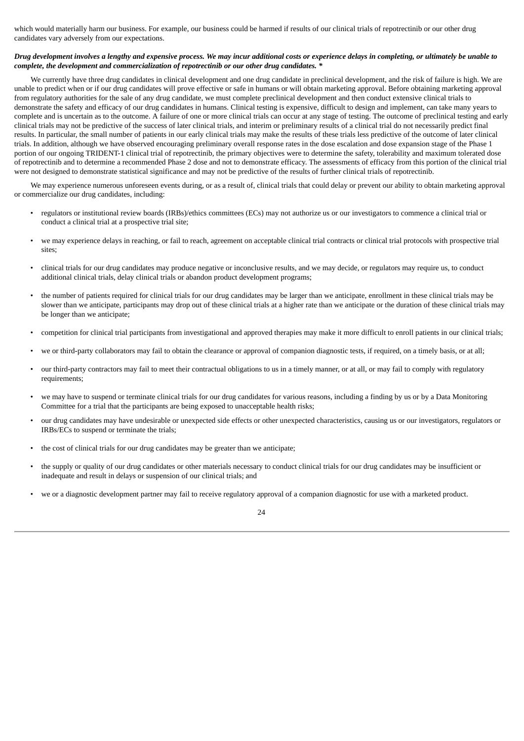which would materially harm our business. For example, our business could be harmed if results of our clinical trials of repotrectinib or our other drug candidates vary adversely from our expectations.

***Drug development involves a lengthy and expensive process. We may incur additional costs or experience delays in completing, or ultimately be unable to complete, the development and commercialization of repotrectinib or our other drug candidates. \****

We currently have three drug candidates in clinical development and one drug candidate in preclinical development, and the risk of failure is high. We are unable to predict when or if our drug candidates will prove effective or safe in humans or will obtain marketing approval. Before obtaining marketing approval from regulatory authorities for the sale of any drug candidate, we must complete preclinical development and then conduct extensive clinical trials to demonstrate the safety and efficacy of our drug candidates in humans. Clinical testing is expensive, difficult to design and implement, can take many years to complete and is uncertain as to the outcome. A failure of one or more clinical trials can occur at any stage of testing. The outcome of preclinical testing and early clinical trials may not be predictive of the success of later clinical trials, and interim or preliminary results of a clinical trial do not necessarily predict final results. In particular, the small number of patients in our early clinical trials may make the results of these trials less predictive of the outcome of later clinical trials. In addition, although we have observed encouraging preliminary overall response rates in the dose escalation and dose expansion stage of the Phase 1 portion of our ongoing TRIDENT-1 clinical trial of repotrectinib, the primary objectives were to determine the safety, tolerability and maximum tolerated dose of repotrectinib and to determine a recommended Phase 2 dose and not to demonstrate efficacy. The assessments of efficacy from this portion of the clinical trial were not designed to demonstrate statistical significance and may not be predictive of the results of further clinical trials of repotrectinib.

We may experience numerous unforeseen events during, or as a result of, clinical trials that could delay or prevent our ability to obtain marketing approval or commercialize our drug candidates, including:

- regulators or institutional review boards (IRBs)/ethics committees (ECs) may not authorize us or our investigators to commence a clinical trial or conduct a clinical trial at a prospective trial site;
- we may experience delays in reaching, or fail to reach, agreement on acceptable clinical trial contracts or clinical trial protocols with prospective trial sites;
- clinical trials for our drug candidates may produce negative or inconclusive results, and we may decide, or regulators may require us, to conduct additional clinical trials, delay clinical trials or abandon product development programs;
- the number of patients required for clinical trials for our drug candidates may be larger than we anticipate, enrollment in these clinical trials may be slower than we anticipate, participants may drop out of these clinical trials at a higher rate than we anticipate or the duration of these clinical trials may be longer than we anticipate;
- competition for clinical trial participants from investigational and approved therapies may make it more difficult to enroll patients in our clinical trials;
- we or third-party collaborators may fail to obtain the clearance or approval of companion diagnostic tests, if required, on a timely basis, or at all;
- our third-party contractors may fail to meet their contractual obligations to us in a timely manner, or at all, or may fail to comply with regulatory requirements;
- we may have to suspend or terminate clinical trials for our drug candidates for various reasons, including a finding by us or by a Data Monitoring Committee for a trial that the participants are being exposed to unacceptable health risks;
- our drug candidates may have undesirable or unexpected side effects or other unexpected characteristics, causing us or our investigators, regulators or IRBs/ECs to suspend or terminate the trials;
- the cost of clinical trials for our drug candidates may be greater than we anticipate;
- the supply or quality of our drug candidates or other materials necessary to conduct clinical trials for our drug candidates may be insufficient or inadequate and result in delays or suspension of our clinical trials; and
- we or a diagnostic development partner may fail to receive regulatory approval of a companion diagnostic for use with a marketed product.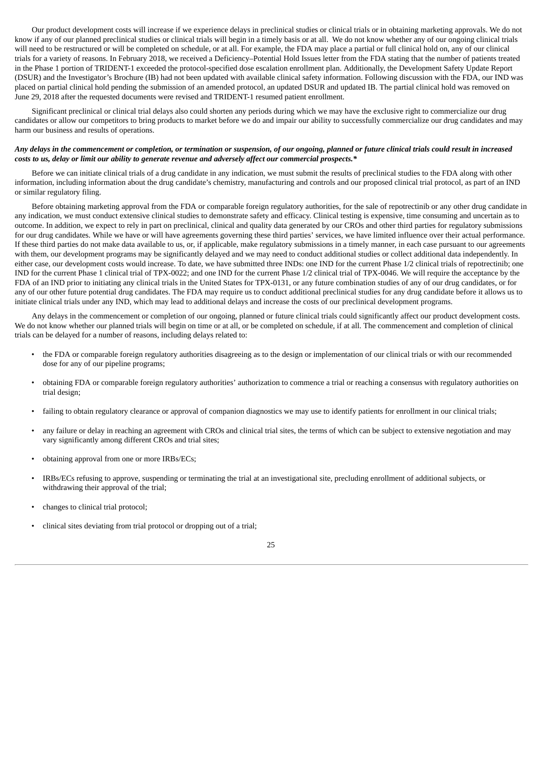Our product development costs will increase if we experience delays in preclinical studies or clinical trials or in obtaining marketing approvals. We do not know if any of our planned preclinical studies or clinical trials will begin in a timely basis or at all. We do not know whether any of our ongoing clinical trials will need to be restructured or will be completed on schedule, or at all. For example, the FDA may place a partial or full clinical hold on, any of our clinical trials for a variety of reasons. In February 2018, we received a Deficiency–Potential Hold Issues letter from the FDA stating that the number of patients treated in the Phase 1 portion of TRIDENT-1 exceeded the protocol-specified dose escalation enrollment plan. Additionally, the Development Safety Update Report (DSUR) and the Investigator's Brochure (IB) had not been updated with available clinical safety information. Following discussion with the FDA, our IND was placed on partial clinical hold pending the submission of an amended protocol, an updated DSUR and updated IB. The partial clinical hold was removed on June 29, 2018 after the requested documents were revised and TRIDENT-1 resumed patient enrollment.

Significant preclinical or clinical trial delays also could shorten any periods during which we may have the exclusive right to commercialize our drug candidates or allow our competitors to bring products to market before we do and impair our ability to successfully commercialize our drug candidates and may harm our business and results of operations.

***Any delays in the commencement or completion, or termination or suspension, of our ongoing, planned or future clinical trials could result in increased costs to us, delay or limit our ability to generate revenue and adversely affect our commercial prospects.****

Before we can initiate clinical trials of a drug candidate in any indication, we must submit the results of preclinical studies to the FDA along with other information, including information about the drug candidate's chemistry, manufacturing and controls and our proposed clinical trial protocol, as part of an IND or similar regulatory filing.

Before obtaining marketing approval from the FDA or comparable foreign regulatory authorities, for the sale of repotrectinib or any other drug candidate in any indication, we must conduct extensive clinical studies to demonstrate safety and efficacy. Clinical testing is expensive, time consuming and uncertain as to outcome. In addition, we expect to rely in part on preclinical, clinical and quality data generated by our CROs and other third parties for regulatory submissions for our drug candidates. While we have or will have agreements governing these third parties' services, we have limited influence over their actual performance. If these third parties do not make data available to us, or, if applicable, make regulatory submissions in a timely manner, in each case pursuant to our agreements with them, our development programs may be significantly delayed and we may need to conduct additional studies or collect additional data independently. In either case, our development costs would increase. To date, we have submitted three INDs: one IND for the current Phase 1/2 clinical trials of repotrectinib; one IND for the current Phase 1 clinical trial of TPX-0022; and one IND for the current Phase 1/2 clinical trial of TPX-0046. We will require the acceptance by the FDA of an IND prior to initiating any clinical trials in the United States for TPX-0131, or any future combination studies of any of our drug candidates, or for any of our other future potential drug candidates. The FDA may require us to conduct additional preclinical studies for any drug candidate before it allows us to initiate clinical trials under any IND, which may lead to additional delays and increase the costs of our preclinical development programs.

Any delays in the commencement or completion of our ongoing, planned or future clinical trials could significantly affect our product development costs. We do not know whether our planned trials will begin on time or at all, or be completed on schedule, if at all. The commencement and completion of clinical trials can be delayed for a number of reasons, including delays related to:

- the FDA or comparable foreign regulatory authorities disagreeing as to the design or implementation of our clinical trials or with our recommended dose for any of our pipeline programs;
- obtaining FDA or comparable foreign regulatory authorities' authorization to commence a trial or reaching a consensus with regulatory authorities on trial design;
- failing to obtain regulatory clearance or approval of companion diagnostics we may use to identify patients for enrollment in our clinical trials;
- any failure or delay in reaching an agreement with CROs and clinical trial sites, the terms of which can be subject to extensive negotiation and may vary significantly among different CROs and trial sites;
- obtaining approval from one or more IRBs/ECs;
- IRBs/ECs refusing to approve, suspending or terminating the trial at an investigational site, precluding enrollment of additional subjects, or withdrawing their approval of the trial;
- changes to clinical trial protocol;
- clinical sites deviating from trial protocol or dropping out of a trial;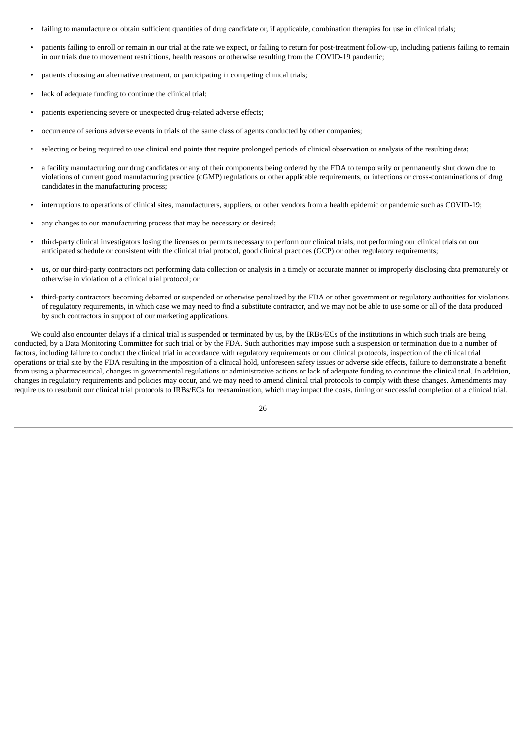- failing to manufacture or obtain sufficient quantities of drug candidate or, if applicable, combination therapies for use in clinical trials;
- patients failing to enroll or remain in our trial at the rate we expect, or failing to return for post-treatment follow-up, including patients failing to remain in our trials due to movement restrictions, health reasons or otherwise resulting from the COVID-19 pandemic;
- patients choosing an alternative treatment, or participating in competing clinical trials;
- lack of adequate funding to continue the clinical trial;
- patients experiencing severe or unexpected drug-related adverse effects;
- occurrence of serious adverse events in trials of the same class of agents conducted by other companies;
- selecting or being required to use clinical end points that require prolonged periods of clinical observation or analysis of the resulting data;
- a facility manufacturing our drug candidates or any of their components being ordered by the FDA to temporarily or permanently shut down due to violations of current good manufacturing practice (cGMP) regulations or other applicable requirements, or infections or cross-contaminations of drug candidates in the manufacturing process;
- interruptions to operations of clinical sites, manufacturers, suppliers, or other vendors from a health epidemic or pandemic such as COVID-19;
- any changes to our manufacturing process that may be necessary or desired;
- third-party clinical investigators losing the licenses or permits necessary to perform our clinical trials, not performing our clinical trials on our anticipated schedule or consistent with the clinical trial protocol, good clinical practices (GCP) or other regulatory requirements;
- us, or our third-party contractors not performing data collection or analysis in a timely or accurate manner or improperly disclosing data prematurely or otherwise in violation of a clinical trial protocol; or
- third-party contractors becoming debarred or suspended or otherwise penalized by the FDA or other government or regulatory authorities for violations of regulatory requirements, in which case we may need to find a substitute contractor, and we may not be able to use some or all of the data produced by such contractors in support of our marketing applications.

We could also encounter delays if a clinical trial is suspended or terminated by us, by the IRBs/ECs of the institutions in which such trials are being conducted, by a Data Monitoring Committee for such trial or by the FDA. Such authorities may impose such a suspension or termination due to a number of factors, including failure to conduct the clinical trial in accordance with regulatory requirements or our clinical protocols, inspection of the clinical trial operations or trial site by the FDA resulting in the imposition of a clinical hold, unforeseen safety issues or adverse side effects, failure to demonstrate a benefit from using a pharmaceutical, changes in governmental regulations or administrative actions or lack of adequate funding to continue the clinical trial. In addition, changes in regulatory requirements and policies may occur, and we may need to amend clinical trial protocols to comply with these changes. Amendments may require us to resubmit our clinical trial protocols to IRBs/ECs for reexamination, which may impact the costs, timing or successful completion of a clinical trial.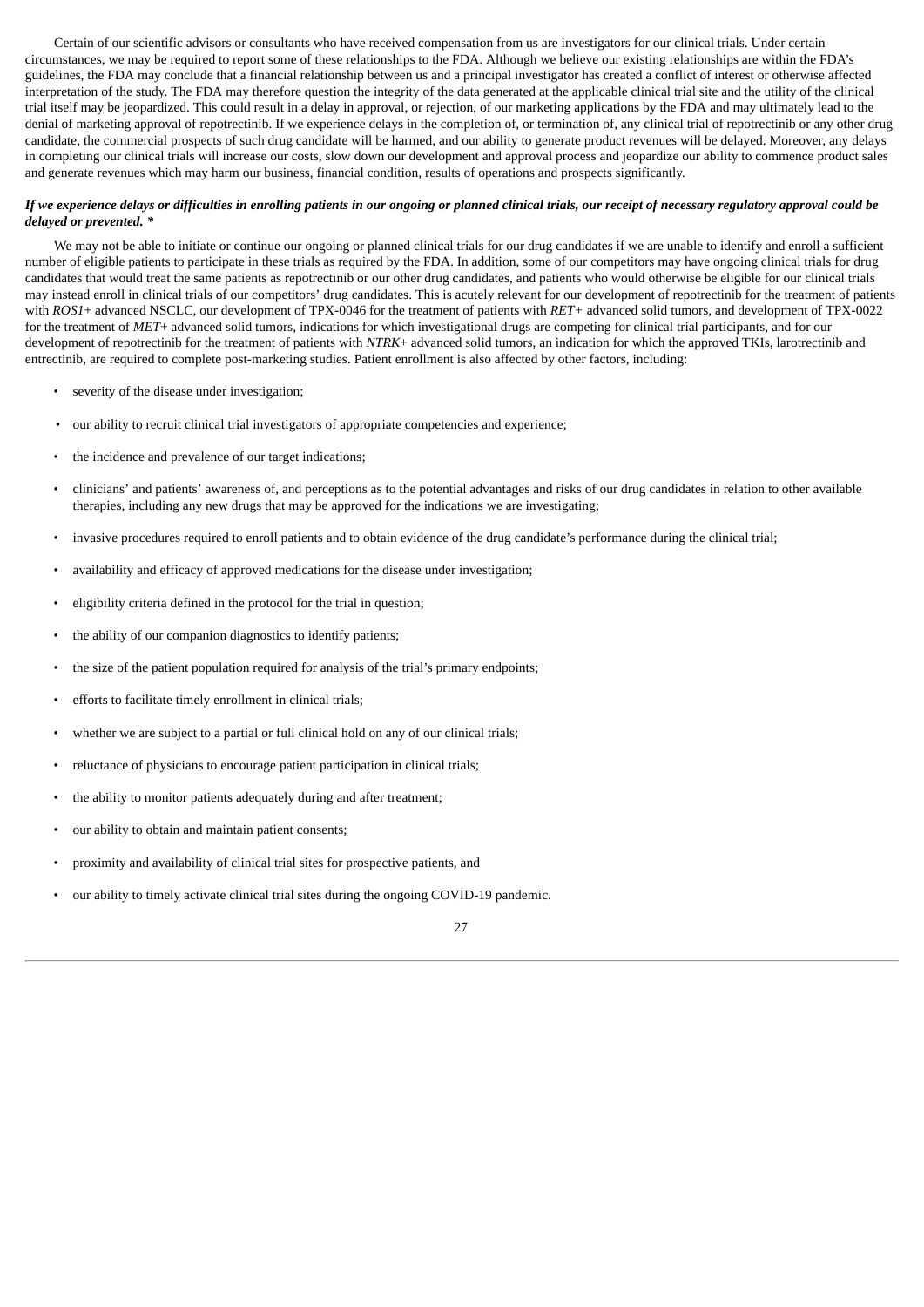Certain of our scientific advisors or consultants who have received compensation from us are investigators for our clinical trials. Under certain circumstances, we may be required to report some of these relationships to the FDA. Although we believe our existing relationships are within the FDA's guidelines, the FDA may conclude that a financial relationship between us and a principal investigator has created a conflict of interest or otherwise affected interpretation of the study. The FDA may therefore question the integrity of the data generated at the applicable clinical trial site and the utility of the clinical trial itself may be jeopardized. This could result in a delay in approval, or rejection, of our marketing applications by the FDA and may ultimately lead to the denial of marketing approval of repotrectinib. If we experience delays in the completion of, or termination of, any clinical trial of repotrectinib or any other drug candidate, the commercial prospects of such drug candidate will be harmed, and our ability to generate product revenues will be delayed. Moreover, any delays in completing our clinical trials will increase our costs, slow down our development and approval process and jeopardize our ability to commence product sales and generate revenues which may harm our business, financial condition, results of operations and prospects significantly.

***If we experience delays or difficulties in enrolling patients in our ongoing or planned clinical trials, our receipt of necessary regulatory approval could be delayed or prevented. \****

We may not be able to initiate or continue our ongoing or planned clinical trials for our drug candidates if we are unable to identify and enroll a sufficient number of eligible patients to participate in these trials as required by the FDA. In addition, some of our competitors may have ongoing clinical trials for drug candidates that would treat the same patients as repotrectinib or our other drug candidates, and patients who would otherwise be eligible for our clinical trials may instead enroll in clinical trials of our competitors' drug candidates. This is acutely relevant for our development of repotrectinib for the treatment of patients with *ROS1*+ advanced NSCLC, our development of TPX-0046 for the treatment of patients with *RET*+ advanced solid tumors, and development of TPX-0022 for the treatment of *MET*+ advanced solid tumors, indications for which investigational drugs are competing for clinical trial participants, and for our development of repotrectinib for the treatment of patients with *NTRK*+ advanced solid tumors, an indication for which the approved TKIs, larotrectinib and entrectinib, are required to complete post-marketing studies. Patient enrollment is also affected by other factors, including:

- severity of the disease under investigation;
- our ability to recruit clinical trial investigators of appropriate competencies and experience;
- the incidence and prevalence of our target indications;
- clinicians' and patients' awareness of, and perceptions as to the potential advantages and risks of our drug candidates in relation to other available therapies, including any new drugs that may be approved for the indications we are investigating;
- invasive procedures required to enroll patients and to obtain evidence of the drug candidate's performance during the clinical trial;
- availability and efficacy of approved medications for the disease under investigation;
- eligibility criteria defined in the protocol for the trial in question;
- the ability of our companion diagnostics to identify patients;
- the size of the patient population required for analysis of the trial's primary endpoints;
- efforts to facilitate timely enrollment in clinical trials;
- whether we are subject to a partial or full clinical hold on any of our clinical trials;
- reluctance of physicians to encourage patient participation in clinical trials;
- the ability to monitor patients adequately during and after treatment;
- our ability to obtain and maintain patient consents;
- proximity and availability of clinical trial sites for prospective patients, and
- our ability to timely activate clinical trial sites during the ongoing COVID-19 pandemic.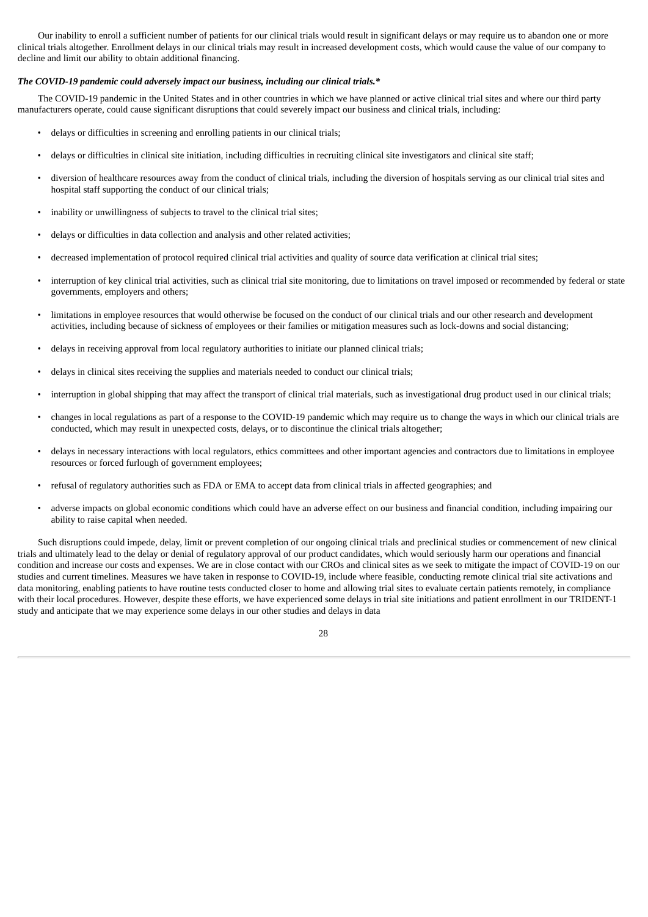Our inability to enroll a sufficient number of patients for our clinical trials would result in significant delays or may require us to abandon one or more clinical trials altogether. Enrollment delays in our clinical trials may result in increased development costs, which would cause the value of our company to decline and limit our ability to obtain additional financing.

***The COVID-19 pandemic could adversely impact our business, including our clinical trials.****

The COVID-19 pandemic in the United States and in other countries in which we have planned or active clinical trial sites and where our third party manufacturers operate, could cause significant disruptions that could severely impact our business and clinical trials, including:

- delays or difficulties in screening and enrolling patients in our clinical trials;
- delays or difficulties in clinical site initiation, including difficulties in recruiting clinical site investigators and clinical site staff;
- diversion of healthcare resources away from the conduct of clinical trials, including the diversion of hospitals serving as our clinical trial sites and hospital staff supporting the conduct of our clinical trials;
- inability or unwillingness of subjects to travel to the clinical trial sites;
- delays or difficulties in data collection and analysis and other related activities;
- decreased implementation of protocol required clinical trial activities and quality of source data verification at clinical trial sites;
- interruption of key clinical trial activities, such as clinical trial site monitoring, due to limitations on travel imposed or recommended by federal or state governments, employers and others;
- limitations in employee resources that would otherwise be focused on the conduct of our clinical trials and our other research and development activities, including because of sickness of employees or their families or mitigation measures such as lock-downs and social distancing;
- delays in receiving approval from local regulatory authorities to initiate our planned clinical trials;
- delays in clinical sites receiving the supplies and materials needed to conduct our clinical trials;
- interruption in global shipping that may affect the transport of clinical trial materials, such as investigational drug product used in our clinical trials;
- changes in local regulations as part of a response to the COVID-19 pandemic which may require us to change the ways in which our clinical trials are conducted, which may result in unexpected costs, delays, or to discontinue the clinical trials altogether;
- delays in necessary interactions with local regulators, ethics committees and other important agencies and contractors due to limitations in employee resources or forced furlough of government employees;
- refusal of regulatory authorities such as FDA or EMA to accept data from clinical trials in affected geographies; and
- adverse impacts on global economic conditions which could have an adverse effect on our business and financial condition, including impairing our ability to raise capital when needed.

Such disruptions could impede, delay, limit or prevent completion of our ongoing clinical trials and preclinical studies or commencement of new clinical trials and ultimately lead to the delay or denial of regulatory approval of our product candidates, which would seriously harm our operations and financial condition and increase our costs and expenses. We are in close contact with our CROs and clinical sites as we seek to mitigate the impact of COVID-19 on our studies and current timelines. Measures we have taken in response to COVID-19, include where feasible, conducting remote clinical trial site activations and data monitoring, enabling patients to have routine tests conducted closer to home and allowing trial sites to evaluate certain patients remotely, in compliance with their local procedures. However, despite these efforts, we have experienced some delays in trial site initiations and patient enrollment in our TRIDENT-1 study and anticipate that we may experience some delays in our other studies and delays in data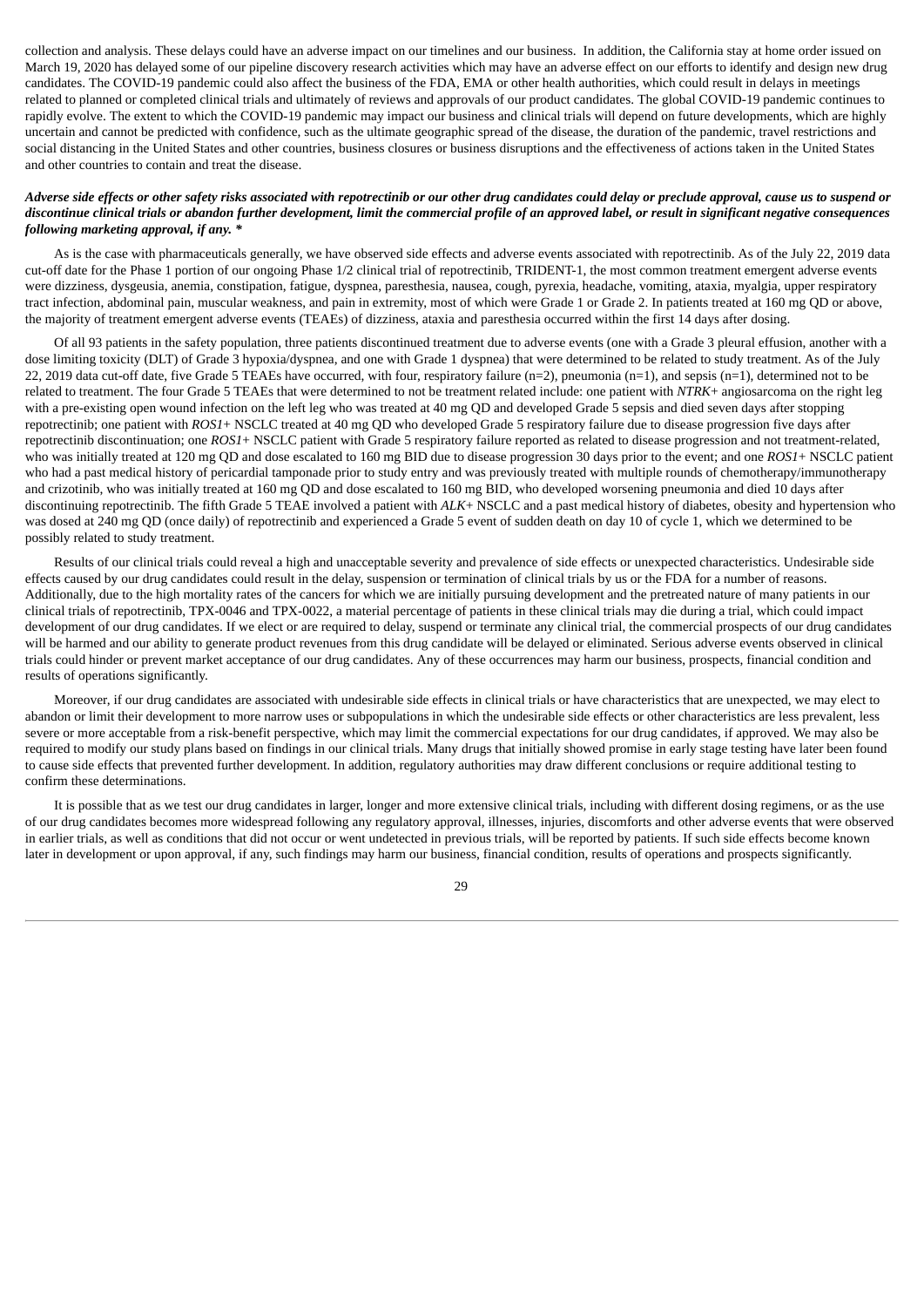collection and analysis. These delays could have an adverse impact on our timelines and our business. In addition, the California stay at home order issued on March 19, 2020 has delayed some of our pipeline discovery research activities which may have an adverse effect on our efforts to identify and design new drug candidates. The COVID-19 pandemic could also affect the business of the FDA, EMA or other health authorities, which could result in delays in meetings related to planned or completed clinical trials and ultimately of reviews and approvals of our product candidates. The global COVID-19 pandemic continues to rapidly evolve. The extent to which the COVID-19 pandemic may impact our business and clinical trials will depend on future developments, which are highly uncertain and cannot be predicted with confidence, such as the ultimate geographic spread of the disease, the duration of the pandemic, travel restrictions and social distancing in the United States and other countries, business closures or business disruptions and the effectiveness of actions taken in the United States and other countries to contain and treat the disease.

***Adverse side effects or other safety risks associated with repotrectinib or our other drug candidates could delay or preclude approval, cause us to suspend or discontinue clinical trials or abandon further development, limit the commercial profile of an approved label, or result in significant negative consequences following marketing approval, if any. \****

As is the case with pharmaceuticals generally, we have observed side effects and adverse events associated with repotrectinib. As of the July 22, 2019 data cut-off date for the Phase 1 portion of our ongoing Phase 1/2 clinical trial of repotrectinib, TRIDENT-1, the most common treatment emergent adverse events were dizziness, dysgeusia, anemia, constipation, fatigue, dyspnea, paresthesia, nausea, cough, pyrexia, headache, vomiting, ataxia, myalgia, upper respiratory tract infection, abdominal pain, muscular weakness, and pain in extremity, most of which were Grade 1 or Grade 2. In patients treated at 160 mg QD or above, the majority of treatment emergent adverse events (TEAEs) of dizziness, ataxia and paresthesia occurred within the first 14 days after dosing.

Of all 93 patients in the safety population, three patients discontinued treatment due to adverse events (one with a Grade 3 pleural effusion, another with a dose limiting toxicity (DLT) of Grade 3 hypoxia/dyspnea, and one with Grade 1 dyspnea) that were determined to be related to study treatment. As of the July 22, 2019 data cut-off date, five Grade 5 TEAEs have occurred, with four, respiratory failure (n=2), pneumonia (n=1), and sepsis (n=1), determined not to be related to treatment. The four Grade 5 TEAEs that were determined to not be treatment related include: one patient with *NTRK*+ angiosarcoma on the right leg with a pre-existing open wound infection on the left leg who was treated at 40 mg QD and developed Grade 5 sepsis and died seven days after stopping repotrectinib; one patient with *ROS1*+ NSCLC treated at 40 mg QD who developed Grade 5 respiratory failure due to disease progression five days after repotrectinib discontinuation; one *ROS1*+ NSCLC patient with Grade 5 respiratory failure reported as related to disease progression and not treatment-related, who was initially treated at 120 mg QD and dose escalated to 160 mg BID due to disease progression 30 days prior to the event; and one *ROS1*+ NSCLC patient who had a past medical history of pericardial tamponade prior to study entry and was previously treated with multiple rounds of chemotherapy/immunotherapy and crizotinib, who was initially treated at 160 mg QD and dose escalated to 160 mg BID, who developed worsening pneumonia and died 10 days after discontinuing repotrectinib. The fifth Grade 5 TEAE involved a patient with *ALK*+ NSCLC and a past medical history of diabetes, obesity and hypertension who was dosed at 240 mg QD (once daily) of repotrectinib and experienced a Grade 5 event of sudden death on day 10 of cycle 1, which we determined to be possibly related to study treatment.

Results of our clinical trials could reveal a high and unacceptable severity and prevalence of side effects or unexpected characteristics. Undesirable side effects caused by our drug candidates could result in the delay, suspension or termination of clinical trials by us or the FDA for a number of reasons. Additionally, due to the high mortality rates of the cancers for which we are initially pursuing development and the pretreated nature of many patients in our clinical trials of repotrectinib, TPX-0046 and TPX-0022, a material percentage of patients in these clinical trials may die during a trial, which could impact development of our drug candidates. If we elect or are required to delay, suspend or terminate any clinical trial, the commercial prospects of our drug candidates will be harmed and our ability to generate product revenues from this drug candidate will be delayed or eliminated. Serious adverse events observed in clinical trials could hinder or prevent market acceptance of our drug candidates. Any of these occurrences may harm our business, prospects, financial condition and results of operations significantly.

Moreover, if our drug candidates are associated with undesirable side effects in clinical trials or have characteristics that are unexpected, we may elect to abandon or limit their development to more narrow uses or subpopulations in which the undesirable side effects or other characteristics are less prevalent, less severe or more acceptable from a risk-benefit perspective, which may limit the commercial expectations for our drug candidates, if approved. We may also be required to modify our study plans based on findings in our clinical trials. Many drugs that initially showed promise in early stage testing have later been found to cause side effects that prevented further development. In addition, regulatory authorities may draw different conclusions or require additional testing to confirm these determinations.

It is possible that as we test our drug candidates in larger, longer and more extensive clinical trials, including with different dosing regimens, or as the use of our drug candidates becomes more widespread following any regulatory approval, illnesses, injuries, discomforts and other adverse events that were observed in earlier trials, as well as conditions that did not occur or went undetected in previous trials, will be reported by patients. If such side effects become known later in development or upon approval, if any, such findings may harm our business, financial condition, results of operations and prospects significantly.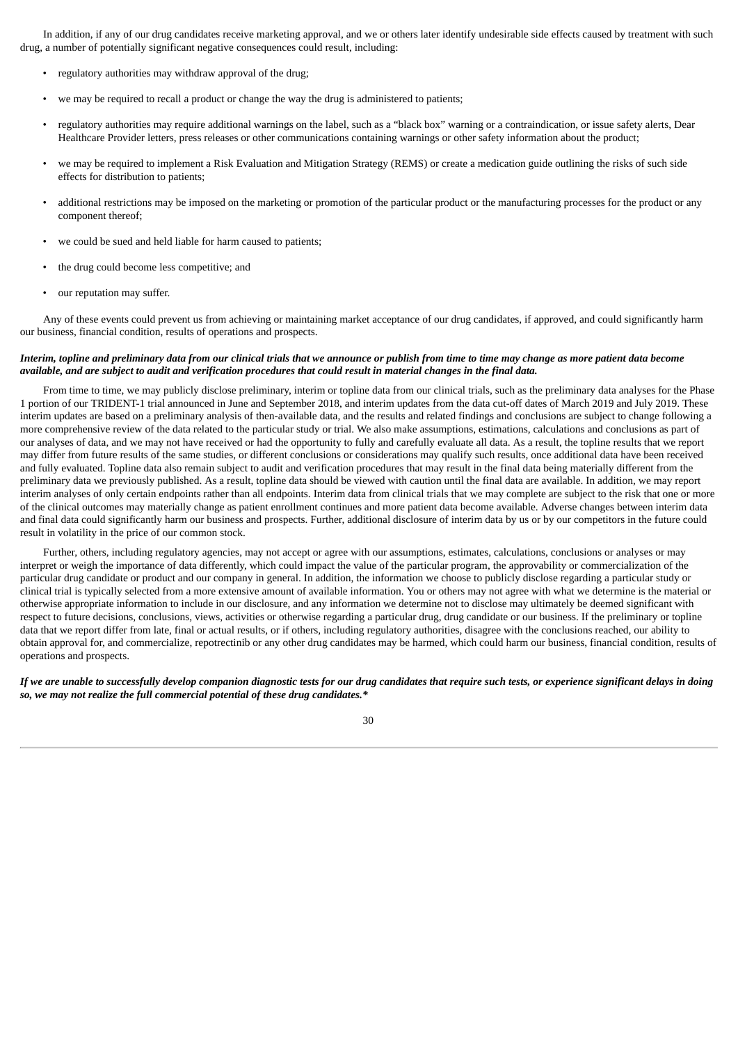In addition, if any of our drug candidates receive marketing approval, and we or others later identify undesirable side effects caused by treatment with such drug, a number of potentially significant negative consequences could result, including:

- regulatory authorities may withdraw approval of the drug;
- we may be required to recall a product or change the way the drug is administered to patients;
- regulatory authorities may require additional warnings on the label, such as a "black box" warning or a contraindication, or issue safety alerts, Dear Healthcare Provider letters, press releases or other communications containing warnings or other safety information about the product;
- we may be required to implement a Risk Evaluation and Mitigation Strategy (REMS) or create a medication guide outlining the risks of such side effects for distribution to patients;
- additional restrictions may be imposed on the marketing or promotion of the particular product or the manufacturing processes for the product or any component thereof;
- we could be sued and held liable for harm caused to patients;
- the drug could become less competitive; and
- our reputation may suffer.

Any of these events could prevent us from achieving or maintaining market acceptance of our drug candidates, if approved, and could significantly harm our business, financial condition, results of operations and prospects.

***Interim, topline and preliminary data from our clinical trials that we announce or publish from time to time may change as more patient data become available, and are subject to audit and verification procedures that could result in material changes in the final data.***

From time to time, we may publicly disclose preliminary, interim or topline data from our clinical trials, such as the preliminary data analyses for the Phase 1 portion of our TRIDENT-1 trial announced in June and September 2018, and interim updates from the data cut-off dates of March 2019 and July 2019. These interim updates are based on a preliminary analysis of then-available data, and the results and related findings and conclusions are subject to change following a more comprehensive review of the data related to the particular study or trial. We also make assumptions, estimations, calculations and conclusions as part of our analyses of data, and we may not have received or had the opportunity to fully and carefully evaluate all data. As a result, the topline results that we report may differ from future results of the same studies, or different conclusions or considerations may qualify such results, once additional data have been received and fully evaluated. Topline data also remain subject to audit and verification procedures that may result in the final data being materially different from the preliminary data we previously published. As a result, topline data should be viewed with caution until the final data are available. In addition, we may report interim analyses of only certain endpoints rather than all endpoints. Interim data from clinical trials that we may complete are subject to the risk that one or more of the clinical outcomes may materially change as patient enrollment continues and more patient data become available. Adverse changes between interim data and final data could significantly harm our business and prospects. Further, additional disclosure of interim data by us or by our competitors in the future could result in volatility in the price of our common stock.

Further, others, including regulatory agencies, may not accept or agree with our assumptions, estimates, calculations, conclusions or analyses or may interpret or weigh the importance of data differently, which could impact the value of the particular program, the approvability or commercialization of the particular drug candidate or product and our company in general. In addition, the information we choose to publicly disclose regarding a particular study or clinical trial is typically selected from a more extensive amount of available information. You or others may not agree with what we determine is the material or otherwise appropriate information to include in our disclosure, and any information we determine not to disclose may ultimately be deemed significant with respect to future decisions, conclusions, views, activities or otherwise regarding a particular drug, drug candidate or our business. If the preliminary or topline data that we report differ from late, final or actual results, or if others, including regulatory authorities, disagree with the conclusions reached, our ability to obtain approval for, and commercialize, repotrectinib or any other drug candidates may be harmed, which could harm our business, financial condition, results of operations and prospects.

***If we are unable to successfully develop companion diagnostic tests for our drug candidates that require such tests, or experience significant delays in doing so, we may not realize the full commercial potential of these drug candidates.****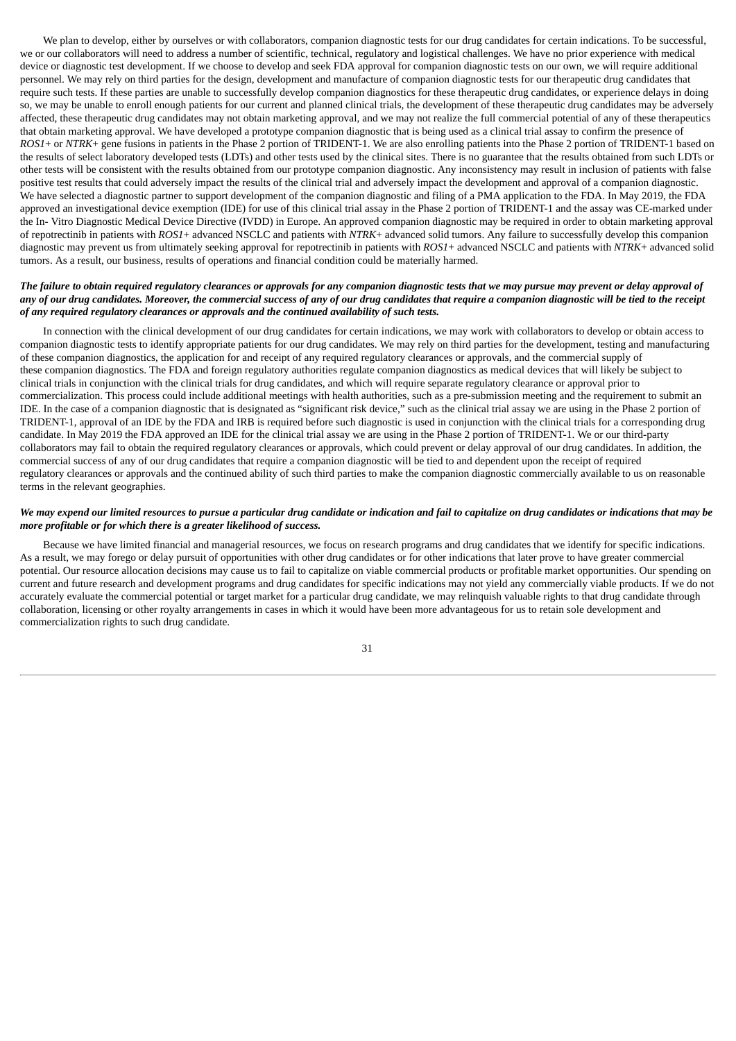We plan to develop, either by ourselves or with collaborators, companion diagnostic tests for our drug candidates for certain indications. To be successful, we or our collaborators will need to address a number of scientific, technical, regulatory and logistical challenges. We have no prior experience with medical device or diagnostic test development. If we choose to develop and seek FDA approval for companion diagnostic tests on our own, we will require additional personnel. We may rely on third parties for the design, development and manufacture of companion diagnostic tests for our therapeutic drug candidates that require such tests. If these parties are unable to successfully develop companion diagnostics for these therapeutic drug candidates, or experience delays in doing so, we may be unable to enroll enough patients for our current and planned clinical trials, the development of these therapeutic drug candidates may be adversely affected, these therapeutic drug candidates may not obtain marketing approval, and we may not realize the full commercial potential of any of these therapeutics that obtain marketing approval. We have developed a prototype companion diagnostic that is being used as a clinical trial assay to confirm the presence of *ROS1*+ or *NTRK*+ gene fusions in patients in the Phase 2 portion of TRIDENT-1. We are also enrolling patients into the Phase 2 portion of TRIDENT-1 based on the results of select laboratory developed tests (LDTs) and other tests used by the clinical sites. There is no guarantee that the results obtained from such LDTs or other tests will be consistent with the results obtained from our prototype companion diagnostic. Any inconsistency may result in inclusion of patients with false positive test results that could adversely impact the results of the clinical trial and adversely impact the development and approval of a companion diagnostic. We have selected a diagnostic partner to support development of the companion diagnostic and filing of a PMA application to the FDA. In May 2019, the FDA approved an investigational device exemption (IDE) for use of this clinical trial assay in the Phase 2 portion of TRIDENT-1 and the assay was CE-marked under the In- Vitro Diagnostic Medical Device Directive (IVDD) in Europe. An approved companion diagnostic may be required in order to obtain marketing approval of repotrectinib in patients with *ROS1*+ advanced NSCLC and patients with *NTRK*+ advanced solid tumors. Any failure to successfully develop this companion diagnostic may prevent us from ultimately seeking approval for repotrectinib in patients with *ROS1*+ advanced NSCLC and patients with *NTRK*+ advanced solid tumors. As a result, our business, results of operations and financial condition could be materially harmed.

***The failure to obtain required regulatory clearances or approvals for any companion diagnostic tests that we may pursue may prevent or delay approval of any of our drug candidates. Moreover, the commercial success of any of our drug candidates that require a companion diagnostic will be tied to the receipt of any required regulatory clearances or approvals and the continued availability of such tests.***

In connection with the clinical development of our drug candidates for certain indications, we may work with collaborators to develop or obtain access to companion diagnostic tests to identify appropriate patients for our drug candidates. We may rely on third parties for the development, testing and manufacturing of these companion diagnostics, the application for and receipt of any required regulatory clearances or approvals, and the commercial supply of these companion diagnostics. The FDA and foreign regulatory authorities regulate companion diagnostics as medical devices that will likely be subject to clinical trials in conjunction with the clinical trials for drug candidates, and which will require separate regulatory clearance or approval prior to commercialization. This process could include additional meetings with health authorities, such as a pre-submission meeting and the requirement to submit an IDE. In the case of a companion diagnostic that is designated as "significant risk device," such as the clinical trial assay we are using in the Phase 2 portion of TRIDENT-1, approval of an IDE by the FDA and IRB is required before such diagnostic is used in conjunction with the clinical trials for a corresponding drug candidate. In May 2019 the FDA approved an IDE for the clinical trial assay we are using in the Phase 2 portion of TRIDENT-1. We or our third-party collaborators may fail to obtain the required regulatory clearances or approvals, which could prevent or delay approval of our drug candidates. In addition, the commercial success of any of our drug candidates that require a companion diagnostic will be tied to and dependent upon the receipt of required regulatory clearances or approvals and the continued ability of such third parties to make the companion diagnostic commercially available to us on reasonable terms in the relevant geographies.

***We may expend our limited resources to pursue a particular drug candidate or indication and fail to capitalize on drug candidates or indications that may be more profitable or for which there is a greater likelihood of success.***

Because we have limited financial and managerial resources, we focus on research programs and drug candidates that we identify for specific indications. As a result, we may forego or delay pursuit of opportunities with other drug candidates or for other indications that later prove to have greater commercial potential. Our resource allocation decisions may cause us to fail to capitalize on viable commercial products or profitable market opportunities. Our spending on current and future research and development programs and drug candidates for specific indications may not yield any commercially viable products. If we do not accurately evaluate the commercial potential or target market for a particular drug candidate, we may relinquish valuable rights to that drug candidate through collaboration, licensing or other royalty arrangements in cases in which it would have been more advantageous for us to retain sole development and commercialization rights to such drug candidate.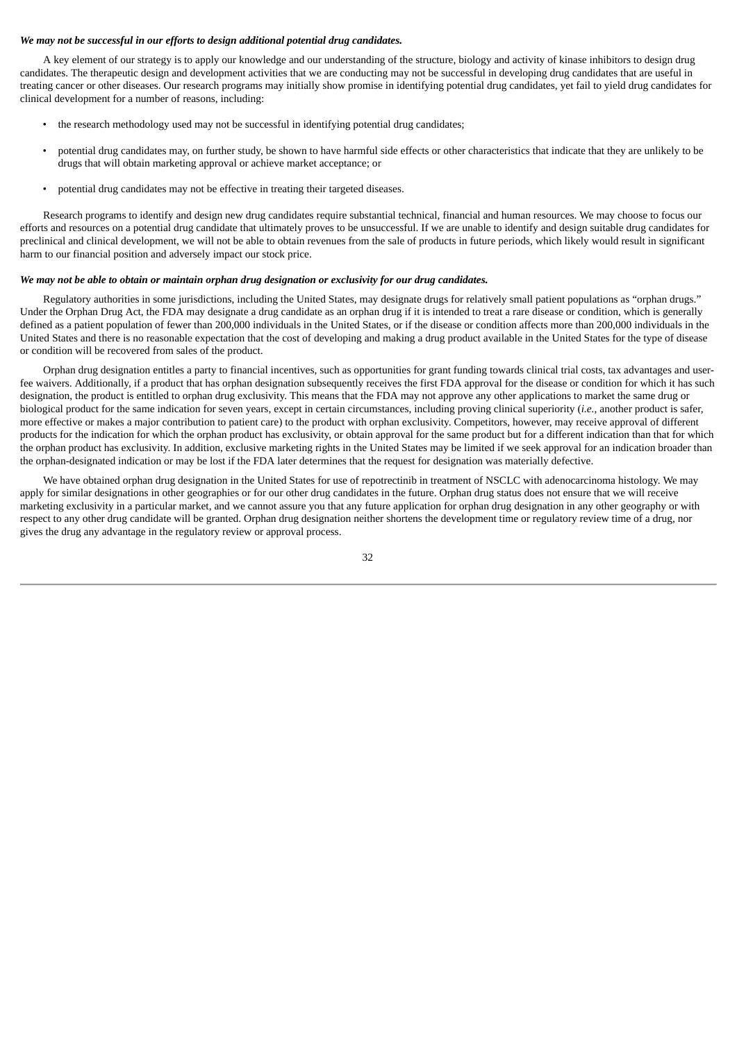***We may not be successful in our efforts to design additional potential drug candidates.***

A key element of our strategy is to apply our knowledge and our understanding of the structure, biology and activity of kinase inhibitors to design drug candidates. The therapeutic design and development activities that we are conducting may not be successful in developing drug candidates that are useful in treating cancer or other diseases. Our research programs may initially show promise in identifying potential drug candidates, yet fail to yield drug candidates for clinical development for a number of reasons, including:

- the research methodology used may not be successful in identifying potential drug candidates;
- potential drug candidates may, on further study, be shown to have harmful side effects or other characteristics that indicate that they are unlikely to be drugs that will obtain marketing approval or achieve market acceptance; or
- potential drug candidates may not be effective in treating their targeted diseases.

Research programs to identify and design new drug candidates require substantial technical, financial and human resources. We may choose to focus our efforts and resources on a potential drug candidate that ultimately proves to be unsuccessful. If we are unable to identify and design suitable drug candidates for preclinical and clinical development, we will not be able to obtain revenues from the sale of products in future periods, which likely would result in significant harm to our financial position and adversely impact our stock price.

***We may not be able to obtain or maintain orphan drug designation or exclusivity for our drug candidates.***

Regulatory authorities in some jurisdictions, including the United States, may designate drugs for relatively small patient populations as "orphan drugs." Under the Orphan Drug Act, the FDA may designate a drug candidate as an orphan drug if it is intended to treat a rare disease or condition, which is generally defined as a patient population of fewer than 200,000 individuals in the United States, or if the disease or condition affects more than 200,000 individuals in the United States and there is no reasonable expectation that the cost of developing and making a drug product available in the United States for the type of disease or condition will be recovered from sales of the product.

Orphan drug designation entitles a party to financial incentives, such as opportunities for grant funding towards clinical trial costs, tax advantages and user-fee waivers. Additionally, if a product that has orphan designation subsequently receives the first FDA approval for the disease or condition for which it has such designation, the product is entitled to orphan drug exclusivity. This means that the FDA may not approve any other applications to market the same drug or biological product for the same indication for seven years, except in certain circumstances, including proving clinical superiority (*i.e.*, another product is safer, more effective or makes a major contribution to patient care) to the product with orphan exclusivity. Competitors, however, may receive approval of different products for the indication for which the orphan product has exclusivity, or obtain approval for the same product but for a different indication than that for which the orphan product has exclusivity. In addition, exclusive marketing rights in the United States may be limited if we seek approval for an indication broader than the orphan-designated indication or may be lost if the FDA later determines that the request for designation was materially defective.

We have obtained orphan drug designation in the United States for use of repotrectinib in treatment of NSCLC with adenocarcinoma histology. We may apply for similar designations in other geographies or for our other drug candidates in the future. Orphan drug status does not ensure that we will receive marketing exclusivity in a particular market, and we cannot assure you that any future application for orphan drug designation in any other geography or with respect to any other drug candidate will be granted. Orphan drug designation neither shortens the development time or regulatory review time of a drug, nor gives the drug any advantage in the regulatory review or approval process.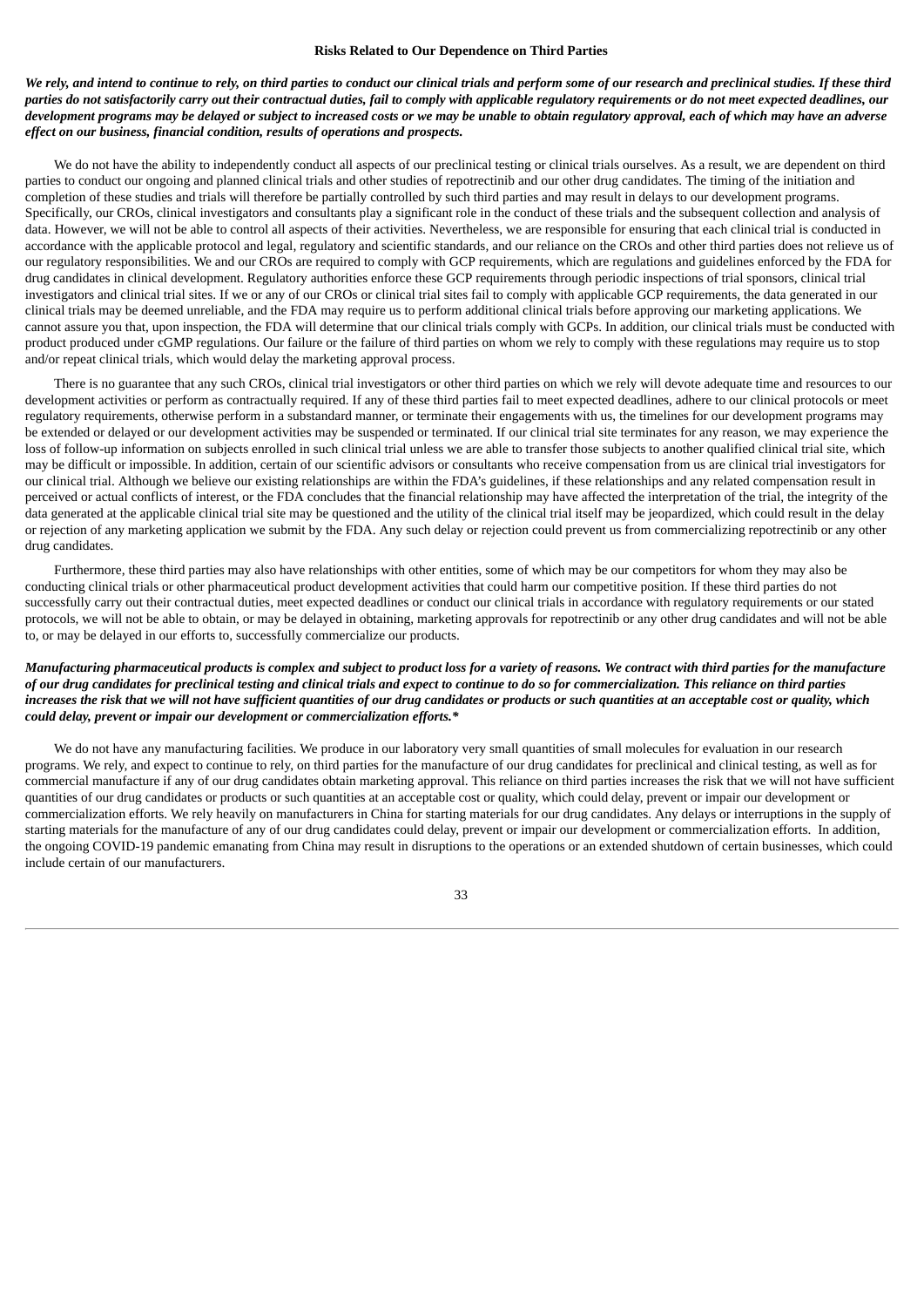**Risks Related to Our Dependence on Third Parties**

***We rely, and intend to continue to rely, on third parties to conduct our clinical trials and perform some of our research and preclinical studies. If these third parties do not satisfactorily carry out their contractual duties, fail to comply with applicable regulatory requirements or do not meet expected deadlines, our development programs may be delayed or subject to increased costs or we may be unable to obtain regulatory approval, each of which may have an adverse effect on our business, financial condition, results of operations and prospects.***

We do not have the ability to independently conduct all aspects of our preclinical testing or clinical trials ourselves. As a result, we are dependent on third parties to conduct our ongoing and planned clinical trials and other studies of repotrectinib and our other drug candidates. The timing of the initiation and completion of these studies and trials will therefore be partially controlled by such third parties and may result in delays to our development programs. Specifically, our CROs, clinical investigators and consultants play a significant role in the conduct of these trials and the subsequent collection and analysis of data. However, we will not be able to control all aspects of their activities. Nevertheless, we are responsible for ensuring that each clinical trial is conducted in accordance with the applicable protocol and legal, regulatory and scientific standards, and our reliance on the CROs and other third parties does not relieve us of our regulatory responsibilities. We and our CROs are required to comply with GCP requirements, which are regulations and guidelines enforced by the FDA for drug candidates in clinical development. Regulatory authorities enforce these GCP requirements through periodic inspections of trial sponsors, clinical trial investigators and clinical trial sites. If we or any of our CROs or clinical trial sites fail to comply with applicable GCP requirements, the data generated in our clinical trials may be deemed unreliable, and the FDA may require us to perform additional clinical trials before approving our marketing applications. We cannot assure you that, upon inspection, the FDA will determine that our clinical trials comply with GCPs. In addition, our clinical trials must be conducted with product produced under cGMP regulations. Our failure or the failure of third parties on whom we rely to comply with these regulations may require us to stop and/or repeat clinical trials, which would delay the marketing approval process.

There is no guarantee that any such CROs, clinical trial investigators or other third parties on which we rely will devote adequate time and resources to our development activities or perform as contractually required. If any of these third parties fail to meet expected deadlines, adhere to our clinical protocols or meet regulatory requirements, otherwise perform in a substandard manner, or terminate their engagements with us, the timelines for our development programs may be extended or delayed or our development activities may be suspended or terminated. If our clinical trial site terminates for any reason, we may experience the loss of follow-up information on subjects enrolled in such clinical trial unless we are able to transfer those subjects to another qualified clinical trial site, which may be difficult or impossible. In addition, certain of our scientific advisors or consultants who receive compensation from us are clinical trial investigators for our clinical trial. Although we believe our existing relationships are within the FDA's guidelines, if these relationships and any related compensation result in perceived or actual conflicts of interest, or the FDA concludes that the financial relationship may have affected the interpretation of the trial, the integrity of the data generated at the applicable clinical trial site may be questioned and the utility of the clinical trial itself may be jeopardized, which could result in the delay or rejection of any marketing application we submit by the FDA. Any such delay or rejection could prevent us from commercializing repotrectinib or any other drug candidates.

Furthermore, these third parties may also have relationships with other entities, some of which may be our competitors for whom they may also be conducting clinical trials or other pharmaceutical product development activities that could harm our competitive position. If these third parties do not successfully carry out their contractual duties, meet expected deadlines or conduct our clinical trials in accordance with regulatory requirements or our stated protocols, we will not be able to obtain, or may be delayed in obtaining, marketing approvals for repotrectinib or any other drug candidates and will not be able to, or may be delayed in our efforts to, successfully commercialize our products.

***Manufacturing pharmaceutical products is complex and subject to product loss for a variety of reasons. We contract with third parties for the manufacture of our drug candidates for preclinical testing and clinical trials and expect to continue to do so for commercialization. This reliance on third parties increases the risk that we will not have sufficient quantities of our drug candidates or products or such quantities at an acceptable cost or quality, which could delay, prevent or impair our development or commercialization efforts.****

We do not have any manufacturing facilities. We produce in our laboratory very small quantities of small molecules for evaluation in our research programs. We rely, and expect to continue to rely, on third parties for the manufacture of our drug candidates for preclinical and clinical testing, as well as for commercial manufacture if any of our drug candidates obtain marketing approval. This reliance on third parties increases the risk that we will not have sufficient quantities of our drug candidates or products or such quantities at an acceptable cost or quality, which could delay, prevent or impair our development or commercialization efforts. We rely heavily on manufacturers in China for starting materials for our drug candidates. Any delays or interruptions in the supply of starting materials for the manufacture of any of our drug candidates could delay, prevent or impair our development or commercialization efforts. In addition, the ongoing COVID-19 pandemic emanating from China may result in disruptions to the operations or an extended shutdown of certain businesses, which could include certain of our manufacturers.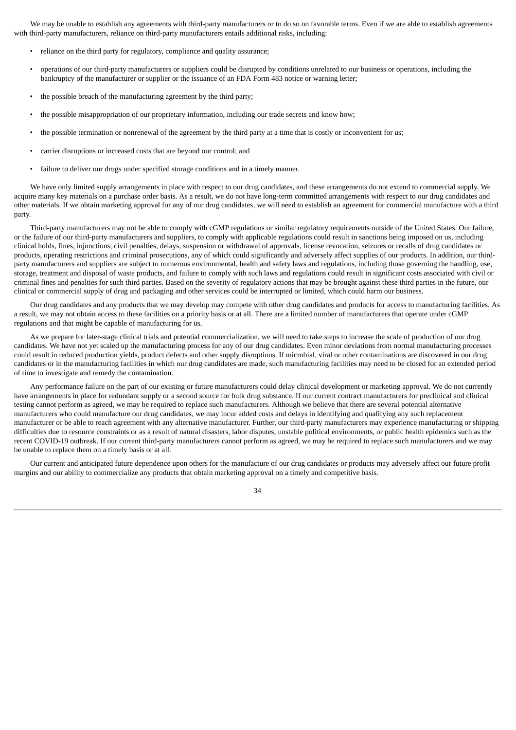We may be unable to establish any agreements with third-party manufacturers or to do so on favorable terms. Even if we are able to establish agreements with third-party manufacturers, reliance on third-party manufacturers entails additional risks, including:

- reliance on the third party for regulatory, compliance and quality assurance;
- operations of our third-party manufacturers or suppliers could be disrupted by conditions unrelated to our business or operations, including the bankruptcy of the manufacturer or supplier or the issuance of an FDA Form 483 notice or warning letter;
- the possible breach of the manufacturing agreement by the third party;
- the possible misappropriation of our proprietary information, including our trade secrets and know how;
- the possible termination or nonrenewal of the agreement by the third party at a time that is costly or inconvenient for us;
- carrier disruptions or increased costs that are beyond our control; and
- failure to deliver our drugs under specified storage conditions and in a timely manner.

We have only limited supply arrangements in place with respect to our drug candidates, and these arrangements do not extend to commercial supply. We acquire many key materials on a purchase order basis. As a result, we do not have long-term committed arrangements with respect to our drug candidates and other materials. If we obtain marketing approval for any of our drug candidates, we will need to establish an agreement for commercial manufacture with a third party.

Third-party manufacturers may not be able to comply with cGMP regulations or similar regulatory requirements outside of the United States. Our failure, or the failure of our third-party manufacturers and suppliers, to comply with applicable regulations could result in sanctions being imposed on us, including clinical holds, fines, injunctions, civil penalties, delays, suspension or withdrawal of approvals, license revocation, seizures or recalls of drug candidates or products, operating restrictions and criminal prosecutions, any of which could significantly and adversely affect supplies of our products. In addition, our third-party manufacturers and suppliers are subject to numerous environmental, health and safety laws and regulations, including those governing the handling, use, storage, treatment and disposal of waste products, and failure to comply with such laws and regulations could result in significant costs associated with civil or criminal fines and penalties for such third parties. Based on the severity of regulatory actions that may be brought against these third parties in the future, our clinical or commercial supply of drug and packaging and other services could be interrupted or limited, which could harm our business.

Our drug candidates and any products that we may develop may compete with other drug candidates and products for access to manufacturing facilities. As a result, we may not obtain access to these facilities on a priority basis or at all. There are a limited number of manufacturers that operate under cGMP regulations and that might be capable of manufacturing for us.

As we prepare for later-stage clinical trials and potential commercialization, we will need to take steps to increase the scale of production of our drug candidates. We have not yet scaled up the manufacturing process for any of our drug candidates. Even minor deviations from normal manufacturing processes could result in reduced production yields, product defects and other supply disruptions. If microbial, viral or other contaminations are discovered in our drug candidates or in the manufacturing facilities in which our drug candidates are made, such manufacturing facilities may need to be closed for an extended period of time to investigate and remedy the contamination.

Any performance failure on the part of our existing or future manufacturers could delay clinical development or marketing approval. We do not currently have arrangements in place for redundant supply or a second source for bulk drug substance. If our current contract manufacturers for preclinical and clinical testing cannot perform as agreed, we may be required to replace such manufacturers. Although we believe that there are several potential alternative manufacturers who could manufacture our drug candidates, we may incur added costs and delays in identifying and qualifying any such replacement manufacturer or be able to reach agreement with any alternative manufacturer. Further, our third-party manufacturers may experience manufacturing or shipping difficulties due to resource constraints or as a result of natural disasters, labor disputes, unstable political environments, or public health epidemics such as the recent COVID-19 outbreak. If our current third-party manufacturers cannot perform as agreed, we may be required to replace such manufacturers and we may be unable to replace them on a timely basis or at all.

Our current and anticipated future dependence upon others for the manufacture of our drug candidates or products may adversely affect our future profit margins and our ability to commercialize any products that obtain marketing approval on a timely and competitive basis.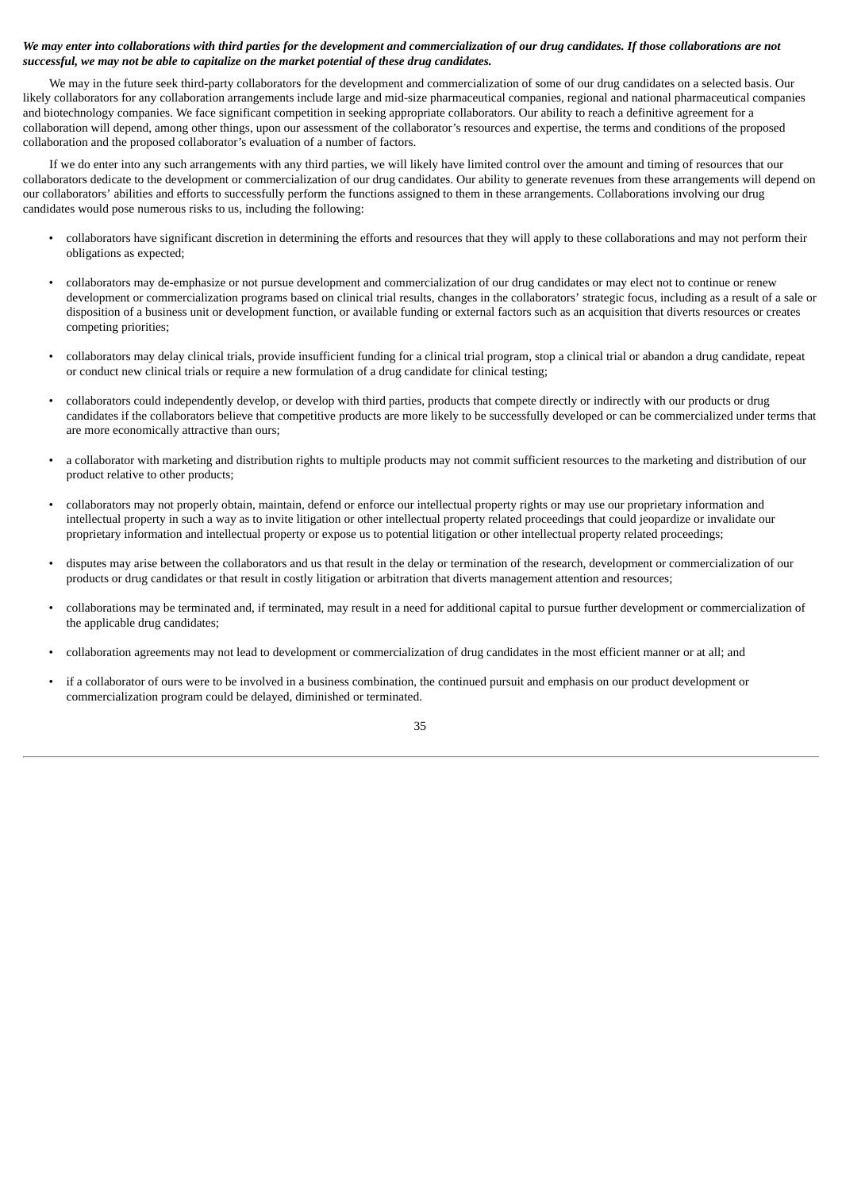***We may enter into collaborations with third parties for the development and commercialization of our drug candidates. If those collaborations are not successful, we may not be able to capitalize on the market potential of these drug candidates.***

We may in the future seek third-party collaborators for the development and commercialization of some of our drug candidates on a selected basis. Our likely collaborators for any collaboration arrangements include large and mid-size pharmaceutical companies, regional and national pharmaceutical companies and biotechnology companies. We face significant competition in seeking appropriate collaborators. Our ability to reach a definitive agreement for a collaboration will depend, among other things, upon our assessment of the collaborator's resources and expertise, the terms and conditions of the proposed collaboration and the proposed collaborator's evaluation of a number of factors.

If we do enter into any such arrangements with any third parties, we will likely have limited control over the amount and timing of resources that our collaborators dedicate to the development or commercialization of our drug candidates. Our ability to generate revenues from these arrangements will depend on our collaborators' abilities and efforts to successfully perform the functions assigned to them in these arrangements. Collaborations involving our drug candidates would pose numerous risks to us, including the following:

- collaborators have significant discretion in determining the efforts and resources that they will apply to these collaborations and may not perform their obligations as expected;
- collaborators may de-emphasize or not pursue development and commercialization of our drug candidates or may elect not to continue or renew development or commercialization programs based on clinical trial results, changes in the collaborators' strategic focus, including as a result of a sale or disposition of a business unit or development function, or available funding or external factors such as an acquisition that diverts resources or creates competing priorities;
- collaborators may delay clinical trials, provide insufficient funding for a clinical trial program, stop a clinical trial or abandon a drug candidate, repeat or conduct new clinical trials or require a new formulation of a drug candidate for clinical testing;
- collaborators could independently develop, or develop with third parties, products that compete directly or indirectly with our products or drug candidates if the collaborators believe that competitive products are more likely to be successfully developed or can be commercialized under terms that are more economically attractive than ours;
- a collaborator with marketing and distribution rights to multiple products may not commit sufficient resources to the marketing and distribution of our product relative to other products;
- collaborators may not properly obtain, maintain, defend or enforce our intellectual property rights or may use our proprietary information and intellectual property in such a way as to invite litigation or other intellectual property related proceedings that could jeopardize or invalidate our proprietary information and intellectual property or expose us to potential litigation or other intellectual property related proceedings;
- disputes may arise between the collaborators and us that result in the delay or termination of the research, development or commercialization of our products or drug candidates or that result in costly litigation or arbitration that diverts management attention and resources;
- collaborations may be terminated and, if terminated, may result in a need for additional capital to pursue further development or commercialization of the applicable drug candidates;
- collaboration agreements may not lead to development or commercialization of drug candidates in the most efficient manner or at all; and
- if a collaborator of ours were to be involved in a business combination, the continued pursuit and emphasis on our product development or commercialization program could be delayed, diminished or terminated.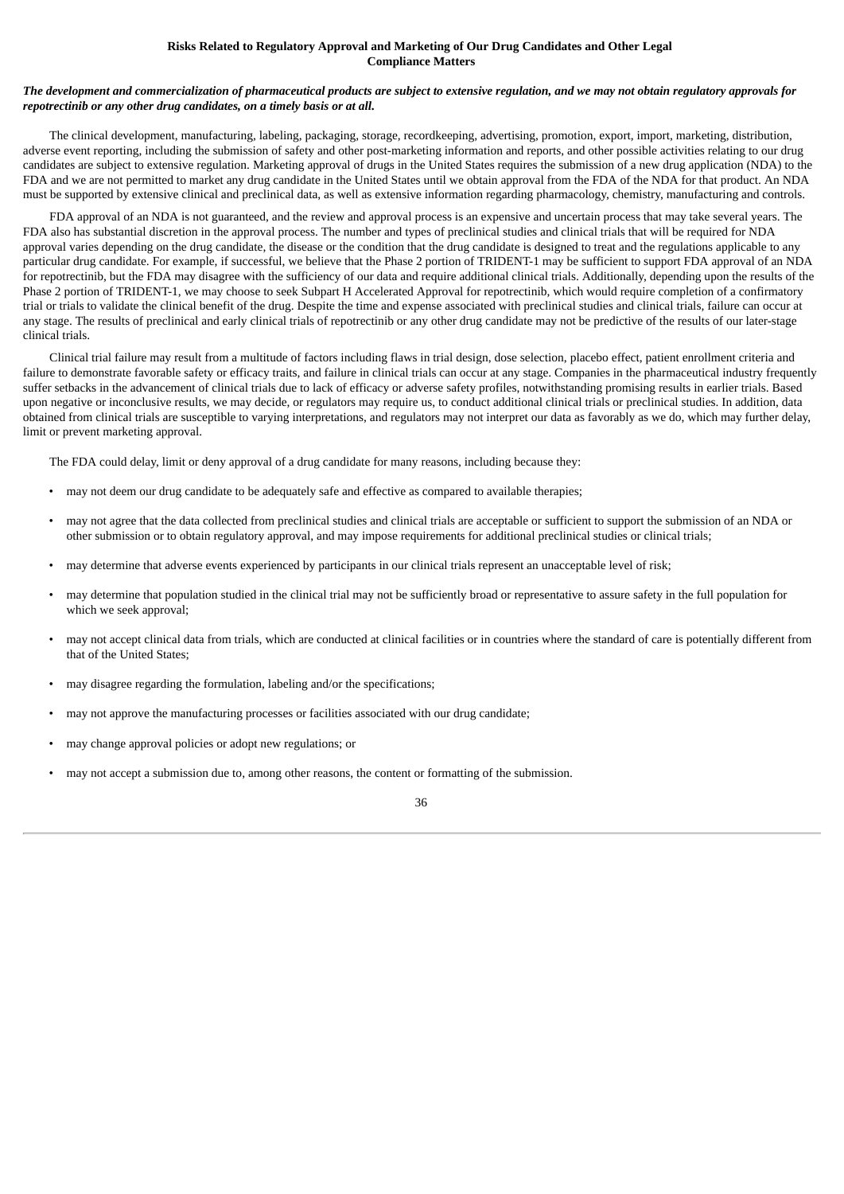## Risks Related to Regulatory Approval and Marketing of Our Drug Candidates and Other Legal Compliance Matters

***The development and commercialization of pharmaceutical products are subject to extensive regulation, and we may not obtain regulatory approvals for repotrectinib or any other drug candidates, on a timely basis or at all.***

The clinical development, manufacturing, labeling, packaging, storage, recordkeeping, advertising, promotion, export, import, marketing, distribution, adverse event reporting, including the submission of safety and other post-marketing information and reports, and other possible activities relating to our drug candidates are subject to extensive regulation. Marketing approval of drugs in the United States requires the submission of a new drug application (NDA) to the FDA and we are not permitted to market any drug candidate in the United States until we obtain approval from the FDA of the NDA for that product. An NDA must be supported by extensive clinical and preclinical data, as well as extensive information regarding pharmacology, chemistry, manufacturing and controls.

FDA approval of an NDA is not guaranteed, and the review and approval process is an expensive and uncertain process that may take several years. The FDA also has substantial discretion in the approval process. The number and types of preclinical studies and clinical trials that will be required for NDA approval varies depending on the drug candidate, the disease or the condition that the drug candidate is designed to treat and the regulations applicable to any particular drug candidate. For example, if successful, we believe that the Phase 2 portion of TRIDENT-1 may be sufficient to support FDA approval of an NDA for repotrectinib, but the FDA may disagree with the sufficiency of our data and require additional clinical trials. Additionally, depending upon the results of the Phase 2 portion of TRIDENT-1, we may choose to seek Subpart H Accelerated Approval for repotrectinib, which would require completion of a confirmatory trial or trials to validate the clinical benefit of the drug. Despite the time and expense associated with preclinical studies and clinical trials, failure can occur at any stage. The results of preclinical and early clinical trials of repotrectinib or any other drug candidate may not be predictive of the results of our later-stage clinical trials.

Clinical trial failure may result from a multitude of factors including flaws in trial design, dose selection, placebo effect, patient enrollment criteria and failure to demonstrate favorable safety or efficacy traits, and failure in clinical trials can occur at any stage. Companies in the pharmaceutical industry frequently suffer setbacks in the advancement of clinical trials due to lack of efficacy or adverse safety profiles, notwithstanding promising results in earlier trials. Based upon negative or inconclusive results, we may decide, or regulators may require us, to conduct additional clinical trials or preclinical studies. In addition, data obtained from clinical trials are susceptible to varying interpretations, and regulators may not interpret our data as favorably as we do, which may further delay, limit or prevent marketing approval.

The FDA could delay, limit or deny approval of a drug candidate for many reasons, including because they:

- may not deem our drug candidate to be adequately safe and effective as compared to available therapies;
- may not agree that the data collected from preclinical studies and clinical trials are acceptable or sufficient to support the submission of an NDA or other submission or to obtain regulatory approval, and may impose requirements for additional preclinical studies or clinical trials;
- may determine that adverse events experienced by participants in our clinical trials represent an unacceptable level of risk;
- may determine that population studied in the clinical trial may not be sufficiently broad or representative to assure safety in the full population for which we seek approval;
- may not accept clinical data from trials, which are conducted at clinical facilities or in countries where the standard of care is potentially different from that of the United States;
- may disagree regarding the formulation, labeling and/or the specifications;
- may not approve the manufacturing processes or facilities associated with our drug candidate;
- may change approval policies or adopt new regulations; or
- may not accept a submission due to, among other reasons, the content or formatting of the submission.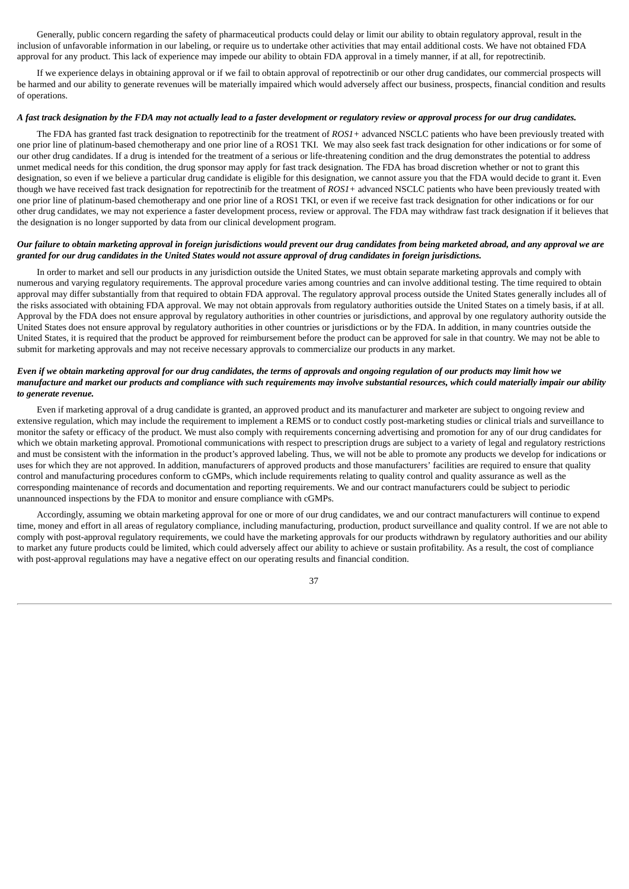Generally, public concern regarding the safety of pharmaceutical products could delay or limit our ability to obtain regulatory approval, result in the inclusion of unfavorable information in our labeling, or require us to undertake other activities that may entail additional costs. We have not obtained FDA approval for any product. This lack of experience may impede our ability to obtain FDA approval in a timely manner, if at all, for repotrectinib.

If we experience delays in obtaining approval or if we fail to obtain approval of repotrectinib or our other drug candidates, our commercial prospects will be harmed and our ability to generate revenues will be materially impaired which would adversely affect our business, prospects, financial condition and results of operations.

***A fast track designation by the FDA may not actually lead to a faster development or regulatory review or approval process for our drug candidates.***

The FDA has granted fast track designation to repotrectinib for the treatment of *ROS1+* advanced NSCLC patients who have been previously treated with one prior line of platinum-based chemotherapy and one prior line of a ROS1 TKI. We may also seek fast track designation for other indications or for some of our other drug candidates. If a drug is intended for the treatment of a serious or life-threatening condition and the drug demonstrates the potential to address unmet medical needs for this condition, the drug sponsor may apply for fast track designation. The FDA has broad discretion whether or not to grant this designation, so even if we believe a particular drug candidate is eligible for this designation, we cannot assure you that the FDA would decide to grant it. Even though we have received fast track designation for repotrectinib for the treatment of *ROS1+* advanced NSCLC patients who have been previously treated with one prior line of platinum-based chemotherapy and one prior line of a ROS1 TKI, or even if we receive fast track designation for other indications or for our other drug candidates, we may not experience a faster development process, review or approval. The FDA may withdraw fast track designation if it believes that the designation is no longer supported by data from our clinical development program.

***Our failure to obtain marketing approval in foreign jurisdictions would prevent our drug candidates from being marketed abroad, and any approval we are granted for our drug candidates in the United States would not assure approval of drug candidates in foreign jurisdictions.***

In order to market and sell our products in any jurisdiction outside the United States, we must obtain separate marketing approvals and comply with numerous and varying regulatory requirements. The approval procedure varies among countries and can involve additional testing. The time required to obtain approval may differ substantially from that required to obtain FDA approval. The regulatory approval process outside the United States generally includes all of the risks associated with obtaining FDA approval. We may not obtain approvals from regulatory authorities outside the United States on a timely basis, if at all. Approval by the FDA does not ensure approval by regulatory authorities in other countries or jurisdictions, and approval by one regulatory authority outside the United States does not ensure approval by regulatory authorities in other countries or jurisdictions or by the FDA. In addition, in many countries outside the United States, it is required that the product be approved for reimbursement before the product can be approved for sale in that country. We may not be able to submit for marketing approvals and may not receive necessary approvals to commercialize our products in any market.

***Even if we obtain marketing approval for our drug candidates, the terms of approvals and ongoing regulation of our products may limit how we manufacture and market our products and compliance with such requirements may involve substantial resources, which could materially impair our ability to generate revenue.***

Even if marketing approval of a drug candidate is granted, an approved product and its manufacturer and marketer are subject to ongoing review and extensive regulation, which may include the requirement to implement a REMS or to conduct costly post-marketing studies or clinical trials and surveillance to monitor the safety or efficacy of the product. We must also comply with requirements concerning advertising and promotion for any of our drug candidates for which we obtain marketing approval. Promotional communications with respect to prescription drugs are subject to a variety of legal and regulatory restrictions and must be consistent with the information in the product's approved labeling. Thus, we will not be able to promote any products we develop for indications or uses for which they are not approved. In addition, manufacturers of approved products and those manufacturers' facilities are required to ensure that quality control and manufacturing procedures conform to cGMPs, which include requirements relating to quality control and quality assurance as well as the corresponding maintenance of records and documentation and reporting requirements. We and our contract manufacturers could be subject to periodic unannounced inspections by the FDA to monitor and ensure compliance with cGMPs.

Accordingly, assuming we obtain marketing approval for one or more of our drug candidates, we and our contract manufacturers will continue to expend time, money and effort in all areas of regulatory compliance, including manufacturing, production, product surveillance and quality control. If we are not able to comply with post-approval regulatory requirements, we could have the marketing approvals for our products withdrawn by regulatory authorities and our ability to market any future products could be limited, which could adversely affect our ability to achieve or sustain profitability. As a result, the cost of compliance with post-approval regulations may have a negative effect on our operating results and financial condition.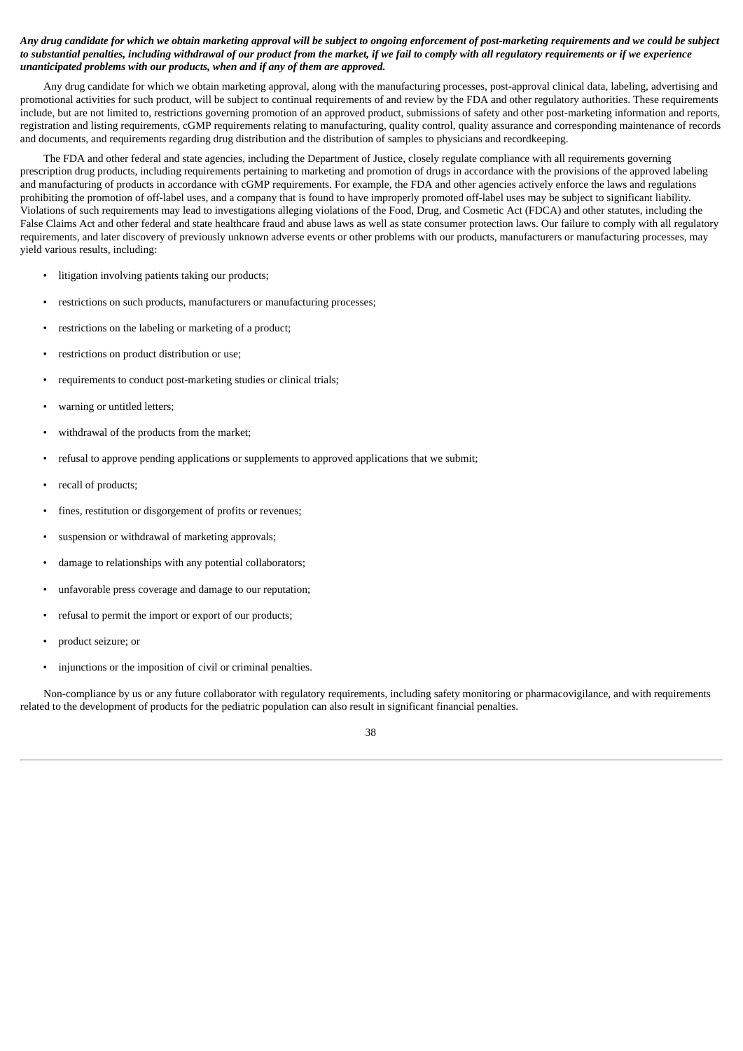***Any drug candidate for which we obtain marketing approval will be subject to ongoing enforcement of post-marketing requirements and we could be subject to substantial penalties, including withdrawal of our product from the market, if we fail to comply with all regulatory requirements or if we experience unanticipated problems with our products, when and if any of them are approved.***

Any drug candidate for which we obtain marketing approval, along with the manufacturing processes, post-approval clinical data, labeling, advertising and promotional activities for such product, will be subject to continual requirements of and review by the FDA and other regulatory authorities. These requirements include, but are not limited to, restrictions governing promotion of an approved product, submissions of safety and other post-marketing information and reports, registration and listing requirements, cGMP requirements relating to manufacturing, quality control, quality assurance and corresponding maintenance of records and documents, and requirements regarding drug distribution and the distribution of samples to physicians and recordkeeping.

The FDA and other federal and state agencies, including the Department of Justice, closely regulate compliance with all requirements governing prescription drug products, including requirements pertaining to marketing and promotion of drugs in accordance with the provisions of the approved labeling and manufacturing of products in accordance with cGMP requirements. For example, the FDA and other agencies actively enforce the laws and regulations prohibiting the promotion of off-label uses, and a company that is found to have improperly promoted off-label uses may be subject to significant liability. Violations of such requirements may lead to investigations alleging violations of the Food, Drug, and Cosmetic Act (FDCA) and other statutes, including the False Claims Act and other federal and state healthcare fraud and abuse laws as well as state consumer protection laws. Our failure to comply with all regulatory requirements, and later discovery of previously unknown adverse events or other problems with our products, manufacturers or manufacturing processes, may yield various results, including:

- litigation involving patients taking our products;
- restrictions on such products, manufacturers or manufacturing processes;
- restrictions on the labeling or marketing of a product;
- restrictions on product distribution or use;
- requirements to conduct post-marketing studies or clinical trials;
- warning or untitled letters;
- withdrawal of the products from the market;
- refusal to approve pending applications or supplements to approved applications that we submit;
- recall of products;
- fines, restitution or disgorgement of profits or revenues;
- suspension or withdrawal of marketing approvals;
- damage to relationships with any potential collaborators;
- unfavorable press coverage and damage to our reputation;
- refusal to permit the import or export of our products;
- product seizure; or
- injunctions or the imposition of civil or criminal penalties.

Non-compliance by us or any future collaborator with regulatory requirements, including safety monitoring or pharmacovigilance, and with requirements related to the development of products for the pediatric population can also result in significant financial penalties.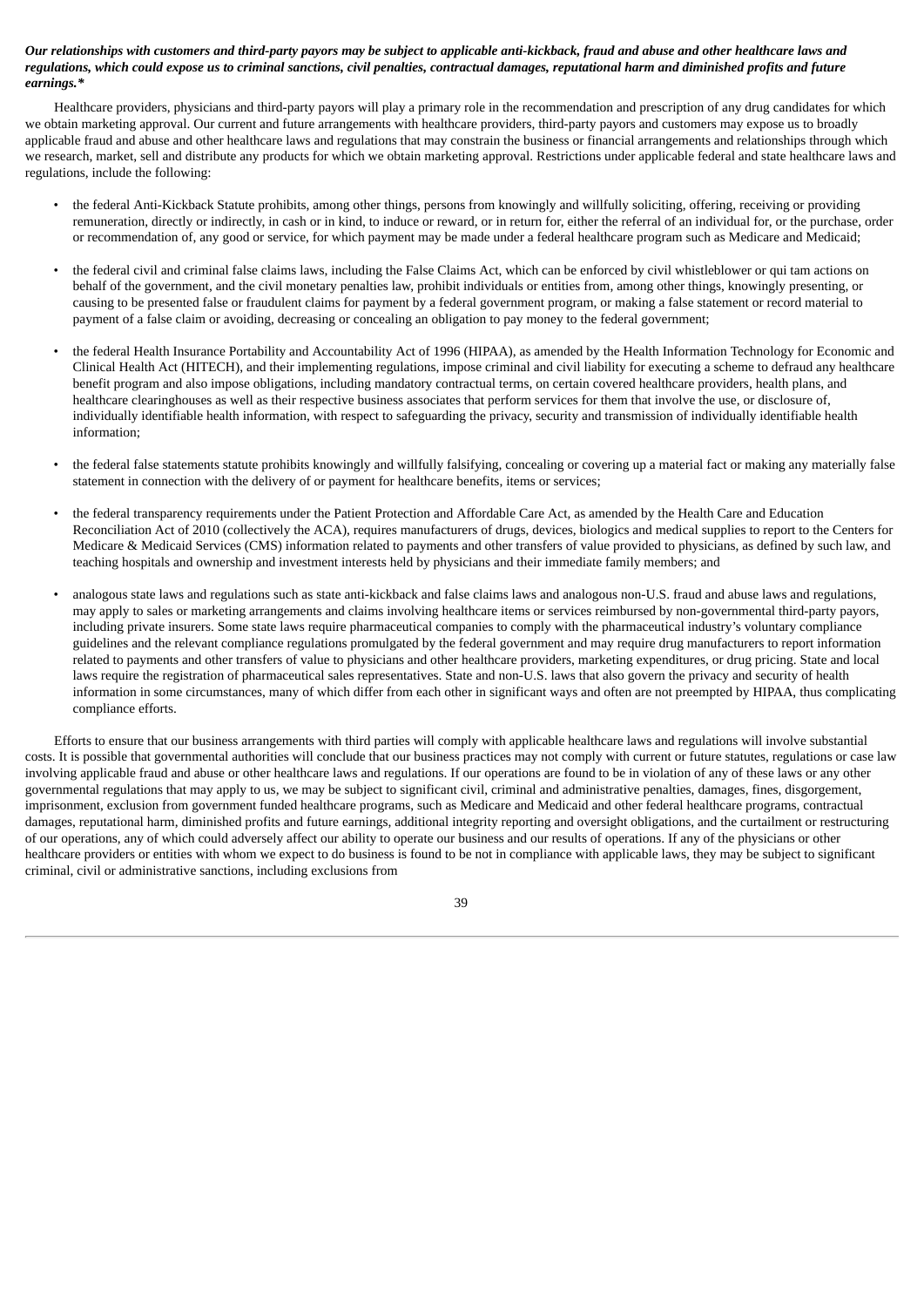***Our relationships with customers and third-party payors may be subject to applicable anti-kickback, fraud and abuse and other healthcare laws and regulations, which could expose us to criminal sanctions, civil penalties, contractual damages, reputational harm and diminished profits and future earnings.****

Healthcare providers, physicians and third-party payors will play a primary role in the recommendation and prescription of any drug candidates for which we obtain marketing approval. Our current and future arrangements with healthcare providers, third-party payors and customers may expose us to broadly applicable fraud and abuse and other healthcare laws and regulations that may constrain the business or financial arrangements and relationships through which we research, market, sell and distribute any products for which we obtain marketing approval. Restrictions under applicable federal and state healthcare laws and regulations, include the following:

- the federal Anti-Kickback Statute prohibits, among other things, persons from knowingly and willfully soliciting, offering, receiving or providing remuneration, directly or indirectly, in cash or in kind, to induce or reward, or in return for, either the referral of an individual for, or the purchase, order or recommendation of, any good or service, for which payment may be made under a federal healthcare program such as Medicare and Medicaid;

- the federal civil and criminal false claims laws, including the False Claims Act, which can be enforced by civil whistleblower or qui tam actions on behalf of the government, and the civil monetary penalties law, prohibit individuals or entities from, among other things, knowingly presenting, or causing to be presented false or fraudulent claims for payment by a federal government program, or making a false statement or record material to payment of a false claim or avoiding, decreasing or concealing an obligation to pay money to the federal government;

- the federal Health Insurance Portability and Accountability Act of 1996 (HIPAA), as amended by the Health Information Technology for Economic and Clinical Health Act (HITECH), and their implementing regulations, impose criminal and civil liability for executing a scheme to defraud any healthcare benefit program and also impose obligations, including mandatory contractual terms, on certain covered healthcare providers, health plans, and healthcare clearinghouses as well as their respective business associates that perform services for them that involve the use, or disclosure of, individually identifiable health information, with respect to safeguarding the privacy, security and transmission of individually identifiable health information;

- the federal false statements statute prohibits knowingly and willfully falsifying, concealing or covering up a material fact or making any materially false statement in connection with the delivery of or payment for healthcare benefits, items or services;

- the federal transparency requirements under the Patient Protection and Affordable Care Act, as amended by the Health Care and Education Reconciliation Act of 2010 (collectively the ACA), requires manufacturers of drugs, devices, biologics and medical supplies to report to the Centers for Medicare & Medicaid Services (CMS) information related to payments and other transfers of value provided to physicians, as defined by such law, and teaching hospitals and ownership and investment interests held by physicians and their immediate family members; and

- analogous state laws and regulations such as state anti-kickback and false claims laws and analogous non-U.S. fraud and abuse laws and regulations, may apply to sales or marketing arrangements and claims involving healthcare items or services reimbursed by non-governmental third-party payors, including private insurers. Some state laws require pharmaceutical companies to comply with the pharmaceutical industry's voluntary compliance guidelines and the relevant compliance regulations promulgated by the federal government and may require drug manufacturers to report information related to payments and other transfers of value to physicians and other healthcare providers, marketing expenditures, or drug pricing. State and local laws require the registration of pharmaceutical sales representatives. State and non-U.S. laws that also govern the privacy and security of health information in some circumstances, many of which differ from each other in significant ways and often are not preempted by HIPAA, thus complicating compliance efforts.

Efforts to ensure that our business arrangements with third parties will comply with applicable healthcare laws and regulations will involve substantial costs. It is possible that governmental authorities will conclude that our business practices may not comply with current or future statutes, regulations or case law involving applicable fraud and abuse or other healthcare laws and regulations. If our operations are found to be in violation of any of these laws or any other governmental regulations that may apply to us, we may be subject to significant civil, criminal and administrative penalties, damages, fines, disgorgement, imprisonment, exclusion from government funded healthcare programs, such as Medicare and Medicaid and other federal healthcare programs, contractual damages, reputational harm, diminished profits and future earnings, additional integrity reporting and oversight obligations, and the curtailment or restructuring of our operations, any of which could adversely affect our ability to operate our business and our results of operations. If any of the physicians or other healthcare providers or entities with whom we expect to do business is found to be not in compliance with applicable laws, they may be subject to significant criminal, civil or administrative sanctions, including exclusions from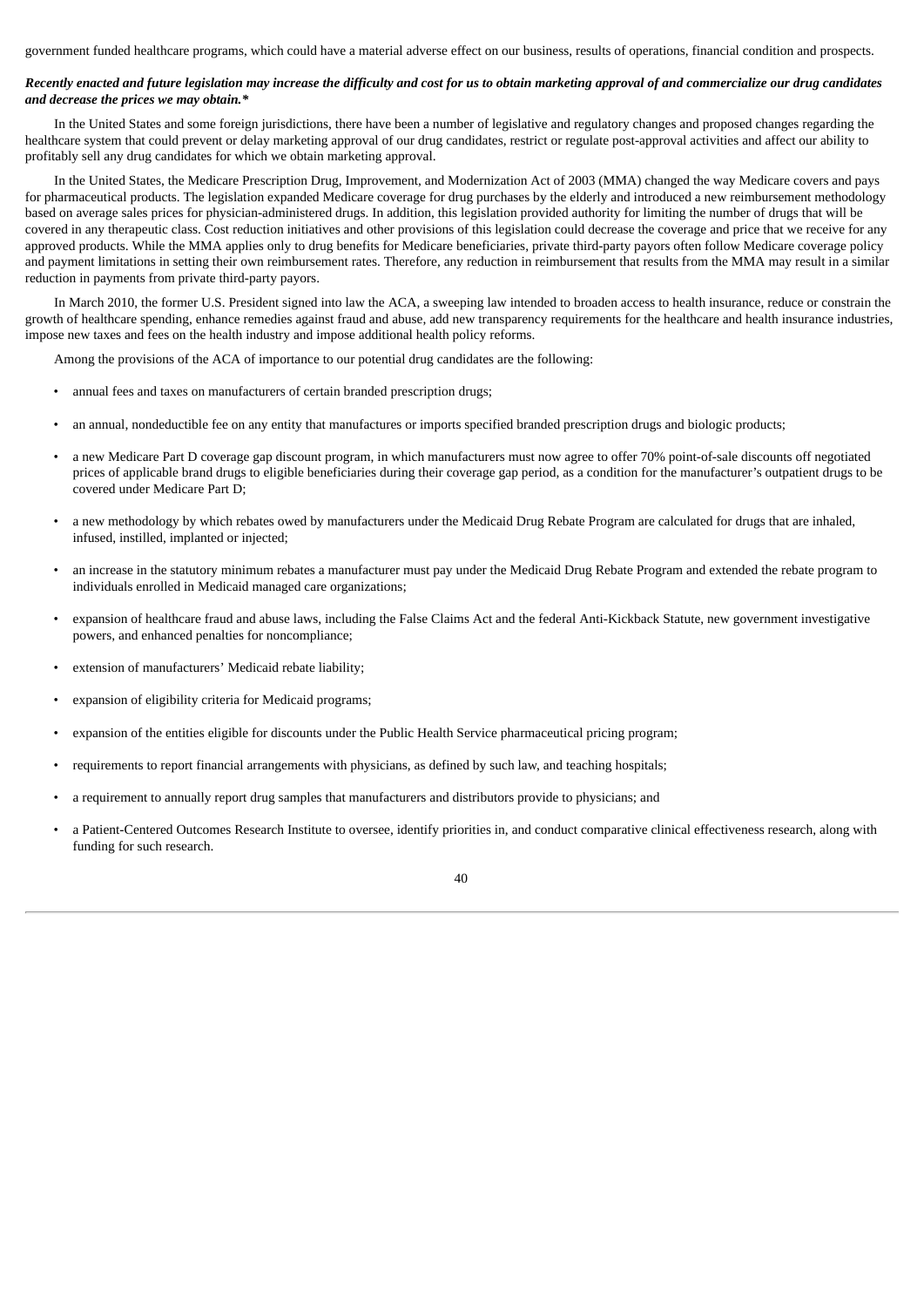government funded healthcare programs, which could have a material adverse effect on our business, results of operations, financial condition and prospects.

***Recently enacted and future legislation may increase the difficulty and cost for us to obtain marketing approval of and commercialize our drug candidates and decrease the prices we may obtain.****

In the United States and some foreign jurisdictions, there have been a number of legislative and regulatory changes and proposed changes regarding the healthcare system that could prevent or delay marketing approval of our drug candidates, restrict or regulate post-approval activities and affect our ability to profitably sell any drug candidates for which we obtain marketing approval.

In the United States, the Medicare Prescription Drug, Improvement, and Modernization Act of 2003 (MMA) changed the way Medicare covers and pays for pharmaceutical products. The legislation expanded Medicare coverage for drug purchases by the elderly and introduced a new reimbursement methodology based on average sales prices for physician-administered drugs. In addition, this legislation provided authority for limiting the number of drugs that will be covered in any therapeutic class. Cost reduction initiatives and other provisions of this legislation could decrease the coverage and price that we receive for any approved products. While the MMA applies only to drug benefits for Medicare beneficiaries, private third-party payors often follow Medicare coverage policy and payment limitations in setting their own reimbursement rates. Therefore, any reduction in reimbursement that results from the MMA may result in a similar reduction in payments from private third-party payors.

In March 2010, the former U.S. President signed into law the ACA, a sweeping law intended to broaden access to health insurance, reduce or constrain the growth of healthcare spending, enhance remedies against fraud and abuse, add new transparency requirements for the healthcare and health insurance industries, impose new taxes and fees on the health industry and impose additional health policy reforms.

Among the provisions of the ACA of importance to our potential drug candidates are the following:

- annual fees and taxes on manufacturers of certain branded prescription drugs;
- an annual, nondeductible fee on any entity that manufactures or imports specified branded prescription drugs and biologic products;
- a new Medicare Part D coverage gap discount program, in which manufacturers must now agree to offer 70% point-of-sale discounts off negotiated prices of applicable brand drugs to eligible beneficiaries during their coverage gap period, as a condition for the manufacturer's outpatient drugs to be covered under Medicare Part D;
- a new methodology by which rebates owed by manufacturers under the Medicaid Drug Rebate Program are calculated for drugs that are inhaled, infused, instilled, implanted or injected;
- an increase in the statutory minimum rebates a manufacturer must pay under the Medicaid Drug Rebate Program and extended the rebate program to individuals enrolled in Medicaid managed care organizations;
- expansion of healthcare fraud and abuse laws, including the False Claims Act and the federal Anti-Kickback Statute, new government investigative powers, and enhanced penalties for noncompliance;
- extension of manufacturers' Medicaid rebate liability;
- expansion of eligibility criteria for Medicaid programs;
- expansion of the entities eligible for discounts under the Public Health Service pharmaceutical pricing program;
- requirements to report financial arrangements with physicians, as defined by such law, and teaching hospitals;
- a requirement to annually report drug samples that manufacturers and distributors provide to physicians; and
- a Patient-Centered Outcomes Research Institute to oversee, identify priorities in, and conduct comparative clinical effectiveness research, along with funding for such research.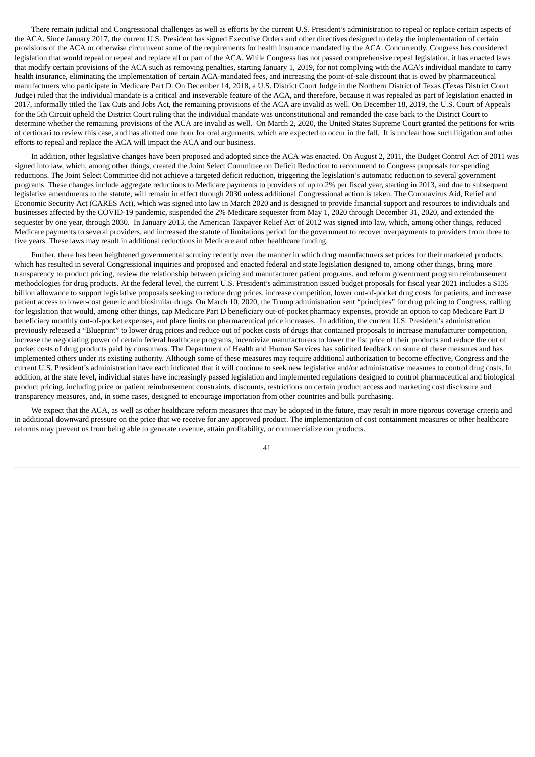There remain judicial and Congressional challenges as well as efforts by the current U.S. President's administration to repeal or replace certain aspects of the ACA. Since January 2017, the current U.S. President has signed Executive Orders and other directives designed to delay the implementation of certain provisions of the ACA or otherwise circumvent some of the requirements for health insurance mandated by the ACA. Concurrently, Congress has considered legislation that would repeal or repeal and replace all or part of the ACA. While Congress has not passed comprehensive repeal legislation, it has enacted laws that modify certain provisions of the ACA such as removing penalties, starting January 1, 2019, for not complying with the ACA's individual mandate to carry health insurance, eliminating the implementation of certain ACA-mandated fees, and increasing the point-of-sale discount that is owed by pharmaceutical manufacturers who participate in Medicare Part D. On December 14, 2018, a U.S. District Court Judge in the Northern District of Texas (Texas District Court Judge) ruled that the individual mandate is a critical and inseverable feature of the ACA, and therefore, because it was repealed as part of legislation enacted in 2017, informally titled the Tax Cuts and Jobs Act, the remaining provisions of the ACA are invalid as well. On December 18, 2019, the U.S. Court of Appeals for the 5th Circuit upheld the District Court ruling that the individual mandate was unconstitutional and remanded the case back to the District Court to determine whether the remaining provisions of the ACA are invalid as well. On March 2, 2020, the United States Supreme Court granted the petitions for writs of certiorari to review this case, and has allotted one hour for oral arguments, which are expected to occur in the fall. It is unclear how such litigation and other efforts to repeal and replace the ACA will impact the ACA and our business.

In addition, other legislative changes have been proposed and adopted since the ACA was enacted. On August 2, 2011, the Budget Control Act of 2011 was signed into law, which, among other things, created the Joint Select Committee on Deficit Reduction to recommend to Congress proposals for spending reductions. The Joint Select Committee did not achieve a targeted deficit reduction, triggering the legislation's automatic reduction to several government programs. These changes include aggregate reductions to Medicare payments to providers of up to 2% per fiscal year, starting in 2013, and due to subsequent legislative amendments to the statute, will remain in effect through 2030 unless additional Congressional action is taken. The Coronavirus Aid, Relief and Economic Security Act (CARES Act), which was signed into law in March 2020 and is designed to provide financial support and resources to individuals and businesses affected by the COVID-19 pandemic, suspended the 2% Medicare sequester from May 1, 2020 through December 31, 2020, and extended the sequester by one year, through 2030. In January 2013, the American Taxpayer Relief Act of 2012 was signed into law, which, among other things, reduced Medicare payments to several providers, and increased the statute of limitations period for the government to recover overpayments to providers from three to five years. These laws may result in additional reductions in Medicare and other healthcare funding.

Further, there has been heightened governmental scrutiny recently over the manner in which drug manufacturers set prices for their marketed products, which has resulted in several Congressional inquiries and proposed and enacted federal and state legislation designed to, among other things, bring more transparency to product pricing, review the relationship between pricing and manufacturer patient programs, and reform government program reimbursement methodologies for drug products. At the federal level, the current U.S. President's administration issued budget proposals for fiscal year 2021 includes a $135 billion allowance to support legislative proposals seeking to reduce drug prices, increase competition, lower out-of-pocket drug costs for patients, and increase patient access to lower-cost generic and biosimilar drugs. On March 10, 2020, the Trump administration sent "principles" for drug pricing to Congress, calling for legislation that would, among other things, cap Medicare Part D beneficiary out-of-pocket pharmacy expenses, provide an option to cap Medicare Part D beneficiary monthly out-of-pocket expenses, and place limits on pharmaceutical price increases. In addition, the current U.S. President's administration previously released a "Blueprint" to lower drug prices and reduce out of pocket costs of drugs that contained proposals to increase manufacturer competition, increase the negotiating power of certain federal healthcare programs, incentivize manufacturers to lower the list price of their products and reduce the out of pocket costs of drug products paid by consumers. The Department of Health and Human Services has solicited feedback on some of these measures and has implemented others under its existing authority. Although some of these measures may require additional authorization to become effective, Congress and the current U.S. President's administration have each indicated that it will continue to seek new legislative and/or administrative measures to control drug costs. In addition, at the state level, individual states have increasingly passed legislation and implemented regulations designed to control pharmaceutical and biological product pricing, including price or patient reimbursement constraints, discounts, restrictions on certain product access and marketing cost disclosure and transparency measures, and, in some cases, designed to encourage importation from other countries and bulk purchasing.

We expect that the ACA, as well as other healthcare reform measures that may be adopted in the future, may result in more rigorous coverage criteria and in additional downward pressure on the price that we receive for any approved product. The implementation of cost containment measures or other healthcare reforms may prevent us from being able to generate revenue, attain profitability, or commercialize our products.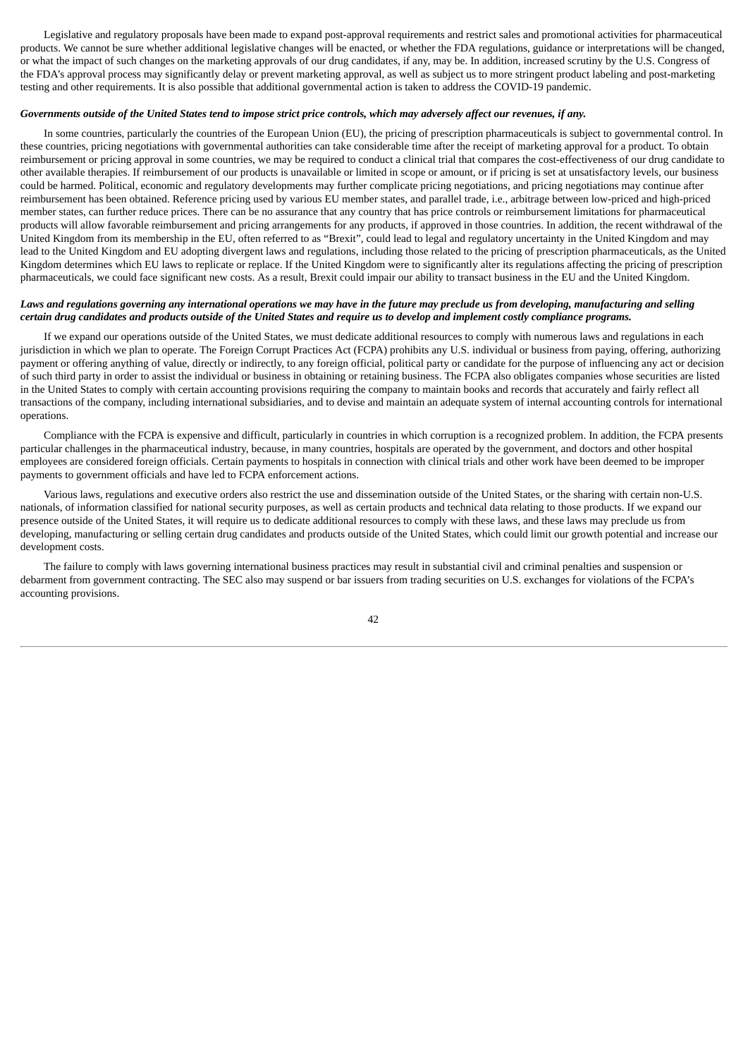Legislative and regulatory proposals have been made to expand post-approval requirements and restrict sales and promotional activities for pharmaceutical products. We cannot be sure whether additional legislative changes will be enacted, or whether the FDA regulations, guidance or interpretations will be changed, or what the impact of such changes on the marketing approvals of our drug candidates, if any, may be. In addition, increased scrutiny by the U.S. Congress of the FDA's approval process may significantly delay or prevent marketing approval, as well as subject us to more stringent product labeling and post-marketing testing and other requirements. It is also possible that additional governmental action is taken to address the COVID-19 pandemic.

***Governments outside of the United States tend to impose strict price controls, which may adversely affect our revenues, if any.***

In some countries, particularly the countries of the European Union (EU), the pricing of prescription pharmaceuticals is subject to governmental control. In these countries, pricing negotiations with governmental authorities can take considerable time after the receipt of marketing approval for a product. To obtain reimbursement or pricing approval in some countries, we may be required to conduct a clinical trial that compares the cost-effectiveness of our drug candidate to other available therapies. If reimbursement of our products is unavailable or limited in scope or amount, or if pricing is set at unsatisfactory levels, our business could be harmed. Political, economic and regulatory developments may further complicate pricing negotiations, and pricing negotiations may continue after reimbursement has been obtained. Reference pricing used by various EU member states, and parallel trade, i.e., arbitrage between low-priced and high-priced member states, can further reduce prices. There can be no assurance that any country that has price controls or reimbursement limitations for pharmaceutical products will allow favorable reimbursement and pricing arrangements for any products, if approved in those countries. In addition, the recent withdrawal of the United Kingdom from its membership in the EU, often referred to as "Brexit", could lead to legal and regulatory uncertainty in the United Kingdom and may lead to the United Kingdom and EU adopting divergent laws and regulations, including those related to the pricing of prescription pharmaceuticals, as the United Kingdom determines which EU laws to replicate or replace. If the United Kingdom were to significantly alter its regulations affecting the pricing of prescription pharmaceuticals, we could face significant new costs. As a result, Brexit could impair our ability to transact business in the EU and the United Kingdom.

***Laws and regulations governing any international operations we may have in the future may preclude us from developing, manufacturing and selling certain drug candidates and products outside of the United States and require us to develop and implement costly compliance programs.***

If we expand our operations outside of the United States, we must dedicate additional resources to comply with numerous laws and regulations in each jurisdiction in which we plan to operate. The Foreign Corrupt Practices Act (FCPA) prohibits any U.S. individual or business from paying, offering, authorizing payment or offering anything of value, directly or indirectly, to any foreign official, political party or candidate for the purpose of influencing any act or decision of such third party in order to assist the individual or business in obtaining or retaining business. The FCPA also obligates companies whose securities are listed in the United States to comply with certain accounting provisions requiring the company to maintain books and records that accurately and fairly reflect all transactions of the company, including international subsidiaries, and to devise and maintain an adequate system of internal accounting controls for international operations.

Compliance with the FCPA is expensive and difficult, particularly in countries in which corruption is a recognized problem. In addition, the FCPA presents particular challenges in the pharmaceutical industry, because, in many countries, hospitals are operated by the government, and doctors and other hospital employees are considered foreign officials. Certain payments to hospitals in connection with clinical trials and other work have been deemed to be improper payments to government officials and have led to FCPA enforcement actions.

Various laws, regulations and executive orders also restrict the use and dissemination outside of the United States, or the sharing with certain non-U.S. nationals, of information classified for national security purposes, as well as certain products and technical data relating to those products. If we expand our presence outside of the United States, it will require us to dedicate additional resources to comply with these laws, and these laws may preclude us from developing, manufacturing or selling certain drug candidates and products outside of the United States, which could limit our growth potential and increase our development costs.

The failure to comply with laws governing international business practices may result in substantial civil and criminal penalties and suspension or debarment from government contracting. The SEC also may suspend or bar issuers from trading securities on U.S. exchanges for violations of the FCPA's accounting provisions.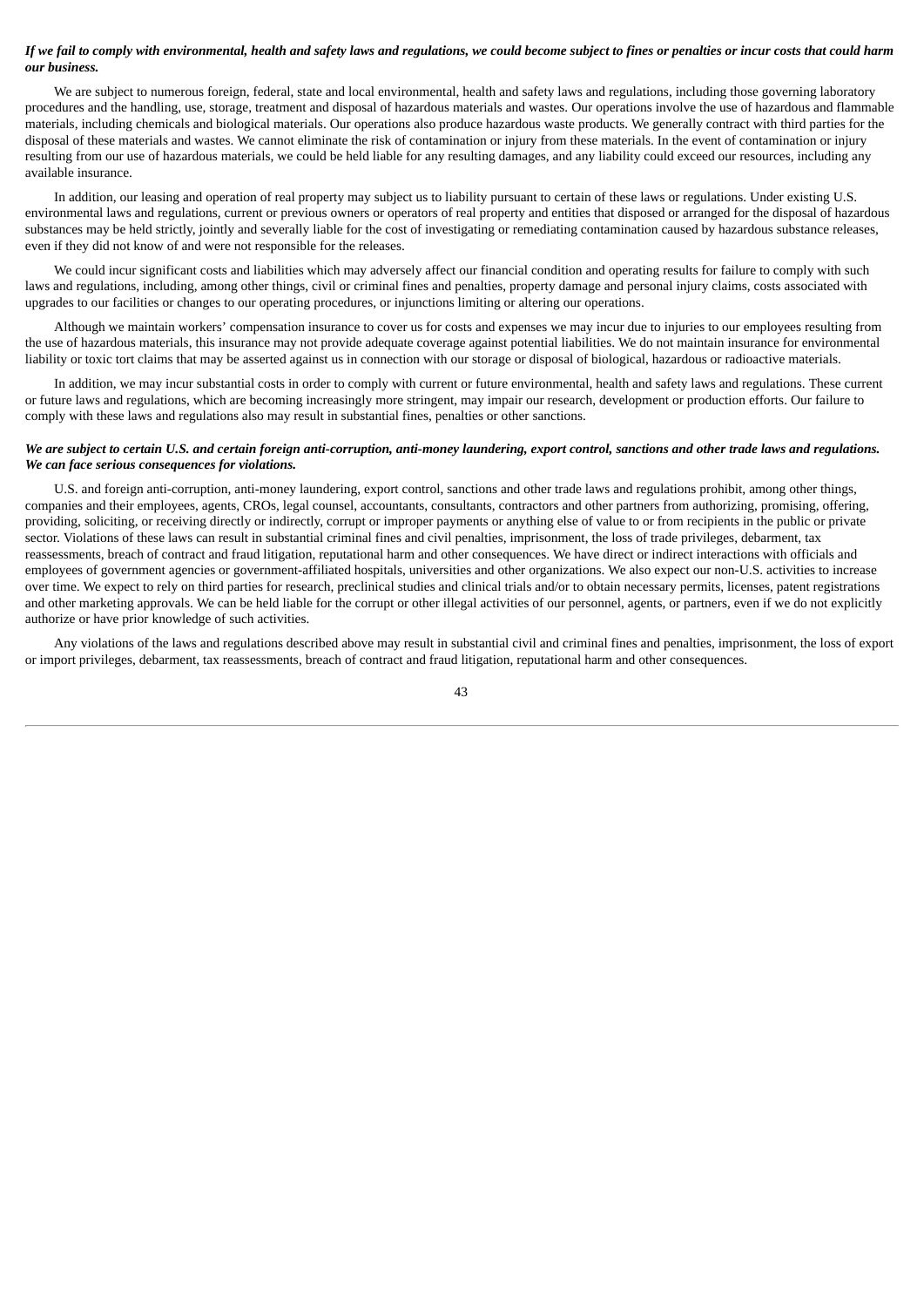***If we fail to comply with environmental, health and safety laws and regulations, we could become subject to fines or penalties or incur costs that could harm our business.***

We are subject to numerous foreign, federal, state and local environmental, health and safety laws and regulations, including those governing laboratory procedures and the handling, use, storage, treatment and disposal of hazardous materials and wastes. Our operations involve the use of hazardous and flammable materials, including chemicals and biological materials. Our operations also produce hazardous waste products. We generally contract with third parties for the disposal of these materials and wastes. We cannot eliminate the risk of contamination or injury from these materials. In the event of contamination or injury resulting from our use of hazardous materials, we could be held liable for any resulting damages, and any liability could exceed our resources, including any available insurance.

In addition, our leasing and operation of real property may subject us to liability pursuant to certain of these laws or regulations. Under existing U.S. environmental laws and regulations, current or previous owners or operators of real property and entities that disposed or arranged for the disposal of hazardous substances may be held strictly, jointly and severally liable for the cost of investigating or remediating contamination caused by hazardous substance releases, even if they did not know of and were not responsible for the releases.

We could incur significant costs and liabilities which may adversely affect our financial condition and operating results for failure to comply with such laws and regulations, including, among other things, civil or criminal fines and penalties, property damage and personal injury claims, costs associated with upgrades to our facilities or changes to our operating procedures, or injunctions limiting or altering our operations.

Although we maintain workers' compensation insurance to cover us for costs and expenses we may incur due to injuries to our employees resulting from the use of hazardous materials, this insurance may not provide adequate coverage against potential liabilities. We do not maintain insurance for environmental liability or toxic tort claims that may be asserted against us in connection with our storage or disposal of biological, hazardous or radioactive materials.

In addition, we may incur substantial costs in order to comply with current or future environmental, health and safety laws and regulations. These current or future laws and regulations, which are becoming increasingly more stringent, may impair our research, development or production efforts. Our failure to comply with these laws and regulations also may result in substantial fines, penalties or other sanctions.

***We are subject to certain U.S. and certain foreign anti-corruption, anti-money laundering, export control, sanctions and other trade laws and regulations. We can face serious consequences for violations.***

U.S. and foreign anti-corruption, anti-money laundering, export control, sanctions and other trade laws and regulations prohibit, among other things, companies and their employees, agents, CROs, legal counsel, accountants, consultants, contractors and other partners from authorizing, promising, offering, providing, soliciting, or receiving directly or indirectly, corrupt or improper payments or anything else of value to or from recipients in the public or private sector. Violations of these laws can result in substantial criminal fines and civil penalties, imprisonment, the loss of trade privileges, debarment, tax reassessments, breach of contract and fraud litigation, reputational harm and other consequences. We have direct or indirect interactions with officials and employees of government agencies or government-affiliated hospitals, universities and other organizations. We also expect our non-U.S. activities to increase over time. We expect to rely on third parties for research, preclinical studies and clinical trials and/or to obtain necessary permits, licenses, patent registrations and other marketing approvals. We can be held liable for the corrupt or other illegal activities of our personnel, agents, or partners, even if we do not explicitly authorize or have prior knowledge of such activities.

Any violations of the laws and regulations described above may result in substantial civil and criminal fines and penalties, imprisonment, the loss of export or import privileges, debarment, tax reassessments, breach of contract and fraud litigation, reputational harm and other consequences.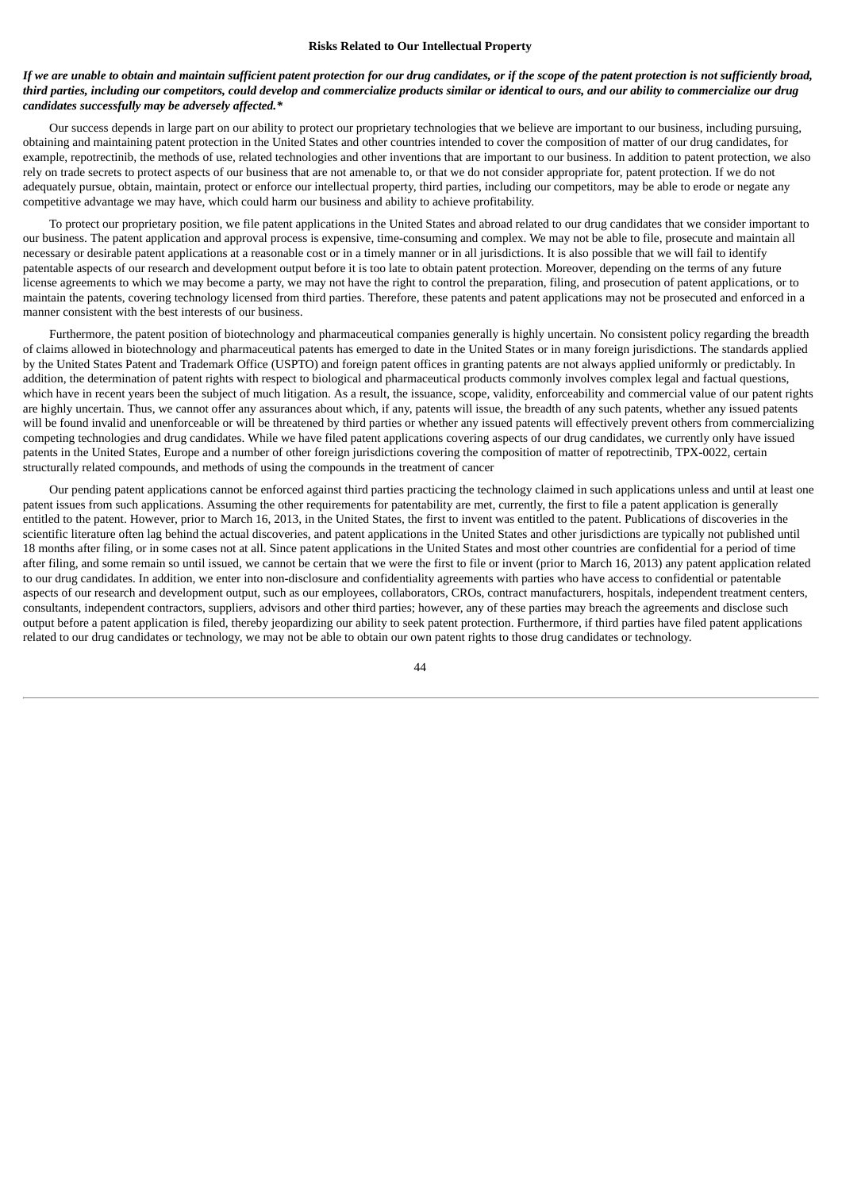### Risks Related to Our Intellectual Property

***If we are unable to obtain and maintain sufficient patent protection for our drug candidates, or if the scope of the patent protection is not sufficiently broad, third parties, including our competitors, could develop and commercialize products similar or identical to ours, and our ability to commercialize our drug candidates successfully may be adversely affected.****

Our success depends in large part on our ability to protect our proprietary technologies that we believe are important to our business, including pursuing, obtaining and maintaining patent protection in the United States and other countries intended to cover the composition of matter of our drug candidates, for example, repotrectinib, the methods of use, related technologies and other inventions that are important to our business. In addition to patent protection, we also rely on trade secrets to protect aspects of our business that are not amenable to, or that we do not consider appropriate for, patent protection. If we do not adequately pursue, obtain, maintain, protect or enforce our intellectual property, third parties, including our competitors, may be able to erode or negate any competitive advantage we may have, which could harm our business and ability to achieve profitability.

To protect our proprietary position, we file patent applications in the United States and abroad related to our drug candidates that we consider important to our business. The patent application and approval process is expensive, time-consuming and complex. We may not be able to file, prosecute and maintain all necessary or desirable patent applications at a reasonable cost or in a timely manner or in all jurisdictions. It is also possible that we will fail to identify patentable aspects of our research and development output before it is too late to obtain patent protection. Moreover, depending on the terms of any future license agreements to which we may become a party, we may not have the right to control the preparation, filing, and prosecution of patent applications, or to maintain the patents, covering technology licensed from third parties. Therefore, these patents and patent applications may not be prosecuted and enforced in a manner consistent with the best interests of our business.

Furthermore, the patent position of biotechnology and pharmaceutical companies generally is highly uncertain. No consistent policy regarding the breadth of claims allowed in biotechnology and pharmaceutical patents has emerged to date in the United States or in many foreign jurisdictions. The standards applied by the United States Patent and Trademark Office (USPTO) and foreign patent offices in granting patents are not always applied uniformly or predictably. In addition, the determination of patent rights with respect to biological and pharmaceutical products commonly involves complex legal and factual questions, which have in recent years been the subject of much litigation. As a result, the issuance, scope, validity, enforceability and commercial value of our patent rights are highly uncertain. Thus, we cannot offer any assurances about which, if any, patents will issue, the breadth of any such patents, whether any issued patents will be found invalid and unenforceable or will be threatened by third parties or whether any issued patents will effectively prevent others from commercializing competing technologies and drug candidates. While we have filed patent applications covering aspects of our drug candidates, we currently only have issued patents in the United States, Europe and a number of other foreign jurisdictions covering the composition of matter of repotrectinib, TPX-0022, certain structurally related compounds, and methods of using the compounds in the treatment of cancer

Our pending patent applications cannot be enforced against third parties practicing the technology claimed in such applications unless and until at least one patent issues from such applications. Assuming the other requirements for patentability are met, currently, the first to file a patent application is generally entitled to the patent. However, prior to March 16, 2013, in the United States, the first to invent was entitled to the patent. Publications of discoveries in the scientific literature often lag behind the actual discoveries, and patent applications in the United States and other jurisdictions are typically not published until 18 months after filing, or in some cases not at all. Since patent applications in the United States and most other countries are confidential for a period of time after filing, and some remain so until issued, we cannot be certain that we were the first to file or invent (prior to March 16, 2013) any patent application related to our drug candidates. In addition, we enter into non-disclosure and confidentiality agreements with parties who have access to confidential or patentable aspects of our research and development output, such as our employees, collaborators, CROs, contract manufacturers, hospitals, independent treatment centers, consultants, independent contractors, suppliers, advisors and other third parties; however, any of these parties may breach the agreements and disclose such output before a patent application is filed, thereby jeopardizing our ability to seek patent protection. Furthermore, if third parties have filed patent applications related to our drug candidates or technology, we may not be able to obtain our own patent rights to those drug candidates or technology.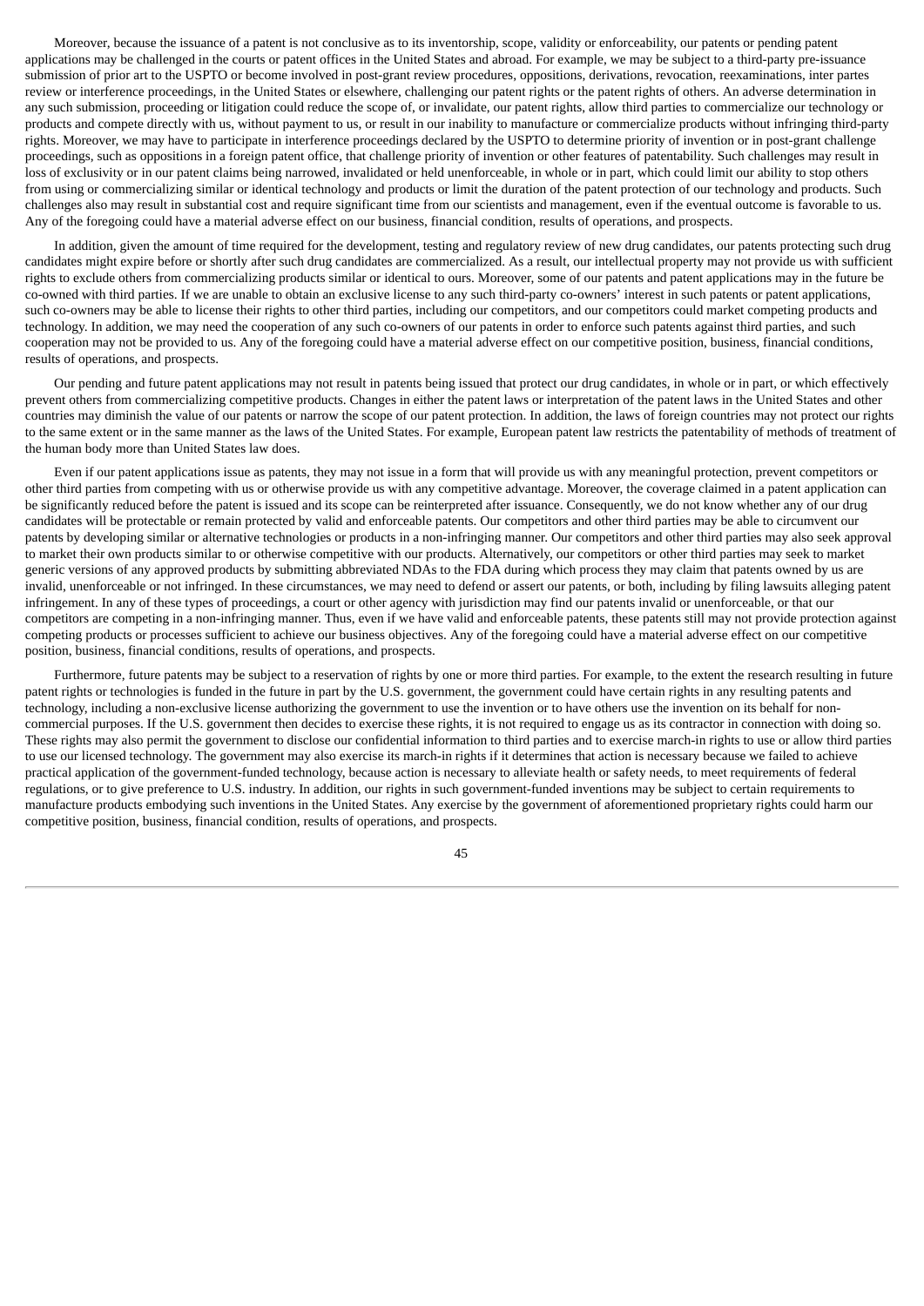Moreover, because the issuance of a patent is not conclusive as to its inventorship, scope, validity or enforceability, our patents or pending patent applications may be challenged in the courts or patent offices in the United States and abroad. For example, we may be subject to a third-party pre-issuance submission of prior art to the USPTO or become involved in post-grant review procedures, oppositions, derivations, revocation, reexaminations, inter partes review or interference proceedings, in the United States or elsewhere, challenging our patent rights or the patent rights of others. An adverse determination in any such submission, proceeding or litigation could reduce the scope of, or invalidate, our patent rights, allow third parties to commercialize our technology or products and compete directly with us, without payment to us, or result in our inability to manufacture or commercialize products without infringing third-party rights. Moreover, we may have to participate in interference proceedings declared by the USPTO to determine priority of invention or in post-grant challenge proceedings, such as oppositions in a foreign patent office, that challenge priority of invention or other features of patentability. Such challenges may result in loss of exclusivity or in our patent claims being narrowed, invalidated or held unenforceable, in whole or in part, which could limit our ability to stop others from using or commercializing similar or identical technology and products or limit the duration of the patent protection of our technology and products. Such challenges also may result in substantial cost and require significant time from our scientists and management, even if the eventual outcome is favorable to us. Any of the foregoing could have a material adverse effect on our business, financial condition, results of operations, and prospects.

In addition, given the amount of time required for the development, testing and regulatory review of new drug candidates, our patents protecting such drug candidates might expire before or shortly after such drug candidates are commercialized. As a result, our intellectual property may not provide us with sufficient rights to exclude others from commercializing products similar or identical to ours. Moreover, some of our patents and patent applications may in the future be co-owned with third parties. If we are unable to obtain an exclusive license to any such third-party co-owners' interest in such patents or patent applications, such co-owners may be able to license their rights to other third parties, including our competitors, and our competitors could market competing products and technology. In addition, we may need the cooperation of any such co-owners of our patents in order to enforce such patents against third parties, and such cooperation may not be provided to us. Any of the foregoing could have a material adverse effect on our competitive position, business, financial conditions, results of operations, and prospects.

Our pending and future patent applications may not result in patents being issued that protect our drug candidates, in whole or in part, or which effectively prevent others from commercializing competitive products. Changes in either the patent laws or interpretation of the patent laws in the United States and other countries may diminish the value of our patents or narrow the scope of our patent protection. In addition, the laws of foreign countries may not protect our rights to the same extent or in the same manner as the laws of the United States. For example, European patent law restricts the patentability of methods of treatment of the human body more than United States law does.

Even if our patent applications issue as patents, they may not issue in a form that will provide us with any meaningful protection, prevent competitors or other third parties from competing with us or otherwise provide us with any competitive advantage. Moreover, the coverage claimed in a patent application can be significantly reduced before the patent is issued and its scope can be reinterpreted after issuance. Consequently, we do not know whether any of our drug candidates will be protectable or remain protected by valid and enforceable patents. Our competitors and other third parties may be able to circumvent our patents by developing similar or alternative technologies or products in a non-infringing manner. Our competitors and other third parties may also seek approval to market their own products similar to or otherwise competitive with our products. Alternatively, our competitors or other third parties may seek to market generic versions of any approved products by submitting abbreviated NDAs to the FDA during which process they may claim that patents owned by us are invalid, unenforceable or not infringed. In these circumstances, we may need to defend or assert our patents, or both, including by filing lawsuits alleging patent infringement. In any of these types of proceedings, a court or other agency with jurisdiction may find our patents invalid or unenforceable, or that our competitors are competing in a non-infringing manner. Thus, even if we have valid and enforceable patents, these patents still may not provide protection against competing products or processes sufficient to achieve our business objectives. Any of the foregoing could have a material adverse effect on our competitive position, business, financial conditions, results of operations, and prospects.

Furthermore, future patents may be subject to a reservation of rights by one or more third parties. For example, to the extent the research resulting in future patent rights or technologies is funded in the future in part by the U.S. government, the government could have certain rights in any resulting patents and technology, including a non-exclusive license authorizing the government to use the invention or to have others use the invention on its behalf for non-commercial purposes. If the U.S. government then decides to exercise these rights, it is not required to engage us as its contractor in connection with doing so. These rights may also permit the government to disclose our confidential information to third parties and to exercise march-in rights to use or allow third parties to use our licensed technology. The government may also exercise its march-in rights if it determines that action is necessary because we failed to achieve practical application of the government-funded technology, because action is necessary to alleviate health or safety needs, to meet requirements of federal regulations, or to give preference to U.S. industry. In addition, our rights in such government-funded inventions may be subject to certain requirements to manufacture products embodying such inventions in the United States. Any exercise by the government of aforementioned proprietary rights could harm our competitive position, business, financial condition, results of operations, and prospects.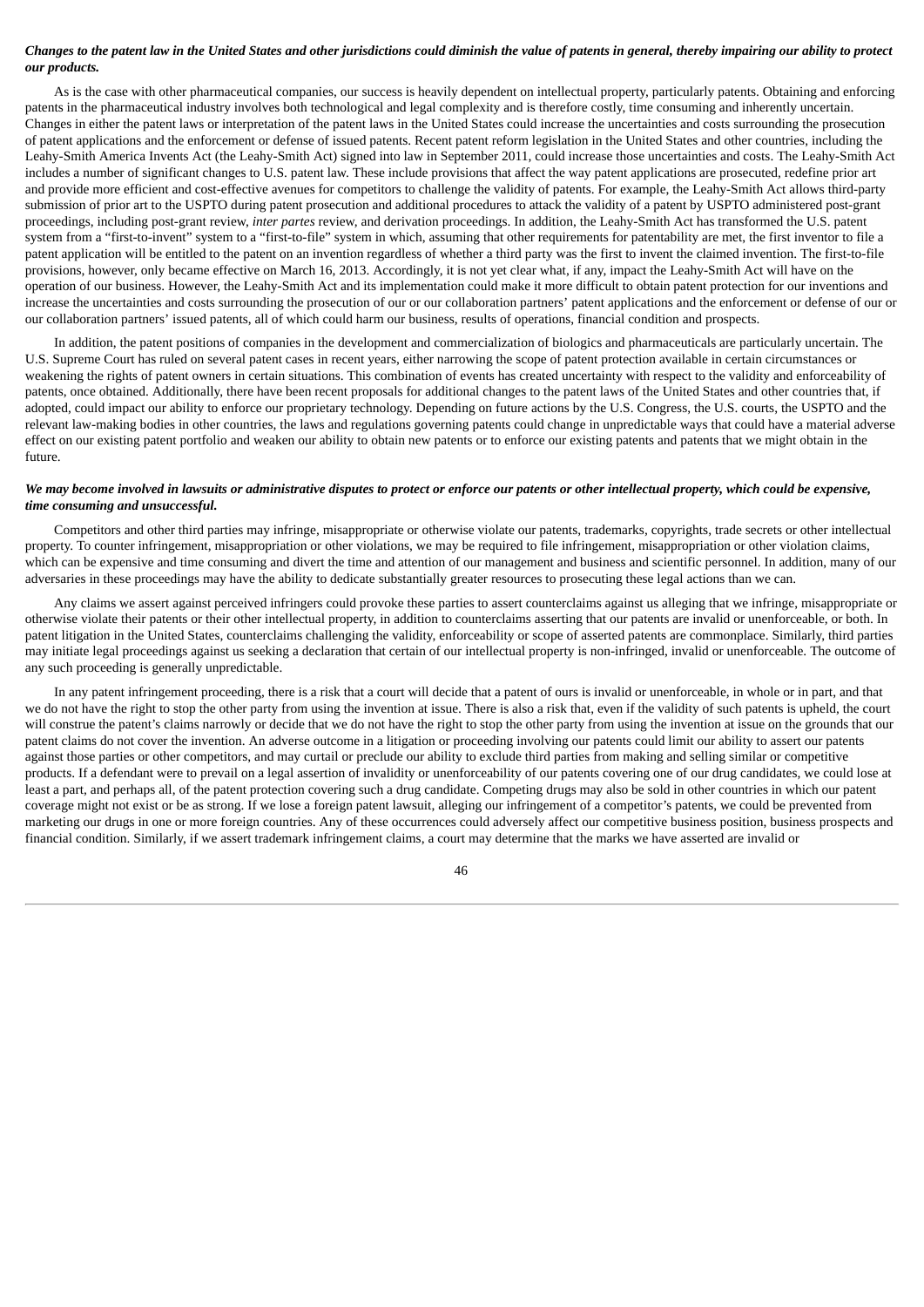***Changes to the patent law in the United States and other jurisdictions could diminish the value of patents in general, thereby impairing our ability to protect our products.***

As is the case with other pharmaceutical companies, our success is heavily dependent on intellectual property, particularly patents. Obtaining and enforcing patents in the pharmaceutical industry involves both technological and legal complexity and is therefore costly, time consuming and inherently uncertain. Changes in either the patent laws or interpretation of the patent laws in the United States could increase the uncertainties and costs surrounding the prosecution of patent applications and the enforcement or defense of issued patents. Recent patent reform legislation in the United States and other countries, including the Leahy-Smith America Invents Act (the Leahy-Smith Act) signed into law in September 2011, could increase those uncertainties and costs. The Leahy-Smith Act includes a number of significant changes to U.S. patent law. These include provisions that affect the way patent applications are prosecuted, redefine prior art and provide more efficient and cost-effective avenues for competitors to challenge the validity of patents. For example, the Leahy-Smith Act allows third-party submission of prior art to the USPTO during patent prosecution and additional procedures to attack the validity of a patent by USPTO administered post-grant proceedings, including post-grant review, *inter partes* review, and derivation proceedings. In addition, the Leahy-Smith Act has transformed the U.S. patent system from a "first-to-invent" system to a "first-to-file" system in which, assuming that other requirements for patentability are met, the first inventor to file a patent application will be entitled to the patent on an invention regardless of whether a third party was the first to invent the claimed invention. The first-to-file provisions, however, only became effective on March 16, 2013. Accordingly, it is not yet clear what, if any, impact the Leahy-Smith Act will have on the operation of our business. However, the Leahy-Smith Act and its implementation could make it more difficult to obtain patent protection for our inventions and increase the uncertainties and costs surrounding the prosecution of our or our collaboration partners' patent applications and the enforcement or defense of our or our collaboration partners' issued patents, all of which could harm our business, results of operations, financial condition and prospects.

In addition, the patent positions of companies in the development and commercialization of biologics and pharmaceuticals are particularly uncertain. The U.S. Supreme Court has ruled on several patent cases in recent years, either narrowing the scope of patent protection available in certain circumstances or weakening the rights of patent owners in certain situations. This combination of events has created uncertainty with respect to the validity and enforceability of patents, once obtained. Additionally, there have been recent proposals for additional changes to the patent laws of the United States and other countries that, if adopted, could impact our ability to enforce our proprietary technology. Depending on future actions by the U.S. Congress, the U.S. courts, the USPTO and the relevant law-making bodies in other countries, the laws and regulations governing patents could change in unpredictable ways that could have a material adverse effect on our existing patent portfolio and weaken our ability to obtain new patents or to enforce our existing patents and patents that we might obtain in the future.

***We may become involved in lawsuits or administrative disputes to protect or enforce our patents or other intellectual property, which could be expensive, time consuming and unsuccessful.***

Competitors and other third parties may infringe, misappropriate or otherwise violate our patents, trademarks, copyrights, trade secrets or other intellectual property. To counter infringement, misappropriation or other violations, we may be required to file infringement, misappropriation or other violation claims, which can be expensive and time consuming and divert the time and attention of our management and business and scientific personnel. In addition, many of our adversaries in these proceedings may have the ability to dedicate substantially greater resources to prosecuting these legal actions than we can.

Any claims we assert against perceived infringers could provoke these parties to assert counterclaims against us alleging that we infringe, misappropriate or otherwise violate their patents or their other intellectual property, in addition to counterclaims asserting that our patents are invalid or unenforceable, or both. In patent litigation in the United States, counterclaims challenging the validity, enforceability or scope of asserted patents are commonplace. Similarly, third parties may initiate legal proceedings against us seeking a declaration that certain of our intellectual property is non-infringed, invalid or unenforceable. The outcome of any such proceeding is generally unpredictable.

In any patent infringement proceeding, there is a risk that a court will decide that a patent of ours is invalid or unenforceable, in whole or in part, and that we do not have the right to stop the other party from using the invention at issue. There is also a risk that, even if the validity of such patents is upheld, the court will construe the patent's claims narrowly or decide that we do not have the right to stop the other party from using the invention at issue on the grounds that our patent claims do not cover the invention. An adverse outcome in a litigation or proceeding involving our patents could limit our ability to assert our patents against those parties or other competitors, and may curtail or preclude our ability to exclude third parties from making and selling similar or competitive products. If a defendant were to prevail on a legal assertion of invalidity or unenforceability of our patents covering one of our drug candidates, we could lose at least a part, and perhaps all, of the patent protection covering such a drug candidate. Competing drugs may also be sold in other countries in which our patent coverage might not exist or be as strong. If we lose a foreign patent lawsuit, alleging our infringement of a competitor's patents, we could be prevented from marketing our drugs in one or more foreign countries. Any of these occurrences could adversely affect our competitive business position, business prospects and financial condition. Similarly, if we assert trademark infringement claims, a court may determine that the marks we have asserted are invalid or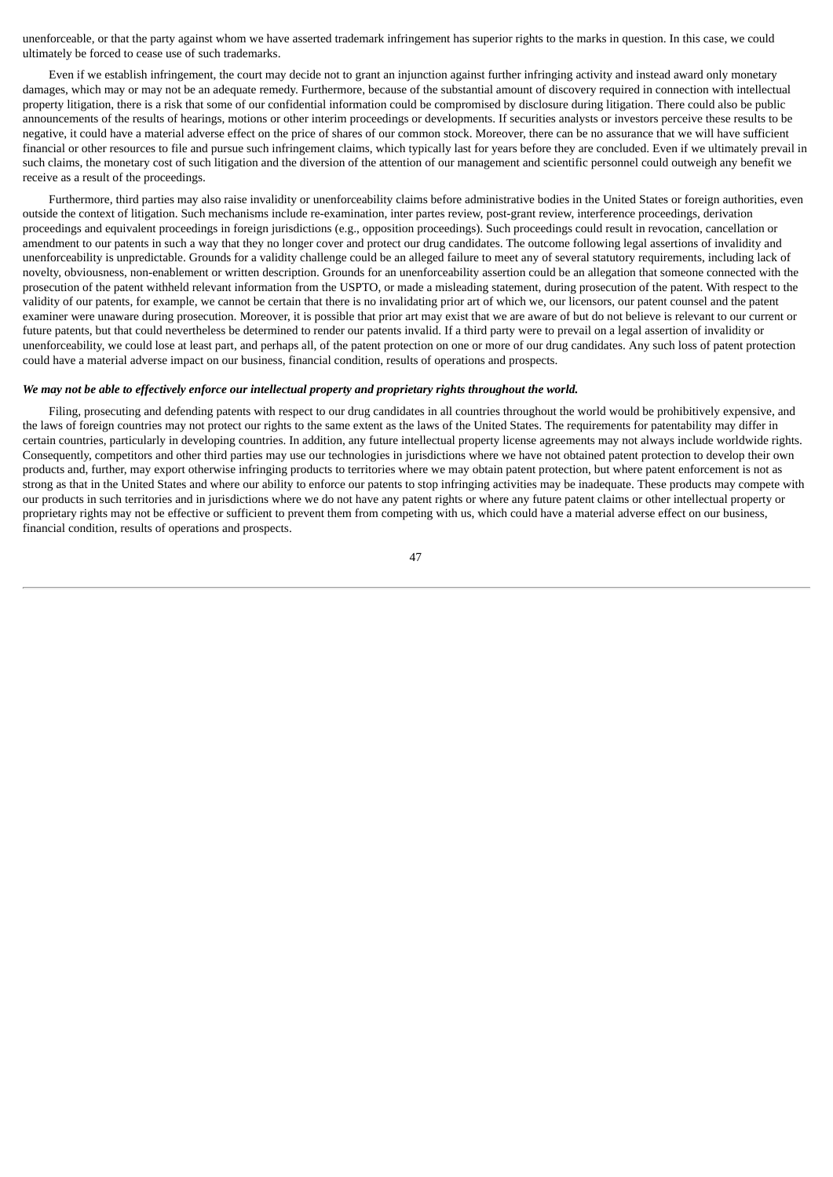unenforceable, or that the party against whom we have asserted trademark infringement has superior rights to the marks in question. In this case, we could ultimately be forced to cease use of such trademarks.

Even if we establish infringement, the court may decide not to grant an injunction against further infringing activity and instead award only monetary damages, which may or may not be an adequate remedy. Furthermore, because of the substantial amount of discovery required in connection with intellectual property litigation, there is a risk that some of our confidential information could be compromised by disclosure during litigation. There could also be public announcements of the results of hearings, motions or other interim proceedings or developments. If securities analysts or investors perceive these results to be negative, it could have a material adverse effect on the price of shares of our common stock. Moreover, there can be no assurance that we will have sufficient financial or other resources to file and pursue such infringement claims, which typically last for years before they are concluded. Even if we ultimately prevail in such claims, the monetary cost of such litigation and the diversion of the attention of our management and scientific personnel could outweigh any benefit we receive as a result of the proceedings.

Furthermore, third parties may also raise invalidity or unenforceability claims before administrative bodies in the United States or foreign authorities, even outside the context of litigation. Such mechanisms include re-examination, inter partes review, post-grant review, interference proceedings, derivation proceedings and equivalent proceedings in foreign jurisdictions (e.g., opposition proceedings). Such proceedings could result in revocation, cancellation or amendment to our patents in such a way that they no longer cover and protect our drug candidates. The outcome following legal assertions of invalidity and unenforceability is unpredictable. Grounds for a validity challenge could be an alleged failure to meet any of several statutory requirements, including lack of novelty, obviousness, non-enablement or written description. Grounds for an unenforceability assertion could be an allegation that someone connected with the prosecution of the patent withheld relevant information from the USPTO, or made a misleading statement, during prosecution of the patent. With respect to the validity of our patents, for example, we cannot be certain that there is no invalidating prior art of which we, our licensors, our patent counsel and the patent examiner were unaware during prosecution. Moreover, it is possible that prior art may exist that we are aware of but do not believe is relevant to our current or future patents, but that could nevertheless be determined to render our patents invalid. If a third party were to prevail on a legal assertion of invalidity or unenforceability, we could lose at least part, and perhaps all, of the patent protection on one or more of our drug candidates. Any such loss of patent protection could have a material adverse impact on our business, financial condition, results of operations and prospects.

***We may not be able to effectively enforce our intellectual property and proprietary rights throughout the world.***

Filing, prosecuting and defending patents with respect to our drug candidates in all countries throughout the world would be prohibitively expensive, and the laws of foreign countries may not protect our rights to the same extent as the laws of the United States. The requirements for patentability may differ in certain countries, particularly in developing countries. In addition, any future intellectual property license agreements may not always include worldwide rights. Consequently, competitors and other third parties may use our technologies in jurisdictions where we have not obtained patent protection to develop their own products and, further, may export otherwise infringing products to territories where we may obtain patent protection, but where patent enforcement is not as strong as that in the United States and where our ability to enforce our patents to stop infringing activities may be inadequate. These products may compete with our products in such territories and in jurisdictions where we do not have any patent rights or where any future patent claims or other intellectual property or proprietary rights may not be effective or sufficient to prevent them from competing with us, which could have a material adverse effect on our business, financial condition, results of operations and prospects.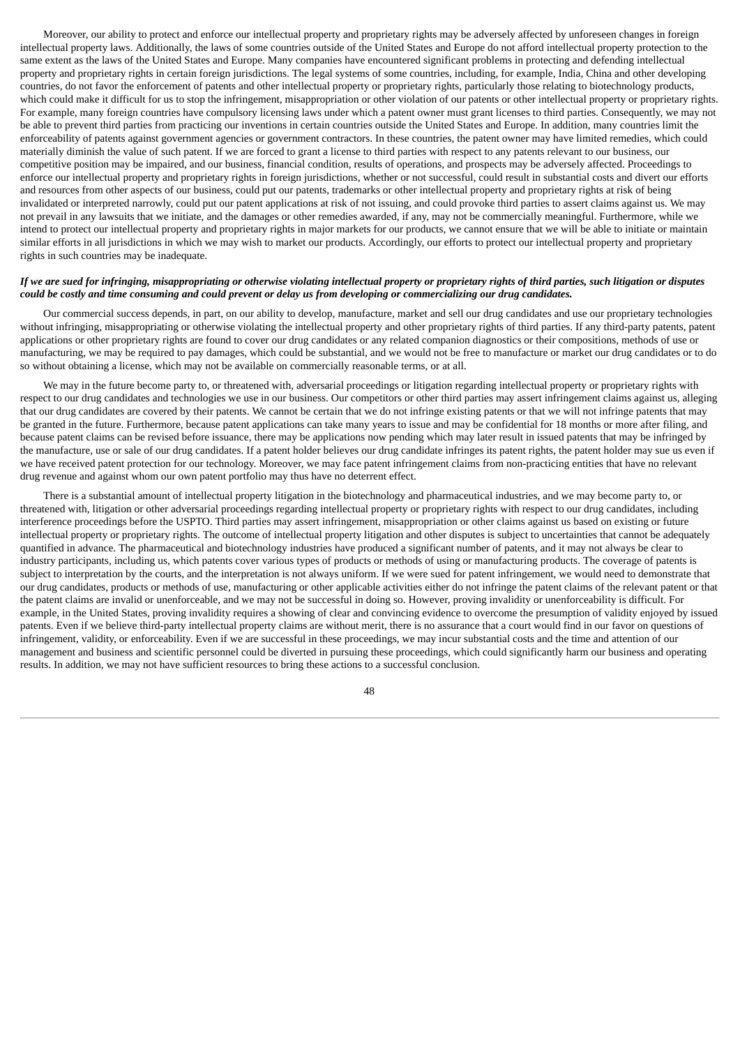Moreover, our ability to protect and enforce our intellectual property and proprietary rights may be adversely affected by unforeseen changes in foreign intellectual property laws. Additionally, the laws of some countries outside of the United States and Europe do not afford intellectual property protection to the same extent as the laws of the United States and Europe. Many companies have encountered significant problems in protecting and defending intellectual property and proprietary rights in certain foreign jurisdictions. The legal systems of some countries, including, for example, India, China and other developing countries, do not favor the enforcement of patents and other intellectual property or proprietary rights, particularly those relating to biotechnology products, which could make it difficult for us to stop the infringement, misappropriation or other violation of our patents or other intellectual property or proprietary rights. For example, many foreign countries have compulsory licensing laws under which a patent owner must grant licenses to third parties. Consequently, we may not be able to prevent third parties from practicing our inventions in certain countries outside the United States and Europe. In addition, many countries limit the enforceability of patents against government agencies or government contractors. In these countries, the patent owner may have limited remedies, which could materially diminish the value of such patent. If we are forced to grant a license to third parties with respect to any patents relevant to our business, our competitive position may be impaired, and our business, financial condition, results of operations, and prospects may be adversely affected. Proceedings to enforce our intellectual property and proprietary rights in foreign jurisdictions, whether or not successful, could result in substantial costs and divert our efforts and resources from other aspects of our business, could put our patents, trademarks or other intellectual property and proprietary rights at risk of being invalidated or interpreted narrowly, could put our patent applications at risk of not issuing, and could provoke third parties to assert claims against us. We may not prevail in any lawsuits that we initiate, and the damages or other remedies awarded, if any, may not be commercially meaningful. Furthermore, while we intend to protect our intellectual property and proprietary rights in major markets for our products, we cannot ensure that we will be able to initiate or maintain similar efforts in all jurisdictions in which we may wish to market our products. Accordingly, our efforts to protect our intellectual property and proprietary rights in such countries may be inadequate.

***If we are sued for infringing, misappropriating or otherwise violating intellectual property or proprietary rights of third parties, such litigation or disputes could be costly and time consuming and could prevent or delay us from developing or commercializing our drug candidates.***

Our commercial success depends, in part, on our ability to develop, manufacture, market and sell our drug candidates and use our proprietary technologies without infringing, misappropriating or otherwise violating the intellectual property and other proprietary rights of third parties. If any third-party patents, patent applications or other proprietary rights are found to cover our drug candidates or any related companion diagnostics or their compositions, methods of use or manufacturing, we may be required to pay damages, which could be substantial, and we would not be free to manufacture or market our drug candidates or to do so without obtaining a license, which may not be available on commercially reasonable terms, or at all.

We may in the future become party to, or threatened with, adversarial proceedings or litigation regarding intellectual property or proprietary rights with respect to our drug candidates and technologies we use in our business. Our competitors or other third parties may assert infringement claims against us, alleging that our drug candidates are covered by their patents. We cannot be certain that we do not infringe existing patents or that we will not infringe patents that may be granted in the future. Furthermore, because patent applications can take many years to issue and may be confidential for 18 months or more after filing, and because patent claims can be revised before issuance, there may be applications now pending which may later result in issued patents that may be infringed by the manufacture, use or sale of our drug candidates. If a patent holder believes our drug candidate infringes its patent rights, the patent holder may sue us even if we have received patent protection for our technology. Moreover, we may face patent infringement claims from non-practicing entities that have no relevant drug revenue and against whom our own patent portfolio may thus have no deterrent effect.

There is a substantial amount of intellectual property litigation in the biotechnology and pharmaceutical industries, and we may become party to, or threatened with, litigation or other adversarial proceedings regarding intellectual property or proprietary rights with respect to our drug candidates, including interference proceedings before the USPTO. Third parties may assert infringement, misappropriation or other claims against us based on existing or future intellectual property or proprietary rights. The outcome of intellectual property litigation and other disputes is subject to uncertainties that cannot be adequately quantified in advance. The pharmaceutical and biotechnology industries have produced a significant number of patents, and it may not always be clear to industry participants, including us, which patents cover various types of products or methods of using or manufacturing products. The coverage of patents is subject to interpretation by the courts, and the interpretation is not always uniform. If we were sued for patent infringement, we would need to demonstrate that our drug candidates, products or methods of use, manufacturing or other applicable activities either do not infringe the patent claims of the relevant patent or that the patent claims are invalid or unenforceable, and we may not be successful in doing so. However, proving invalidity or unenforceability is difficult. For example, in the United States, proving invalidity requires a showing of clear and convincing evidence to overcome the presumption of validity enjoyed by issued patents. Even if we believe third-party intellectual property claims are without merit, there is no assurance that a court would find in our favor on questions of infringement, validity, or enforceability. Even if we are successful in these proceedings, we may incur substantial costs and the time and attention of our management and business and scientific personnel could be diverted in pursuing these proceedings, which could significantly harm our business and operating results. In addition, we may not have sufficient resources to bring these actions to a successful conclusion.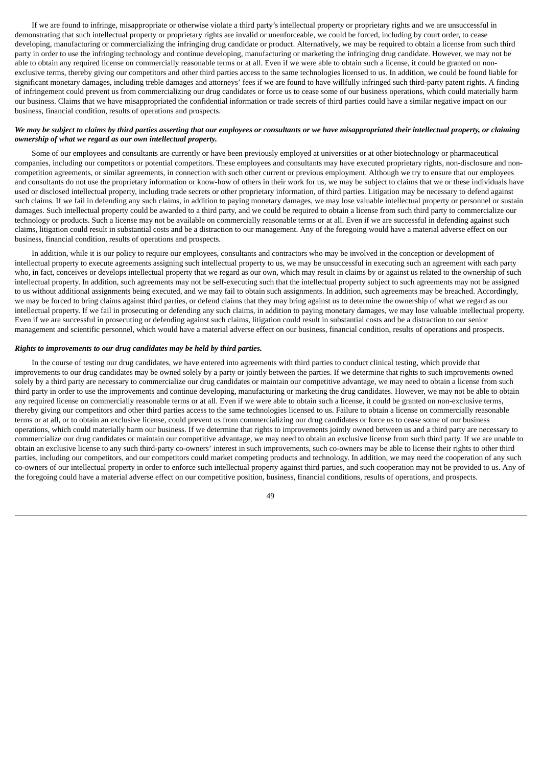If we are found to infringe, misappropriate or otherwise violate a third party's intellectual property or proprietary rights and we are unsuccessful in demonstrating that such intellectual property or proprietary rights are invalid or unenforceable, we could be forced, including by court order, to cease developing, manufacturing or commercializing the infringing drug candidate or product. Alternatively, we may be required to obtain a license from such third party in order to use the infringing technology and continue developing, manufacturing or marketing the infringing drug candidate. However, we may not be able to obtain any required license on commercially reasonable terms or at all. Even if we were able to obtain such a license, it could be granted on non-exclusive terms, thereby giving our competitors and other third parties access to the same technologies licensed to us. In addition, we could be found liable for significant monetary damages, including treble damages and attorneys' fees if we are found to have willfully infringed such third-party patent rights. A finding of infringement could prevent us from commercializing our drug candidates or force us to cease some of our business operations, which could materially harm our business. Claims that we have misappropriated the confidential information or trade secrets of third parties could have a similar negative impact on our business, financial condition, results of operations and prospects.

***We may be subject to claims by third parties asserting that our employees or consultants or we have misappropriated their intellectual property, or claiming ownership of what we regard as our own intellectual property.***

Some of our employees and consultants are currently or have been previously employed at universities or at other biotechnology or pharmaceutical companies, including our competitors or potential competitors. These employees and consultants may have executed proprietary rights, non-disclosure and non-competition agreements, or similar agreements, in connection with such other current or previous employment. Although we try to ensure that our employees and consultants do not use the proprietary information or know-how of others in their work for us, we may be subject to claims that we or these individuals have used or disclosed intellectual property, including trade secrets or other proprietary information, of third parties. Litigation may be necessary to defend against such claims. If we fail in defending any such claims, in addition to paying monetary damages, we may lose valuable intellectual property or personnel or sustain damages. Such intellectual property could be awarded to a third party, and we could be required to obtain a license from such third party to commercialize our technology or products. Such a license may not be available on commercially reasonable terms or at all. Even if we are successful in defending against such claims, litigation could result in substantial costs and be a distraction to our management. Any of the foregoing would have a material adverse effect on our business, financial condition, results of operations and prospects.

In addition, while it is our policy to require our employees, consultants and contractors who may be involved in the conception or development of intellectual property to execute agreements assigning such intellectual property to us, we may be unsuccessful in executing such an agreement with each party who, in fact, conceives or develops intellectual property that we regard as our own, which may result in claims by or against us related to the ownership of such intellectual property. In addition, such agreements may not be self-executing such that the intellectual property subject to such agreements may not be assigned to us without additional assignments being executed, and we may fail to obtain such assignments. In addition, such agreements may be breached. Accordingly, we may be forced to bring claims against third parties, or defend claims that they may bring against us to determine the ownership of what we regard as our intellectual property. If we fail in prosecuting or defending any such claims, in addition to paying monetary damages, we may lose valuable intellectual property. Even if we are successful in prosecuting or defending against such claims, litigation could result in substantial costs and be a distraction to our senior management and scientific personnel, which would have a material adverse effect on our business, financial condition, results of operations and prospects.

***Rights to improvements to our drug candidates may be held by third parties.***

In the course of testing our drug candidates, we have entered into agreements with third parties to conduct clinical testing, which provide that improvements to our drug candidates may be owned solely by a party or jointly between the parties. If we determine that rights to such improvements owned solely by a third party are necessary to commercialize our drug candidates or maintain our competitive advantage, we may need to obtain a license from such third party in order to use the improvements and continue developing, manufacturing or marketing the drug candidates. However, we may not be able to obtain any required license on commercially reasonable terms or at all. Even if we were able to obtain such a license, it could be granted on non-exclusive terms, thereby giving our competitors and other third parties access to the same technologies licensed to us. Failure to obtain a license on commercially reasonable terms or at all, or to obtain an exclusive license, could prevent us from commercializing our drug candidates or force us to cease some of our business operations, which could materially harm our business. If we determine that rights to improvements jointly owned between us and a third party are necessary to commercialize our drug candidates or maintain our competitive advantage, we may need to obtain an exclusive license from such third party. If we are unable to obtain an exclusive license to any such third-party co-owners' interest in such improvements, such co-owners may be able to license their rights to other third parties, including our competitors, and our competitors could market competing products and technology. In addition, we may need the cooperation of any such co-owners of our intellectual property in order to enforce such intellectual property against third parties, and such cooperation may not be provided to us. Any of the foregoing could have a material adverse effect on our competitive position, business, financial conditions, results of operations, and prospects.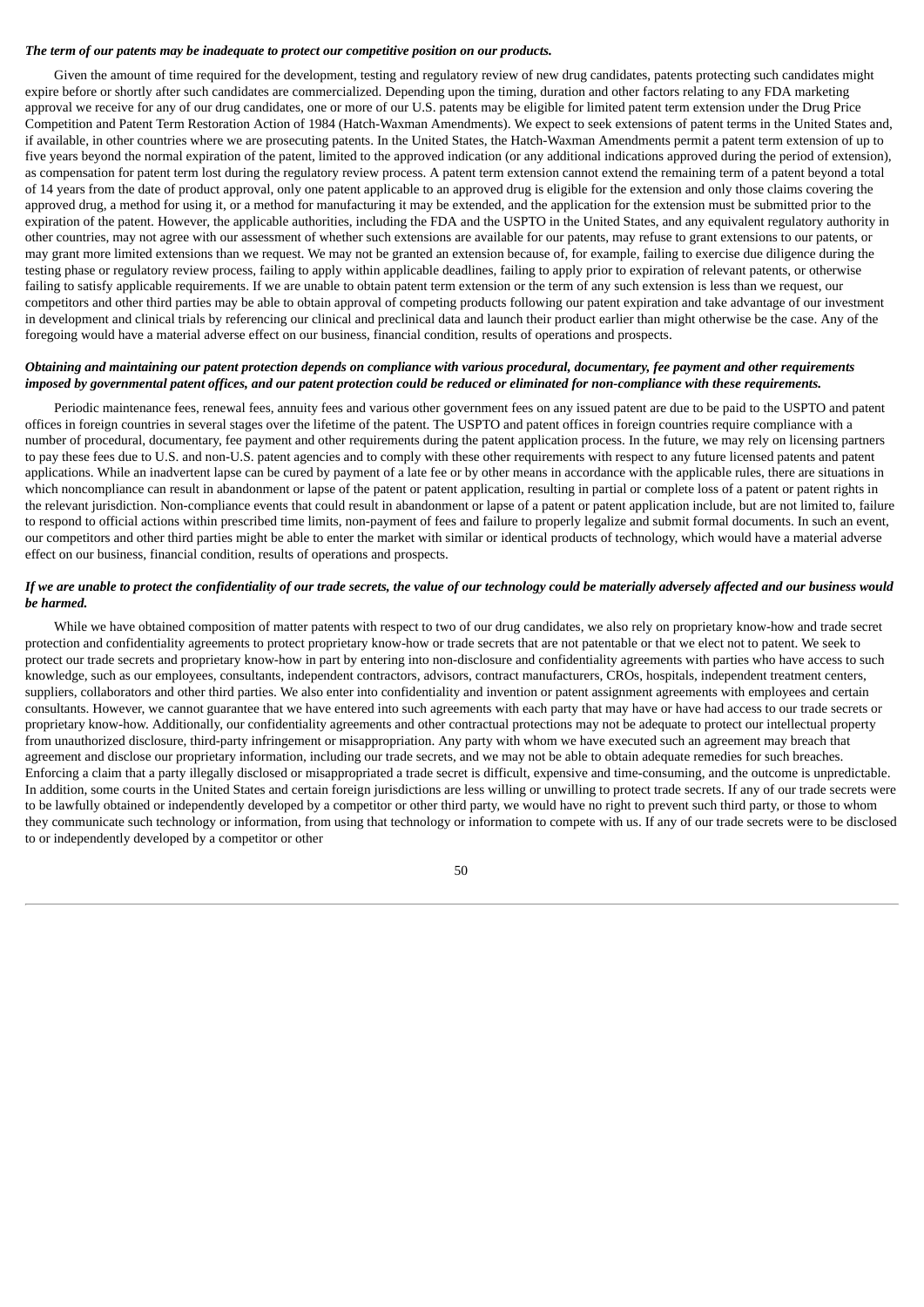***The term of our patents may be inadequate to protect our competitive position on our products.***

Given the amount of time required for the development, testing and regulatory review of new drug candidates, patents protecting such candidates might expire before or shortly after such candidates are commercialized. Depending upon the timing, duration and other factors relating to any FDA marketing approval we receive for any of our drug candidates, one or more of our U.S. patents may be eligible for limited patent term extension under the Drug Price Competition and Patent Term Restoration Action of 1984 (Hatch-Waxman Amendments). We expect to seek extensions of patent terms in the United States and, if available, in other countries where we are prosecuting patents. In the United States, the Hatch-Waxman Amendments permit a patent term extension of up to five years beyond the normal expiration of the patent, limited to the approved indication (or any additional indications approved during the period of extension), as compensation for patent term lost during the regulatory review process. A patent term extension cannot extend the remaining term of a patent beyond a total of 14 years from the date of product approval, only one patent applicable to an approved drug is eligible for the extension and only those claims covering the approved drug, a method for using it, or a method for manufacturing it may be extended, and the application for the extension must be submitted prior to the expiration of the patent. However, the applicable authorities, including the FDA and the USPTO in the United States, and any equivalent regulatory authority in other countries, may not agree with our assessment of whether such extensions are available for our patents, may refuse to grant extensions to our patents, or may grant more limited extensions than we request. We may not be granted an extension because of, for example, failing to exercise due diligence during the testing phase or regulatory review process, failing to apply within applicable deadlines, failing to apply prior to expiration of relevant patents, or otherwise failing to satisfy applicable requirements. If we are unable to obtain patent term extension or the term of any such extension is less than we request, our competitors and other third parties may be able to obtain approval of competing products following our patent expiration and take advantage of our investment in development and clinical trials by referencing our clinical and preclinical data and launch their product earlier than might otherwise be the case. Any of the foregoing would have a material adverse effect on our business, financial condition, results of operations and prospects.

***Obtaining and maintaining our patent protection depends on compliance with various procedural, documentary, fee payment and other requirements imposed by governmental patent offices, and our patent protection could be reduced or eliminated for non-compliance with these requirements.***

Periodic maintenance fees, renewal fees, annuity fees and various other government fees on any issued patent are due to be paid to the USPTO and patent offices in foreign countries in several stages over the lifetime of the patent. The USPTO and patent offices in foreign countries require compliance with a number of procedural, documentary, fee payment and other requirements during the patent application process. In the future, we may rely on licensing partners to pay these fees due to U.S. and non-U.S. patent agencies and to comply with these other requirements with respect to any future licensed patents and patent applications. While an inadvertent lapse can be cured by payment of a late fee or by other means in accordance with the applicable rules, there are situations in which noncompliance can result in abandonment or lapse of the patent or patent application, resulting in partial or complete loss of a patent or patent rights in the relevant jurisdiction. Non-compliance events that could result in abandonment or lapse of a patent or patent application include, but are not limited to, failure to respond to official actions within prescribed time limits, non-payment of fees and failure to properly legalize and submit formal documents. In such an event, our competitors and other third parties might be able to enter the market with similar or identical products of technology, which would have a material adverse effect on our business, financial condition, results of operations and prospects.

***If we are unable to protect the confidentiality of our trade secrets, the value of our technology could be materially adversely affected and our business would be harmed.***

While we have obtained composition of matter patents with respect to two of our drug candidates, we also rely on proprietary know-how and trade secret protection and confidentiality agreements to protect proprietary know-how or trade secrets that are not patentable or that we elect not to patent. We seek to protect our trade secrets and proprietary know-how in part by entering into non-disclosure and confidentiality agreements with parties who have access to such knowledge, such as our employees, consultants, independent contractors, advisors, contract manufacturers, CROs, hospitals, independent treatment centers, suppliers, collaborators and other third parties. We also enter into confidentiality and invention or patent assignment agreements with employees and certain consultants. However, we cannot guarantee that we have entered into such agreements with each party that may have or have had access to our trade secrets or proprietary know-how. Additionally, our confidentiality agreements and other contractual protections may not be adequate to protect our intellectual property from unauthorized disclosure, third-party infringement or misappropriation. Any party with whom we have executed such an agreement may breach that agreement and disclose our proprietary information, including our trade secrets, and we may not be able to obtain adequate remedies for such breaches. Enforcing a claim that a party illegally disclosed or misappropriated a trade secret is difficult, expensive and time-consuming, and the outcome is unpredictable. In addition, some courts in the United States and certain foreign jurisdictions are less willing or unwilling to protect trade secrets. If any of our trade secrets were to be lawfully obtained or independently developed by a competitor or other third party, we would have no right to prevent such third party, or those to whom they communicate such technology or information, from using that technology or information to compete with us. If any of our trade secrets were to be disclosed to or independently developed by a competitor or other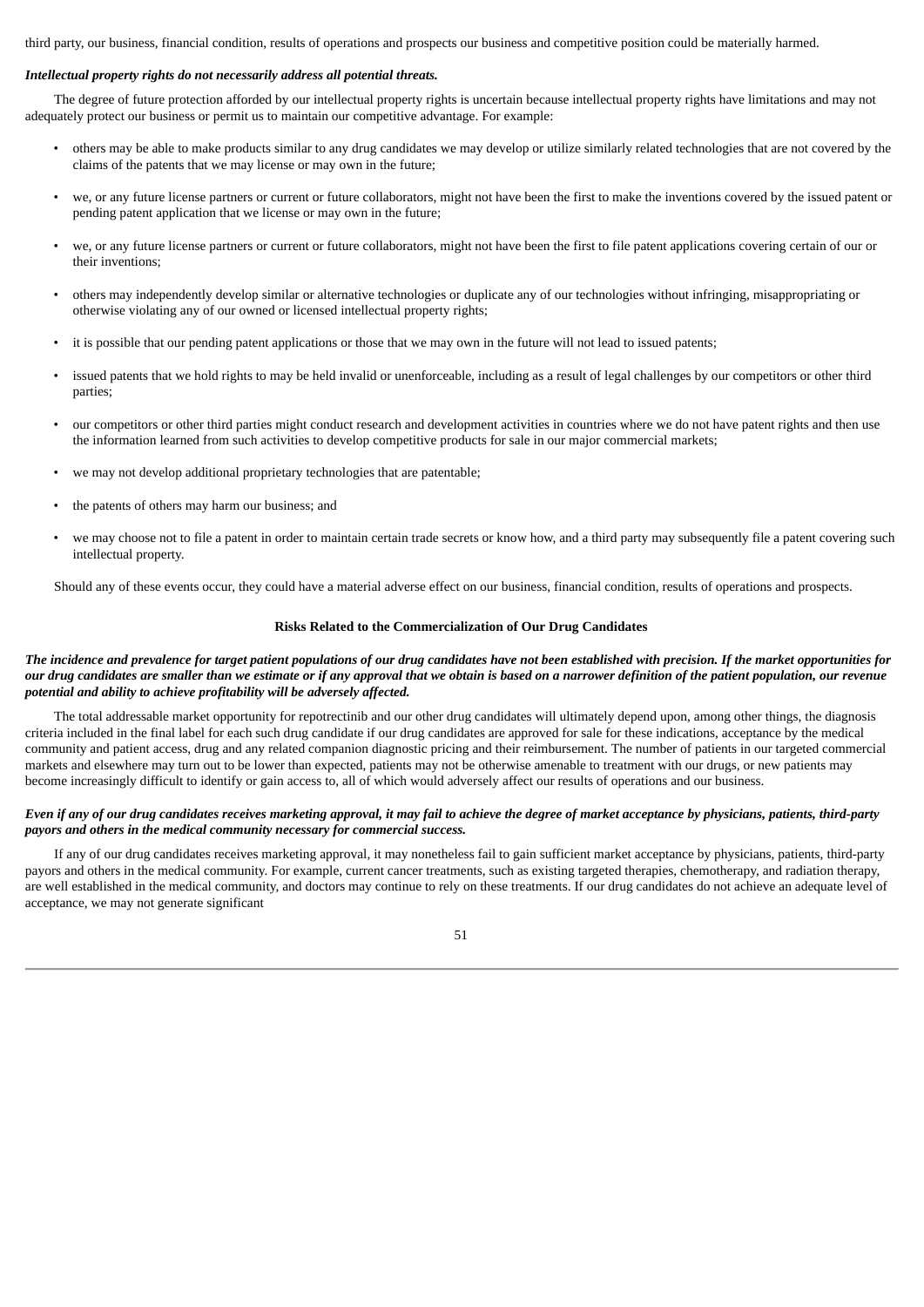third party, our business, financial condition, results of operations and prospects our business and competitive position could be materially harmed.

***Intellectual property rights do not necessarily address all potential threats.***

The degree of future protection afforded by our intellectual property rights is uncertain because intellectual property rights have limitations and may not adequately protect our business or permit us to maintain our competitive advantage. For example:

- others may be able to make products similar to any drug candidates we may develop or utilize similarly related technologies that are not covered by the claims of the patents that we may license or may own in the future;
- we, or any future license partners or current or future collaborators, might not have been the first to make the inventions covered by the issued patent or pending patent application that we license or may own in the future;
- we, or any future license partners or current or future collaborators, might not have been the first to file patent applications covering certain of our or their inventions;
- others may independently develop similar or alternative technologies or duplicate any of our technologies without infringing, misappropriating or otherwise violating any of our owned or licensed intellectual property rights;
- it is possible that our pending patent applications or those that we may own in the future will not lead to issued patents;
- issued patents that we hold rights to may be held invalid or unenforceable, including as a result of legal challenges by our competitors or other third parties;
- our competitors or other third parties might conduct research and development activities in countries where we do not have patent rights and then use the information learned from such activities to develop competitive products for sale in our major commercial markets;
- we may not develop additional proprietary technologies that are patentable;
- the patents of others may harm our business; and
- we may choose not to file a patent in order to maintain certain trade secrets or know how, and a third party may subsequently file a patent covering such intellectual property.

Should any of these events occur, they could have a material adverse effect on our business, financial condition, results of operations and prospects.

**Risks Related to the Commercialization of Our Drug Candidates**

***The incidence and prevalence for target patient populations of our drug candidates have not been established with precision. If the market opportunities for our drug candidates are smaller than we estimate or if any approval that we obtain is based on a narrower definition of the patient population, our revenue potential and ability to achieve profitability will be adversely affected.***

The total addressable market opportunity for repotrectinib and our other drug candidates will ultimately depend upon, among other things, the diagnosis criteria included in the final label for each such drug candidate if our drug candidates are approved for sale for these indications, acceptance by the medical community and patient access, drug and any related companion diagnostic pricing and their reimbursement. The number of patients in our targeted commercial markets and elsewhere may turn out to be lower than expected, patients may not be otherwise amenable to treatment with our drugs, or new patients may become increasingly difficult to identify or gain access to, all of which would adversely affect our results of operations and our business.

***Even if any of our drug candidates receives marketing approval, it may fail to achieve the degree of market acceptance by physicians, patients, third-party payors and others in the medical community necessary for commercial success.***

If any of our drug candidates receives marketing approval, it may nonetheless fail to gain sufficient market acceptance by physicians, patients, third-party payors and others in the medical community. For example, current cancer treatments, such as existing targeted therapies, chemotherapy, and radiation therapy, are well established in the medical community, and doctors may continue to rely on these treatments. If our drug candidates do not achieve an adequate level of acceptance, we may not generate significant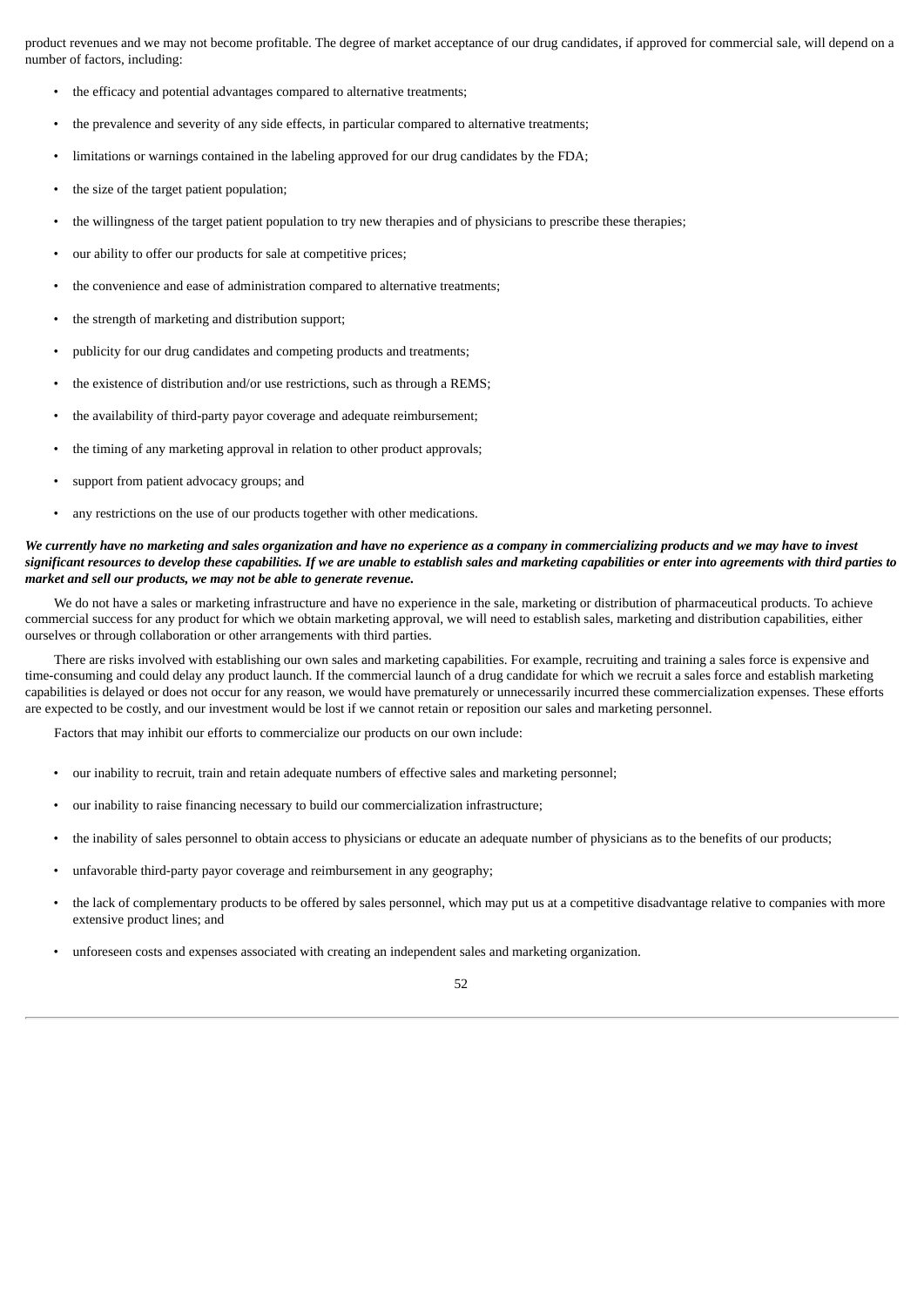product revenues and we may not become profitable. The degree of market acceptance of our drug candidates, if approved for commercial sale, will depend on a number of factors, including:

- the efficacy and potential advantages compared to alternative treatments;
- the prevalence and severity of any side effects, in particular compared to alternative treatments;
- limitations or warnings contained in the labeling approved for our drug candidates by the FDA;
- the size of the target patient population;
- the willingness of the target patient population to try new therapies and of physicians to prescribe these therapies;
- our ability to offer our products for sale at competitive prices;
- the convenience and ease of administration compared to alternative treatments;
- the strength of marketing and distribution support;
- publicity for our drug candidates and competing products and treatments;
- the existence of distribution and/or use restrictions, such as through a REMS;
- the availability of third-party payor coverage and adequate reimbursement;
- the timing of any marketing approval in relation to other product approvals;
- support from patient advocacy groups; and
- any restrictions on the use of our products together with other medications.

***We currently have no marketing and sales organization and have no experience as a company in commercializing products and we may have to invest significant resources to develop these capabilities. If we are unable to establish sales and marketing capabilities or enter into agreements with third parties to market and sell our products, we may not be able to generate revenue.***

We do not have a sales or marketing infrastructure and have no experience in the sale, marketing or distribution of pharmaceutical products. To achieve commercial success for any product for which we obtain marketing approval, we will need to establish sales, marketing and distribution capabilities, either ourselves or through collaboration or other arrangements with third parties.

There are risks involved with establishing our own sales and marketing capabilities. For example, recruiting and training a sales force is expensive and time-consuming and could delay any product launch. If the commercial launch of a drug candidate for which we recruit a sales force and establish marketing capabilities is delayed or does not occur for any reason, we would have prematurely or unnecessarily incurred these commercialization expenses. These efforts are expected to be costly, and our investment would be lost if we cannot retain or reposition our sales and marketing personnel.

Factors that may inhibit our efforts to commercialize our products on our own include:

- our inability to recruit, train and retain adequate numbers of effective sales and marketing personnel;
- our inability to raise financing necessary to build our commercialization infrastructure;
- the inability of sales personnel to obtain access to physicians or educate an adequate number of physicians as to the benefits of our products;
- unfavorable third-party payor coverage and reimbursement in any geography;
- the lack of complementary products to be offered by sales personnel, which may put us at a competitive disadvantage relative to companies with more extensive product lines; and
- unforeseen costs and expenses associated with creating an independent sales and marketing organization.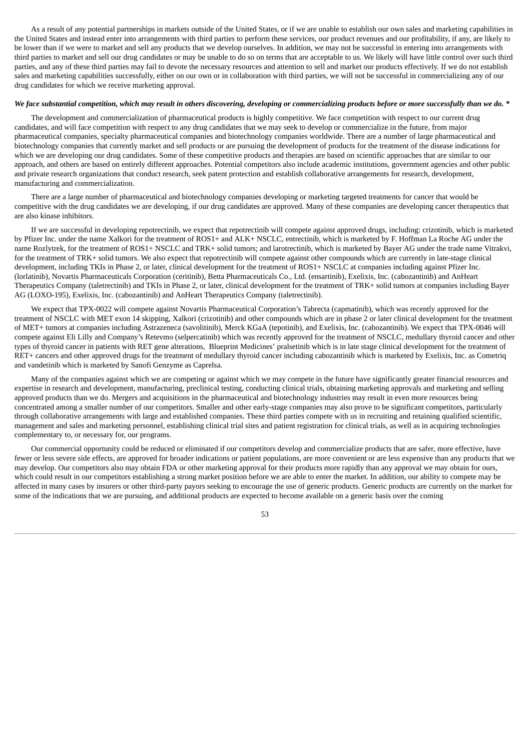As a result of any potential partnerships in markets outside of the United States, or if we are unable to establish our own sales and marketing capabilities in the United States and instead enter into arrangements with third parties to perform these services, our product revenues and our profitability, if any, are likely to be lower than if we were to market and sell any products that we develop ourselves. In addition, we may not be successful in entering into arrangements with third parties to market and sell our drug candidates or may be unable to do so on terms that are acceptable to us. We likely will have little control over such third parties, and any of these third parties may fail to devote the necessary resources and attention to sell and market our products effectively. If we do not establish sales and marketing capabilities successfully, either on our own or in collaboration with third parties, we will not be successful in commercializing any of our drug candidates for which we receive marketing approval.

***We face substantial competition, which may result in others discovering, developing or commercializing products before or more successfully than we do. \****

The development and commercialization of pharmaceutical products is highly competitive. We face competition with respect to our current drug candidates, and will face competition with respect to any drug candidates that we may seek to develop or commercialize in the future, from major pharmaceutical companies, specialty pharmaceutical companies and biotechnology companies worldwide. There are a number of large pharmaceutical and biotechnology companies that currently market and sell products or are pursuing the development of products for the treatment of the disease indications for which we are developing our drug candidates. Some of these competitive products and therapies are based on scientific approaches that are similar to our approach, and others are based on entirely different approaches. Potential competitors also include academic institutions, government agencies and other public and private research organizations that conduct research, seek patent protection and establish collaborative arrangements for research, development, manufacturing and commercialization.

There are a large number of pharmaceutical and biotechnology companies developing or marketing targeted treatments for cancer that would be competitive with the drug candidates we are developing, if our drug candidates are approved. Many of these companies are developing cancer therapeutics that are also kinase inhibitors.

If we are successful in developing repotrectinib, we expect that repotrectinib will compete against approved drugs, including: crizotinib, which is marketed by Pfizer Inc. under the name Xalkori for the treatment of ROS1+ and ALK+ NSCLC, entrectinib, which is marketed by F. Hoffman La Roche AG under the name Rozlytrek, for the treatment of ROS1+ NSCLC and TRK+ solid tumors; and larotrectinib, which is marketed by Bayer AG under the trade name Vitrakvi, for the treatment of TRK+ solid tumors. We also expect that repotrectinib will compete against other compounds which are currently in late-stage clinical development, including TKIs in Phase 2, or later, clinical development for the treatment of ROS1+ NSCLC at companies including against Pfizer Inc. (lorlatinib), Novartis Pharmaceuticals Corporation (ceritinib), Betta Pharmaceuticals Co., Ltd. (ensartinib), Exelixis, Inc. (cabozantinib) and AnHeart Therapeutics Company (taletrectinib) and TKIs in Phase 2, or later, clinical development for the treatment of TRK+ solid tumors at companies including Bayer AG (LOXO-195), Exelixis, Inc. (cabozantinib) and AnHeart Therapeutics Company (taletrectinib).

We expect that TPX-0022 will compete against Novartis Pharmaceutical Corporation's Tabrecta (capmatinib), which was recently approved for the treatment of NSCLC with MET exon 14 skipping, Xalkori (crizotinib) and other compounds which are in phase 2 or later clinical development for the treatment of MET+ tumors at companies including Astrazeneca (savolitinib), Merck KGaA (tepotinib), and Exelixis, Inc. (cabozantinib). We expect that TPX-0046 will compete against Eli Lilly and Company's Retevmo (selpercatinib) which was recently approved for the treatment of NSCLC, medullary thyroid cancer and other types of thyroid cancer in patients with RET gene alterations, Blueprint Medicines' pralsetinib which is in late stage clinical development for the treatment of RET+ cancers and other approved drugs for the treatment of medullary thyroid cancer including cabozantinib which is marketed by Exelixis, Inc. as Cometriq and vandetinib which is marketed by Sanofi Genzyme as Caprelsa.

Many of the companies against which we are competing or against which we may compete in the future have significantly greater financial resources and expertise in research and development, manufacturing, preclinical testing, conducting clinical trials, obtaining marketing approvals and marketing and selling approved products than we do. Mergers and acquisitions in the pharmaceutical and biotechnology industries may result in even more resources being concentrated among a smaller number of our competitors. Smaller and other early-stage companies may also prove to be significant competitors, particularly through collaborative arrangements with large and established companies. These third parties compete with us in recruiting and retaining qualified scientific, management and sales and marketing personnel, establishing clinical trial sites and patient registration for clinical trials, as well as in acquiring technologies complementary to, or necessary for, our programs.

Our commercial opportunity could be reduced or eliminated if our competitors develop and commercialize products that are safer, more effective, have fewer or less severe side effects, are approved for broader indications or patient populations, are more convenient or are less expensive than any products that we may develop. Our competitors also may obtain FDA or other marketing approval for their products more rapidly than any approval we may obtain for ours, which could result in our competitors establishing a strong market position before we are able to enter the market. In addition, our ability to compete may be affected in many cases by insurers or other third-party payors seeking to encourage the use of generic products. Generic products are currently on the market for some of the indications that we are pursuing, and additional products are expected to become available on a generic basis over the coming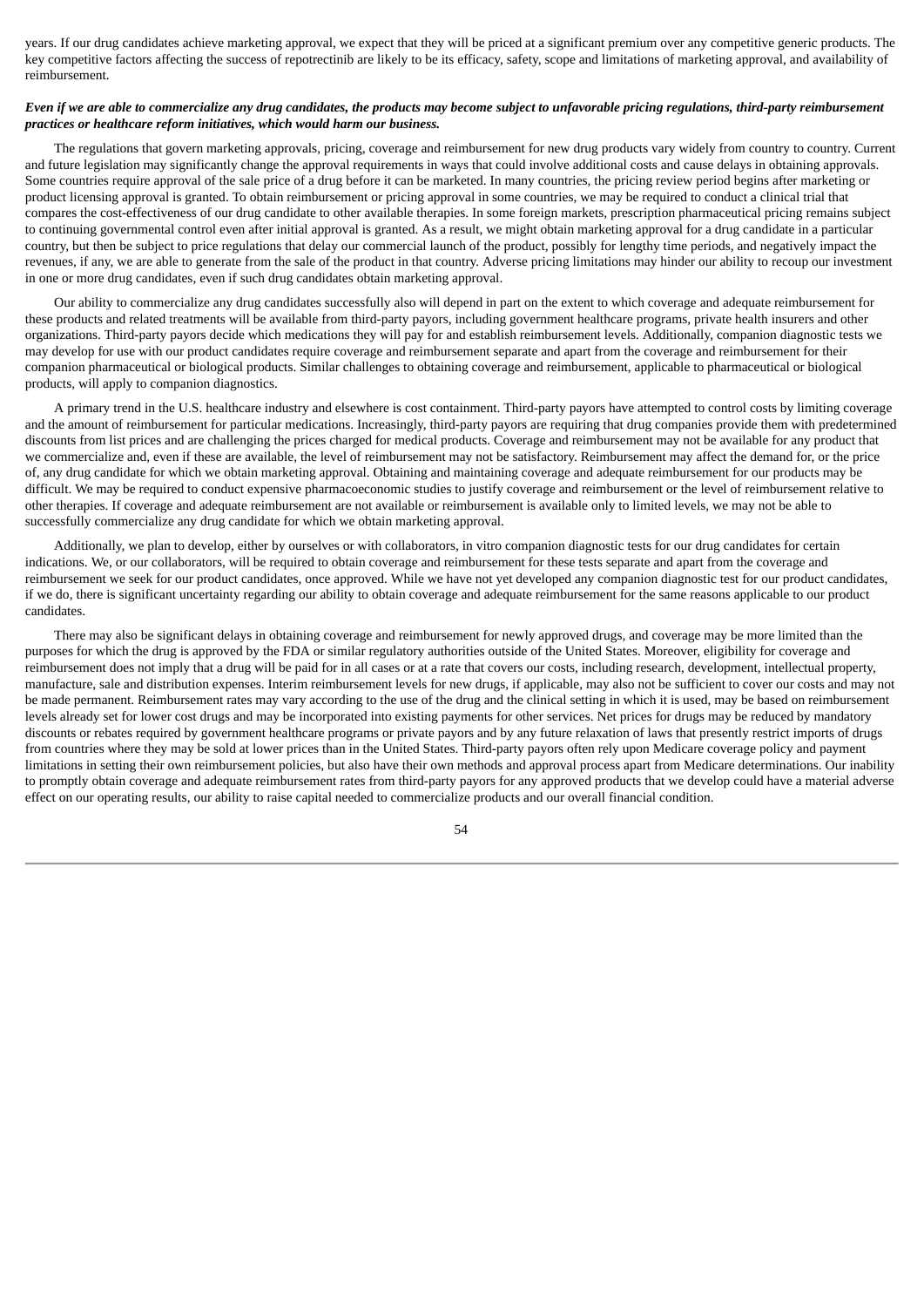years. If our drug candidates achieve marketing approval, we expect that they will be priced at a significant premium over any competitive generic products. The key competitive factors affecting the success of repotrectinib are likely to be its efficacy, safety, scope and limitations of marketing approval, and availability of reimbursement.

***Even if we are able to commercialize any drug candidates, the products may become subject to unfavorable pricing regulations, third-party reimbursement practices or healthcare reform initiatives, which would harm our business.***

The regulations that govern marketing approvals, pricing, coverage and reimbursement for new drug products vary widely from country to country. Current and future legislation may significantly change the approval requirements in ways that could involve additional costs and cause delays in obtaining approvals. Some countries require approval of the sale price of a drug before it can be marketed. In many countries, the pricing review period begins after marketing or product licensing approval is granted. To obtain reimbursement or pricing approval in some countries, we may be required to conduct a clinical trial that compares the cost-effectiveness of our drug candidate to other available therapies. In some foreign markets, prescription pharmaceutical pricing remains subject to continuing governmental control even after initial approval is granted. As a result, we might obtain marketing approval for a drug candidate in a particular country, but then be subject to price regulations that delay our commercial launch of the product, possibly for lengthy time periods, and negatively impact the revenues, if any, we are able to generate from the sale of the product in that country. Adverse pricing limitations may hinder our ability to recoup our investment in one or more drug candidates, even if such drug candidates obtain marketing approval.

Our ability to commercialize any drug candidates successfully also will depend in part on the extent to which coverage and adequate reimbursement for these products and related treatments will be available from third-party payors, including government healthcare programs, private health insurers and other organizations. Third-party payors decide which medications they will pay for and establish reimbursement levels. Additionally, companion diagnostic tests we may develop for use with our product candidates require coverage and reimbursement separate and apart from the coverage and reimbursement for their companion pharmaceutical or biological products. Similar challenges to obtaining coverage and reimbursement, applicable to pharmaceutical or biological products, will apply to companion diagnostics.

A primary trend in the U.S. healthcare industry and elsewhere is cost containment. Third-party payors have attempted to control costs by limiting coverage and the amount of reimbursement for particular medications. Increasingly, third-party payors are requiring that drug companies provide them with predetermined discounts from list prices and are challenging the prices charged for medical products. Coverage and reimbursement may not be available for any product that we commercialize and, even if these are available, the level of reimbursement may not be satisfactory. Reimbursement may affect the demand for, or the price of, any drug candidate for which we obtain marketing approval. Obtaining and maintaining coverage and adequate reimbursement for our products may be difficult. We may be required to conduct expensive pharmacoeconomic studies to justify coverage and reimbursement or the level of reimbursement relative to other therapies. If coverage and adequate reimbursement are not available or reimbursement is available only to limited levels, we may not be able to successfully commercialize any drug candidate for which we obtain marketing approval.

Additionally, we plan to develop, either by ourselves or with collaborators, in vitro companion diagnostic tests for our drug candidates for certain indications. We, or our collaborators, will be required to obtain coverage and reimbursement for these tests separate and apart from the coverage and reimbursement we seek for our product candidates, once approved. While we have not yet developed any companion diagnostic test for our product candidates, if we do, there is significant uncertainty regarding our ability to obtain coverage and adequate reimbursement for the same reasons applicable to our product candidates.

There may also be significant delays in obtaining coverage and reimbursement for newly approved drugs, and coverage may be more limited than the purposes for which the drug is approved by the FDA or similar regulatory authorities outside of the United States. Moreover, eligibility for coverage and reimbursement does not imply that a drug will be paid for in all cases or at a rate that covers our costs, including research, development, intellectual property, manufacture, sale and distribution expenses. Interim reimbursement levels for new drugs, if applicable, may also not be sufficient to cover our costs and may not be made permanent. Reimbursement rates may vary according to the use of the drug and the clinical setting in which it is used, may be based on reimbursement levels already set for lower cost drugs and may be incorporated into existing payments for other services. Net prices for drugs may be reduced by mandatory discounts or rebates required by government healthcare programs or private payors and by any future relaxation of laws that presently restrict imports of drugs from countries where they may be sold at lower prices than in the United States. Third-party payors often rely upon Medicare coverage policy and payment limitations in setting their own reimbursement policies, but also have their own methods and approval process apart from Medicare determinations. Our inability to promptly obtain coverage and adequate reimbursement rates from third-party payors for any approved products that we develop could have a material adverse effect on our operating results, our ability to raise capital needed to commercialize products and our overall financial condition.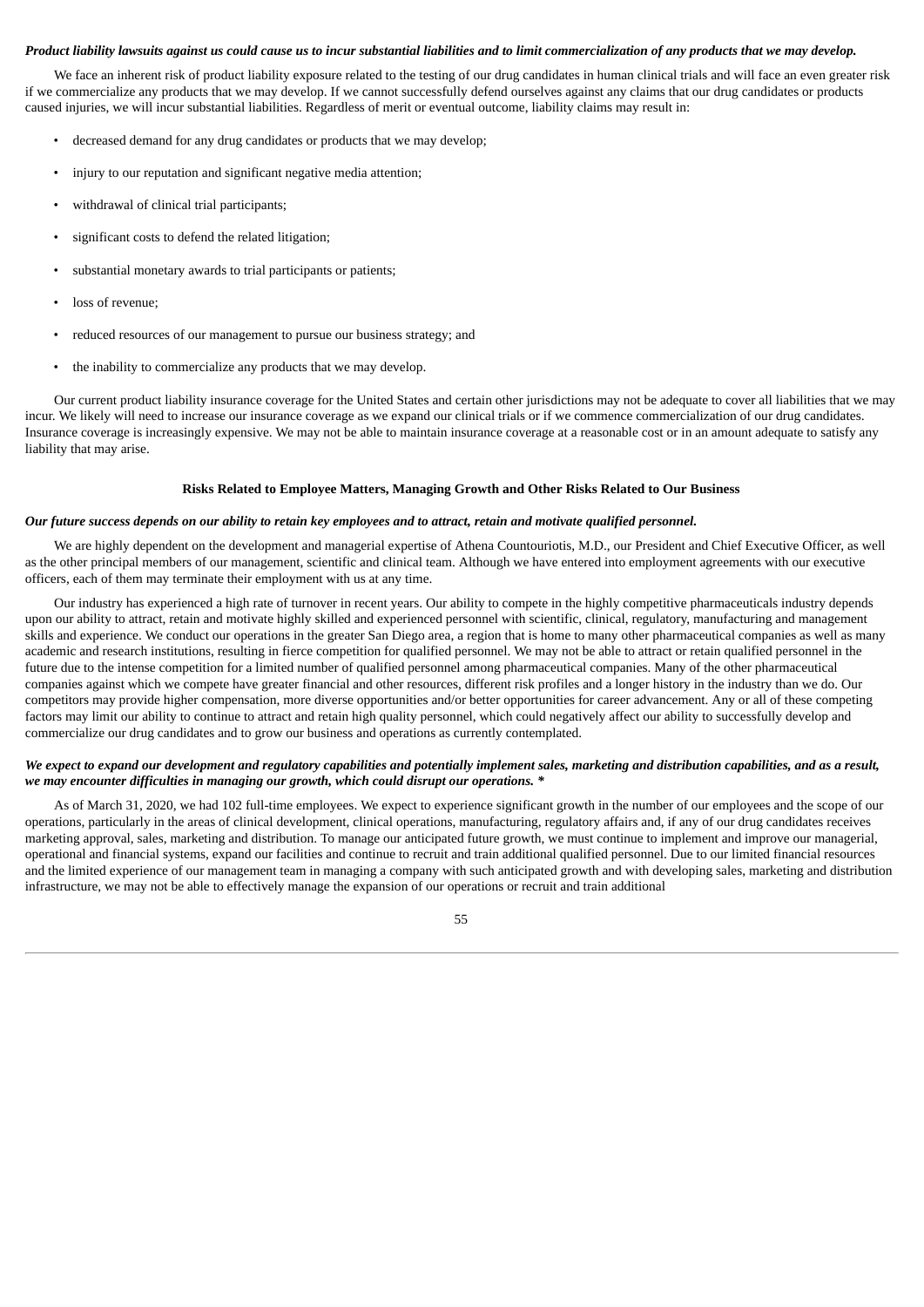***Product liability lawsuits against us could cause us to incur substantial liabilities and to limit commercialization of any products that we may develop.***

We face an inherent risk of product liability exposure related to the testing of our drug candidates in human clinical trials and will face an even greater risk if we commercialize any products that we may develop. If we cannot successfully defend ourselves against any claims that our drug candidates or products caused injuries, we will incur substantial liabilities. Regardless of merit or eventual outcome, liability claims may result in:

- decreased demand for any drug candidates or products that we may develop;
- injury to our reputation and significant negative media attention;
- withdrawal of clinical trial participants;
- significant costs to defend the related litigation;
- substantial monetary awards to trial participants or patients;
- loss of revenue;
- reduced resources of our management to pursue our business strategy; and
- the inability to commercialize any products that we may develop.

Our current product liability insurance coverage for the United States and certain other jurisdictions may not be adequate to cover all liabilities that we may incur. We likely will need to increase our insurance coverage as we expand our clinical trials or if we commence commercialization of our drug candidates. Insurance coverage is increasingly expensive. We may not be able to maintain insurance coverage at a reasonable cost or in an amount adequate to satisfy any liability that may arise.

## Risks Related to Employee Matters, Managing Growth and Other Risks Related to Our Business

***Our future success depends on our ability to retain key employees and to attract, retain and motivate qualified personnel.***

We are highly dependent on the development and managerial expertise of Athena Countouriotis, M.D., our President and Chief Executive Officer, as well as the other principal members of our management, scientific and clinical team. Although we have entered into employment agreements with our executive officers, each of them may terminate their employment with us at any time.

Our industry has experienced a high rate of turnover in recent years. Our ability to compete in the highly competitive pharmaceuticals industry depends upon our ability to attract, retain and motivate highly skilled and experienced personnel with scientific, clinical, regulatory, manufacturing and management skills and experience. We conduct our operations in the greater San Diego area, a region that is home to many other pharmaceutical companies as well as many academic and research institutions, resulting in fierce competition for qualified personnel. We may not be able to attract or retain qualified personnel in the future due to the intense competition for a limited number of qualified personnel among pharmaceutical companies. Many of the other pharmaceutical companies against which we compete have greater financial and other resources, different risk profiles and a longer history in the industry than we do. Our competitors may provide higher compensation, more diverse opportunities and/or better opportunities for career advancement. Any or all of these competing factors may limit our ability to continue to attract and retain high quality personnel, which could negatively affect our ability to successfully develop and commercialize our drug candidates and to grow our business and operations as currently contemplated.

***We expect to expand our development and regulatory capabilities and potentially implement sales, marketing and distribution capabilities, and as a result, we may encounter difficulties in managing our growth, which could disrupt our operations. \****

As of March 31, 2020, we had 102 full-time employees. We expect to experience significant growth in the number of our employees and the scope of our operations, particularly in the areas of clinical development, clinical operations, manufacturing, regulatory affairs and, if any of our drug candidates receives marketing approval, sales, marketing and distribution. To manage our anticipated future growth, we must continue to implement and improve our managerial, operational and financial systems, expand our facilities and continue to recruit and train additional qualified personnel. Due to our limited financial resources and the limited experience of our management team in managing a company with such anticipated growth and with developing sales, marketing and distribution infrastructure, we may not be able to effectively manage the expansion of our operations or recruit and train additional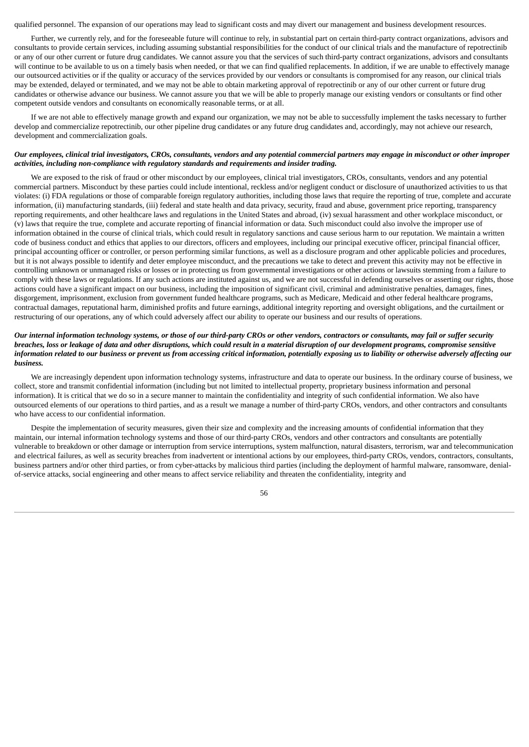qualified personnel. The expansion of our operations may lead to significant costs and may divert our management and business development resources.

Further, we currently rely, and for the foreseeable future will continue to rely, in substantial part on certain third-party contract organizations, advisors and consultants to provide certain services, including assuming substantial responsibilities for the conduct of our clinical trials and the manufacture of repotrectinib or any of our other current or future drug candidates. We cannot assure you that the services of such third-party contract organizations, advisors and consultants will continue to be available to us on a timely basis when needed, or that we can find qualified replacements. In addition, if we are unable to effectively manage our outsourced activities or if the quality or accuracy of the services provided by our vendors or consultants is compromised for any reason, our clinical trials may be extended, delayed or terminated, and we may not be able to obtain marketing approval of repotrectinib or any of our other current or future drug candidates or otherwise advance our business. We cannot assure you that we will be able to properly manage our existing vendors or consultants or find other competent outside vendors and consultants on economically reasonable terms, or at all.

If we are not able to effectively manage growth and expand our organization, we may not be able to successfully implement the tasks necessary to further develop and commercialize repotrectinib, our other pipeline drug candidates or any future drug candidates and, accordingly, may not achieve our research, development and commercialization goals.

***Our employees, clinical trial investigators, CROs, consultants, vendors and any potential commercial partners may engage in misconduct or other improper activities, including non-compliance with regulatory standards and requirements and insider trading.***

We are exposed to the risk of fraud or other misconduct by our employees, clinical trial investigators, CROs, consultants, vendors and any potential commercial partners. Misconduct by these parties could include intentional, reckless and/or negligent conduct or disclosure of unauthorized activities to us that violates: (i) FDA regulations or those of comparable foreign regulatory authorities, including those laws that require the reporting of true, complete and accurate information, (ii) manufacturing standards, (iii) federal and state health and data privacy, security, fraud and abuse, government price reporting, transparency reporting requirements, and other healthcare laws and regulations in the United States and abroad, (iv) sexual harassment and other workplace misconduct, or (v) laws that require the true, complete and accurate reporting of financial information or data. Such misconduct could also involve the improper use of information obtained in the course of clinical trials, which could result in regulatory sanctions and cause serious harm to our reputation. We maintain a written code of business conduct and ethics that applies to our directors, officers and employees, including our principal executive officer, principal financial officer, principal accounting officer or controller, or person performing similar functions, as well as a disclosure program and other applicable policies and procedures, but it is not always possible to identify and deter employee misconduct, and the precautions we take to detect and prevent this activity may not be effective in controlling unknown or unmanaged risks or losses or in protecting us from governmental investigations or other actions or lawsuits stemming from a failure to comply with these laws or regulations. If any such actions are instituted against us, and we are not successful in defending ourselves or asserting our rights, those actions could have a significant impact on our business, including the imposition of significant civil, criminal and administrative penalties, damages, fines, disgorgement, imprisonment, exclusion from government funded healthcare programs, such as Medicare, Medicaid and other federal healthcare programs, contractual damages, reputational harm, diminished profits and future earnings, additional integrity reporting and oversight obligations, and the curtailment or restructuring of our operations, any of which could adversely affect our ability to operate our business and our results of operations.

***Our internal information technology systems, or those of our third-party CROs or other vendors, contractors or consultants, may fail or suffer security breaches, loss or leakage of data and other disruptions, which could result in a material disruption of our development programs, compromise sensitive information related to our business or prevent us from accessing critical information, potentially exposing us to liability or otherwise adversely affecting our business.***

We are increasingly dependent upon information technology systems, infrastructure and data to operate our business. In the ordinary course of business, we collect, store and transmit confidential information (including but not limited to intellectual property, proprietary business information and personal information). It is critical that we do so in a secure manner to maintain the confidentiality and integrity of such confidential information. We also have outsourced elements of our operations to third parties, and as a result we manage a number of third-party CROs, vendors, and other contractors and consultants who have access to our confidential information.

Despite the implementation of security measures, given their size and complexity and the increasing amounts of confidential information that they maintain, our internal information technology systems and those of our third-party CROs, vendors and other contractors and consultants are potentially vulnerable to breakdown or other damage or interruption from service interruptions, system malfunction, natural disasters, terrorism, war and telecommunication and electrical failures, as well as security breaches from inadvertent or intentional actions by our employees, third-party CROs, vendors, contractors, consultants, business partners and/or other third parties, or from cyber-attacks by malicious third parties (including the deployment of harmful malware, ransomware, denial-of-service attacks, social engineering and other means to affect service reliability and threaten the confidentiality, integrity and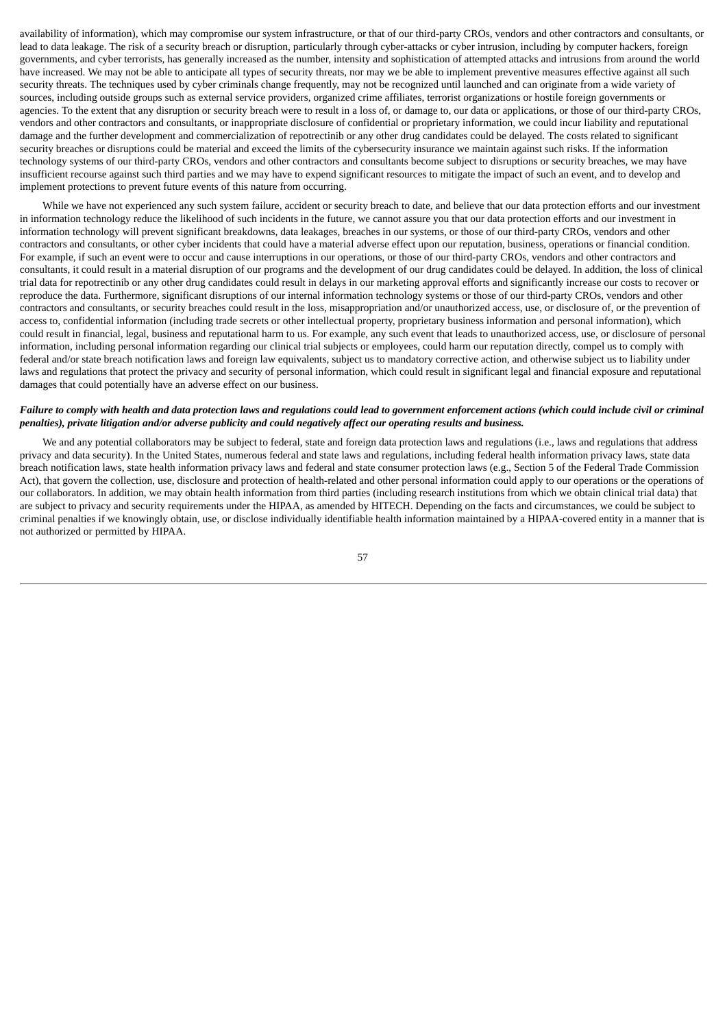availability of information), which may compromise our system infrastructure, or that of our third-party CROs, vendors and other contractors and consultants, or lead to data leakage. The risk of a security breach or disruption, particularly through cyber-attacks or cyber intrusion, including by computer hackers, foreign governments, and cyber terrorists, has generally increased as the number, intensity and sophistication of attempted attacks and intrusions from around the world have increased. We may not be able to anticipate all types of security threats, nor may we be able to implement preventive measures effective against all such security threats. The techniques used by cyber criminals change frequently, may not be recognized until launched and can originate from a wide variety of sources, including outside groups such as external service providers, organized crime affiliates, terrorist organizations or hostile foreign governments or agencies. To the extent that any disruption or security breach were to result in a loss of, or damage to, our data or applications, or those of our third-party CROs, vendors and other contractors and consultants, or inappropriate disclosure of confidential or proprietary information, we could incur liability and reputational damage and the further development and commercialization of repotrectinib or any other drug candidates could be delayed. The costs related to significant security breaches or disruptions could be material and exceed the limits of the cybersecurity insurance we maintain against such risks. If the information technology systems of our third-party CROs, vendors and other contractors and consultants become subject to disruptions or security breaches, we may have insufficient recourse against such third parties and we may have to expend significant resources to mitigate the impact of such an event, and to develop and implement protections to prevent future events of this nature from occurring.

While we have not experienced any such system failure, accident or security breach to date, and believe that our data protection efforts and our investment in information technology reduce the likelihood of such incidents in the future, we cannot assure you that our data protection efforts and our investment in information technology will prevent significant breakdowns, data leakages, breaches in our systems, or those of our third-party CROs, vendors and other contractors and consultants, or other cyber incidents that could have a material adverse effect upon our reputation, business, operations or financial condition. For example, if such an event were to occur and cause interruptions in our operations, or those of our third-party CROs, vendors and other contractors and consultants, it could result in a material disruption of our programs and the development of our drug candidates could be delayed. In addition, the loss of clinical trial data for repotrectinib or any other drug candidates could result in delays in our marketing approval efforts and significantly increase our costs to recover or reproduce the data. Furthermore, significant disruptions of our internal information technology systems or those of our third-party CROs, vendors and other contractors and consultants, or security breaches could result in the loss, misappropriation and/or unauthorized access, use, or disclosure of, or the prevention of access to, confidential information (including trade secrets or other intellectual property, proprietary business information and personal information), which could result in financial, legal, business and reputational harm to us. For example, any such event that leads to unauthorized access, use, or disclosure of personal information, including personal information regarding our clinical trial subjects or employees, could harm our reputation directly, compel us to comply with federal and/or state breach notification laws and foreign law equivalents, subject us to mandatory corrective action, and otherwise subject us to liability under laws and regulations that protect the privacy and security of personal information, which could result in significant legal and financial exposure and reputational damages that could potentially have an adverse effect on our business.

***Failure to comply with health and data protection laws and regulations could lead to government enforcement actions (which could include civil or criminal penalties), private litigation and/or adverse publicity and could negatively affect our operating results and business.***

We and any potential collaborators may be subject to federal, state and foreign data protection laws and regulations (i.e., laws and regulations that address privacy and data security). In the United States, numerous federal and state laws and regulations, including federal health information privacy laws, state data breach notification laws, state health information privacy laws and federal and state consumer protection laws (e.g., Section 5 of the Federal Trade Commission Act), that govern the collection, use, disclosure and protection of health-related and other personal information could apply to our operations or the operations of our collaborators. In addition, we may obtain health information from third parties (including research institutions from which we obtain clinical trial data) that are subject to privacy and security requirements under the HIPAA, as amended by HITECH. Depending on the facts and circumstances, we could be subject to criminal penalties if we knowingly obtain, use, or disclose individually identifiable health information maintained by a HIPAA-covered entity in a manner that is not authorized or permitted by HIPAA.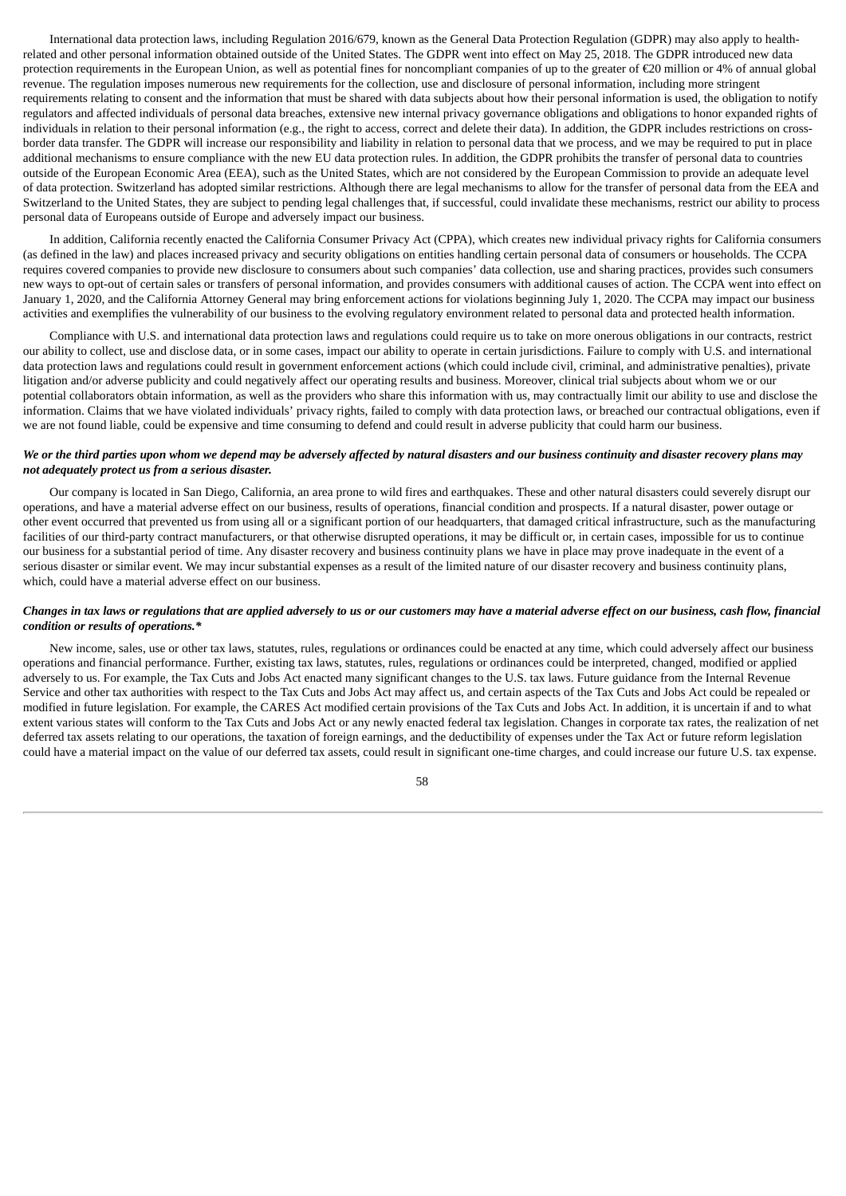International data protection laws, including Regulation 2016/679, known as the General Data Protection Regulation (GDPR) may also apply to health-related and other personal information obtained outside of the United States. The GDPR went into effect on May 25, 2018. The GDPR introduced new data protection requirements in the European Union, as well as potential fines for noncompliant companies of up to the greater of €20 million or 4% of annual global revenue. The regulation imposes numerous new requirements for the collection, use and disclosure of personal information, including more stringent requirements relating to consent and the information that must be shared with data subjects about how their personal information is used, the obligation to notify regulators and affected individuals of personal data breaches, extensive new internal privacy governance obligations and obligations to honor expanded rights of individuals in relation to their personal information (e.g., the right to access, correct and delete their data). In addition, the GDPR includes restrictions on cross-border data transfer. The GDPR will increase our responsibility and liability in relation to personal data that we process, and we may be required to put in place additional mechanisms to ensure compliance with the new EU data protection rules. In addition, the GDPR prohibits the transfer of personal data to countries outside of the European Economic Area (EEA), such as the United States, which are not considered by the European Commission to provide an adequate level of data protection. Switzerland has adopted similar restrictions. Although there are legal mechanisms to allow for the transfer of personal data from the EEA and Switzerland to the United States, they are subject to pending legal challenges that, if successful, could invalidate these mechanisms, restrict our ability to process personal data of Europeans outside of Europe and adversely impact our business.

In addition, California recently enacted the California Consumer Privacy Act (CPPA), which creates new individual privacy rights for California consumers (as defined in the law) and places increased privacy and security obligations on entities handling certain personal data of consumers or households. The CCPA requires covered companies to provide new disclosure to consumers about such companies' data collection, use and sharing practices, provides such consumers new ways to opt-out of certain sales or transfers of personal information, and provides consumers with additional causes of action. The CCPA went into effect on January 1, 2020, and the California Attorney General may bring enforcement actions for violations beginning July 1, 2020. The CCPA may impact our business activities and exemplifies the vulnerability of our business to the evolving regulatory environment related to personal data and protected health information.

Compliance with U.S. and international data protection laws and regulations could require us to take on more onerous obligations in our contracts, restrict our ability to collect, use and disclose data, or in some cases, impact our ability to operate in certain jurisdictions. Failure to comply with U.S. and international data protection laws and regulations could result in government enforcement actions (which could include civil, criminal, and administrative penalties), private litigation and/or adverse publicity and could negatively affect our operating results and business. Moreover, clinical trial subjects about whom we or our potential collaborators obtain information, as well as the providers who share this information with us, may contractually limit our ability to use and disclose the information. Claims that we have violated individuals' privacy rights, failed to comply with data protection laws, or breached our contractual obligations, even if we are not found liable, could be expensive and time consuming to defend and could result in adverse publicity that could harm our business.

***We or the third parties upon whom we depend may be adversely affected by natural disasters and our business continuity and disaster recovery plans may not adequately protect us from a serious disaster.***

Our company is located in San Diego, California, an area prone to wild fires and earthquakes. These and other natural disasters could severely disrupt our operations, and have a material adverse effect on our business, results of operations, financial condition and prospects. If a natural disaster, power outage or other event occurred that prevented us from using all or a significant portion of our headquarters, that damaged critical infrastructure, such as the manufacturing facilities of our third-party contract manufacturers, or that otherwise disrupted operations, it may be difficult or, in certain cases, impossible for us to continue our business for a substantial period of time. Any disaster recovery and business continuity plans we have in place may prove inadequate in the event of a serious disaster or similar event. We may incur substantial expenses as a result of the limited nature of our disaster recovery and business continuity plans, which, could have a material adverse effect on our business.

***Changes in tax laws or regulations that are applied adversely to us or our customers may have a material adverse effect on our business, cash flow, financial condition or results of operations.****

New income, sales, use or other tax laws, statutes, rules, regulations or ordinances could be enacted at any time, which could adversely affect our business operations and financial performance. Further, existing tax laws, statutes, rules, regulations or ordinances could be interpreted, changed, modified or applied adversely to us. For example, the Tax Cuts and Jobs Act enacted many significant changes to the U.S. tax laws. Future guidance from the Internal Revenue Service and other tax authorities with respect to the Tax Cuts and Jobs Act may affect us, and certain aspects of the Tax Cuts and Jobs Act could be repealed or modified in future legislation. For example, the CARES Act modified certain provisions of the Tax Cuts and Jobs Act. In addition, it is uncertain if and to what extent various states will conform to the Tax Cuts and Jobs Act or any newly enacted federal tax legislation. Changes in corporate tax rates, the realization of net deferred tax assets relating to our operations, the taxation of foreign earnings, and the deductibility of expenses under the Tax Act or future reform legislation could have a material impact on the value of our deferred tax assets, could result in significant one-time charges, and could increase our future U.S. tax expense.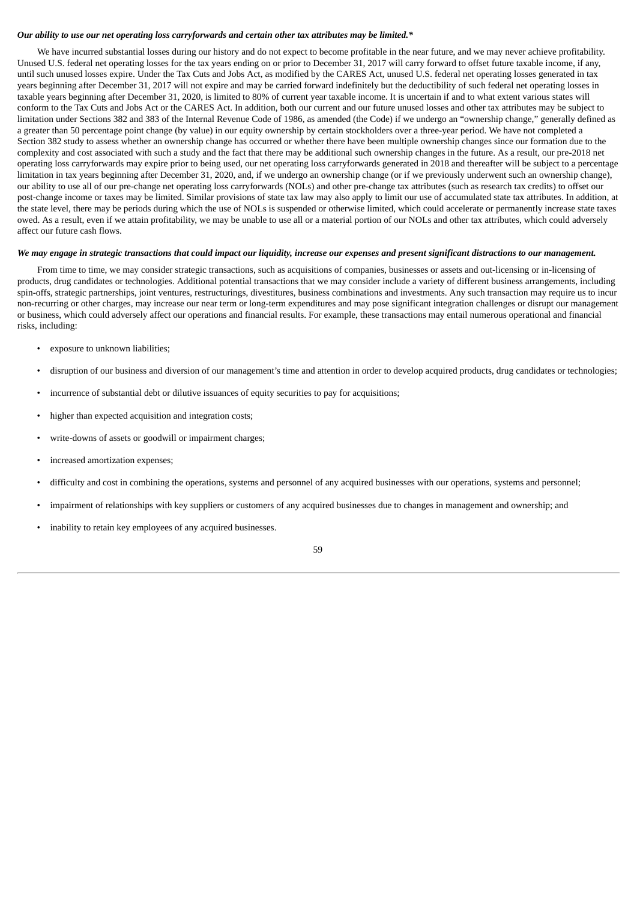***Our ability to use our net operating loss carryforwards and certain other tax attributes may be limited.****

We have incurred substantial losses during our history and do not expect to become profitable in the near future, and we may never achieve profitability. Unused U.S. federal net operating losses for the tax years ending on or prior to December 31, 2017 will carry forward to offset future taxable income, if any, until such unused losses expire. Under the Tax Cuts and Jobs Act, as modified by the CARES Act, unused U.S. federal net operating losses generated in tax years beginning after December 31, 2017 will not expire and may be carried forward indefinitely but the deductibility of such federal net operating losses in taxable years beginning after December 31, 2020, is limited to 80% of current year taxable income. It is uncertain if and to what extent various states will conform to the Tax Cuts and Jobs Act or the CARES Act. In addition, both our current and our future unused losses and other tax attributes may be subject to limitation under Sections 382 and 383 of the Internal Revenue Code of 1986, as amended (the Code) if we undergo an "ownership change," generally defined as a greater than 50 percentage point change (by value) in our equity ownership by certain stockholders over a three-year period. We have not completed a Section 382 study to assess whether an ownership change has occurred or whether there have been multiple ownership changes since our formation due to the complexity and cost associated with such a study and the fact that there may be additional such ownership changes in the future. As a result, our pre-2018 net operating loss carryforwards may expire prior to being used, our net operating loss carryforwards generated in 2018 and thereafter will be subject to a percentage limitation in tax years beginning after December 31, 2020, and, if we undergo an ownership change (or if we previously underwent such an ownership change), our ability to use all of our pre-change net operating loss carryforwards (NOLs) and other pre-change tax attributes (such as research tax credits) to offset our post-change income or taxes may be limited. Similar provisions of state tax law may also apply to limit our use of accumulated state tax attributes. In addition, at the state level, there may be periods during which the use of NOLs is suspended or otherwise limited, which could accelerate or permanently increase state taxes owed. As a result, even if we attain profitability, we may be unable to use all or a material portion of our NOLs and other tax attributes, which could adversely affect our future cash flows.

***We may engage in strategic transactions that could impact our liquidity, increase our expenses and present significant distractions to our management.***

From time to time, we may consider strategic transactions, such as acquisitions of companies, businesses or assets and out-licensing or in-licensing of products, drug candidates or technologies. Additional potential transactions that we may consider include a variety of different business arrangements, including spin-offs, strategic partnerships, joint ventures, restructurings, divestitures, business combinations and investments. Any such transaction may require us to incur non-recurring or other charges, may increase our near term or long-term expenditures and may pose significant integration challenges or disrupt our management or business, which could adversely affect our operations and financial results. For example, these transactions may entail numerous operational and financial risks, including:

- exposure to unknown liabilities;
- disruption of our business and diversion of our management's time and attention in order to develop acquired products, drug candidates or technologies;
- incurrence of substantial debt or dilutive issuances of equity securities to pay for acquisitions;
- higher than expected acquisition and integration costs;
- write-downs of assets or goodwill or impairment charges;
- increased amortization expenses;
- difficulty and cost in combining the operations, systems and personnel of any acquired businesses with our operations, systems and personnel;
- impairment of relationships with key suppliers or customers of any acquired businesses due to changes in management and ownership; and
- inability to retain key employees of any acquired businesses.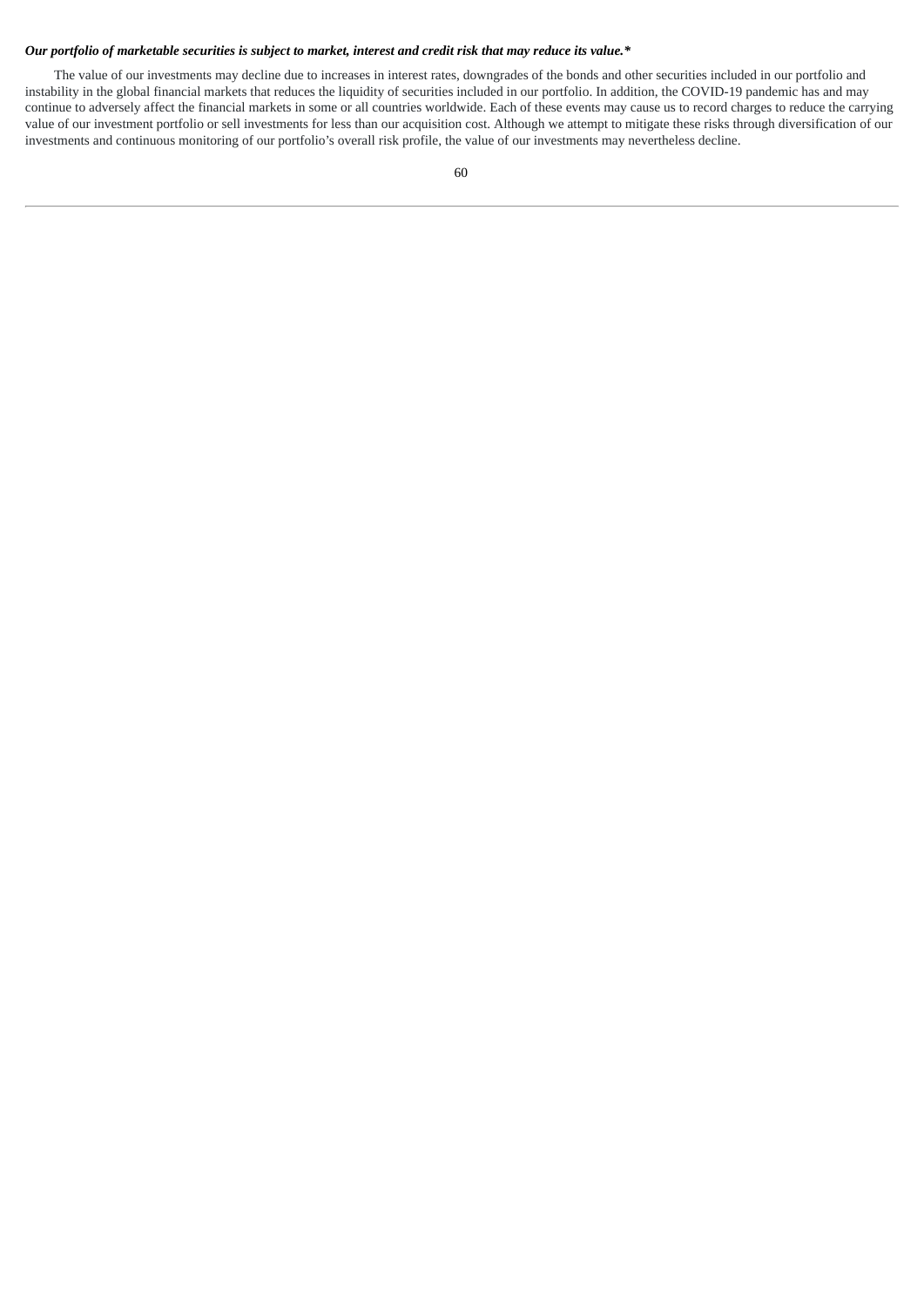***Our portfolio of marketable securities is subject to market, interest and credit risk that may reduce its value.****

The value of our investments may decline due to increases in interest rates, downgrades of the bonds and other securities included in our portfolio and instability in the global financial markets that reduces the liquidity of securities included in our portfolio. In addition, the COVID-19 pandemic has and may continue to adversely affect the financial markets in some or all countries worldwide. Each of these events may cause us to record charges to reduce the carrying value of our investment portfolio or sell investments for less than our acquisition cost. Although we attempt to mitigate these risks through diversification of our investments and continuous monitoring of our portfolio's overall risk profile, the value of our investments may nevertheless decline.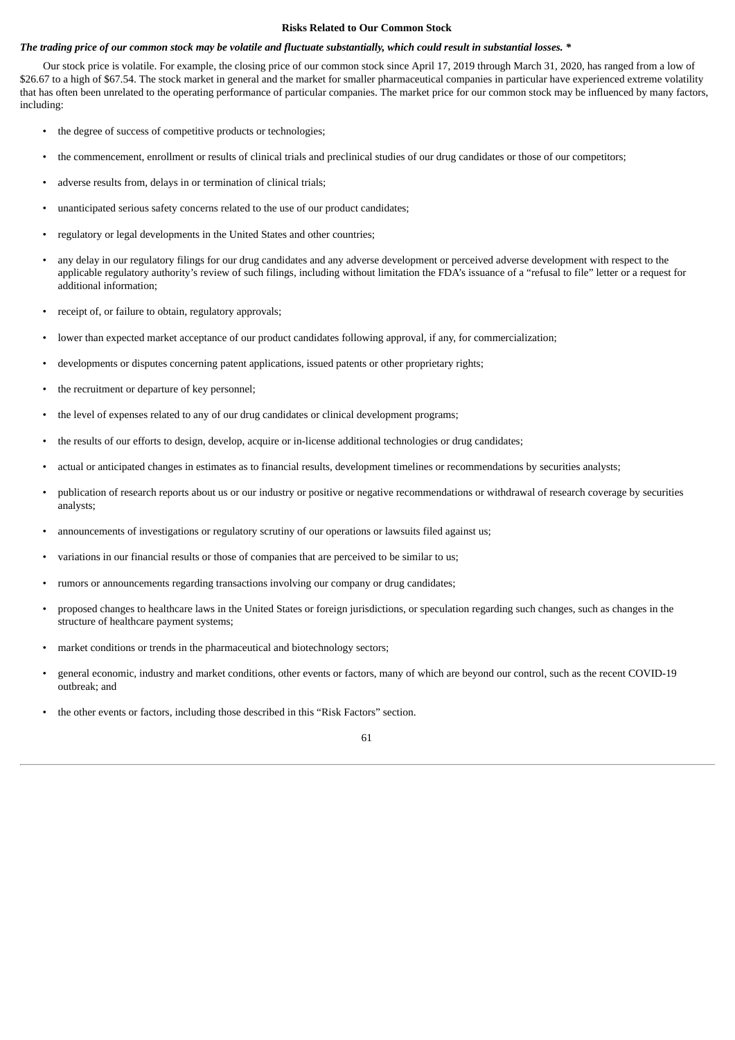### Risks Related to Our Common Stock

***The trading price of our common stock may be volatile and fluctuate substantially, which could result in substantial losses. \****

Our stock price is volatile. For example, the closing price of our common stock since April 17, 2019 through March 31, 2020, has ranged from a low of $26.67 to a high of $67.54. The stock market in general and the market for smaller pharmaceutical companies in particular have experienced extreme volatility that has often been unrelated to the operating performance of particular companies. The market price for our common stock may be influenced by many factors, including:

- the degree of success of competitive products or technologies;
- the commencement, enrollment or results of clinical trials and preclinical studies of our drug candidates or those of our competitors;
- adverse results from, delays in or termination of clinical trials;
- unanticipated serious safety concerns related to the use of our product candidates;
- regulatory or legal developments in the United States and other countries;
- any delay in our regulatory filings for our drug candidates and any adverse development or perceived adverse development with respect to the applicable regulatory authority's review of such filings, including without limitation the FDA's issuance of a "refusal to file" letter or a request for additional information;
- receipt of, or failure to obtain, regulatory approvals;
- lower than expected market acceptance of our product candidates following approval, if any, for commercialization;
- developments or disputes concerning patent applications, issued patents or other proprietary rights;
- the recruitment or departure of key personnel;
- the level of expenses related to any of our drug candidates or clinical development programs;
- the results of our efforts to design, develop, acquire or in-license additional technologies or drug candidates;
- actual or anticipated changes in estimates as to financial results, development timelines or recommendations by securities analysts;
- publication of research reports about us or our industry or positive or negative recommendations or withdrawal of research coverage by securities analysts;
- announcements of investigations or regulatory scrutiny of our operations or lawsuits filed against us;
- variations in our financial results or those of companies that are perceived to be similar to us;
- rumors or announcements regarding transactions involving our company or drug candidates;
- proposed changes to healthcare laws in the United States or foreign jurisdictions, or speculation regarding such changes, such as changes in the structure of healthcare payment systems;
- market conditions or trends in the pharmaceutical and biotechnology sectors;
- general economic, industry and market conditions, other events or factors, many of which are beyond our control, such as the recent COVID-19 outbreak; and
- the other events or factors, including those described in this "Risk Factors" section.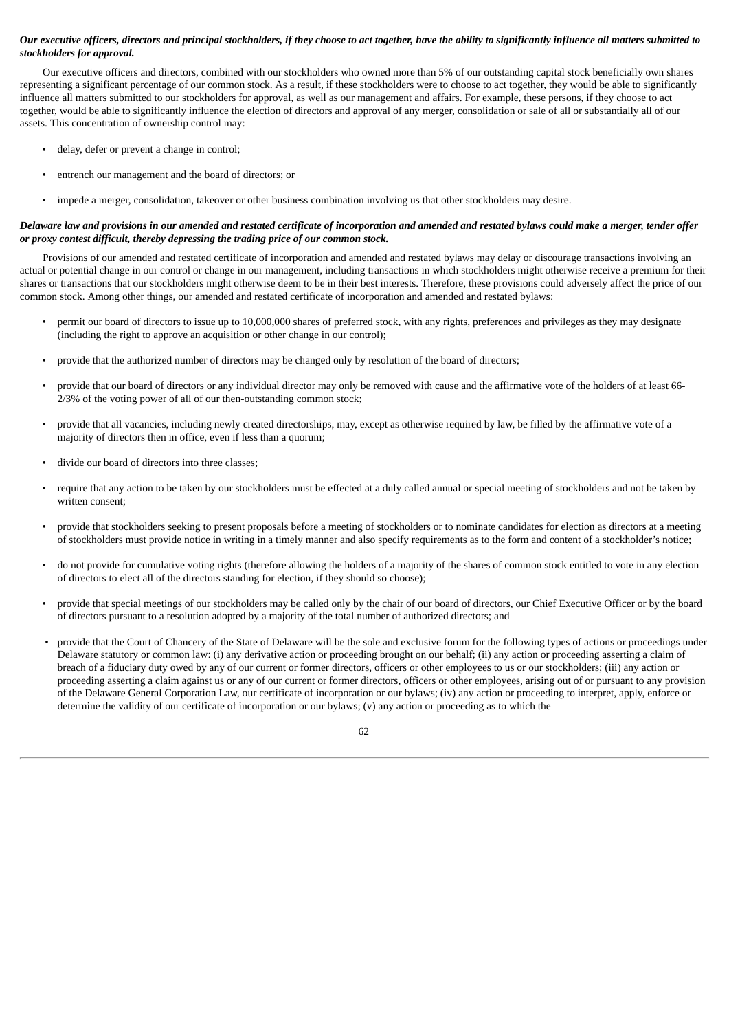***Our executive officers, directors and principal stockholders, if they choose to act together, have the ability to significantly influence all matters submitted to stockholders for approval.***

Our executive officers and directors, combined with our stockholders who owned more than 5% of our outstanding capital stock beneficially own shares representing a significant percentage of our common stock. As a result, if these stockholders were to choose to act together, they would be able to significantly influence all matters submitted to our stockholders for approval, as well as our management and affairs. For example, these persons, if they choose to act together, would be able to significantly influence the election of directors and approval of any merger, consolidation or sale of all or substantially all of our assets. This concentration of ownership control may:

- delay, defer or prevent a change in control;
- entrench our management and the board of directors; or
- impede a merger, consolidation, takeover or other business combination involving us that other stockholders may desire.

***Delaware law and provisions in our amended and restated certificate of incorporation and amended and restated bylaws could make a merger, tender offer or proxy contest difficult, thereby depressing the trading price of our common stock.***

Provisions of our amended and restated certificate of incorporation and amended and restated bylaws may delay or discourage transactions involving an actual or potential change in our control or change in our management, including transactions in which stockholders might otherwise receive a premium for their shares or transactions that our stockholders might otherwise deem to be in their best interests. Therefore, these provisions could adversely affect the price of our common stock. Among other things, our amended and restated certificate of incorporation and amended and restated bylaws:

- permit our board of directors to issue up to 10,000,000 shares of preferred stock, with any rights, preferences and privileges as they may designate (including the right to approve an acquisition or other change in our control);
- provide that the authorized number of directors may be changed only by resolution of the board of directors;
- provide that our board of directors or any individual director may only be removed with cause and the affirmative vote of the holders of at least 66-2/3% of the voting power of all of our then-outstanding common stock;
- provide that all vacancies, including newly created directorships, may, except as otherwise required by law, be filled by the affirmative vote of a majority of directors then in office, even if less than a quorum;
- divide our board of directors into three classes;
- require that any action to be taken by our stockholders must be effected at a duly called annual or special meeting of stockholders and not be taken by written consent;
- provide that stockholders seeking to present proposals before a meeting of stockholders or to nominate candidates for election as directors at a meeting of stockholders must provide notice in writing in a timely manner and also specify requirements as to the form and content of a stockholder's notice;
- do not provide for cumulative voting rights (therefore allowing the holders of a majority of the shares of common stock entitled to vote in any election of directors to elect all of the directors standing for election, if they should so choose);
- provide that special meetings of our stockholders may be called only by the chair of our board of directors, our Chief Executive Officer or by the board of directors pursuant to a resolution adopted by a majority of the total number of authorized directors; and
- provide that the Court of Chancery of the State of Delaware will be the sole and exclusive forum for the following types of actions or proceedings under Delaware statutory or common law: (i) any derivative action or proceeding brought on our behalf; (ii) any action or proceeding asserting a claim of breach of a fiduciary duty owed by any of our current or former directors, officers or other employees to us or our stockholders; (iii) any action or proceeding asserting a claim against us or any of our current or former directors, officers or other employees, arising out of or pursuant to any provision of the Delaware General Corporation Law, our certificate of incorporation or our bylaws; (iv) any action or proceeding to interpret, apply, enforce or determine the validity of our certificate of incorporation or our bylaws; (v) any action or proceeding as to which the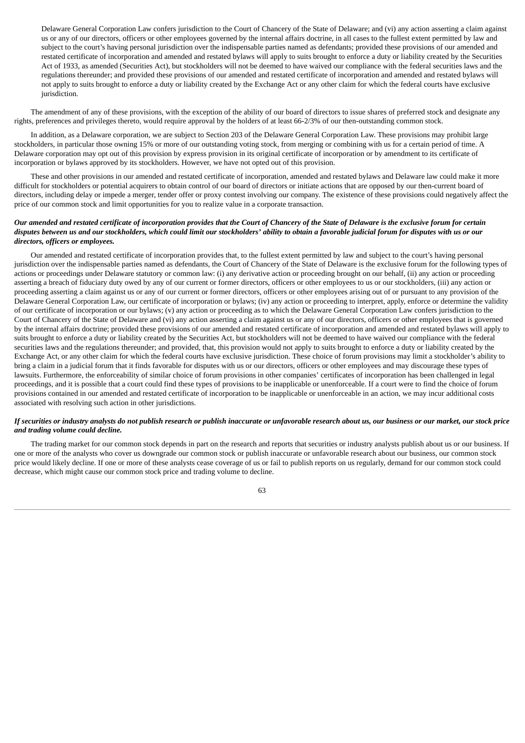Delaware General Corporation Law confers jurisdiction to the Court of Chancery of the State of Delaware; and (vi) any action asserting a claim against us or any of our directors, officers or other employees governed by the internal affairs doctrine, in all cases to the fullest extent permitted by law and subject to the court's having personal jurisdiction over the indispensable parties named as defendants; provided these provisions of our amended and restated certificate of incorporation and amended and restated bylaws will apply to suits brought to enforce a duty or liability created by the Securities Act of 1933, as amended (Securities Act), but stockholders will not be deemed to have waived our compliance with the federal securities laws and the regulations thereunder; and provided these provisions of our amended and restated certificate of incorporation and amended and restated bylaws will not apply to suits brought to enforce a duty or liability created by the Exchange Act or any other claim for which the federal courts have exclusive jurisdiction.

The amendment of any of these provisions, with the exception of the ability of our board of directors to issue shares of preferred stock and designate any rights, preferences and privileges thereto, would require approval by the holders of at least 66-2/3% of our then-outstanding common stock.

In addition, as a Delaware corporation, we are subject to Section 203 of the Delaware General Corporation Law. These provisions may prohibit large stockholders, in particular those owning 15% or more of our outstanding voting stock, from merging or combining with us for a certain period of time. A Delaware corporation may opt out of this provision by express provision in its original certificate of incorporation or by amendment to its certificate of incorporation or bylaws approved by its stockholders. However, we have not opted out of this provision.

These and other provisions in our amended and restated certificate of incorporation, amended and restated bylaws and Delaware law could make it more difficult for stockholders or potential acquirers to obtain control of our board of directors or initiate actions that are opposed by our then-current board of directors, including delay or impede a merger, tender offer or proxy contest involving our company. The existence of these provisions could negatively affect the price of our common stock and limit opportunities for you to realize value in a corporate transaction.

***Our amended and restated certificate of incorporation provides that the Court of Chancery of the State of Delaware is the exclusive forum for certain disputes between us and our stockholders, which could limit our stockholders' ability to obtain a favorable judicial forum for disputes with us or our directors, officers or employees.***

Our amended and restated certificate of incorporation provides that, to the fullest extent permitted by law and subject to the court's having personal jurisdiction over the indispensable parties named as defendants, the Court of Chancery of the State of Delaware is the exclusive forum for the following types of actions or proceedings under Delaware statutory or common law: (i) any derivative action or proceeding brought on our behalf, (ii) any action or proceeding asserting a breach of fiduciary duty owed by any of our current or former directors, officers or other employees to us or our stockholders, (iii) any action or proceeding asserting a claim against us or any of our current or former directors, officers or other employees arising out of or pursuant to any provision of the Delaware General Corporation Law, our certificate of incorporation or bylaws; (iv) any action or proceeding to interpret, apply, enforce or determine the validity of our certificate of incorporation or our bylaws; (v) any action or proceeding as to which the Delaware General Corporation Law confers jurisdiction to the Court of Chancery of the State of Delaware and (vi) any action asserting a claim against us or any of our directors, officers or other employees that is governed by the internal affairs doctrine; provided these provisions of our amended and restated certificate of incorporation and amended and restated bylaws will apply to suits brought to enforce a duty or liability created by the Securities Act, but stockholders will not be deemed to have waived our compliance with the federal securities laws and the regulations thereunder; and provided, that, this provision would not apply to suits brought to enforce a duty or liability created by the Exchange Act, or any other claim for which the federal courts have exclusive jurisdiction. These choice of forum provisions may limit a stockholder's ability to bring a claim in a judicial forum that it finds favorable for disputes with us or our directors, officers or other employees and may discourage these types of lawsuits. Furthermore, the enforceability of similar choice of forum provisions in other companies' certificates of incorporation has been challenged in legal proceedings, and it is possible that a court could find these types of provisions to be inapplicable or unenforceable. If a court were to find the choice of forum provisions contained in our amended and restated certificate of incorporation to be inapplicable or unenforceable in an action, we may incur additional costs associated with resolving such action in other jurisdictions.

***If securities or industry analysts do not publish research or publish inaccurate or unfavorable research about us, our business or our market, our stock price and trading volume could decline.***

The trading market for our common stock depends in part on the research and reports that securities or industry analysts publish about us or our business. If one or more of the analysts who cover us downgrade our common stock or publish inaccurate or unfavorable research about our business, our common stock price would likely decline. If one or more of these analysts cease coverage of us or fail to publish reports on us regularly, demand for our common stock could decrease, which might cause our common stock price and trading volume to decline.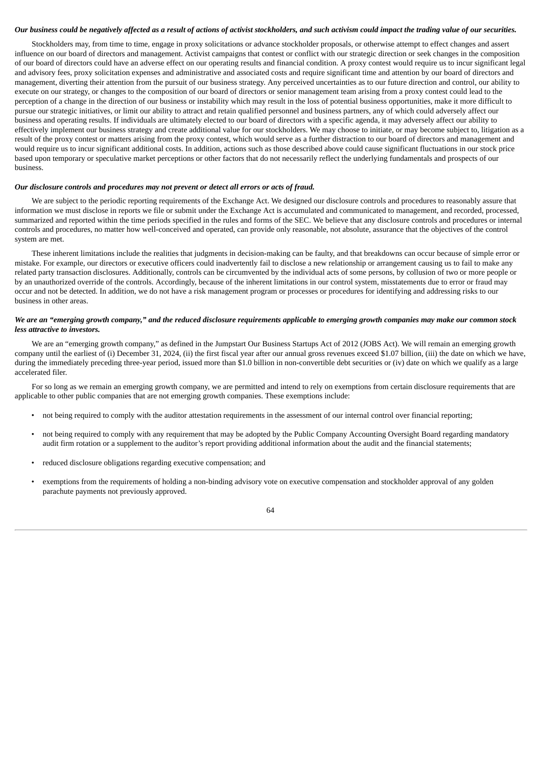***Our business could be negatively affected as a result of actions of activist stockholders, and such activism could impact the trading value of our securities.***

Stockholders may, from time to time, engage in proxy solicitations or advance stockholder proposals, or otherwise attempt to effect changes and assert influence on our board of directors and management. Activist campaigns that contest or conflict with our strategic direction or seek changes in the composition of our board of directors could have an adverse effect on our operating results and financial condition. A proxy contest would require us to incur significant legal and advisory fees, proxy solicitation expenses and administrative and associated costs and require significant time and attention by our board of directors and management, diverting their attention from the pursuit of our business strategy. Any perceived uncertainties as to our future direction and control, our ability to execute on our strategy, or changes to the composition of our board of directors or senior management team arising from a proxy contest could lead to the perception of a change in the direction of our business or instability which may result in the loss of potential business opportunities, make it more difficult to pursue our strategic initiatives, or limit our ability to attract and retain qualified personnel and business partners, any of which could adversely affect our business and operating results. If individuals are ultimately elected to our board of directors with a specific agenda, it may adversely affect our ability to effectively implement our business strategy and create additional value for our stockholders. We may choose to initiate, or may become subject to, litigation as a result of the proxy contest or matters arising from the proxy contest, which would serve as a further distraction to our board of directors and management and would require us to incur significant additional costs. In addition, actions such as those described above could cause significant fluctuations in our stock price based upon temporary or speculative market perceptions or other factors that do not necessarily reflect the underlying fundamentals and prospects of our business.

***Our disclosure controls and procedures may not prevent or detect all errors or acts of fraud.***

We are subject to the periodic reporting requirements of the Exchange Act. We designed our disclosure controls and procedures to reasonably assure that information we must disclose in reports we file or submit under the Exchange Act is accumulated and communicated to management, and recorded, processed, summarized and reported within the time periods specified in the rules and forms of the SEC. We believe that any disclosure controls and procedures or internal controls and procedures, no matter how well-conceived and operated, can provide only reasonable, not absolute, assurance that the objectives of the control system are met.

These inherent limitations include the realities that judgments in decision-making can be faulty, and that breakdowns can occur because of simple error or mistake. For example, our directors or executive officers could inadvertently fail to disclose a new relationship or arrangement causing us to fail to make any related party transaction disclosures. Additionally, controls can be circumvented by the individual acts of some persons, by collusion of two or more people or by an unauthorized override of the controls. Accordingly, because of the inherent limitations in our control system, misstatements due to error or fraud may occur and not be detected. In addition, we do not have a risk management program or processes or procedures for identifying and addressing risks to our business in other areas.

***We are an "emerging growth company," and the reduced disclosure requirements applicable to emerging growth companies may make our common stock less attractive to investors.***

We are an "emerging growth company," as defined in the Jumpstart Our Business Startups Act of 2012 (JOBS Act). We will remain an emerging growth company until the earliest of (i) December 31, 2024, (ii) the first fiscal year after our annual gross revenues exceed $1.07 billion, (iii) the date on which we have, during the immediately preceding three-year period, issued more than $1.0 billion in non-convertible debt securities or (iv) date on which we qualify as a large accelerated filer.

For so long as we remain an emerging growth company, we are permitted and intend to rely on exemptions from certain disclosure requirements that are applicable to other public companies that are not emerging growth companies. These exemptions include:

- not being required to comply with the auditor attestation requirements in the assessment of our internal control over financial reporting;
- not being required to comply with any requirement that may be adopted by the Public Company Accounting Oversight Board regarding mandatory audit firm rotation or a supplement to the auditor's report providing additional information about the audit and the financial statements;
- reduced disclosure obligations regarding executive compensation; and
- exemptions from the requirements of holding a non-binding advisory vote on executive compensation and stockholder approval of any golden parachute payments not previously approved.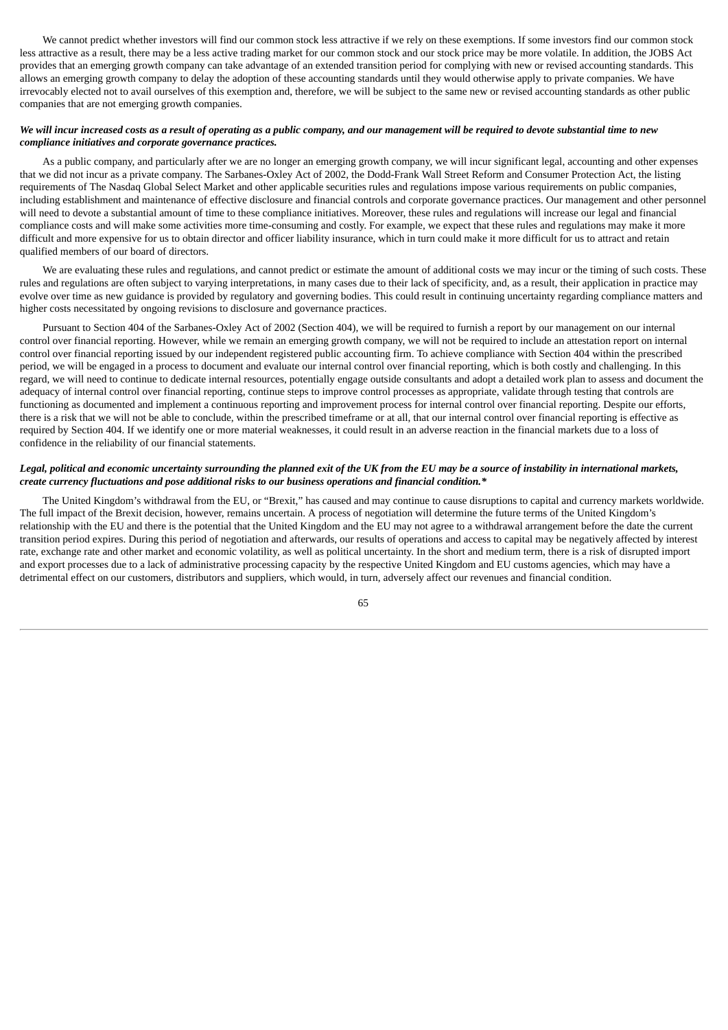We cannot predict whether investors will find our common stock less attractive if we rely on these exemptions. If some investors find our common stock less attractive as a result, there may be a less active trading market for our common stock and our stock price may be more volatile. In addition, the JOBS Act provides that an emerging growth company can take advantage of an extended transition period for complying with new or revised accounting standards. This allows an emerging growth company to delay the adoption of these accounting standards until they would otherwise apply to private companies. We have irrevocably elected not to avail ourselves of this exemption and, therefore, we will be subject to the same new or revised accounting standards as other public companies that are not emerging growth companies.

***We will incur increased costs as a result of operating as a public company, and our management will be required to devote substantial time to new compliance initiatives and corporate governance practices.***

As a public company, and particularly after we are no longer an emerging growth company, we will incur significant legal, accounting and other expenses that we did not incur as a private company. The Sarbanes-Oxley Act of 2002, the Dodd-Frank Wall Street Reform and Consumer Protection Act, the listing requirements of The Nasdaq Global Select Market and other applicable securities rules and regulations impose various requirements on public companies, including establishment and maintenance of effective disclosure and financial controls and corporate governance practices. Our management and other personnel will need to devote a substantial amount of time to these compliance initiatives. Moreover, these rules and regulations will increase our legal and financial compliance costs and will make some activities more time-consuming and costly. For example, we expect that these rules and regulations may make it more difficult and more expensive for us to obtain director and officer liability insurance, which in turn could make it more difficult for us to attract and retain qualified members of our board of directors.

We are evaluating these rules and regulations, and cannot predict or estimate the amount of additional costs we may incur or the timing of such costs. These rules and regulations are often subject to varying interpretations, in many cases due to their lack of specificity, and, as a result, their application in practice may evolve over time as new guidance is provided by regulatory and governing bodies. This could result in continuing uncertainty regarding compliance matters and higher costs necessitated by ongoing revisions to disclosure and governance practices.

Pursuant to Section 404 of the Sarbanes-Oxley Act of 2002 (Section 404), we will be required to furnish a report by our management on our internal control over financial reporting. However, while we remain an emerging growth company, we will not be required to include an attestation report on internal control over financial reporting issued by our independent registered public accounting firm. To achieve compliance with Section 404 within the prescribed period, we will be engaged in a process to document and evaluate our internal control over financial reporting, which is both costly and challenging. In this regard, we will need to continue to dedicate internal resources, potentially engage outside consultants and adopt a detailed work plan to assess and document the adequacy of internal control over financial reporting, continue steps to improve control processes as appropriate, validate through testing that controls are functioning as documented and implement a continuous reporting and improvement process for internal control over financial reporting. Despite our efforts, there is a risk that we will not be able to conclude, within the prescribed timeframe or at all, that our internal control over financial reporting is effective as required by Section 404. If we identify one or more material weaknesses, it could result in an adverse reaction in the financial markets due to a loss of confidence in the reliability of our financial statements.

***Legal, political and economic uncertainty surrounding the planned exit of the UK from the EU may be a source of instability in international markets, create currency fluctuations and pose additional risks to our business operations and financial condition.****

The United Kingdom's withdrawal from the EU, or "Brexit," has caused and may continue to cause disruptions to capital and currency markets worldwide. The full impact of the Brexit decision, however, remains uncertain. A process of negotiation will determine the future terms of the United Kingdom's relationship with the EU and there is the potential that the United Kingdom and the EU may not agree to a withdrawal arrangement before the date the current transition period expires. During this period of negotiation and afterwards, our results of operations and access to capital may be negatively affected by interest rate, exchange rate and other market and economic volatility, as well as political uncertainty. In the short and medium term, there is a risk of disrupted import and export processes due to a lack of administrative processing capacity by the respective United Kingdom and EU customs agencies, which may have a detrimental effect on our customers, distributors and suppliers, which would, in turn, adversely affect our revenues and financial condition.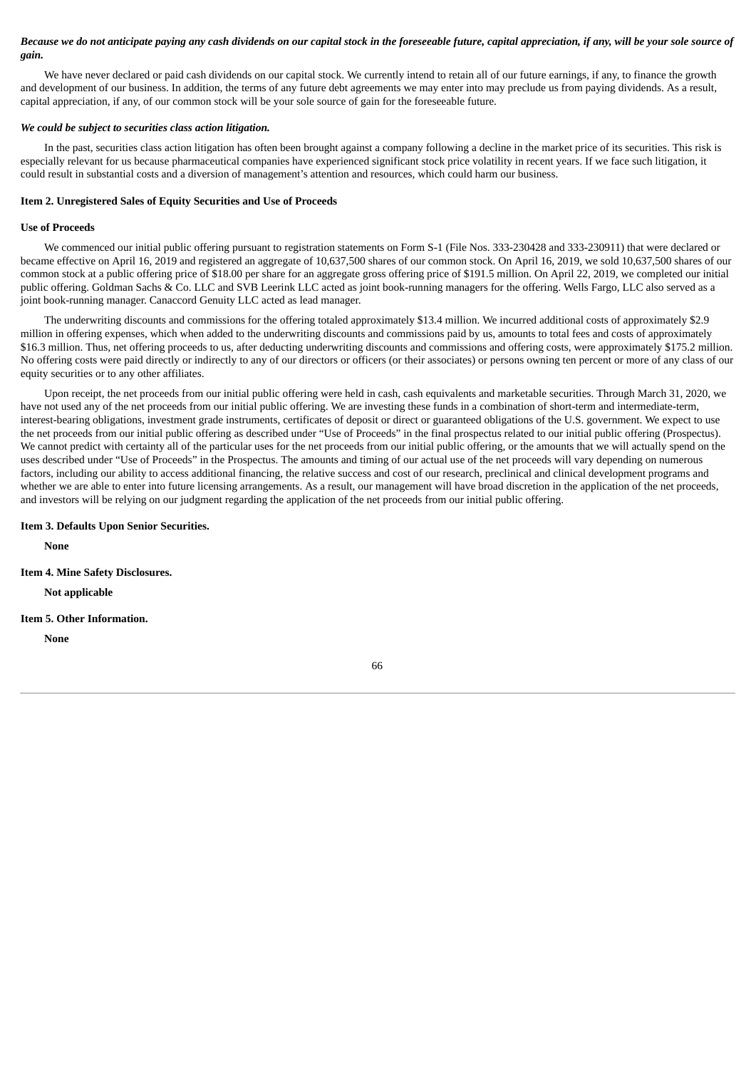***Because we do not anticipate paying any cash dividends on our capital stock in the foreseeable future, capital appreciation, if any, will be your sole source of gain.***

We have never declared or paid cash dividends on our capital stock. We currently intend to retain all of our future earnings, if any, to finance the growth and development of our business. In addition, the terms of any future debt agreements we may enter into may preclude us from paying dividends. As a result, capital appreciation, if any, of our common stock will be your sole source of gain for the foreseeable future.

***We could be subject to securities class action litigation.***

In the past, securities class action litigation has often been brought against a company following a decline in the market price of its securities. This risk is especially relevant for us because pharmaceutical companies have experienced significant stock price volatility in recent years. If we face such litigation, it could result in substantial costs and a diversion of management's attention and resources, which could harm our business.

**Item 2. Unregistered Sales of Equity Securities and Use of Proceeds**

**Use of Proceeds**

We commenced our initial public offering pursuant to registration statements on Form S-1 (File Nos. 333-230428 and 333-230911) that were declared or became effective on April 16, 2019 and registered an aggregate of 10,637,500 shares of our common stock. On April 16, 2019, we sold 10,637,500 shares of our common stock at a public offering price of $18.00 per share for an aggregate gross offering price of $191.5 million. On April 22, 2019, we completed our initial public offering. Goldman Sachs & Co. LLC and SVB Leerink LLC acted as joint book-running managers for the offering. Wells Fargo, LLC also served as a joint book-running manager. Canaccord Genuity LLC acted as lead manager.

The underwriting discounts and commissions for the offering totaled approximately $13.4 million. We incurred additional costs of approximately $2.9 million in offering expenses, which when added to the underwriting discounts and commissions paid by us, amounts to total fees and costs of approximately $16.3 million. Thus, net offering proceeds to us, after deducting underwriting discounts and commissions and offering costs, were approximately $175.2 million. No offering costs were paid directly or indirectly to any of our directors or officers (or their associates) or persons owning ten percent or more of any class of our equity securities or to any other affiliates.

Upon receipt, the net proceeds from our initial public offering were held in cash, cash equivalents and marketable securities. Through March 31, 2020, we have not used any of the net proceeds from our initial public offering. We are investing these funds in a combination of short-term and intermediate-term, interest-bearing obligations, investment grade instruments, certificates of deposit or direct or guaranteed obligations of the U.S. government. We expect to use the net proceeds from our initial public offering as described under "Use of Proceeds" in the final prospectus related to our initial public offering (Prospectus). We cannot predict with certainty all of the particular uses for the net proceeds from our initial public offering, or the amounts that we will actually spend on the uses described under "Use of Proceeds" in the Prospectus. The amounts and timing of our actual use of the net proceeds will vary depending on numerous factors, including our ability to access additional financing, the relative success and cost of our research, preclinical and clinical development programs and whether we are able to enter into future licensing arrangements. As a result, our management will have broad discretion in the application of the net proceeds, and investors will be relying on our judgment regarding the application of the net proceeds from our initial public offering.

**Item 3. Defaults Upon Senior Securities.**

**None**

**Item 4. Mine Safety Disclosures.**

**Not applicable**

**Item 5. Other Information.**

**None**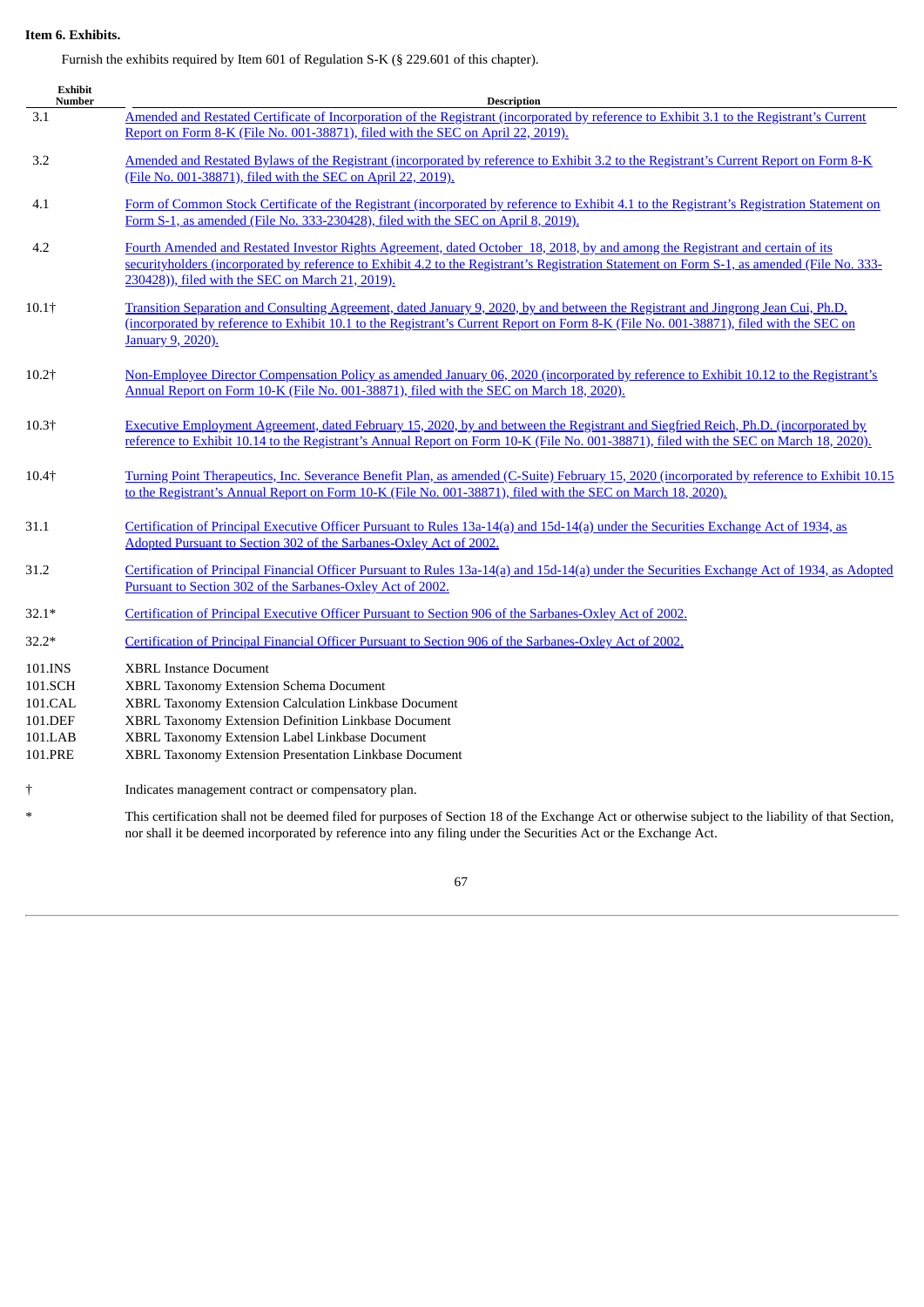**Item 6. Exhibits.**

Furnish the exhibits required by Item 601 of Regulation S-K (§ 229.601 of this chapter).

| Exhibit Number | Description |
|---|---|
| 3.1 | Amended and Restated Certificate of Incorporation of the Registrant (incorporated by reference to Exhibit 3.1 to the Registrant's Current Report on Form 8-K (File No. 001-38871), filed with the SEC on April 22, 2019). |
| 3.2 | Amended and Restated Bylaws of the Registrant (incorporated by reference to Exhibit 3.2 to the Registrant's Current Report on Form 8-K (File No. 001-38871), filed with the SEC on April 22, 2019). |
| 4.1 | Form of Common Stock Certificate of the Registrant (incorporated by reference to Exhibit 4.1 to the Registrant's Registration Statement on Form S-1, as amended (File No. 333-230428), filed with the SEC on April 8, 2019). |
| 4.2 | Fourth Amended and Restated Investor Rights Agreement, dated October 18, 2018, by and among the Registrant and certain of its securityholders (incorporated by reference to Exhibit 4.2 to the Registrant's Registration Statement on Form S-1, as amended (File No. 333-230428)), filed with the SEC on March 21, 2019). |
| 10.1† | Transition Separation and Consulting Agreement, dated January 9, 2020, by and between the Registrant and Jingrong Jean Cui, Ph.D. (incorporated by reference to Exhibit 10.1 to the Registrant's Current Report on Form 8-K (File No. 001-38871), filed with the SEC on January 9, 2020). |
| 10.2† | Non-Employee Director Compensation Policy as amended January 06, 2020 (incorporated by reference to Exhibit 10.12 to the Registrant's Annual Report on Form 10-K (File No. 001-38871), filed with the SEC on March 18, 2020). |
| 10.3† | Executive Employment Agreement, dated February 15, 2020, by and between the Registrant and Siegfried Reich, Ph.D. (incorporated by reference to Exhibit 10.14 to the Registrant's Annual Report on Form 10-K (File No. 001-38871), filed with the SEC on March 18, 2020). |
| 10.4† | Turning Point Therapeutics, Inc. Severance Benefit Plan, as amended (C-Suite) February 15, 2020 (incorporated by reference to Exhibit 10.15 to the Registrant's Annual Report on Form 10-K (File No. 001-38871), filed with the SEC on March 18, 2020). |
| 31.1 | Certification of Principal Executive Officer Pursuant to Rules 13a-14(a) and 15d-14(a) under the Securities Exchange Act of 1934, as Adopted Pursuant to Section 302 of the Sarbanes-Oxley Act of 2002. |
| 31.2 | Certification of Principal Financial Officer Pursuant to Rules 13a-14(a) and 15d-14(a) under the Securities Exchange Act of 1934, as Adopted Pursuant to Section 302 of the Sarbanes-Oxley Act of 2002. |
| 32.1* | Certification of Principal Executive Officer Pursuant to Section 906 of the Sarbanes-Oxley Act of 2002. |
| 32.2* | Certification of Principal Financial Officer Pursuant to Section 906 of the Sarbanes-Oxley Act of 2002. |
| 101.INS | XBRL Instance Document |
| 101.SCH | XBRL Taxonomy Extension Schema Document |
| 101.CAL | XBRL Taxonomy Extension Calculation Linkbase Document |
| 101.DEF | XBRL Taxonomy Extension Definition Linkbase Document |
| 101.LAB | XBRL Taxonomy Extension Label Linkbase Document |
| 101.PRE | XBRL Taxonomy Extension Presentation Linkbase Document |

† Indicates management contract or compensatory plan.

* This certification shall not be deemed filed for purposes of Section 18 of the Exchange Act or otherwise subject to the liability of that Section, nor shall it be deemed incorporated by reference into any filing under the Securities Act or the Exchange Act.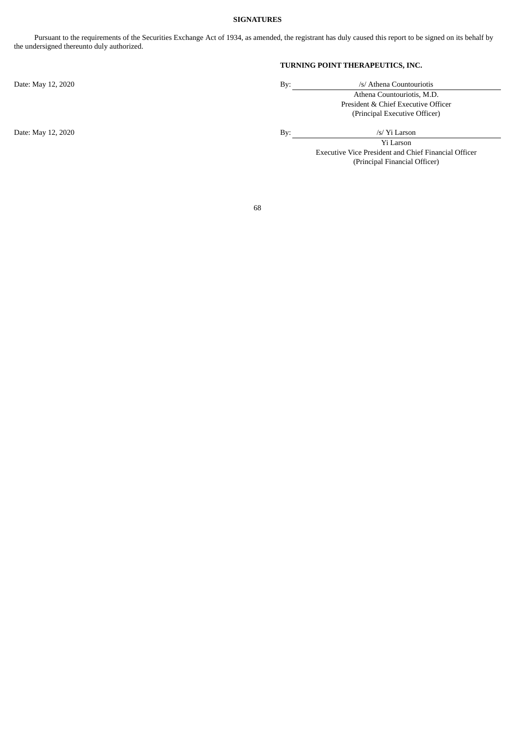**SIGNATURES**

Pursuant to the requirements of the Securities Exchange Act of 1934, as amended, the registrant has duly caused this report to be signed on its behalf by the undersigned thereunto duly authorized.

**TURNING POINT THERAPEUTICS, INC.**

Date: May 12, 2020

By: /s/ Athena Countouriotis
Athena Countouriotis, M.D.
President & Chief Executive Officer
(Principal Executive Officer)

Date: May 12, 2020

By: /s/ Yi Larson
Yi Larson
Executive Vice President and Chief Financial Officer
(Principal Financial Officer)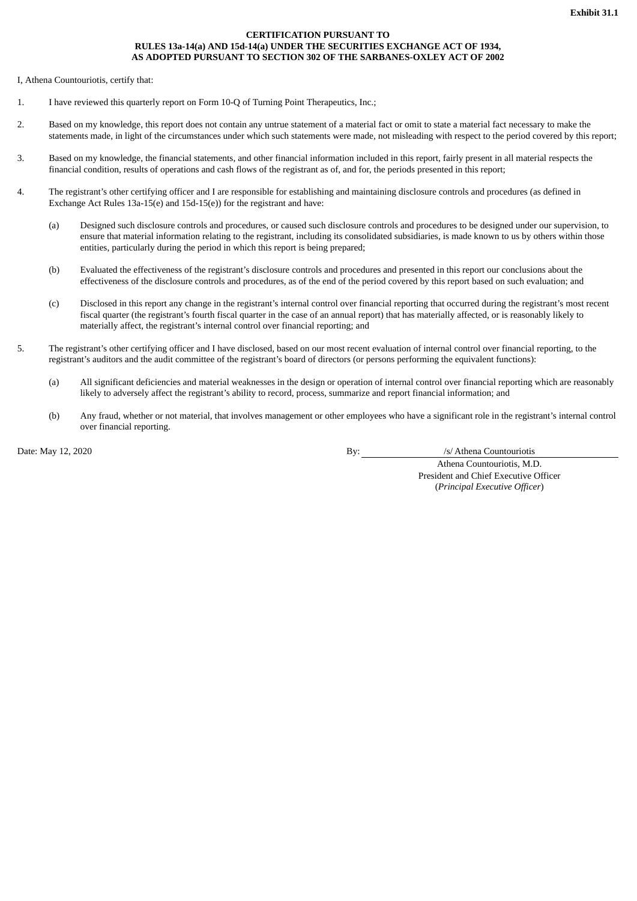**Exhibit 31.1**

**CERTIFICATION PURSUANT TO**
**RULES 13a-14(a) AND 15d-14(a) UNDER THE SECURITIES EXCHANGE ACT OF 1934,**
**AS ADOPTED PURSUANT TO SECTION 302 OF THE SARBANES-OXLEY ACT OF 2002**

I, Athena Countouriotis, certify that:

1. I have reviewed this quarterly report on Form 10-Q of Turning Point Therapeutics, Inc.;

2. Based on my knowledge, this report does not contain any untrue statement of a material fact or omit to state a material fact necessary to make the statements made, in light of the circumstances under which such statements were made, not misleading with respect to the period covered by this report;

3. Based on my knowledge, the financial statements, and other financial information included in this report, fairly present in all material respects the financial condition, results of operations and cash flows of the registrant as of, and for, the periods presented in this report;

4. The registrant's other certifying officer and I are responsible for establishing and maintaining disclosure controls and procedures (as defined in Exchange Act Rules 13a-15(e) and 15d-15(e)) for the registrant and have:

   (a) Designed such disclosure controls and procedures, or caused such disclosure controls and procedures to be designed under our supervision, to ensure that material information relating to the registrant, including its consolidated subsidiaries, is made known to us by others within those entities, particularly during the period in which this report is being prepared;

   (b) Evaluated the effectiveness of the registrant's disclosure controls and procedures and presented in this report our conclusions about the effectiveness of the disclosure controls and procedures, as of the end of the period covered by this report based on such evaluation; and

   (c) Disclosed in this report any change in the registrant's internal control over financial reporting that occurred during the registrant's most recent fiscal quarter (the registrant's fourth fiscal quarter in the case of an annual report) that has materially affected, or is reasonably likely to materially affect, the registrant's internal control over financial reporting; and

5. The registrant's other certifying officer and I have disclosed, based on our most recent evaluation of internal control over financial reporting, to the registrant's auditors and the audit committee of the registrant's board of directors (or persons performing the equivalent functions):

   (a) All significant deficiencies and material weaknesses in the design or operation of internal control over financial reporting which are reasonably likely to adversely affect the registrant's ability to record, process, summarize and report financial information; and

   (b) Any fraud, whether or not material, that involves management or other employees who have a significant role in the registrant's internal control over financial reporting.

Date: May 12, 2020

By: /s/ Athena Countouriotis

Athena Countouriotis, M.D.
President and Chief Executive Officer
(*Principal Executive Officer*)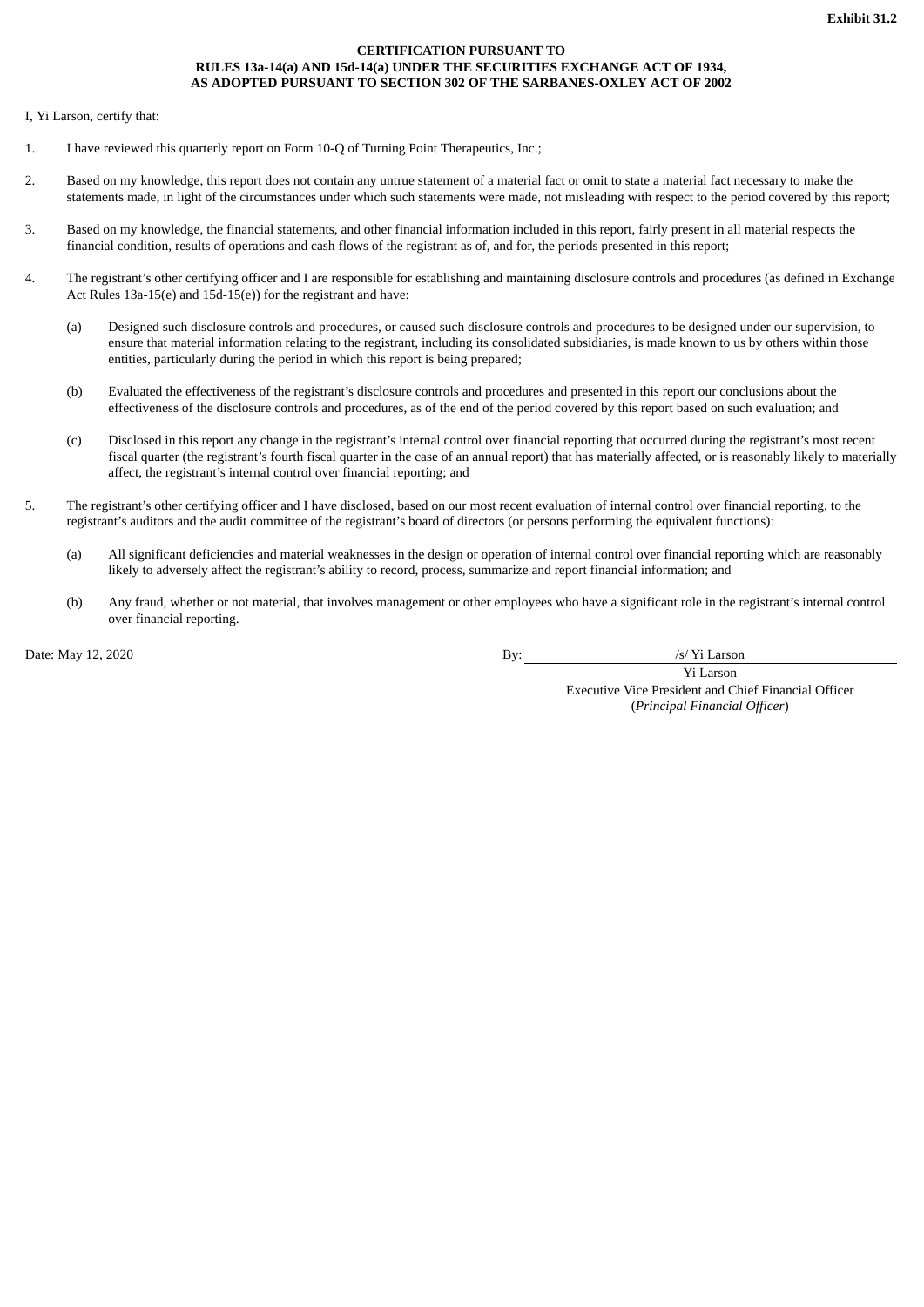**Exhibit 31.2**

**CERTIFICATION PURSUANT TO**
**RULES 13a-14(a) AND 15d-14(a) UNDER THE SECURITIES EXCHANGE ACT OF 1934,**
**AS ADOPTED PURSUANT TO SECTION 302 OF THE SARBANES-OXLEY ACT OF 2002**

I, Yi Larson, certify that:

1. I have reviewed this quarterly report on Form 10-Q of Turning Point Therapeutics, Inc.;

2. Based on my knowledge, this report does not contain any untrue statement of a material fact or omit to state a material fact necessary to make the statements made, in light of the circumstances under which such statements were made, not misleading with respect to the period covered by this report;

3. Based on my knowledge, the financial statements, and other financial information included in this report, fairly present in all material respects the financial condition, results of operations and cash flows of the registrant as of, and for, the periods presented in this report;

4. The registrant's other certifying officer and I are responsible for establishing and maintaining disclosure controls and procedures (as defined in Exchange Act Rules 13a-15(e) and 15d-15(e)) for the registrant and have:

   (a) Designed such disclosure controls and procedures, or caused such disclosure controls and procedures to be designed under our supervision, to ensure that material information relating to the registrant, including its consolidated subsidiaries, is made known to us by others within those entities, particularly during the period in which this report is being prepared;

   (b) Evaluated the effectiveness of the registrant's disclosure controls and procedures and presented in this report our conclusions about the effectiveness of the disclosure controls and procedures, as of the end of the period covered by this report based on such evaluation; and

   (c) Disclosed in this report any change in the registrant's internal control over financial reporting that occurred during the registrant's most recent fiscal quarter (the registrant's fourth fiscal quarter in the case of an annual report) that has materially affected, or is reasonably likely to materially affect, the registrant's internal control over financial reporting; and

5. The registrant's other certifying officer and I have disclosed, based on our most recent evaluation of internal control over financial reporting, to the registrant's auditors and the audit committee of the registrant's board of directors (or persons performing the equivalent functions):

   (a) All significant deficiencies and material weaknesses in the design or operation of internal control over financial reporting which are reasonably likely to adversely affect the registrant's ability to record, process, summarize and report financial information; and

   (b) Any fraud, whether or not material, that involves management or other employees who have a significant role in the registrant's internal control over financial reporting.

Date: May 12, 2020

By: /s/ Yi Larson
Yi Larson
Executive Vice President and Chief Financial Officer
(*Principal Financial Officer*)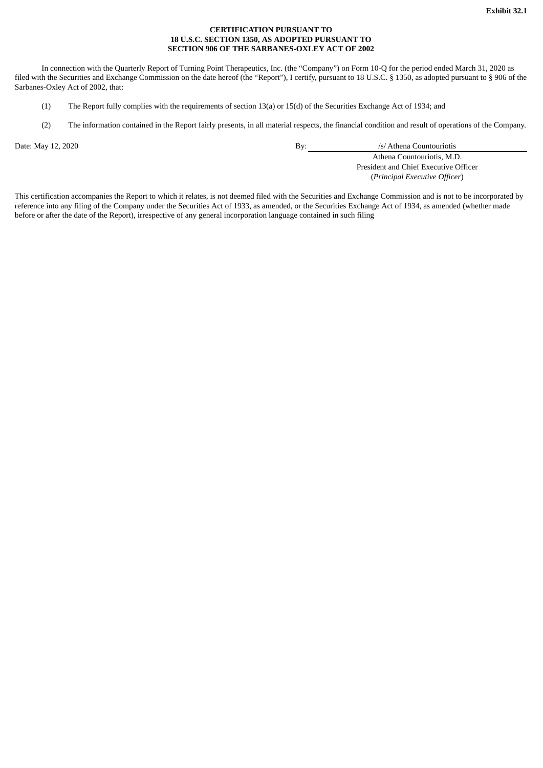**Exhibit 32.1**

**CERTIFICATION PURSUANT TO**
**18 U.S.C. SECTION 1350, AS ADOPTED PURSUANT TO**
**SECTION 906 OF THE SARBANES-OXLEY ACT OF 2002**

In connection with the Quarterly Report of Turning Point Therapeutics, Inc. (the "Company") on Form 10-Q for the period ended March 31, 2020 as filed with the Securities and Exchange Commission on the date hereof (the "Report"), I certify, pursuant to 18 U.S.C. § 1350, as adopted pursuant to § 906 of the Sarbanes-Oxley Act of 2002, that:

(1) The Report fully complies with the requirements of section 13(a) or 15(d) of the Securities Exchange Act of 1934; and

(2) The information contained in the Report fairly presents, in all material respects, the financial condition and result of operations of the Company.

Date: May 12, 2020

By: /s/ Athena Countouriotis
Athena Countouriotis, M.D.
President and Chief Executive Officer
(*Principal Executive Officer*)

This certification accompanies the Report to which it relates, is not deemed filed with the Securities and Exchange Commission and is not to be incorporated by reference into any filing of the Company under the Securities Act of 1933, as amended, or the Securities Exchange Act of 1934, as amended (whether made before or after the date of the Report), irrespective of any general incorporation language contained in such filing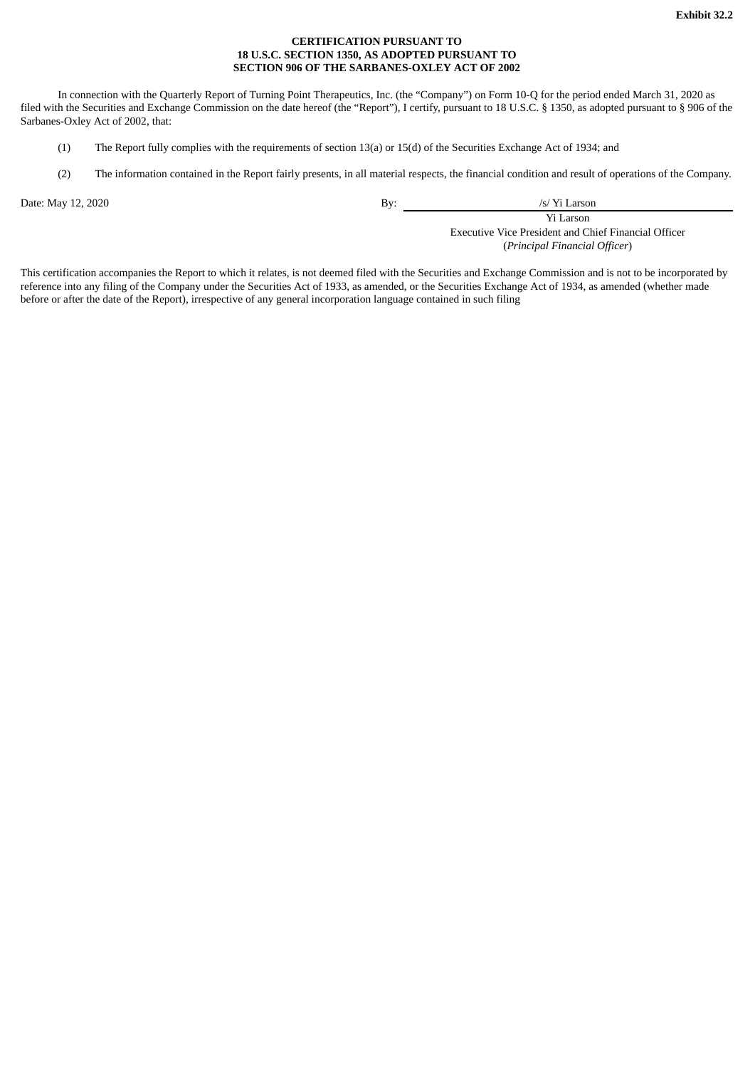**Exhibit 32.2**

**CERTIFICATION PURSUANT TO
18 U.S.C. SECTION 1350, AS ADOPTED PURSUANT TO
SECTION 906 OF THE SARBANES-OXLEY ACT OF 2002**

In connection with the Quarterly Report of Turning Point Therapeutics, Inc. (the "Company") on Form 10-Q for the period ended March 31, 2020 as filed with the Securities and Exchange Commission on the date hereof (the "Report"), I certify, pursuant to 18 U.S.C. § 1350, as adopted pursuant to § 906 of the Sarbanes-Oxley Act of 2002, that:

(1) The Report fully complies with the requirements of section 13(a) or 15(d) of the Securities Exchange Act of 1934; and

(2) The information contained in the Report fairly presents, in all material respects, the financial condition and result of operations of the Company.

Date: May 12, 2020

By: /s/ Yi Larson
Yi Larson
Executive Vice President and Chief Financial Officer
(*Principal Financial Officer*)

This certification accompanies the Report to which it relates, is not deemed filed with the Securities and Exchange Commission and is not to be incorporated by reference into any filing of the Company under the Securities Act of 1933, as amended, or the Securities Exchange Act of 1934, as amended (whether made before or after the date of the Report), irrespective of any general incorporation language contained in such filing